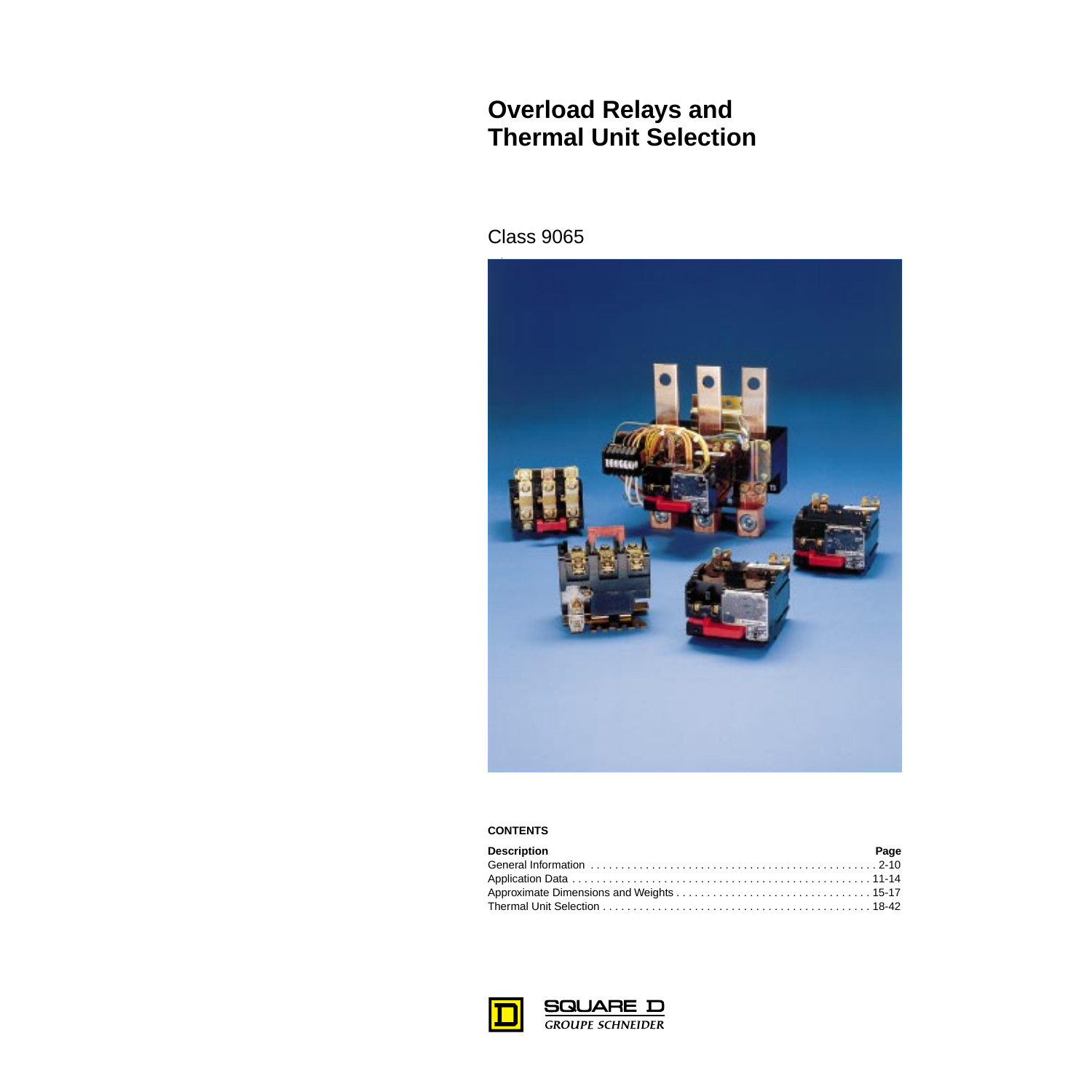# Overload Relays and Thermal Unit Selection

## Class 9065

**CONTENTS**

| Description | Page |
|---|---|
| General Information | 2-10 |
| Application Data | 11-14 |
| Approximate Dimensions and Weights | 15-17 |
| Thermal Unit Selection | 18-42 |

SQUARE D
GROUPE SCHNEIDER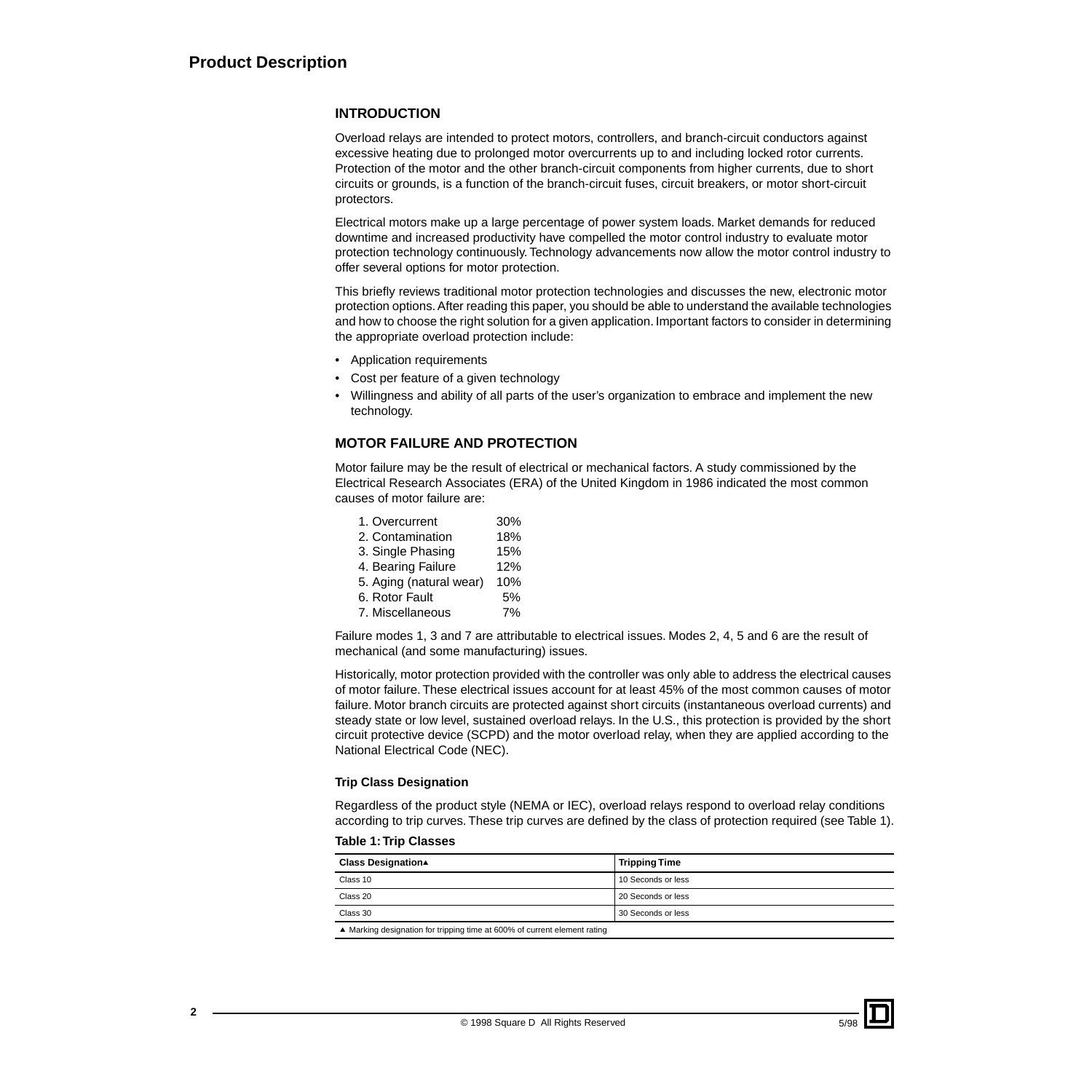# Product Description

## INTRODUCTION

Overload relays are intended to protect motors, controllers, and branch-circuit conductors against excessive heating due to prolonged motor overcurrents up to and including locked rotor currents. Protection of the motor and the other branch-circuit components from higher currents, due to short circuits or grounds, is a function of the branch-circuit fuses, circuit breakers, or motor short-circuit protectors.

Electrical motors make up a large percentage of power system loads. Market demands for reduced downtime and increased productivity have compelled the motor control industry to evaluate motor protection technology continuously. Technology advancements now allow the motor control industry to offer several options for motor protection.

This briefly reviews traditional motor protection technologies and discusses the new, electronic motor protection options. After reading this paper, you should be able to understand the available technologies and how to choose the right solution for a given application. Important factors to consider in determining the appropriate overload protection include:

- Application requirements
- Cost per feature of a given technology
- Willingness and ability of all parts of the user's organization to embrace and implement the new technology.

## MOTOR FAILURE AND PROTECTION

Motor failure may be the result of electrical or mechanical factors. A study commissioned by the Electrical Research Associates (ERA) of the United Kingdom in 1986 indicated the most common causes of motor failure are:

1. Overcurrent 30%
2. Contamination 18%
3. Single Phasing 15%
4. Bearing Failure 12%
5. Aging (natural wear) 10%
6. Rotor Fault 5%
7. Miscellaneous 7%

Failure modes 1, 3 and 7 are attributable to electrical issues. Modes 2, 4, 5 and 6 are the result of mechanical (and some manufacturing) issues.

Historically, motor protection provided with the controller was only able to address the electrical causes of motor failure. These electrical issues account for at least 45% of the most common causes of motor failure. Motor branch circuits are protected against short circuits (instantaneous overload currents) and steady state or low level, sustained overload relays. In the U.S., this protection is provided by the short circuit protective device (SCPD) and the motor overload relay, when they are applied according to the National Electrical Code (NEC).

### Trip Class Designation

Regardless of the product style (NEMA or IEC), overload relays respond to overload relay conditions according to trip curves. These trip curves are defined by the class of protection required (see Table 1).

**Table 1: Trip Classes**

| Class Designation▲ | Tripping Time |
|---|---|
| Class 10 | 10 Seconds or less |
| Class 20 | 20 Seconds or less |
| Class 30 | 30 Seconds or less |

▲ Marking designation for tripping time at 600% of current element rating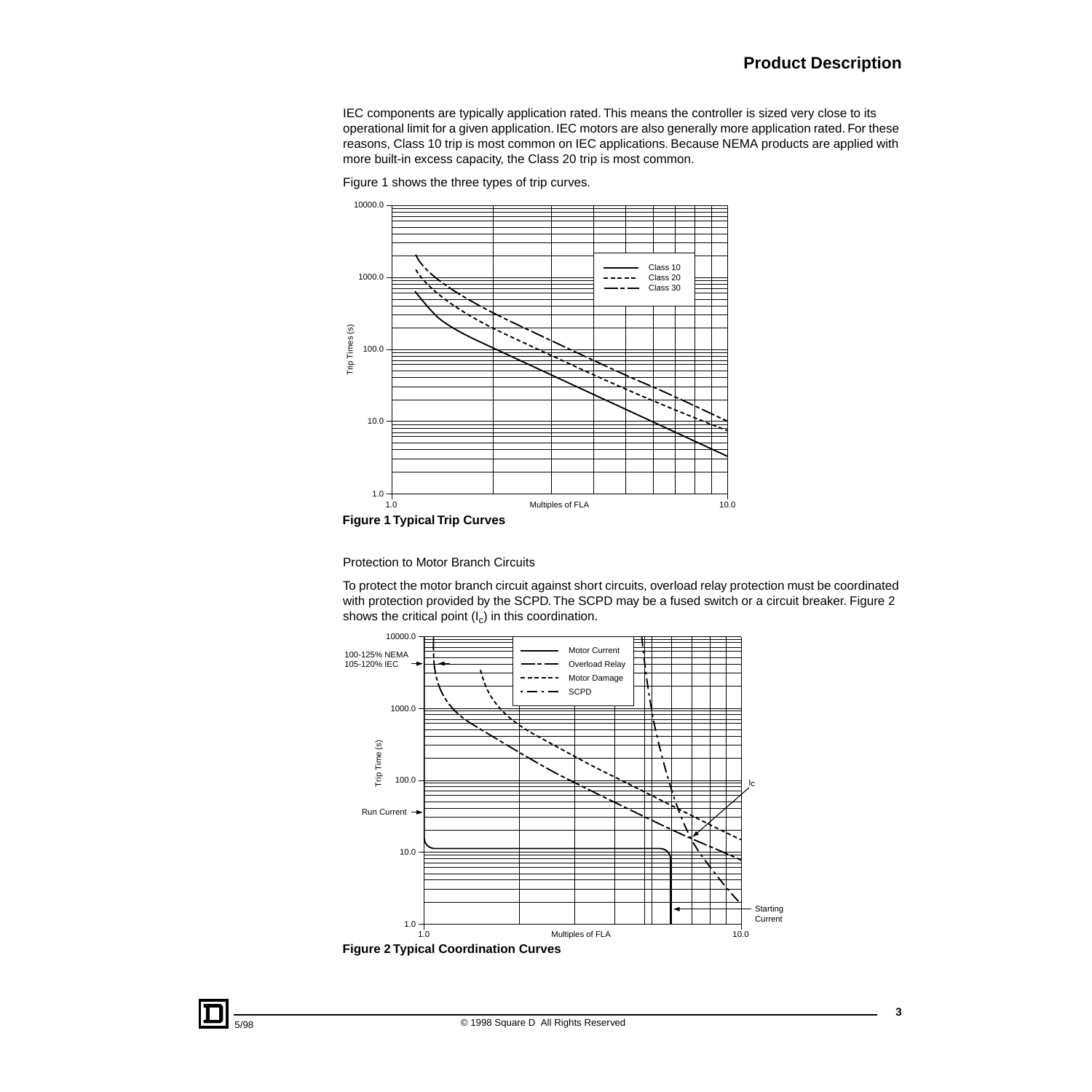IEC components are typically application rated. This means the controller is sized very close to its operational limit for a given application. IEC motors are also generally more application rated. For these reasons, Class 10 trip is most common on IEC applications. Because NEMA products are applied with more built-in excess capacity, the Class 20 trip is most common.

Figure 1 shows the three types of trip curves.

**Figure 1 Typical Trip Curves**

Protection to Motor Branch Circuits

To protect the motor branch circuit against short circuits, overload relay protection must be coordinated with protection provided by the SCPD. The SCPD may be a fused switch or a circuit breaker. Figure 2 shows the critical point ($I_c$) in this coordination.

**Figure 2 Typical Coordination Curves**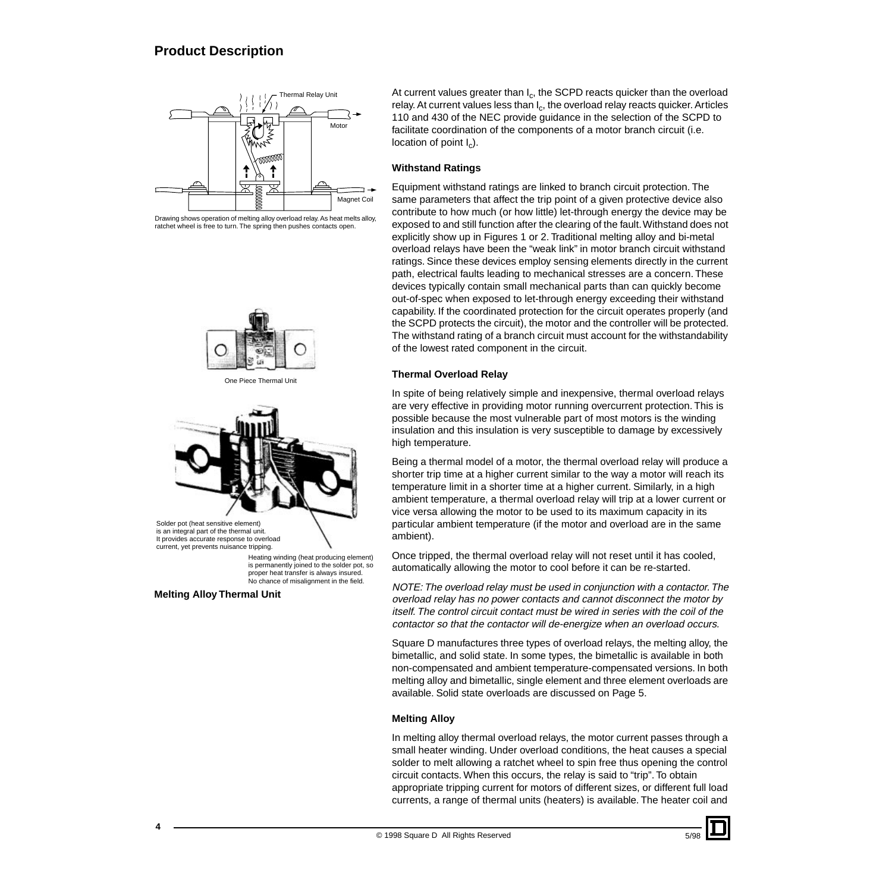## Product Description

Drawing shows operation of melting alloy overload relay. As heat melts alloy, ratchet wheel is free to turn. The spring then pushes contacts open.

One Piece Thermal Unit

Solder pot (heat sensitive element) is an integral part of the thermal unit. It provides accurate response to overload current, yet prevents nuisance tripping.

Heating winding (heat producing element) is permanently joined to the solder pot, so proper heat transfer is always insured. No chance of misalignment in the field.

**Melting Alloy Thermal Unit**

At current values greater than $I_c$, the SCPD reacts quicker than the overload relay. At current values less than $I_c$, the overload relay reacts quicker. Articles 110 and 430 of the NEC provide guidance in the selection of the SCPD to facilitate coordination of the components of a motor branch circuit (i.e. location of point $I_c$).

#### Withstand Ratings

Equipment withstand ratings are linked to branch circuit protection. The same parameters that affect the trip point of a given protective device also contribute to how much (or how little) let-through energy the device may be exposed to and still function after the clearing of the fault. Withstand does not explicitly show up in Figures 1 or 2. Traditional melting alloy and bi-metal overload relays have been the "weak link" in motor branch circuit withstand ratings. Since these devices employ sensing elements directly in the current path, electrical faults leading to mechanical stresses are a concern. These devices typically contain small mechanical parts than can quickly become out-of-spec when exposed to let-through energy exceeding their withstand capability. If the coordinated protection for the circuit operates properly (and the SCPD protects the circuit), the motor and the controller will be protected. The withstand rating of a branch circuit must account for the withstandability of the lowest rated component in the circuit.

#### Thermal Overload Relay

In spite of being relatively simple and inexpensive, thermal overload relays are very effective in providing motor running overcurrent protection. This is possible because the most vulnerable part of most motors is the winding insulation and this insulation is very susceptible to damage by excessively high temperature.

Being a thermal model of a motor, the thermal overload relay will produce a shorter trip time at a higher current similar to the way a motor will reach its temperature limit in a shorter time at a higher current. Similarly, in a high ambient temperature, a thermal overload relay will trip at a lower current or vice versa allowing the motor to be used to its maximum capacity in its particular ambient temperature (if the motor and overload are in the same ambient).

Once tripped, the thermal overload relay will not reset until it has cooled, automatically allowing the motor to cool before it can be re-started.

*NOTE: The overload relay must be used in conjunction with a contactor. The overload relay has no power contacts and cannot disconnect the motor by itself. The control circuit contact must be wired in series with the coil of the contactor so that the contactor will de-energize when an overload occurs.*

Square D manufactures three types of overload relays, the melting alloy, the bimetallic, and solid state. In some types, the bimetallic is available in both non-compensated and ambient temperature-compensated versions. In both melting alloy and bimetallic, single element and three element overloads are available. Solid state overloads are discussed on Page 5.

#### Melting Alloy

In melting alloy thermal overload relays, the motor current passes through a small heater winding. Under overload conditions, the heat causes a special solder to melt allowing a ratchet wheel to spin free thus opening the control circuit contacts. When this occurs, the relay is said to "trip". To obtain appropriate tripping current for motors of different sizes, or different full load currents, a range of thermal units (heaters) is available. The heater coil and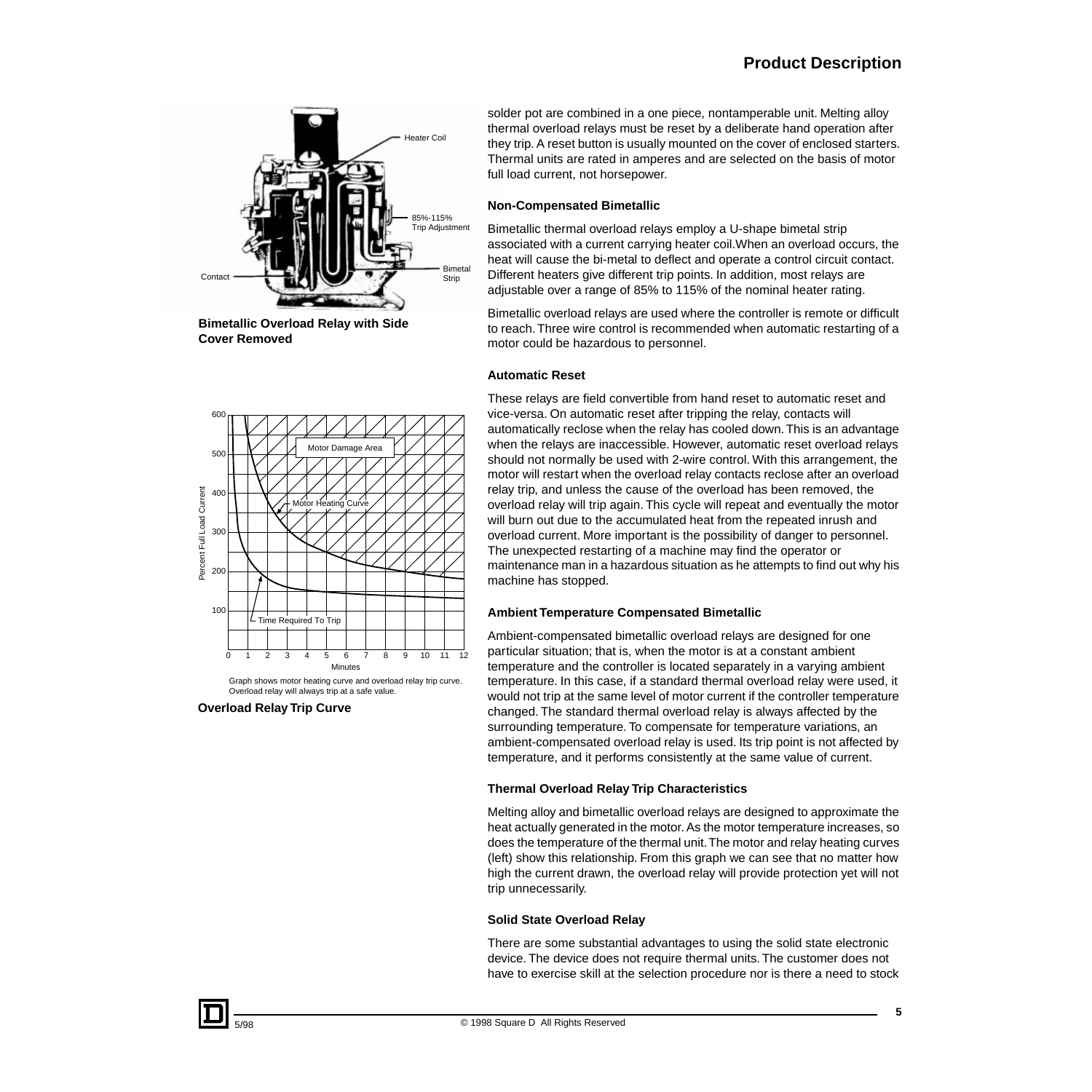## Product Description

Heater Coil

85%-115% Trip Adjustment

Bimetal Strip

Contact

**Bimetallic Overload Relay with Side Cover Removed**

Motor Damage Area

Motor Heating Curve

Time Required To Trip

Percent Full Load Current

Minutes

Graph shows motor heating curve and overload relay trip curve. Overload relay will always trip at a safe value.

**Overload Relay Trip Curve**

solder pot are combined in a one piece, nontamperable unit. Melting alloy thermal overload relays must be reset by a deliberate hand operation after they trip. A reset button is usually mounted on the cover of enclosed starters. Thermal units are rated in amperes and are selected on the basis of motor full load current, not horsepower.

### Non-Compensated Bimetallic

Bimetallic thermal overload relays employ a U-shape bimetal strip associated with a current carrying heater coil. When an overload occurs, the heat will cause the bi-metal to deflect and operate a control circuit contact. Different heaters give different trip points. In addition, most relays are adjustable over a range of 85% to 115% of the nominal heater rating.

Bimetallic overload relays are used where the controller is remote or difficult to reach. Three wire control is recommended when automatic restarting of a motor could be hazardous to personnel.

### Automatic Reset

These relays are field convertible from hand reset to automatic reset and vice-versa. On automatic reset after tripping the relay, contacts will automatically reclose when the relay has cooled down. This is an advantage when the relays are inaccessible. However, automatic reset overload relays should not normally be used with 2-wire control. With this arrangement, the motor will restart when the overload relay contacts reclose after an overload relay trip, and unless the cause of the overload has been removed, the overload relay will trip again. This cycle will repeat and eventually the motor will burn out due to the accumulated heat from the repeated inrush and overload current. More important is the possibility of danger to personnel. The unexpected restarting of a machine may find the operator or maintenance man in a hazardous situation as he attempts to find out why his machine has stopped.

### Ambient Temperature Compensated Bimetallic

Ambient-compensated bimetallic overload relays are designed for one particular situation; that is, when the motor is at a constant ambient temperature and the controller is located separately in a varying ambient temperature. In this case, if a standard thermal overload relay were used, it would not trip at the same level of motor current if the controller temperature changed. The standard thermal overload relay is always affected by the surrounding temperature. To compensate for temperature variations, an ambient-compensated overload relay is used. Its trip point is not affected by temperature, and it performs consistently at the same value of current.

### Thermal Overload Relay Trip Characteristics

Melting alloy and bimetallic overload relays are designed to approximate the heat actually generated in the motor. As the motor temperature increases, so does the temperature of the thermal unit. The motor and relay heating curves (left) show this relationship. From this graph we can see that no matter how high the current drawn, the overload relay will provide protection yet will not trip unnecessarily.

### Solid State Overload Relay

There are some substantial advantages to using the solid state electronic device. The device does not require thermal units. The customer does not have to exercise skill at the selection procedure nor is there a need to stock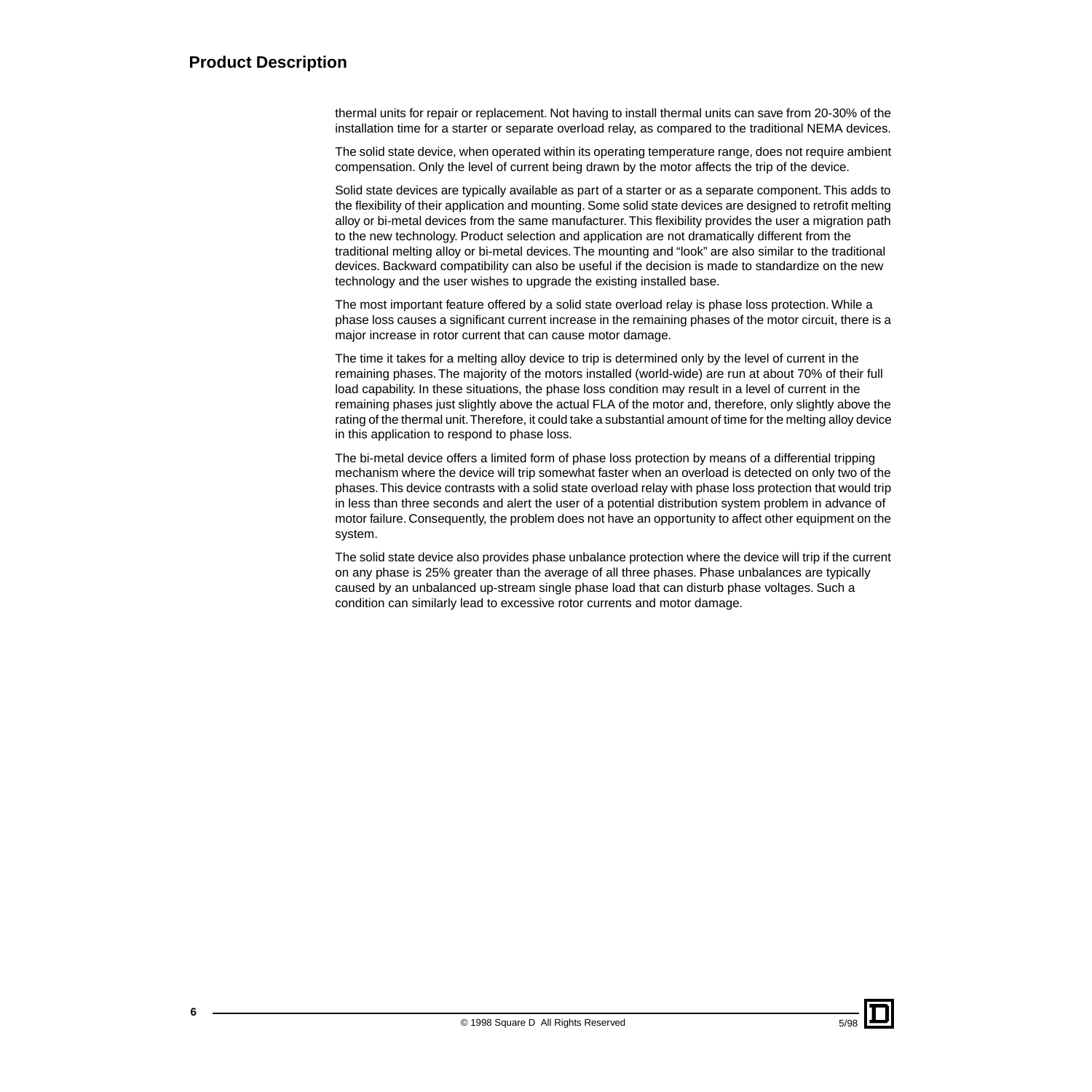thermal units for repair or replacement. Not having to install thermal units can save from 20-30% of the installation time for a starter or separate overload relay, as compared to the traditional NEMA devices.

The solid state device, when operated within its operating temperature range, does not require ambient compensation. Only the level of current being drawn by the motor affects the trip of the device.

Solid state devices are typically available as part of a starter or as a separate component. This adds to the flexibility of their application and mounting. Some solid state devices are designed to retrofit melting alloy or bi-metal devices from the same manufacturer. This flexibility provides the user a migration path to the new technology. Product selection and application are not dramatically different from the traditional melting alloy or bi-metal devices. The mounting and "look" are also similar to the traditional devices. Backward compatibility can also be useful if the decision is made to standardize on the new technology and the user wishes to upgrade the existing installed base.

The most important feature offered by a solid state overload relay is phase loss protection. While a phase loss causes a significant current increase in the remaining phases of the motor circuit, there is a major increase in rotor current that can cause motor damage.

The time it takes for a melting alloy device to trip is determined only by the level of current in the remaining phases. The majority of the motors installed (world-wide) are run at about 70% of their full load capability. In these situations, the phase loss condition may result in a level of current in the remaining phases just slightly above the actual FLA of the motor and, therefore, only slightly above the rating of the thermal unit. Therefore, it could take a substantial amount of time for the melting alloy device in this application to respond to phase loss.

The bi-metal device offers a limited form of phase loss protection by means of a differential tripping mechanism where the device will trip somewhat faster when an overload is detected on only two of the phases. This device contrasts with a solid state overload relay with phase loss protection that would trip in less than three seconds and alert the user of a potential distribution system problem in advance of motor failure. Consequently, the problem does not have an opportunity to affect other equipment on the system.

The solid state device also provides phase unbalance protection where the device will trip if the current on any phase is 25% greater than the average of all three phases. Phase unbalances are typically caused by an unbalanced up-stream single phase load that can disturb phase voltages. Such a condition can similarly lead to excessive rotor currents and motor damage.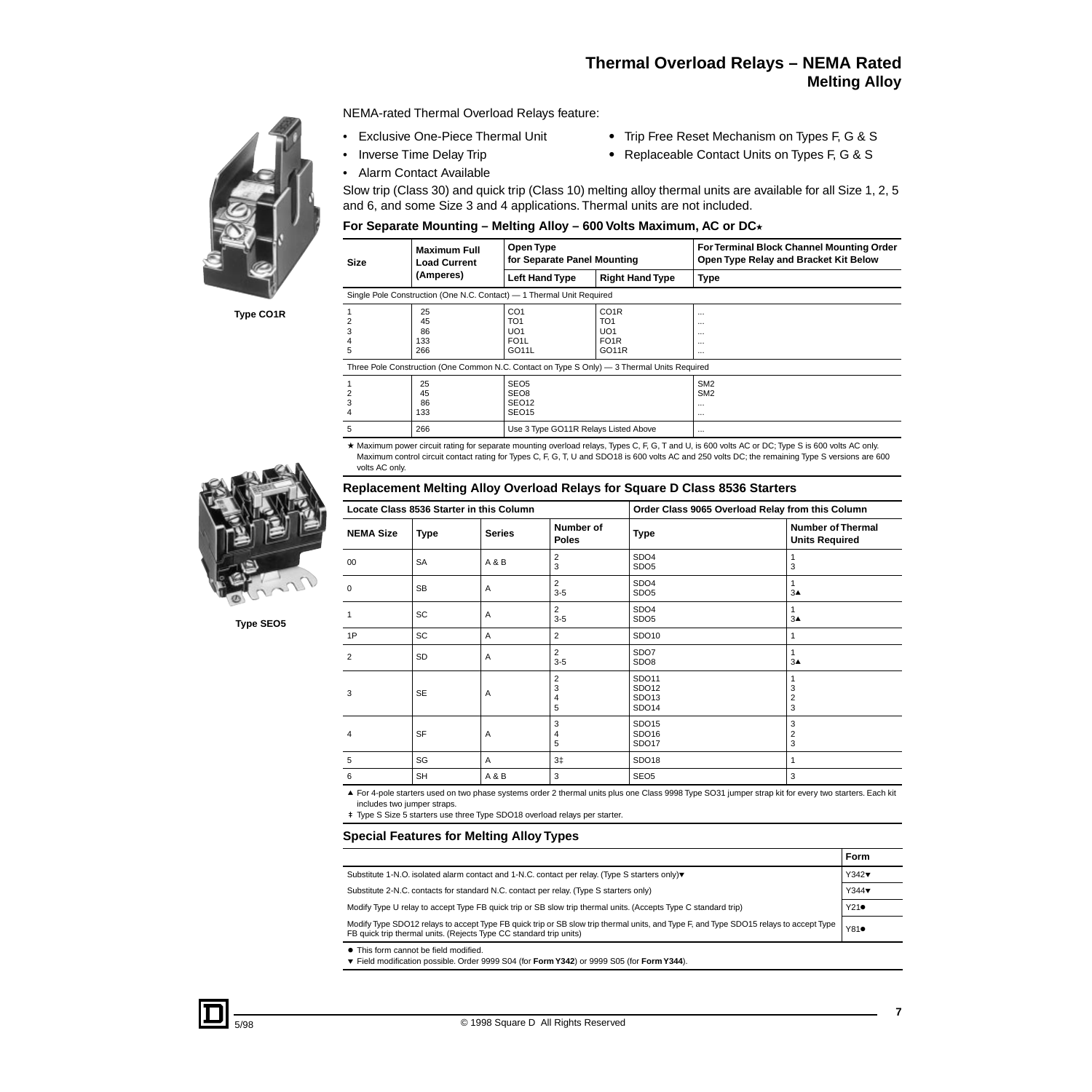# Thermal Overload Relays – NEMA Rated
## Melting Alloy

NEMA-rated Thermal Overload Relays feature:

- Exclusive One-Piece Thermal Unit
- Inverse Time Delay Trip
- Alarm Contact Available
- Trip Free Reset Mechanism on Types F, G & S
- Replaceable Contact Units on Types F, G & S

Slow trip (Class 30) and quick trip (Class 10) melting alloy thermal units are available for all Size 1, 2, 5 and 6, and some Size 3 and 4 applications. Thermal units are not included.

Type CO1R

### For Separate Mounting – Melting Alloy – 600 Volts Maximum, AC or DC★

| Size | Maximum Full Load Current (Amperes) | Open Type for Separate Panel Mounting | | For Terminal Block Channel Mounting Order Open Type Relay and Bracket Kit Below |
|---|---|---|---|---|
| | | Left Hand Type | Right Hand Type | Type |
| Single Pole Construction (One N.C. Contact) — 1 Thermal Unit Required | | | | |
| 1<br>2<br>3<br>4<br>5 | 25<br>45<br>86<br>133<br>266 | CO1<br>TO1<br>UO1<br>FO1L<br>GO11L | CO1R<br>TO1<br>UO1<br>FO1R<br>GO11R | ...<br>...<br>...<br>...<br>... |
| Three Pole Construction (One Common N.C. Contact on Type S Only) — 3 Thermal Units Required | | | | |
| 1<br>2<br>3<br>4 | 25<br>45<br>86<br>133 | SEO5<br>SEO8<br>SEO12<br>SEO15 | | SM2<br>SM2<br>...<br>... |
| 5 | 266 | Use 3 Type GO11R Relays Listed Above | | ... |

★ Maximum power circuit rating for separate mounting overload relays, Types C, F, G, T and U, is 600 volts AC or DC; Type S is 600 volts AC only. Maximum control circuit contact rating for Types C, F, G, T, U and SDO18 is 600 volts AC and 250 volts DC; the remaining Type S versions are 600 volts AC only.

Type SEO5

### Replacement Melting Alloy Overload Relays for Square D Class 8536 Starters

| Locate Class 8536 Starter in this Column | | | | Order Class 9065 Overload Relay from this Column | |
|---|---|---|---|---|---|
| NEMA Size | Type | Series | Number of Poles | Type | Number of Thermal Units Required |
| 00 | SA | A & B | 2<br>3 | SDO4<br>SDO5 | 1<br>3 |
| 0 | SB | A | 2<br>3-5 | SDO4<br>SDO5 | 1<br>3▲ |
| 1 | SC | A | 2<br>3-5 | SDO4<br>SDO5 | 1<br>3▲ |
| 1P | SC | A | 2 | SDO10 | 1 |
| 2 | SD | A | 2<br>3-5 | SDO7<br>SDO8 | 1<br>3▲ |
| 3 | SE | A | 2<br>3<br>4<br>5 | SDO11<br>SDO12<br>SDO13<br>SDO14 | 1<br>3<br>2<br>3 |
| 4 | SF | A | 3<br>4<br>5 | SDO15<br>SDO16<br>SDO17 | 3<br>2<br>3 |
| 5 | SG | A | 3‡ | SDO18 | 1 |
| 6 | SH | A & B | 3 | SEO5 | 3 |

▲ For 4-pole starters used on two phase systems order 2 thermal units plus one Class 9998 Type SO31 jumper strap kit for every two starters. Each kit includes two jumper straps.

‡ Type S Size 5 starters use three Type SDO18 overload relays per starter.

### Special Features for Melting Alloy Types

| | Form |
|---|---|
| Substitute 1-N.O. isolated alarm contact and 1-N.C. contact per relay. (Type S starters only)▼ | Y342▼ |
| Substitute 2-N.C. contacts for standard N.C. contact per relay. (Type S starters only) | Y344▼ |
| Modify Type U relay to accept Type FB quick trip or SB slow trip thermal units. (Accepts Type C standard trip) | Y21● |
| Modify Type SDO12 relays to accept Type FB quick trip or SB slow trip thermal units, and Type F, and Type SDO15 relays to accept Type FB quick trip thermal units. (Rejects Type CC standard trip units) | Y81● |

● This form cannot be field modified.

▼ Field modification possible. Order 9999 S04 (for **Form Y342**) or 9999 S05 (for **Form Y344**).

5/98 © 1998 Square D All Rights Reserved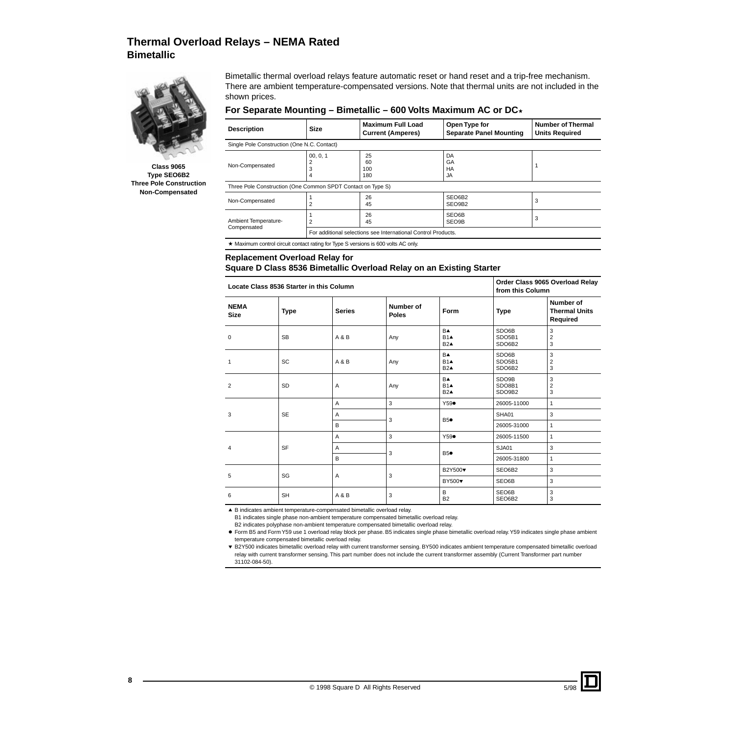# Thermal Overload Relays – NEMA Rated
## Bimetallic

**Class 9065**
**Type SEO6B2**
**Three Pole Construction**
**Non-Compensated**

Bimetallic thermal overload relays feature automatic reset or hand reset and a trip-free mechanism. There are ambient temperature-compensated versions. Note that thermal units are not included in the shown prices.

### For Separate Mounting – Bimetallic – 600 Volts Maximum AC or DC★

| Description | Size | Maximum Full Load Current (Amperes) | Open Type for Separate Panel Mounting | Number of Thermal Units Required |
|---|---|---|---|---|
| Single Pole Construction (One N.C. Contact) | | | | |
| Non-Compensated | 00, 0, 1<br>2<br>3<br>4 | 25<br>60<br>100<br>180 | DA<br>GA<br>HA<br>JA | 1 |
| Three Pole Construction (One Common SPDT Contact on Type S) | | | | |
| Non-Compensated | 1<br>2 | 26<br>45 | SEO6B2<br>SEO9B2 | 3 |
| Ambient Temperature-Compensated | 1<br>2 | 26<br>45 | SEO6B<br>SEO9B | 3 |
| | For additional selections see International Control Products. | | | |

★ Maximum control circuit contact rating for Type S versions is 600 volts AC only.

### Replacement Overload Relay for Square D Class 8536 Bimetallic Overload Relay on an Existing Starter

| Locate Class 8536 Starter in this Column | | | | | Order Class 9065 Overload Relay from this Column | |
|---|---|---|---|---|---|---|
| NEMA Size | Type | Series | Number of Poles | Form | Type | Number of Thermal Units Required |
| 0 | SB | A & B | Any | B▲<br>B1▲<br>B2▲ | SDO6B<br>SDO5B1<br>SDO6B2 | 3<br>2<br>3 |
| 1 | SC | A & B | Any | B▲<br>B1▲<br>B2▲ | SDO6B<br>SDO5B1<br>SDO6B2 | 3<br>2<br>3 |
| 2 | SD | A | Any | B▲<br>B1▲<br>B2▲ | SDO9B<br>SDO8B1<br>SDO9B2 | 3<br>2<br>3 |
| 3 | SE | A | 3 | Y59● | 26005-11000 | 1 |
| | | A | 3 | B5● | SHA01 | 3 |
| | | B | | | 26005-31000 | 1 |
| 4 | SF | A | 3 | Y59● | 26005-11500 | 1 |
| | | A | 3 | B5● | SJA01 | 3 |
| | | B | | | 26005-31800 | 1 |
| 5 | SG | A | 3 | B2Y500▼ | SEO6B2 | 3 |
| | | | | BY500▼ | SEO6B | 3 |
| 6 | SH | A & B | 3 | B<br>B2 | SEO6B<br>SEO6B2 | 3<br>3 |

▲ B indicates ambient temperature-compensated bimetallic overload relay.
B1 indicates single phase non-ambient temperature compensated bimetallic overload relay.
B2 indicates polyphase non-ambient temperature compensated bimetallic overload relay.

● Form B5 and Form Y59 use 1 overload relay block per phase. B5 indicates single phase bimetallic overload relay. Y59 indicates single phase ambient temperature compensated bimetallic overload relay.

▼ B2Y500 indicates bimetallic overload relay with current transformer sensing. BY500 indicates ambient temperature compensated bimetallic overload relay with current transformer sensing. This part number does not include the current transformer assembly (Current Transformer part number 31102-084-50).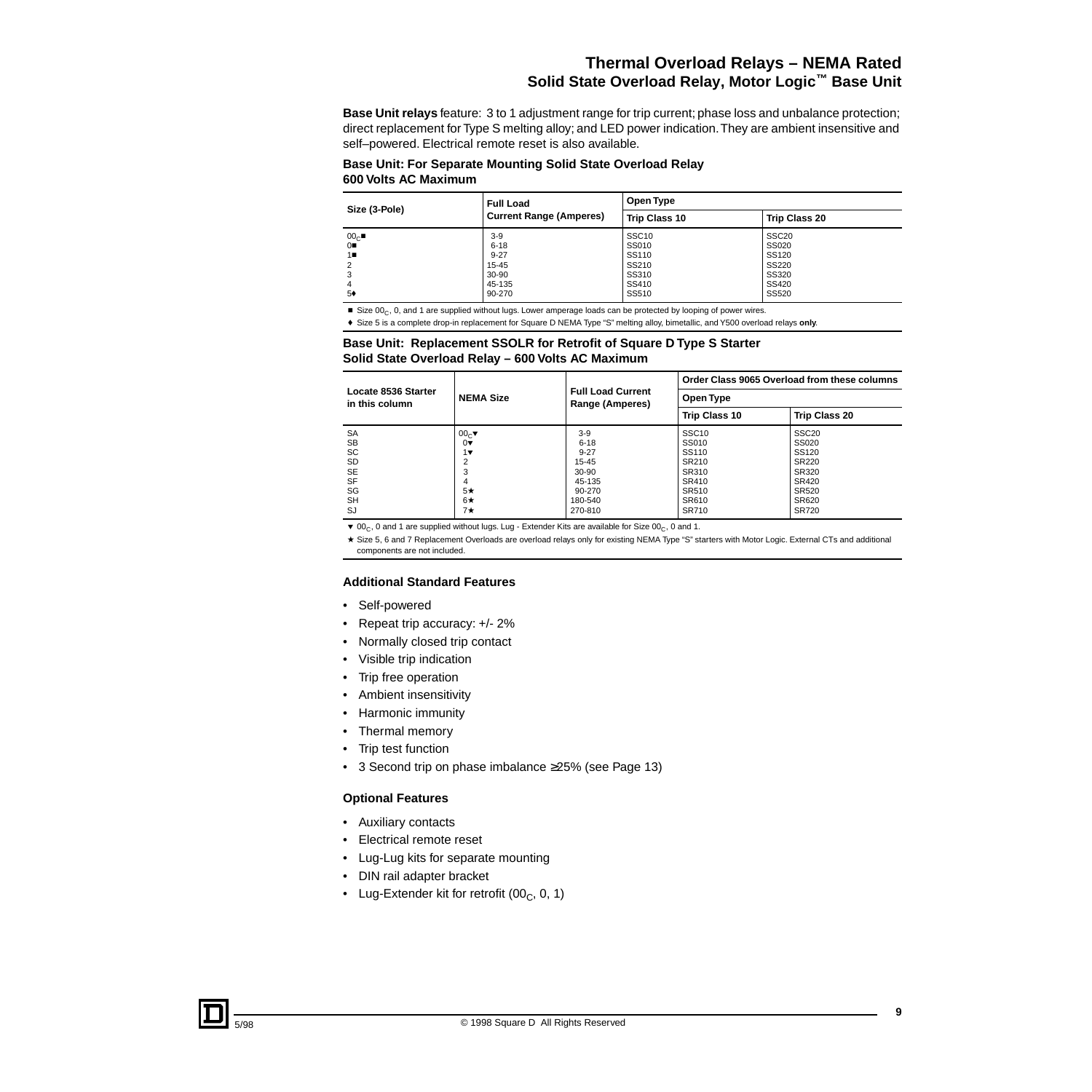# Thermal Overload Relays – NEMA Rated
## Solid State Overload Relay, Motor Logic™ Base Unit

**Base Unit relays** feature: 3 to 1 adjustment range for trip current; phase loss and unbalance protection; direct replacement for Type S melting alloy; and LED power indication. They are ambient insensitive and self–powered. Electrical remote reset is also available.

### Base Unit: For Separate Mounting Solid State Overload Relay
### 600 Volts AC Maximum

| Size (3-Pole) | Full Load Current Range (Amperes) | Open Type | |
|---|---|---|---|
| | | Trip Class 10 | Trip Class 20 |
| $00_C$■ | 3-9 | SSC10 | SSC20 |
| 0■ | 6-18 | SS010 | SS020 |
| 1■ | 9-27 | SS110 | SS120 |
| 2 | 15-45 | SS210 | SS220 |
| 3 | 30-90 | SS310 | SS320 |
| 4 | 45-135 | SS410 | SS420 |
| 5♦ | 90-270 | SS510 | SS520 |

■ Size $00_C$, 0, and 1 are supplied without lugs. Lower amperage loads can be protected by looping of power wires.

♦ Size 5 is a complete drop-in replacement for Square D NEMA Type "S" melting alloy, bimetallic, and Y500 overload relays **only**.

### Base Unit: Replacement SSOLR for Retrofit of Square D Type S Starter
### Solid State Overload Relay – 600 Volts AC Maximum

| Locate 8536 Starter in this column | NEMA Size | Full Load Current Range (Amperes) | Order Class 9065 Overload from these columns | |
|---|---|---|---|---|
| | | | Open Type | |
| | | | Trip Class 10 | Trip Class 20 |
| SA | $00_C$▼ | 3-9 | SSC10 | SSC20 |
| SB | 0▼ | 6-18 | SS010 | SS020 |
| SC | 1▼ | 9-27 | SS110 | SS120 |
| SD | 2 | 15-45 | SR210 | SR220 |
| SE | 3 | 30-90 | SR310 | SR320 |
| SF | 4 | 45-135 | SR410 | SR420 |
| SG | 5★ | 90-270 | SR510 | SR520 |
| SH | 6★ | 180-540 | SR610 | SR620 |
| SJ | 7★ | 270-810 | SR710 | SR720 |

▼ $00_C$, 0 and 1 are supplied without lugs. Lug - Extender Kits are available for Size $00_C$, 0 and 1.

★ Size 5, 6 and 7 Replacement Overloads are overload relays only for existing NEMA Type "S" starters with Motor Logic. External CTs and additional components are not included.

### Additional Standard Features

- Self-powered
- Repeat trip accuracy: +/- 2%
- Normally closed trip contact
- Visible trip indication
- Trip free operation
- Ambient insensitivity
- Harmonic immunity
- Thermal memory
- Trip test function
- 3 Second trip on phase imbalance ≥25% (see Page 13)

### Optional Features

- Auxiliary contacts
- Electrical remote reset
- Lug-Lug kits for separate mounting
- DIN rail adapter bracket
- Lug-Extender kit for retrofit ($00_C$, 0, 1)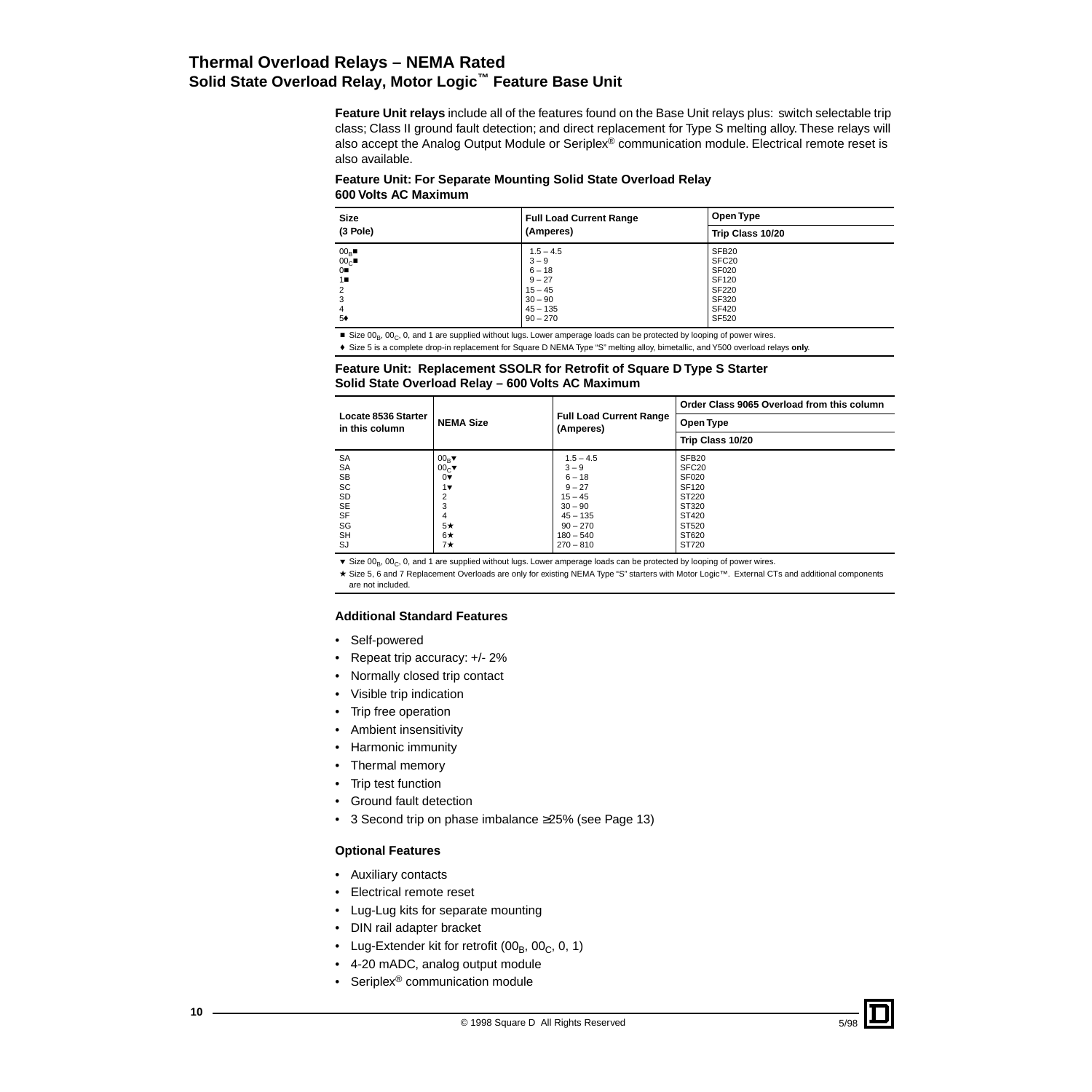# Thermal Overload Relays – NEMA Rated
## Solid State Overload Relay, Motor Logic™ Feature Base Unit

**Feature Unit relays** include all of the features found on the Base Unit relays plus: switch selectable trip class; Class II ground fault detection; and direct replacement for Type S melting alloy. These relays will also accept the Analog Output Module or Seriplex® communication module. Electrical remote reset is also available.

### Feature Unit: For Separate Mounting Solid State Overload Relay
### 600 Volts AC Maximum

| Size (3 Pole) | Full Load Current Range (Amperes) | Open Type |
|---|---|---|
| | | Trip Class 10/20 |
| $00_B$■ | 1.5 – 4.5 | SFB20 |
| $00_C$■ | 3 – 9 | SFC20 |
| 0■ | 6 – 18 | SF020 |
| 1■ | 9 – 27 | SF120 |
| 2 | 15 – 45 | SF220 |
| 3 | 30 – 90 | SF320 |
| 4 | 45 – 135 | SF420 |
| 5♦ | 90 – 270 | SF520 |

■ Size $00_B$, $00_C$, 0, and 1 are supplied without lugs. Lower amperage loads can be protected by looping of power wires.

♦ Size 5 is a complete drop-in replacement for Square D NEMA Type "S" melting alloy, bimetallic, and Y500 overload relays **only**.

### Feature Unit: Replacement SSOLR for Retrofit of Square D Type S Starter
### Solid State Overload Relay – 600 Volts AC Maximum

| Locate 8536 Starter in this column | NEMA Size | Full Load Current Range (Amperes) | Order Class 9065 Overload from this column |
|---|---|---|---|
| | | | Open Type |
| | | | Trip Class 10/20 |
| SA | $00_B$▼ | 1.5 – 4.5 | SFB20 |
| SA | $00_C$▼ | 3 – 9 | SFC20 |
| SB | 0▼ | 6 – 18 | SF020 |
| SC | 1▼ | 9 – 27 | SF120 |
| SD | 2 | 15 – 45 | ST220 |
| SE | 3 | 30 – 90 | ST320 |
| SF | 4 | 45 – 135 | ST420 |
| SG | 5★ | 90 – 270 | ST520 |
| SH | 6★ | 180 – 540 | ST620 |
| SJ | 7★ | 270 – 810 | ST720 |

▼ Size $00_B$, $00_C$, 0, and 1 are supplied without lugs. Lower amperage loads can be protected by looping of power wires.

★ Size 5, 6 and 7 Replacement Overloads are only for existing NEMA Type "S" starters with Motor Logic™. External CTs and additional components are not included.

### Additional Standard Features

- Self-powered
- Repeat trip accuracy: +/- 2%
- Normally closed trip contact
- Visible trip indication
- Trip free operation
- Ambient insensitivity
- Harmonic immunity
- Thermal memory
- Trip test function
- Ground fault detection
- 3 Second trip on phase imbalance ≥25% (see Page 13)

### Optional Features

- Auxiliary contacts
- Electrical remote reset
- Lug-Lug kits for separate mounting
- DIN rail adapter bracket
- Lug-Extender kit for retrofit ($00_B$, $00_C$, 0, 1)
- 4-20 mADC, analog output module
- Seriplex® communication module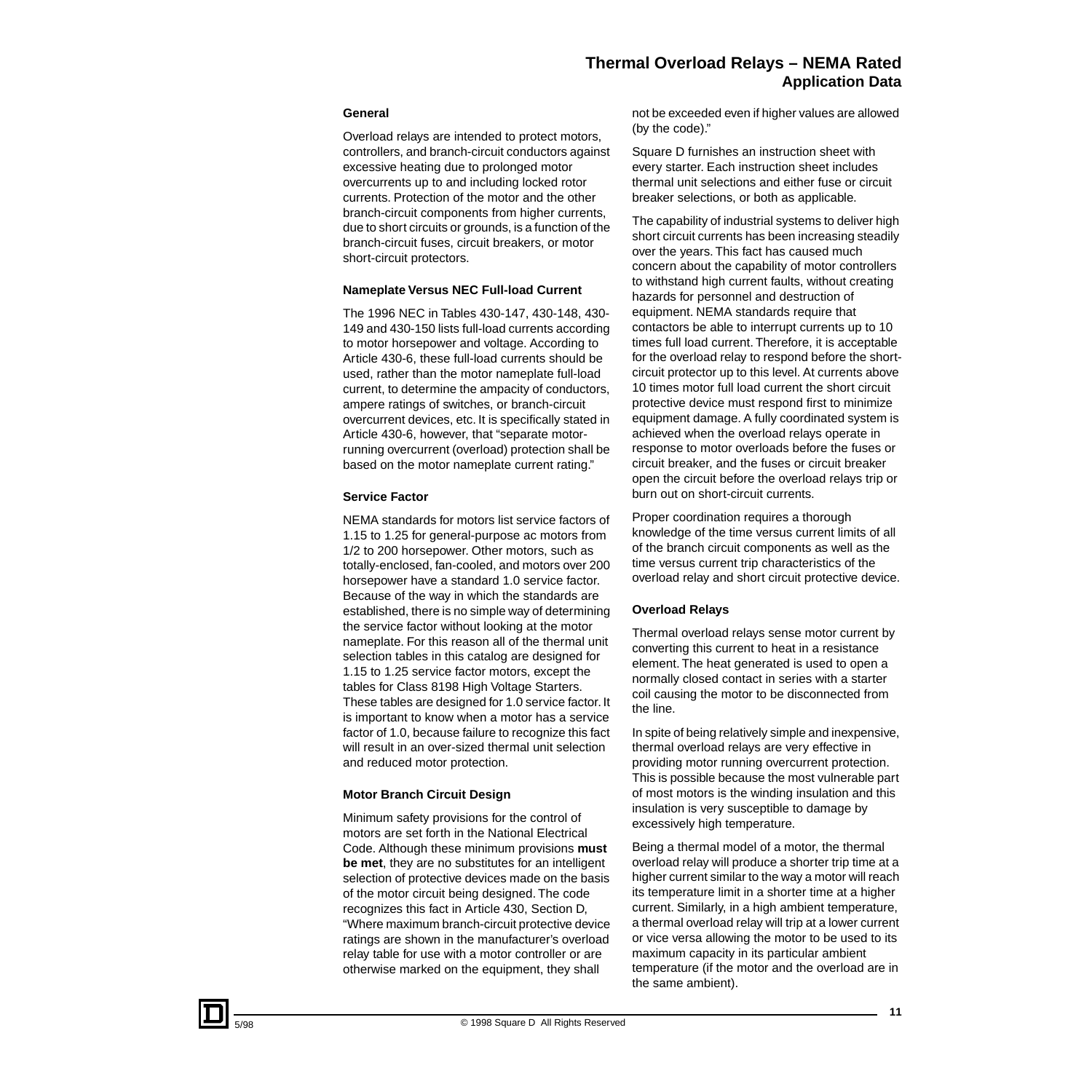# Thermal Overload Relays – NEMA Rated

## Application Data

### General

Overload relays are intended to protect motors, controllers, and branch-circuit conductors against excessive heating due to prolonged motor overcurrents up to and including locked rotor currents. Protection of the motor and the other branch-circuit components from higher currents, due to short circuits or grounds, is a function of the branch-circuit fuses, circuit breakers, or motor short-circuit protectors.

### Nameplate Versus NEC Full-load Current

The 1996 NEC in Tables 430-147, 430-148, 430-149 and 430-150 lists full-load currents according to motor horsepower and voltage. According to Article 430-6, these full-load currents should be used, rather than the motor nameplate full-load current, to determine the ampacity of conductors, ampere ratings of switches, or branch-circuit overcurrent devices, etc. It is specifically stated in Article 430-6, however, that "separate motor-running overcurrent (overload) protection shall be based on the motor nameplate current rating."

### Service Factor

NEMA standards for motors list service factors of 1.15 to 1.25 for general-purpose ac motors from 1/2 to 200 horsepower. Other motors, such as totally-enclosed, fan-cooled, and motors over 200 horsepower have a standard 1.0 service factor. Because of the way in which the standards are established, there is no simple way of determining the service factor without looking at the motor nameplate. For this reason all of the thermal unit selection tables in this catalog are designed for 1.15 to 1.25 service factor motors, except the tables for Class 8198 High Voltage Starters. These tables are designed for 1.0 service factor. It is important to know when a motor has a service factor of 1.0, because failure to recognize this fact will result in an over-sized thermal unit selection and reduced motor protection.

### Motor Branch Circuit Design

Minimum safety provisions for the control of motors are set forth in the National Electrical Code. Although these minimum provisions **must be met**, they are no substitutes for an intelligent selection of protective devices made on the basis of the motor circuit being designed. The code recognizes this fact in Article 430, Section D, "Where maximum branch-circuit protective device ratings are shown in the manufacturer's overload relay table for use with a motor controller or are otherwise marked on the equipment, they shall not be exceeded even if higher values are allowed (by the code)."

Square D furnishes an instruction sheet with every starter. Each instruction sheet includes thermal unit selections and either fuse or circuit breaker selections, or both as applicable.

The capability of industrial systems to deliver high short circuit currents has been increasing steadily over the years. This fact has caused much concern about the capability of motor controllers to withstand high current faults, without creating hazards for personnel and destruction of equipment. NEMA standards require that contactors be able to interrupt currents up to 10 times full load current. Therefore, it is acceptable for the overload relay to respond before the short-circuit protector up to this level. At currents above 10 times motor full load current the short circuit protective device must respond first to minimize equipment damage. A fully coordinated system is achieved when the overload relays operate in response to motor overloads before the fuses or circuit breaker, and the fuses or circuit breaker open the circuit before the overload relays trip or burn out on short-circuit currents.

Proper coordination requires a thorough knowledge of the time versus current limits of all of the branch circuit components as well as the time versus current trip characteristics of the overload relay and short circuit protective device.

### Overload Relays

Thermal overload relays sense motor current by converting this current to heat in a resistance element. The heat generated is used to open a normally closed contact in series with a starter coil causing the motor to be disconnected from the line.

In spite of being relatively simple and inexpensive, thermal overload relays are very effective in providing motor running overcurrent protection. This is possible because the most vulnerable part of most motors is the winding insulation and this insulation is very susceptible to damage by excessively high temperature.

Being a thermal model of a motor, the thermal overload relay will produce a shorter trip time at a higher current similar to the way a motor will reach its temperature limit in a shorter time at a higher current. Similarly, in a high ambient temperature, a thermal overload relay will trip at a lower current or vice versa allowing the motor to be used to its maximum capacity in its particular ambient temperature (if the motor and the overload are in the same ambient).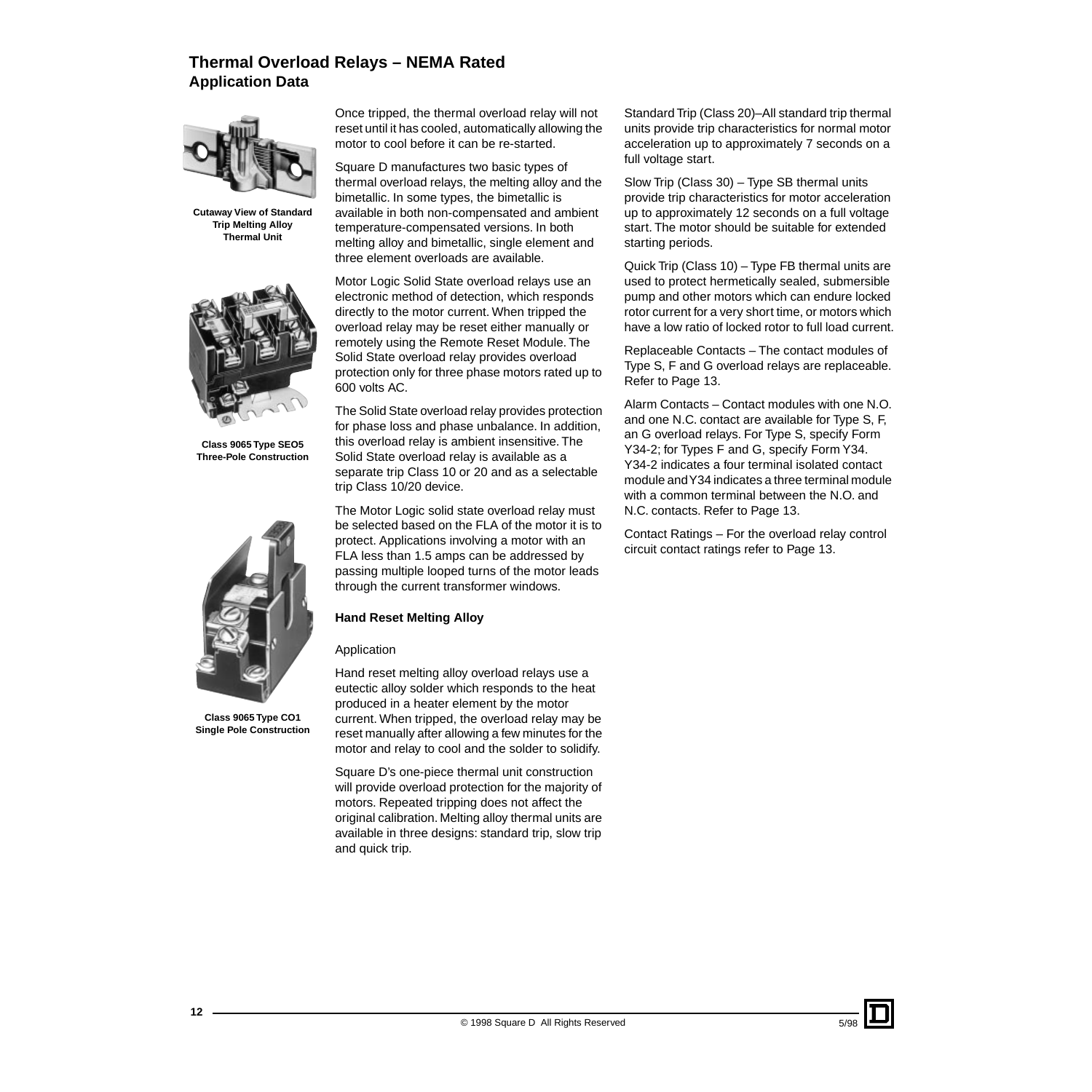# Thermal Overload Relays – NEMA Rated
## Application Data

Cutaway View of Standard Trip Melting Alloy Thermal Unit

Class 9065 Type SEO5 Three-Pole Construction

Class 9065 Type CO1 Single Pole Construction

Once tripped, the thermal overload relay will not reset until it has cooled, automatically allowing the motor to cool before it can be re-started.

Square D manufactures two basic types of thermal overload relays, the melting alloy and the bimetallic. In some types, the bimetallic is available in both non-compensated and ambient temperature-compensated versions. In both melting alloy and bimetallic, single element and three element overloads are available.

Motor Logic Solid State overload relays use an electronic method of detection, which responds directly to the motor current. When tripped the overload relay may be reset either manually or remotely using the Remote Reset Module. The Solid State overload relay provides overload protection only for three phase motors rated up to 600 volts AC.

The Solid State overload relay provides protection for phase loss and phase unbalance. In addition, this overload relay is ambient insensitive. The Solid State overload relay is available as a separate trip Class 10 or 20 and as a selectable trip Class 10/20 device.

The Motor Logic solid state overload relay must be selected based on the FLA of the motor it is to protect. Applications involving a motor with an FLA less than 1.5 amps can be addressed by passing multiple looped turns of the motor leads through the current transformer windows.

### Hand Reset Melting Alloy

Application

Hand reset melting alloy overload relays use a eutectic alloy solder which responds to the heat produced in a heater element by the motor current. When tripped, the overload relay may be reset manually after allowing a few minutes for the motor and relay to cool and the solder to solidify.

Square D's one-piece thermal unit construction will provide overload protection for the majority of motors. Repeated tripping does not affect the original calibration. Melting alloy thermal units are available in three designs: standard trip, slow trip and quick trip.

Standard Trip (Class 20)–All standard trip thermal units provide trip characteristics for normal motor acceleration up to approximately 7 seconds on a full voltage start.

Slow Trip (Class 30) – Type SB thermal units provide trip characteristics for motor acceleration up to approximately 12 seconds on a full voltage start. The motor should be suitable for extended starting periods.

Quick Trip (Class 10) – Type FB thermal units are used to protect hermetically sealed, submersible pump and other motors which can endure locked rotor current for a very short time, or motors which have a low ratio of locked rotor to full load current.

Replaceable Contacts – The contact modules of Type S, F and G overload relays are replaceable. Refer to Page 13.

Alarm Contacts – Contact modules with one N.O. and one N.C. contact are available for Type S, F, an G overload relays. For Type S, specify Form Y34-2; for Types F and G, specify Form Y34. Y34-2 indicates a four terminal isolated contact module and Y34 indicates a three terminal module with a common terminal between the N.O. and N.C. contacts. Refer to Page 13.

Contact Ratings – For the overload relay control circuit contact ratings refer to Page 13.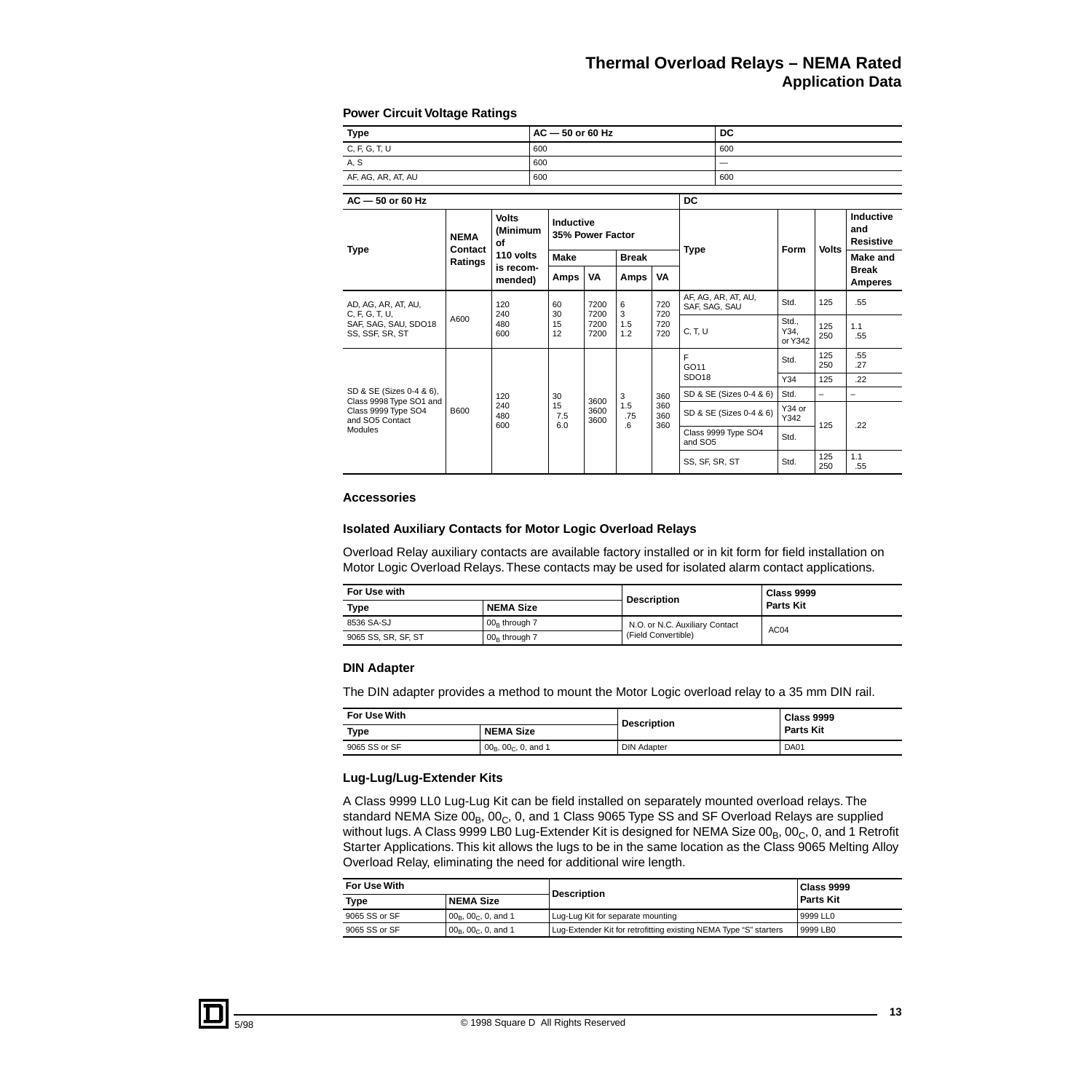# Thermal Overload Relays – NEMA Rated
## Application Data

### Power Circuit Voltage Ratings

| Type | AC — 50 or 60 Hz | DC |
|---|---|---|
| C, F, G, T, U | 600 | 600 |
| A, S | 600 | — |
| AF, AG, AR, AT, AU | 600 | 600 |

| AC — 50 or 60 Hz | | | | | | | | DC | | | |
|---|---|---|---|---|---|---|---|---|---|---|---|
| Type | NEMA Contact Ratings | Volts (Minimum of 110 volts is recom-mended) | Inductive 35% Power Factor | | | | | Type | Form | Volts | Inductive and Resistive |
| | | | Make | | Break | | | | | | Make and Break Amperes |
| | | | Amps | VA | Amps | VA | | | | | |
| AD, AG, AR, AT, AU, C, F, G, T, U, SAF, SAG, SAU, SDO18 SS, SSF, SR, ST | A600 | 120<br>240<br>480<br>600 | 60<br>30<br>15<br>12 | 7200<br>7200<br>7200<br>7200 | 6<br>3<br>1.5<br>1.2 | 720<br>720<br>720<br>720 | | AF, AG, AR, AT, AU, SAF, SAG, SAU | Std. | 125 | .55 |
| | | | | | | | | C, T, U | Std., Y34, or Y342 | 125<br>250 | 1.1<br>.55 |
| SD & SE (Sizes 0-4 & 6), Class 9998 Type SO1 and Class 9999 Type SO4 and SO5 Contact Modules | B600 | 120<br>240<br>480<br>600 | 30<br>15<br>7.5<br>6.0 | 3600<br>3600<br>3600 | 3<br>1.5<br>.75<br>.6 | 360<br>360<br>360<br>360 | | F<br>GO11<br>SDO18 | Std. | 125<br>250 | .55<br>.27 |
| | | | | | | | | | Y34 | 125 | .22 |
| | | | | | | | | SD & SE (Sizes 0-4 & 6) | Std. | – | – |
| | | | | | | | | SD & SE (Sizes 0-4 & 6) | Y34 or Y342 | 125 | .22 |
| | | | | | | | | Class 9999 Type SO4 and SO5 | Std. | | |
| | | | | | | | | SS, SF, SR, ST | Std. | 125<br>250 | 1.1<br>.55 |

### Accessories

#### Isolated Auxiliary Contacts for Motor Logic Overload Relays

Overload Relay auxiliary contacts are available factory installed or in kit form for field installation on Motor Logic Overload Relays. These contacts may be used for isolated alarm contact applications.

| For Use with | | Description | Class 9999 Parts Kit |
|---|---|---|---|
| Type | NEMA Size | | |
| 8536 SA-SJ | $00_B$ through 7 | N.O. or N.C. Auxiliary Contact (Field Convertible) | AC04 |
| 9065 SS, SR, SF, ST | $00_B$ through 7 | | |

#### DIN Adapter

The DIN adapter provides a method to mount the Motor Logic overload relay to a 35 mm DIN rail.

| For Use With | | Description | Class 9999 Parts Kit |
|---|---|---|---|
| Type | NEMA Size | | |
| 9065 SS or SF | $00_B$, $00_C$, 0, and 1 | DIN Adapter | DA01 |

#### Lug-Lug/Lug-Extender Kits

A Class 9999 LL0 Lug-Lug Kit can be field installed on separately mounted overload relays. The standard NEMA Size $00_B$, $00_C$, 0, and 1 Class 9065 Type SS and SF Overload Relays are supplied without lugs. A Class 9999 LB0 Lug-Extender Kit is designed for NEMA Size $00_B$, $00_C$, 0, and 1 Retrofit Starter Applications. This kit allows the lugs to be in the same location as the Class 9065 Melting Alloy Overload Relay, eliminating the need for additional wire length.

| For Use With | | Description | Class 9999 Parts Kit |
|---|---|---|---|
| Type | NEMA Size | | |
| 9065 SS or SF | $00_B$, $00_C$, 0, and 1 | Lug-Lug Kit for separate mounting | 9999 LL0 |
| 9065 SS or SF | $00_B$, $00_C$, 0, and 1 | Lug-Extender Kit for retrofitting existing NEMA Type "S" starters | 9999 LB0 |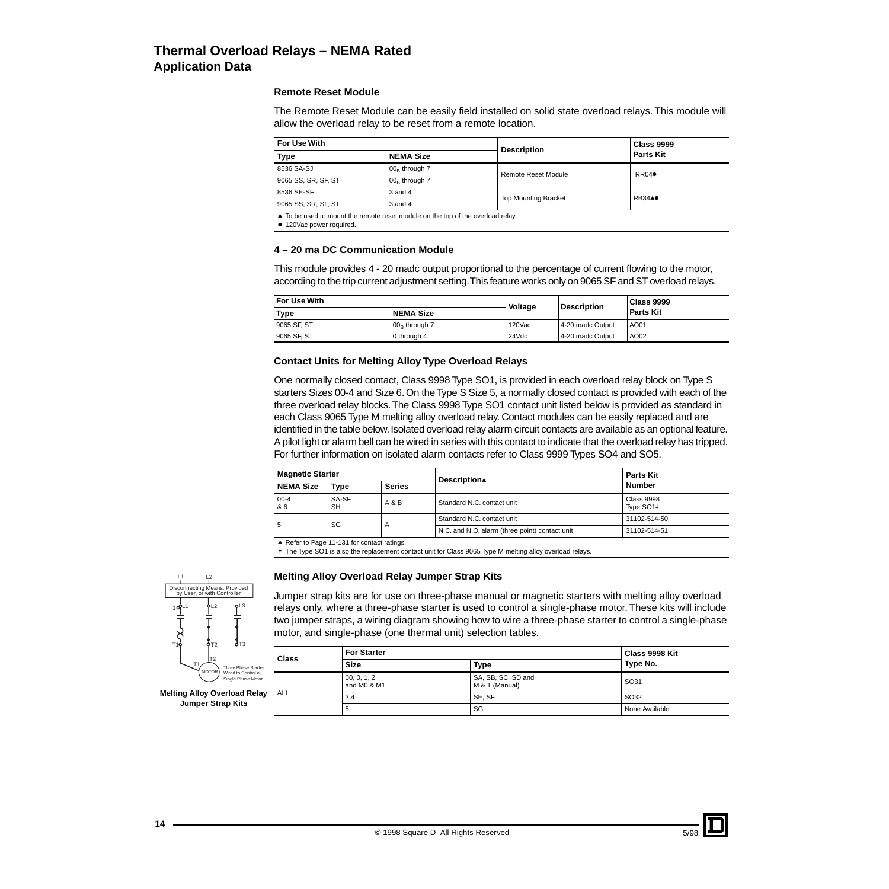# Thermal Overload Relays – NEMA Rated
## Application Data

### Remote Reset Module

The Remote Reset Module can be easily field installed on solid state overload relays. This module will allow the overload relay to be reset from a remote location.

| For Use With | | Description | Class 9999 Parts Kit |
|---|---|---|---|
| **Type** | **NEMA Size** | | |
| 8536 SA-SJ | $00_B$ through 7 | Remote Reset Module | RR04● |
| 9065 SS, SR, SF, ST | $00_B$ through 7 | | |
| 8536 SE-SF | 3 and 4 | Top Mounting Bracket | RB34▲● |
| 9065 SS, SR, SF, ST | 3 and 4 | | |

▲ To be used to mount the remote reset module on the top of the overload relay.
● 120Vac power required.

### 4 – 20 ma DC Communication Module

This module provides 4 - 20 madc output proportional to the percentage of current flowing to the motor, according to the trip current adjustment setting. This feature works only on 9065 SF and ST overload relays.

| For Use With | | Voltage | Description | Class 9999 Parts Kit |
|---|---|---|---|---|
| **Type** | **NEMA Size** | | | |
| 9065 SF, ST | $00_B$ through 7 | 120Vac | 4-20 madc Output | AO01 |
| 9065 SF, ST | 0 through 4 | 24Vdc | 4-20 madc Output | AO02 |

### Contact Units for Melting Alloy Type Overload Relays

One normally closed contact, Class 9998 Type SO1, is provided in each overload relay block on Type S starters Sizes 00-4 and Size 6. On the Type S Size 5, a normally closed contact is provided with each of the three overload relay blocks. The Class 9998 Type SO1 contact unit listed below is provided as standard in each Class 9065 Type M melting alloy overload relay. Contact modules can be easily replaced and are identified in the table below. Isolated overload relay alarm circuit contacts are available as an optional feature. A pilot light or alarm bell can be wired in series with this contact to indicate that the overload relay has tripped. For further information on isolated alarm contacts refer to Class 9999 Types SO4 and SO5.

| Magnetic Starter | | | Description▲ | Parts Kit Number |
|---|---|---|---|---|
| **NEMA Size** | **Type** | **Series** | | |
| 00-4 & 6 | SA-SF SH | A & B | Standard N.C. contact unit | Class 9998 Type SO1‡ |
| 5 | SG | A | Standard N.C. contact unit | 31102-514-50 |
| | | | N.C. and N.O. alarm (three point) contact unit | 31102-514-51 |

▲ Refer to Page 11-131 for contact ratings.
‡ The Type SO1 is also the replacement contact unit for Class 9065 Type M melting alloy overload relays.

### Melting Alloy Overload Relay Jumper Strap Kits

Jumper strap kits are for use on three-phase manual or magnetic starters with melting alloy overload relays only, where a three-phase starter is used to control a single-phase motor. These kits will include two jumper straps, a wiring diagram showing how to wire a three-phase starter to control a single-phase motor, and single-phase (one thermal unit) selection tables.

| Class | For Starter | | Class 9998 Kit Type No. |
|---|---|---|---|
| | **Size** | **Type** | |
| ALL | 00, 0, 1, 2 and M0 & M1 | SA, SB, SC, SD and M & T (Manual) | SO31 |
| | 3,4 | SE, SF | SO32 |
| | 5 | SG | None Available |

L1 L2 Disconnecting Means, Provided by User, or with Controller. L1 L2 L3, T1 T2 T3, MOTOR. Three Phase Starter Wired to Control a Single Phase Motor

**Melting Alloy Overload Relay Jumper Strap Kits**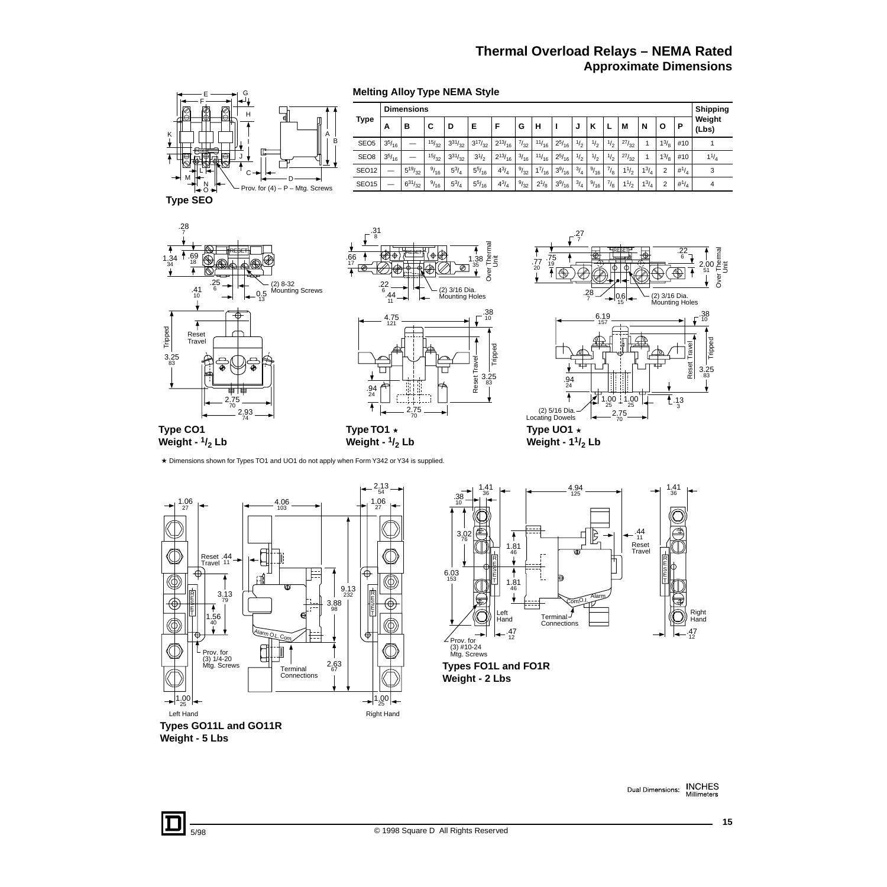# Thermal Overload Relays – NEMA Rated
## Approximate Dimensions

### Melting Alloy Type NEMA Style

| Type | Dimensions | | | | | | | | | | | | | | | | Shipping Weight (Lbs) |
|---|---|---|---|---|---|---|---|---|---|---|---|---|---|---|---|---|---|
| | A | B | C | D | E | F | G | H | I | J | K | L | M | N | O | P | |
| SEO5 | 3 5/16 | — | 15/32 | 3 31/32 | 3 17/32 | 2 13/16 | 7/32 | 11/16 | 2 5/16 | 1/2 | 1/2 | 1/2 | 27/32 | 1 | 1 3/8 | #10 | 1 |
| SEO8 | 3 5/16 | — | 15/32 | 3 31/32 | 3 1/2 | 2 13/16 | 3/16 | 11/16 | 2 5/16 | 1/2 | 1/2 | 1/2 | 27/32 | 1 | 1 3/8 | #10 | 1 1/4 |
| SEO12 | — | 5 19/32 | 9/16 | 5 3/4 | 5 5/16 | 4 3/4 | 9/32 | 1 7/16 | 3 9/16 | 3/4 | 9/16 | 7/8 | 1 1/2 | 1 3/4 | 2 | #1/4 | 3 |
| SEO15 | — | 6 31/32 | 9/16 | 5 3/4 | 5 5/16 | 4 3/4 | 9/32 | 2 1/8 | 3 9/16 | 3/4 | 9/16 | 7/8 | 1 1/2 | 1 3/4 | 2 | #1/4 | 4 |

Type SEO

Type CO1
Weight - 1/2 Lb

Type TO1 ★
Weight - 1/2 Lb

Type UO1 ★
Weight - 1 1/2 Lb

★ Dimensions shown for Types TO1 and UO1 do not apply when Form Y342 or Y34 is supplied.

Types GO11L and GO11R
Weight - 5 Lbs

Types FO1L and FO1R
Weight - 2 Lbs

Dual Dimensions: INCHES / Millimeters

5/98

© 1998 Square D All Rights Reserved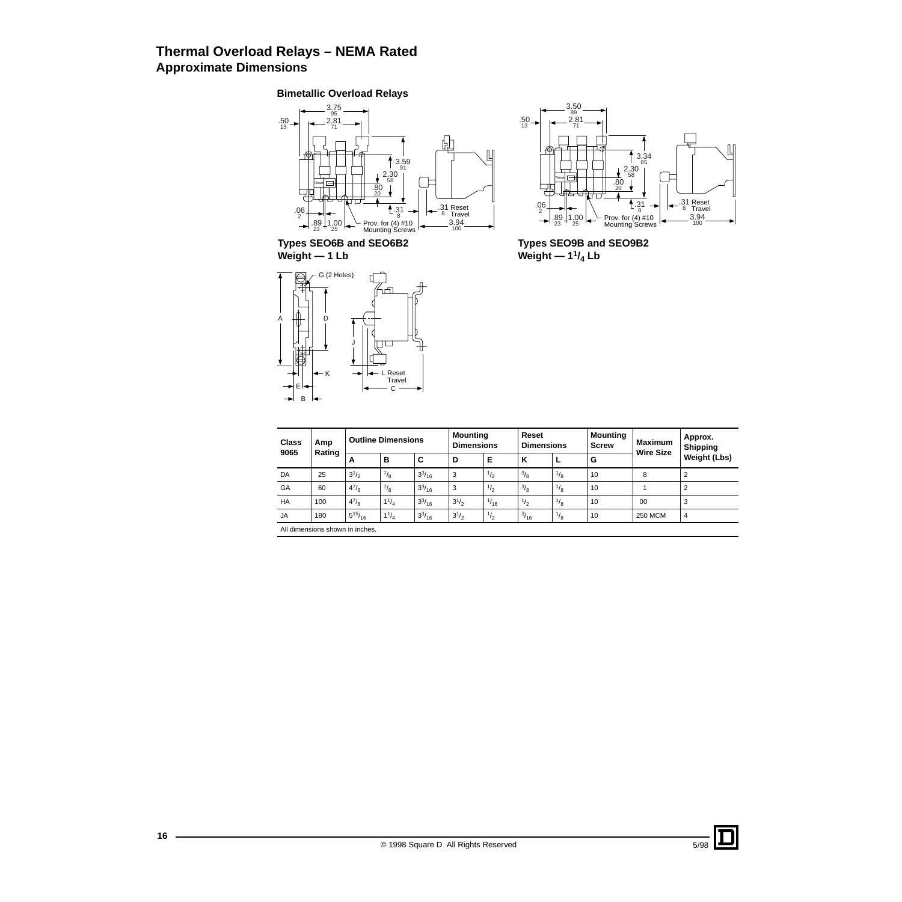# Thermal Overload Relays – NEMA Rated
## Approximate Dimensions

### Bimetallic Overload Relays

**Types SEO6B and SEO6B2**
**Weight — 1 Lb**

**Types SEO9B and SEO9B2**
**Weight — $1^1/_4$ Lb**

| Class 9065 | Amp Rating | Outline Dimensions | | | Mounting Dimensions | | Reset Dimensions | | Mounting Screw | Maximum Wire Size | Approx. Shipping Weight (Lbs) |
|---|---|---|---|---|---|---|---|---|---|---|---|
| | | A | B | C | D | E | K | L | G | | |
| DA | 25 | $3^1/_2$ | $^7/_8$ | $3^3/_{16}$ | 3 | $^1/_2$ | $^3/_8$ | $^1/_8$ | 10 | 8 | 2 |
| GA | 60 | $4^7/_8$ | $^7/_8$ | $3^3/_{16}$ | 3 | $^1/_2$ | $^3/_8$ | $^1/_8$ | 10 | 1 | 2 |
| HA | 100 | $4^7/_8$ | $1^1/_4$ | $3^3/_{16}$ | $3^1/_2$ | $^1/_{16}$ | $^1/_2$ | $^1/_8$ | 10 | 00 | 3 |
| JA | 180 | $5^{15}/_{16}$ | $1^1/_4$ | $3^3/_{16}$ | $3^1/_2$ | $^1/_2$ | $^3/_{16}$ | $^1/_8$ | 10 | 250 MCM | 4 |

All dimensions shown in inches.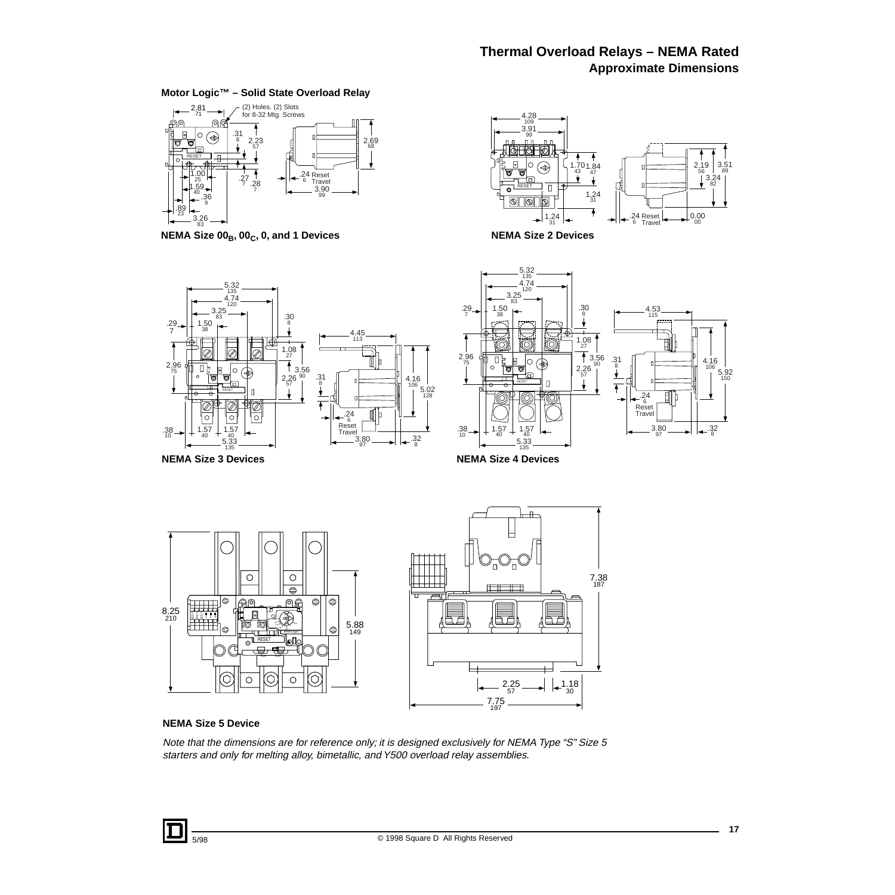# Thermal Overload Relays – NEMA Rated

## Approximate Dimensions

### Motor Logic™ – Solid State Overload Relay

NEMA Size $00_B$, $00_C$, 0, and 1 Devices

NEMA Size 2 Devices

NEMA Size 3 Devices

NEMA Size 4 Devices

NEMA Size 5 Device

*Note that the dimensions are for reference only; it is designed exclusively for NEMA Type "S" Size 5 starters and only for melting alloy, bimetallic, and Y500 overload relay assemblies.*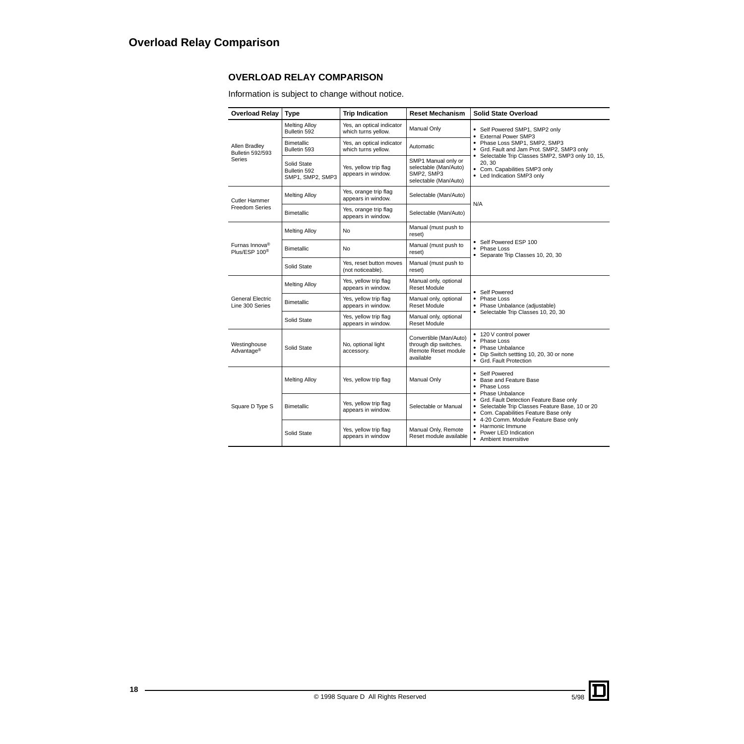# Overload Relay Comparison

## OVERLOAD RELAY COMPARISON

Information is subject to change without notice.

| Overload Relay | Type | Trip Indication | Reset Mechanism | Solid State Overload |
|---|---|---|---|---|
| Allen Bradley Bulletin 592/593 Series | Melting Alloy Bulletin 592 | Yes, an optical indicator which turns yellow. | Manual Only | • Self Powered SMP1, SMP2 only<br>• External Power SMP3<br>• Phase Loss SMP1, SMP2, SMP3<br>• Grd. Fault and Jam Prot. SMP2, SMP3 only<br>• Selectable Trip Classes SMP2, SMP3 only 10, 15, 20, 30<br>• Com. Capabilities SMP3 only<br>• Led Indication SMP3 only |
| | Bimetallic Bulletin 593 | Yes, an optical indicator which turns yellow. | Automatic | |
| | Solid State Bulletin 592 SMP1, SMP2, SMP3 | Yes, yellow trip flag appears in window. | SMP1 Manual only or selectable (Man/Auto) SMP2, SMP3 selectable (Man/Auto) | |
| Cutler Hammer Freedom Series | Melting Alloy | Yes, orange trip flag appears in window. | Selectable (Man/Auto) | N/A |
| | Bimetallic | Yes, orange trip flag appears in window. | Selectable (Man/Auto) | |
| Furnas Innova® Plus/ESP 100® | Melting Alloy | No | Manual (must push to reset) | • Self Powered ESP 100<br>• Phase Loss<br>• Separate Trip Classes 10, 20, 30 |
| | Bimetallic | No | Manual (must push to reset) | |
| | Solid State | Yes, reset button moves (not noticeable). | Manual (must push to reset) | |
| General Electric Line 300 Series | Melting Alloy | Yes, yellow trip flag appears in window. | Manual only, optional Reset Module | • Self Powered<br>• Phase Loss<br>• Phase Unbalance (adjustable)<br>• Selectable Trip Classes 10, 20, 30 |
| | Bimetallic | Yes, yellow trip flag appears in window. | Manual only, optional Reset Module | |
| | Solid State | Yes, yellow trip flag appears in window. | Manual only, optional Reset Module | |
| Westinghouse Advantage® | Solid State | No, optional light accessory. | Convertible (Man/Auto) through dip switches. Remote Reset module available | • 120 V control power<br>• Phase Loss<br>• Phase Unbalance<br>• Dip Switch settting 10, 20, 30 or none<br>• Grd. Fault Protection |
| Square D Type S | Melting Alloy | Yes, yellow trip flag | Manual Only | • Self Powered<br>• Base and Feature Base<br>• Phase Loss<br>• Phase Unbalance<br>• Grd. Fault Detection Feature Base only<br>• Selectable Trip Classes Feature Base, 10 or 20<br>• Com. Capabilities Feature Base only<br>• 4-20 Comm. Module Feature Base only<br>• Harmonic Immune<br>• Power LED Indication<br>• Ambient Insensitive |
| | Bimetallic | Yes, yellow trip flag appears in window. | Selectable or Manual | |
| | Solid State | Yes, yellow trip flag appears in window | Manual Only, Remote Reset module available | |

© 1998 Square D All Rights Reserved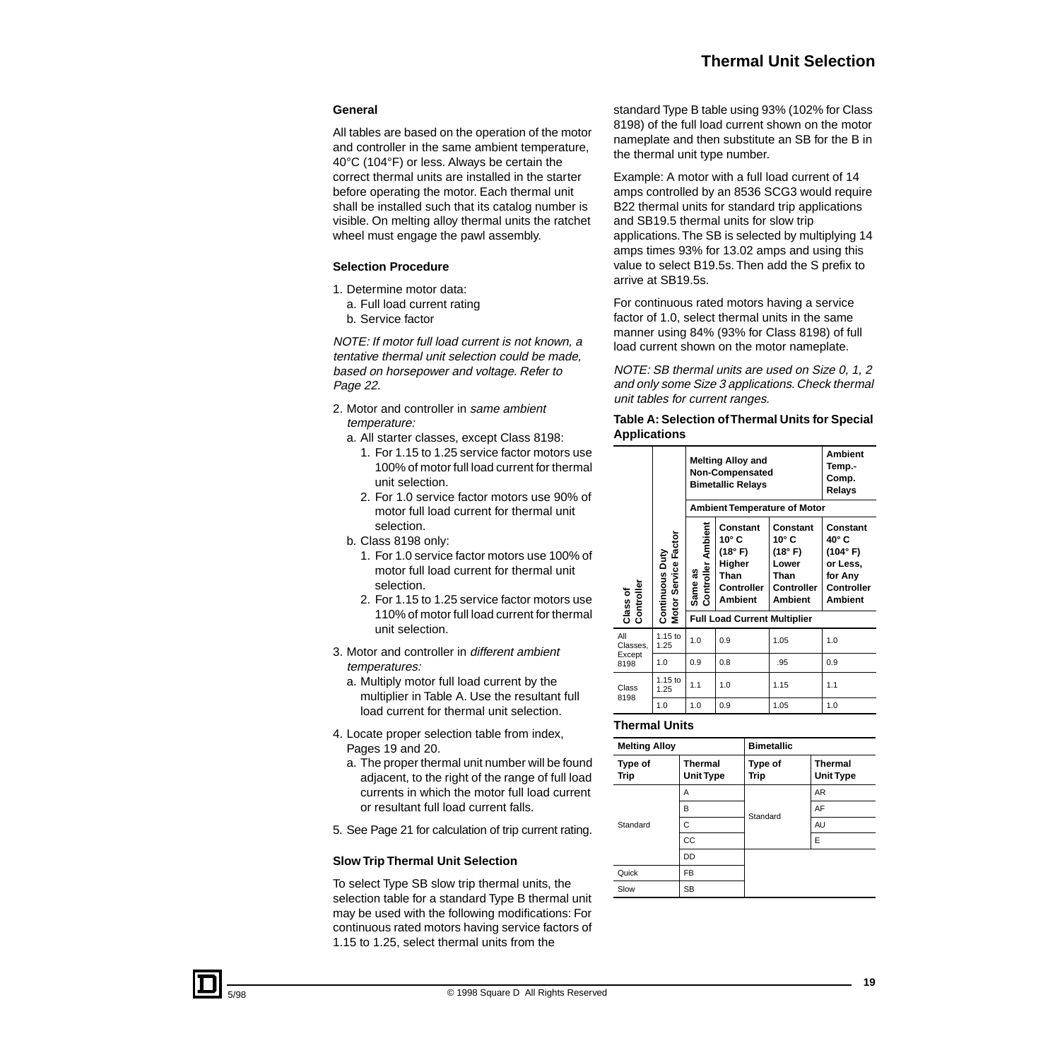# Thermal Unit Selection

### General

All tables are based on the operation of the motor and controller in the same ambient temperature, 40°C (104°F) or less. Always be certain the correct thermal units are installed in the starter before operating the motor. Each thermal unit shall be installed such that its catalog number is visible. On melting alloy thermal units the ratchet wheel must engage the pawl assembly.

### Selection Procedure

1. Determine motor data:
   a. Full load current rating
   b. Service factor

*NOTE: If motor full load current is not known, a tentative thermal unit selection could be made, based on horsepower and voltage. Refer to Page 22.*

2. Motor and controller in *same ambient temperature:*
   a. All starter classes, except Class 8198:
      1. For 1.15 to 1.25 service factor motors use 100% of motor full load current for thermal unit selection.
      2. For 1.0 service factor motors use 90% of motor full load current for thermal unit selection.
   b. Class 8198 only:
      1. For 1.0 service factor motors use 100% of motor full load current for thermal unit selection.
      2. For 1.15 to 1.25 service factor motors use 110% of motor full load current for thermal unit selection.
3. Motor and controller in *different ambient temperatures:*
   a. Multiply motor full load current by the multiplier in Table A. Use the resultant full load current for thermal unit selection.
4. Locate proper selection table from index, Pages 19 and 20.
   a. The proper thermal unit number will be found adjacent, to the right of the range of full load currents in which the motor full load current or resultant full load current falls.
5. See Page 21 for calculation of trip current rating.

### Slow Trip Thermal Unit Selection

To select Type SB slow trip thermal units, the selection table for a standard Type B thermal unit may be used with the following modifications: For continuous rated motors having service factors of 1.15 to 1.25, select thermal units from the standard Type B table using 93% (102% for Class 8198) of the full load current shown on the motor nameplate and then substitute an SB for the B in the thermal unit type number.

Example: A motor with a full load current of 14 amps controlled by an 8536 SCG3 would require B22 thermal units for standard trip applications and SB19.5 thermal units for slow trip applications. The SB is selected by multiplying 14 amps times 93% for 13.02 amps and using this value to select B19.5s. Then add the S prefix to arrive at SB19.5s.

For continuous rated motors having a service factor of 1.0, select thermal units in the same manner using 84% (93% for Class 8198) of full load current shown on the motor nameplate.

*NOTE: SB thermal units are used on Size 0, 1, 2 and only some Size 3 applications. Check thermal unit tables for current ranges.*

**Table A: Selection of Thermal Units for Special Applications**

| Class of Controller | Continuous Duty Motor Service Factor | Melting Alloy and Non-Compensated Bimetallic Relays | | | Ambient Temp.-Comp. Relays |
|---|---|---|---|---|---|
| | | Ambient Temperature of Motor | | | |
| | | Same as Controller Ambient | Constant 10° C (18° F) Higher Than Controller Ambient | Constant 10° C (18° F) Lower Than Controller Ambient | Constant 40° C (104° F) or Less, for Any Controller Ambient |
| | | Full Load Current Multiplier | | | |
| All Classes, Except 8198 | 1.15 to 1.25 | 1.0 | 0.9 | 1.05 | 1.0 |
| | 1.0 | 0.9 | 0.8 | .95 | 0.9 |
| Class 8198 | 1.15 to 1.25 | 1.1 | 1.0 | 1.15 | 1.1 |
| | 1.0 | 1.0 | 0.9 | 1.05 | 1.0 |

### Thermal Units

| Melting Alloy | | Bimetallic | |
|---|---|---|---|
| Type of Trip | Thermal Unit Type | Type of Trip | Thermal Unit Type |
| Standard | A | Standard | AR |
| | B | | AF |
| | C | | AU |
| | CC | | E |
| | DD | | |
| Quick | FB | | |
| Slow | SB | | |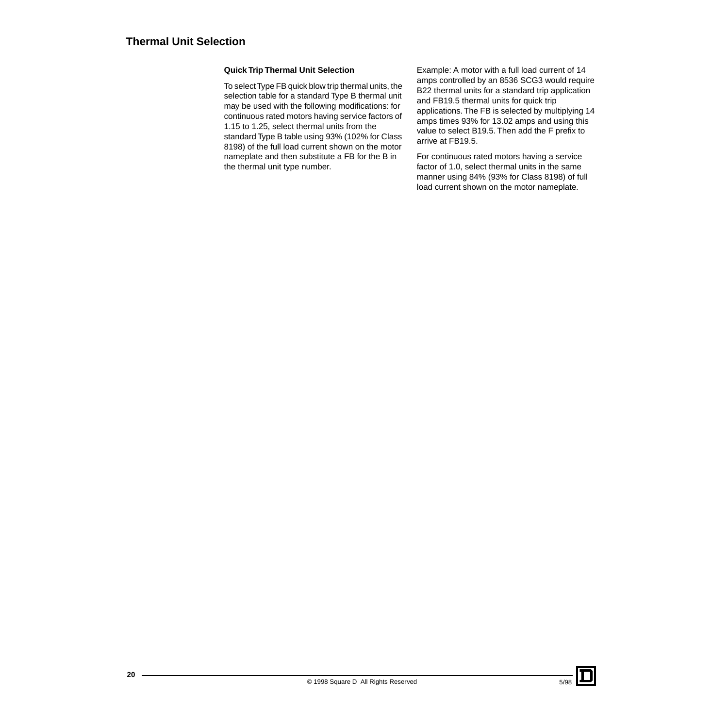## Thermal Unit Selection

### Quick Trip Thermal Unit Selection

To select Type FB quick blow trip thermal units, the selection table for a standard Type B thermal unit may be used with the following modifications: for continuous rated motors having service factors of 1.15 to 1.25, select thermal units from the standard Type B table using 93% (102% for Class 8198) of the full load current shown on the motor nameplate and then substitute a FB for the B in the thermal unit type number.

Example: A motor with a full load current of 14 amps controlled by an 8536 SCG3 would require B22 thermal units for a standard trip application and FB19.5 thermal units for quick trip applications. The FB is selected by multiplying 14 amps times 93% for 13.02 amps and using this value to select B19.5. Then add the F prefix to arrive at FB19.5.

For continuous rated motors having a service factor of 1.0, select thermal units in the same manner using 84% (93% for Class 8198) of full load current shown on the motor nameplate.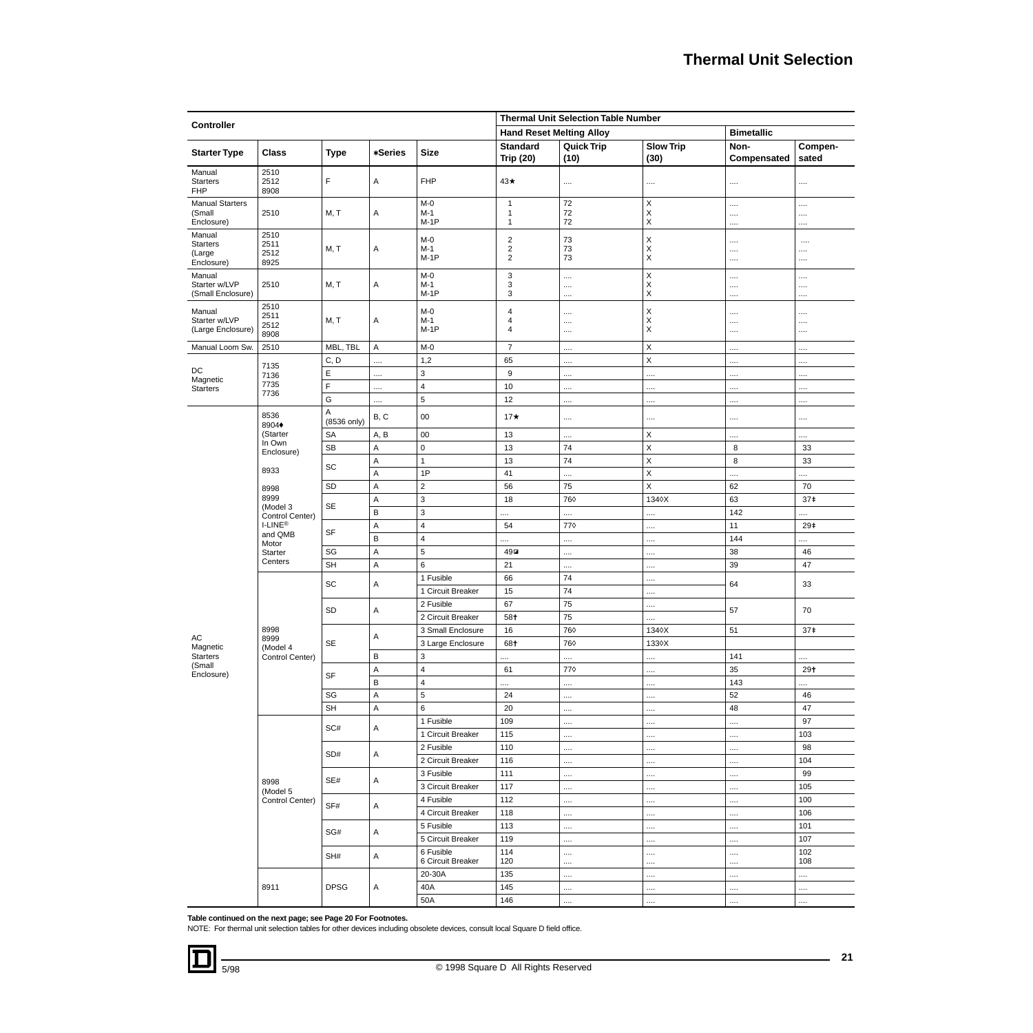# Thermal Unit Selection

| Controller | | | | | Thermal Unit Selection Table Number | | | | |
|---|---|---|---|---|---|---|---|---|---|
| | | | | | Hand Reset Melting Alloy | | | Bimetallic | |
| Starter Type | Class | Type | ∗Series | Size | Standard Trip (20) | Quick Trip (10) | Slow Trip (30) | Non-Compensated | Compen-sated |
| Manual Starters FHP | 2510 2512 8908 | F | A | FHP | 43★ | .... | .... | .... | .... |
| Manual Starters (Small Enclosure) | 2510 | M, T | A | M-0 M-1 M-1P | 1 1 1 | 72 72 72 | X X X | .... .... .... | .... .... .... |
| Manual Starters (Large Enclosure) | 2510 2511 2512 8925 | M, T | A | M-0 M-1 M-1P | 2 2 2 | 73 73 73 | X X X | .... .... .... | .... .... .... |
| Manual Starter w/LVP (Small Enclosure) | 2510 | M, T | A | M-0 M-1 M-1P | 3 3 3 | .... .... .... | X X X | .... .... .... | .... .... .... |
| Manual Starter w/LVP (Large Enclosure) | 2510 2511 2512 8908 | M, T | A | M-0 M-1 M-1P | 4 4 4 | .... .... .... | X X X | .... .... .... | .... .... .... |
| Manual Loom Sw. | 2510 | MBL, TBL | A | M-0 | 7 | .... | X | .... | .... |
| DC Magnetic Starters | 7135 7136 7735 7736 | C, D | .... | 1,2 | 65 | .... | X | .... | .... |
| | | E | .... | 3 | 9 | .... | .... | .... | .... |
| | | F | .... | 4 | 10 | .... | .... | .... | .... |
| | | G | .... | 5 | 12 | .... | .... | .... | .... |
| AC Magnetic Starters (Small Enclosure) | 8536 8904♦ (Starter In Own Enclosure) 8933 8998 8999 (Model 3 Control Center) I-LINE® and QMB Motor Starter Centers | A (8536 only) | B, C | 00 | 17★ | .... | .... | .... | .... |
| | | SA | A, B | 00 | 13 | .... | X | .... | .... |
| | | SB | A | 0 | 13 | 74 | X | 8 | 33 |
| | | SC | A | 1 | 13 | 74 | X | 8 | 33 |
| | | | A | 1P | 41 | .... | X | .... | .... |
| | | SD | A | 2 | 56 | 75 | X | 62 | 70 |
| | | SE | A | 3 | 18 | 76◊ | 134◊X | 63 | 37‡ |
| | | | B | 3 | .... | .... | .... | 142 | .... |
| | | SF | A | 4 | 54 | 77◊ | .... | 11 | 29‡ |
| | | | B | 4 | .... | .... | .... | 144 | .... |
| | | SG | A | 5 | 49◪ | .... | .... | 38 | 46 |
| | | SH | A | 6 | 21 | .... | .... | 39 | 47 |
| | 8998 8999 (Model 4 Control Center) | SC | A | 1 Fusible | 66 | 74 | .... | 64 | 33 |
| | | | | 1 Circuit Breaker | 15 | 74 | .... | | |
| | | SD | A | 2 Fusible | 67 | 75 | .... | 57 | 70 |
| | | | | 2 Circuit Breaker | 58† | 75 | .... | | |
| | | SE | A | 3 Small Enclosure | 16 | 76◊ | 134◊X | 51 | 37‡ |
| | | | | 3 Large Enclosure | 68† | 76◊ | 133◊X | | |
| | | | B | 3 | .... | .... | .... | 141 | .... |
| | | SF | A | 4 | 61 | 77◊ | .... | 35 | 29† |
| | | | B | 4 | .... | .... | .... | 143 | .... |
| | | SG | A | 5 | 24 | .... | .... | 52 | 46 |
| | | SH | A | 6 | 20 | .... | .... | 48 | 47 |
| | 8998 (Model 5 Control Center) | SC# | A | 1 Fusible | 109 | .... | .... | .... | 97 |
| | | | | 1 Circuit Breaker | 115 | .... | .... | .... | 103 |
| | | SD# | A | 2 Fusible | 110 | .... | .... | .... | 98 |
| | | | | 2 Circuit Breaker | 116 | .... | .... | .... | 104 |
| | | SE# | A | 3 Fusible | 111 | .... | .... | .... | 99 |
| | | | | 3 Circuit Breaker | 117 | .... | .... | .... | 105 |
| | | SF# | A | 4 Fusible | 112 | .... | .... | .... | 100 |
| | | | | 4 Circuit Breaker | 118 | .... | .... | .... | 106 |
| | | SG# | A | 5 Fusible | 113 | .... | .... | .... | 101 |
| | | | | 5 Circuit Breaker | 119 | .... | .... | .... | 107 |
| | | SH# | A | 6 Fusible 6 Circuit Breaker | 114 120 | .... .... | .... .... | .... .... | 102 108 |
| | 8911 | DPSG | A | 20-30A | 135 | .... | .... | .... | .... |
| | | | | 40A | 145 | .... | .... | .... | .... |
| | | | | 50A | 146 | .... | .... | .... | .... |

**Table continued on the next page; see Page 20 For Footnotes.**

NOTE: For thermal unit selection tables for other devices including obsolete devices, consult local Square D field office.

5/98 © 1998 Square D All Rights Reserved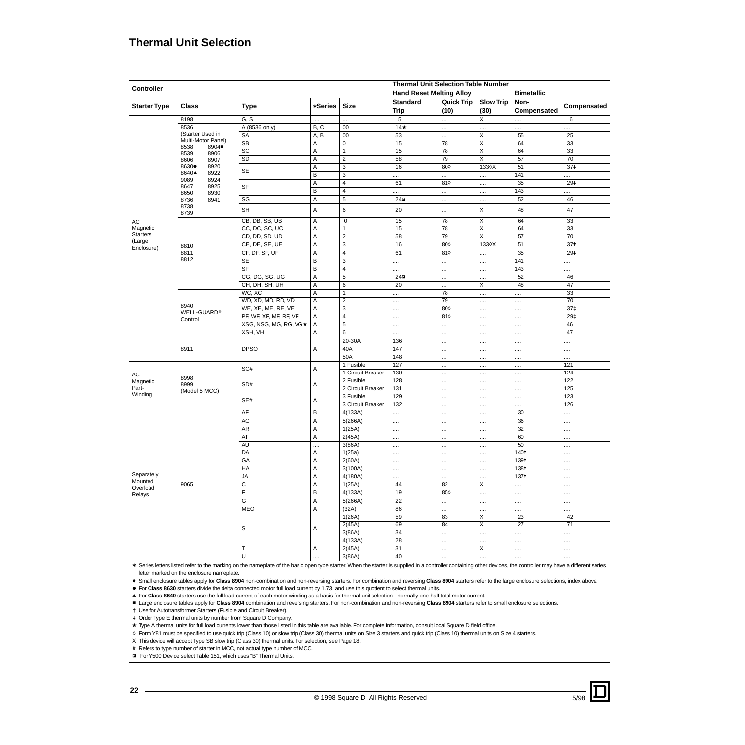# Thermal Unit Selection

| Controller | | | | | Thermal Unit Selection Table Number | | | | |
|---|---|---|---|---|---|---|---|---|---|
| | | | | | Hand Reset Melting Alloy | | | Bimetallic | |
| Starter Type | Class | Type | ∗Series | Size | Standard Trip | Quick Trip (10) | Slow Trip (30) | Non-Compensated | Compensated |
| AC Magnetic Starters (Large Enclosure) | 8198 | G, S | .... | .... | 5 | .... | X | .... | 6 |
| | 8536 (Starter Used in Multi-Motor Panel) 8538 8539 8606 8630● 8640▲ 9089 8647 8650 8736 8738 8739 8904■ 8906 8907 8920 8922 8924 8925 8930 8941 | A (8536 only) | B, C | 00 | 14★ | .... | .... | .... | .... |
| | | SA | A, B | 00 | 53 | .... | X | 55 | 25 |
| | | SB | A | 0 | 15 | 78 | X | 64 | 33 |
| | | SC | A | 1 | 15 | 78 | X | 64 | 33 |
| | | SD | A | 2 | 58 | 79 | X | 57 | 70 |
| | | SE | A | 3 | 16 | 80◊ | 133◊X | 51 | 37‡ |
| | | | B | 3 | .... | .... | .... | 141 | .... |
| | | SF | A | 4 | 61 | 81◊ | .... | 35 | 29‡ |
| | | | B | 4 | .... | .... | .... | 143 | .... |
| | | SG | A | 5 | 24◪ | .... | .... | 52 | 46 |
| | | SH | A | 6 | 20 | .... | X | 48 | 47 |
| | 8810 8811 8812 | CB, DB, SB, UB | A | 0 | 15 | 78 | X | 64 | 33 |
| | | CC, DC, SC, UC | A | 1 | 15 | 78 | X | 64 | 33 |
| | | CD, DD, SD, UD | A | 2 | 58 | 79 | X | 57 | 70 |
| | | CE, DE, SE, UE | A | 3 | 16 | 80◊ | 133◊X | 51 | 37‡ |
| | | CF, DF, SF, UF | A | 4 | 61 | 81◊ | .... | 35 | 29‡ |
| | | SE | B | 3 | .... | .... | .... | 141 | .... |
| | | SF | B | 4 | .... | .... | .... | 143 | .... |
| | | CG, DG, SG, UG | A | 5 | 24◪ | .... | .... | 52 | 46 |
| | | CH, DH, SH, UH | A | 6 | 20 | .... | X | 48 | 47 |
| | 8940 WELL-GUARD® Control | WC, XC | A | 1 | .... | 78 | .... | .... | 33 |
| | | WD, XD, MD, RD, VD | A | 2 | .... | 79 | .... | .... | 70 |
| | | WE, XE, ME, RE, VE | A | 3 | .... | 80◊ | .... | .... | 37‡ |
| | | PF, WF, XF, MF, RF, VF | A | 4 | .... | 81◊ | .... | .... | 29‡ |
| | | XSG, NSG, MG, RG, VG★ | A | 5 | .... | .... | .... | .... | 46 |
| | | XSH, VH | A | 6 | .... | .... | .... | .... | 47 |
| | 8911 | DPSO | A | 20-30A | 136 | .... | .... | .... | .... |
| | | | | 40A | 147 | .... | .... | .... | .... |
| | | | | 50A | 148 | .... | .... | .... | .... |
| AC Magnetic Part-Winding | 8998 8999 (Model 5 MCC) | SC# | A | 1 Fusible | 127 | .... | .... | .... | 121 |
| | | | | 1 Circuit Breaker | 130 | .... | .... | .... | 124 |
| | | SD# | A | 2 Fusible | 128 | .... | .... | .... | 122 |
| | | | | 2 Circuit Breaker | 131 | .... | .... | .... | 125 |
| | | SE# | A | 3 Fusible | 129 | .... | .... | .... | 123 |
| | | | | 3 Circuit Breaker | 132 | .... | .... | .... | 126 |
| Separately Mounted Overload Relays | 9065 | AF | B | 4(133A) | .... | .... | .... | 30 | .... |
| | | AG | A | 5(266A) | .... | .... | .... | 36 | .... |
| | | AR | A | 1(25A) | .... | .... | .... | 32 | .... |
| | | AT | A | 2(45A) | .... | .... | .... | 60 | .... |
| | | AU | .... | 3(86A) | .... | .... | .... | 50 | .... |
| | | DA | A | 1(25a) | .... | .... | .... | 140‡ | .... |
| | | GA | A | 2(60A) | .... | .... | .... | 139‡ | .... |
| | | HA | A | 3(100A) | .... | .... | .... | 138‡ | .... |
| | | JA | A | 4(180A) | .... | .... | .... | 137‡ | .... |
| | | C | A | 1(25A) | 44 | 82 | X | .... | .... |
| | | F | B | 4(133A) | 19 | 85◊ | .... | .... | .... |
| | | G | A | 5(266A) | 22 | .... | .... | .... | .... |
| | | MEO | A | (32A) | 86 | .... | .... | .... | .... |
| | | S | A | 1(26A) | 59 | 83 | X | 23 | 42 |
| | | | | 2(45A) | 69 | 84 | X | 27 | 71 |
| | | | | 3(86A) | 34 | .... | .... | .... | .... |
| | | | | 4(133A) | 28 | .... | .... | .... | .... |
| | | T | A | 2(45A) | 31 | .... | X | .... | .... |
| | | U | .... | 3(86A) | 40 | .... | .... | .... | .... |

∗ Series letters listed refer to the marking on the nameplate of the basic open type starter. When the starter is supplied in a controller containing other devices, the controller may have a different series letter marked on the enclosure nameplate.

♦ Small enclosure tables apply for **Class 8904** non-combination and non-reversing starters. For combination and reversing **Class 8904** starters refer to the large enclosure selections, index above.

● For **Class 8630** starters divide the delta connected motor full load current by 1.73, and use this quotient to select thermal units.

▲ For **Class 8640** starters use the full load current of each motor winding as a basis for thermal unit selection - normally one-half total motor current.

■ Large enclosure tables apply for **Class 8904** combination and reversing starters. For non-combination and non-reversing **Class 8904** starters refer to small enclosure selections.

† Use for Autotransformer Starters (Fusible and Circuit Breaker).

‡ Order Type E thermal units by number from Square D Company.

★ Type A thermal units for full load currents lower than those listed in this table are available. For complete information, consult local Square D field office.

◊ Form Y81 must be specified to use quick trip (Class 10) or slow trip (Class 30) thermal units on Size 3 starters and quick trip (Class 10) thermal units on Size 4 starters.

X This device will accept Type SB slow trip (Class 30) thermal units. For selection, see Page 18.

\# Refers to type number of starter in MCC, not actual type number of MCC.

◪ For Y500 Device select Table 151, which uses "B" Thermal Units.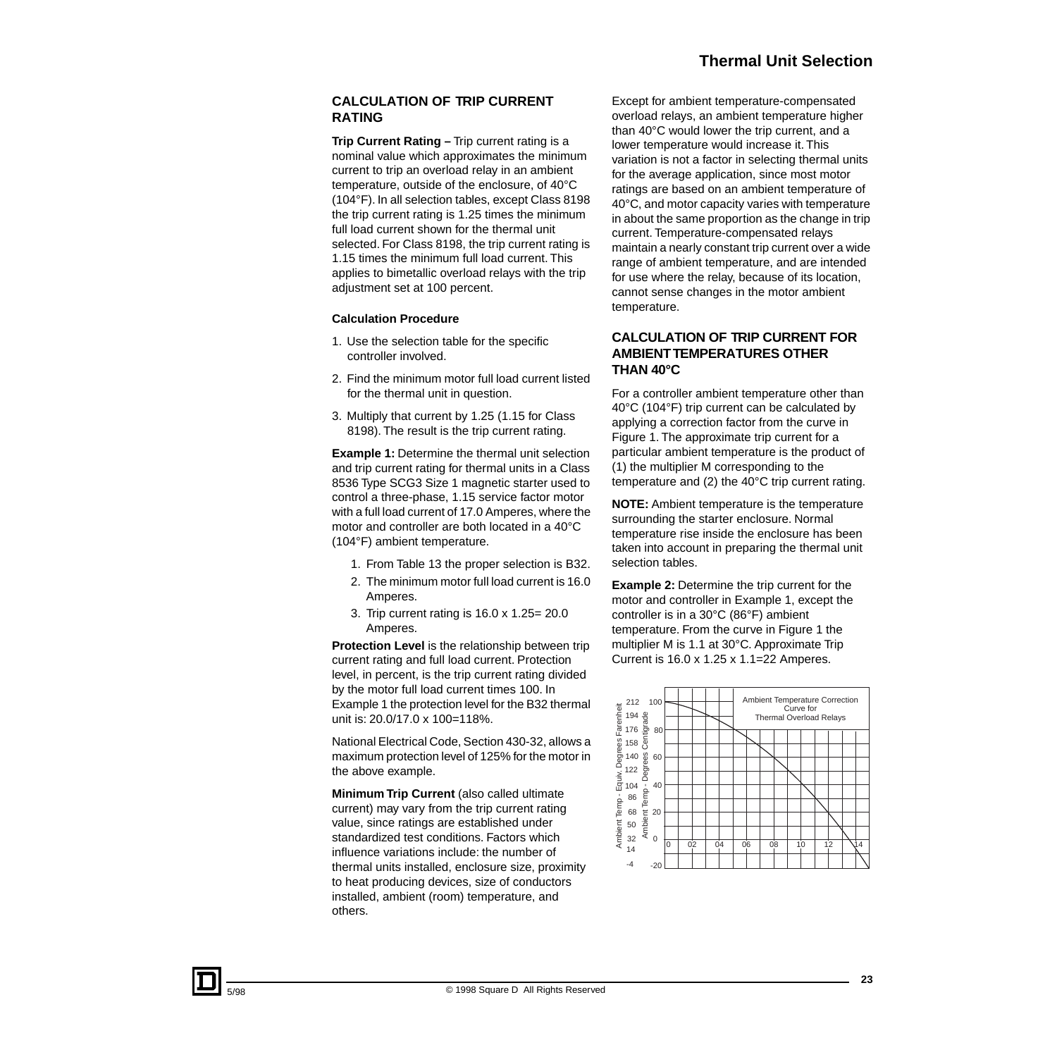## Thermal Unit Selection

### CALCULATION OF TRIP CURRENT RATING

**Trip Current Rating –** Trip current rating is a nominal value which approximates the minimum current to trip an overload relay in an ambient temperature, outside of the enclosure, of 40°C (104°F). In all selection tables, except Class 8198 the trip current rating is 1.25 times the minimum full load current shown for the thermal unit selected. For Class 8198, the trip current rating is 1.15 times the minimum full load current. This applies to bimetallic overload relays with the trip adjustment set at 100 percent.

#### Calculation Procedure

1. Use the selection table for the specific controller involved.
2. Find the minimum motor full load current listed for the thermal unit in question.
3. Multiply that current by 1.25 (1.15 for Class 8198). The result is the trip current rating.

**Example 1:** Determine the thermal unit selection and trip current rating for thermal units in a Class 8536 Type SCG3 Size 1 magnetic starter used to control a three-phase, 1.15 service factor motor with a full load current of 17.0 Amperes, where the motor and controller are both located in a 40°C (104°F) ambient temperature.

1. From Table 13 the proper selection is B32.
2. The minimum motor full load current is 16.0 Amperes.
3. Trip current rating is 16.0 x 1.25= 20.0 Amperes.

**Protection Level** is the relationship between trip current rating and full load current. Protection level, in percent, is the trip current rating divided by the motor full load current times 100. In Example 1 the protection level for the B32 thermal unit is: 20.0/17.0 x 100=118%.

National Electrical Code, Section 430-32, allows a maximum protection level of 125% for the motor in the above example.

**Minimum Trip Current** (also called ultimate current) may vary from the trip current rating value, since ratings are established under standardized test conditions. Factors which influence variations include: the number of thermal units installed, enclosure size, proximity to heat producing devices, size of conductors installed, ambient (room) temperature, and others.

Except for ambient temperature-compensated overload relays, an ambient temperature higher than 40°C would lower the trip current, and a lower temperature would increase it. This variation is not a factor in selecting thermal units for the average application, since most motor ratings are based on an ambient temperature of 40°C, and motor capacity varies with temperature in about the same proportion as the change in trip current. Temperature-compensated relays maintain a nearly constant trip current over a wide range of ambient temperature, and are intended for use where the relay, because of its location, cannot sense changes in the motor ambient temperature.

### CALCULATION OF TRIP CURRENT FOR AMBIENT TEMPERATURES OTHER THAN 40°C

For a controller ambient temperature other than 40°C (104°F) trip current can be calculated by applying a correction factor from the curve in Figure 1. The approximate trip current for a particular ambient temperature is the product of (1) the multiplier M corresponding to the temperature and (2) the 40°C trip current rating.

**NOTE:** Ambient temperature is the temperature surrounding the starter enclosure. Normal temperature rise inside the enclosure has been taken into account in preparing the thermal unit selection tables.

**Example 2:** Determine the trip current for the motor and controller in Example 1, except the controller is in a 30°C (86°F) ambient temperature. From the curve in Figure 1 the multiplier M is 1.1 at 30°C. Approximate Trip Current is 16.0 x 1.25 x 1.1=22 Amperes.

Ambient Temperature Correction Curve for Thermal Overload Relays

(Y-axis: Ambient Temp - Degrees Centigrade, -20 to 100; Ambient Temp - Equiv. Degrees Farenheit, -4 to 212. X-axis: 0, 02, 04, 06, 08, 10, 12, 14)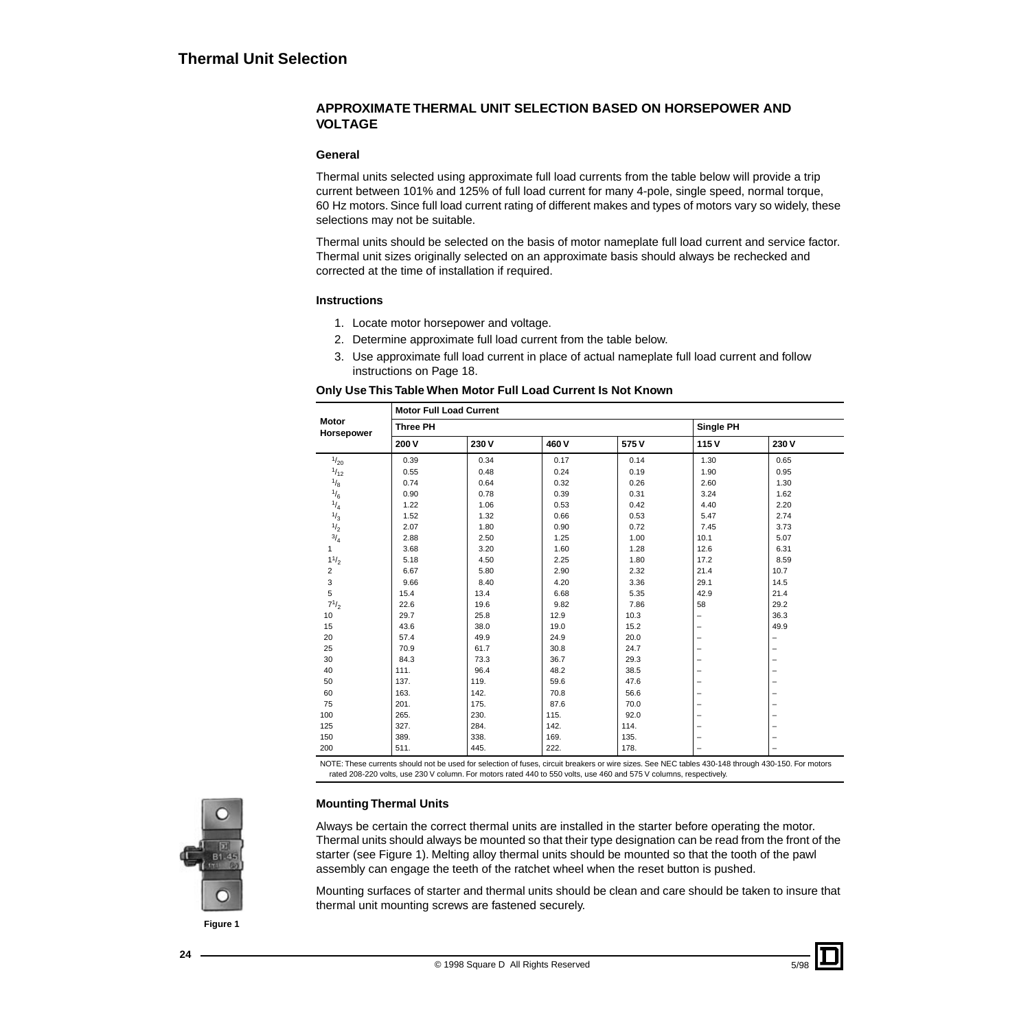# Thermal Unit Selection

## APPROXIMATE THERMAL UNIT SELECTION BASED ON HORSEPOWER AND VOLTAGE

### General

Thermal units selected using approximate full load currents from the table below will provide a trip current between 101% and 125% of full load current for many 4-pole, single speed, normal torque, 60 Hz motors. Since full load current rating of different makes and types of motors vary so widely, these selections may not be suitable.

Thermal units should be selected on the basis of motor nameplate full load current and service factor. Thermal unit sizes originally selected on an approximate basis should always be rechecked and corrected at the time of installation if required.

### Instructions

1. Locate motor horsepower and voltage.
2. Determine approximate full load current from the table below.
3. Use approximate full load current in place of actual nameplate full load current and follow instructions on Page 18.

**Only Use This Table When Motor Full Load Current Is Not Known**

| Motor Horsepower | Motor Full Load Current | | | | | |
|---|---|---|---|---|---|---|
| | Three PH | | | | Single PH | |
| | 200 V | 230 V | 460 V | 575 V | 115 V | 230 V |
| 1/20 | 0.39 | 0.34 | 0.17 | 0.14 | 1.30 | 0.65 |
| 1/12 | 0.55 | 0.48 | 0.24 | 0.19 | 1.90 | 0.95 |
| 1/8 | 0.74 | 0.64 | 0.32 | 0.26 | 2.60 | 1.30 |
| 1/6 | 0.90 | 0.78 | 0.39 | 0.31 | 3.24 | 1.62 |
| 1/4 | 1.22 | 1.06 | 0.53 | 0.42 | 4.40 | 2.20 |
| 1/3 | 1.52 | 1.32 | 0.66 | 0.53 | 5.47 | 2.74 |
| 1/2 | 2.07 | 1.80 | 0.90 | 0.72 | 7.45 | 3.73 |
| 3/4 | 2.88 | 2.50 | 1.25 | 1.00 | 10.1 | 5.07 |
| 1 | 3.68 | 3.20 | 1.60 | 1.28 | 12.6 | 6.31 |
| 1 1/2 | 5.18 | 4.50 | 2.25 | 1.80 | 17.2 | 8.59 |
| 2 | 6.67 | 5.80 | 2.90 | 2.32 | 21.4 | 10.7 |
| 3 | 9.66 | 8.40 | 4.20 | 3.36 | 29.1 | 14.5 |
| 5 | 15.4 | 13.4 | 6.68 | 5.35 | 42.9 | 21.4 |
| 7 1/2 | 22.6 | 19.6 | 9.82 | 7.86 | 58 | 29.2 |
| 10 | 29.7 | 25.8 | 12.9 | 10.3 | – | 36.3 |
| 15 | 43.6 | 38.0 | 19.0 | 15.2 | – | 49.9 |
| 20 | 57.4 | 49.9 | 24.9 | 20.0 | – | – |
| 25 | 70.9 | 61.7 | 30.8 | 24.7 | – | – |
| 30 | 84.3 | 73.3 | 36.7 | 29.3 | – | – |
| 40 | 111. | 96.4 | 48.2 | 38.5 | – | – |
| 50 | 137. | 119. | 59.6 | 47.6 | – | – |
| 60 | 163. | 142. | 70.8 | 56.6 | – | – |
| 75 | 201. | 175. | 87.6 | 70.0 | – | – |
| 100 | 265. | 230. | 115. | 92.0 | – | – |
| 125 | 327. | 284. | 142. | 114. | – | – |
| 150 | 389. | 338. | 169. | 135. | – | – |
| 200 | 511. | 445. | 222. | 178. | – | – |

NOTE: These currents should not be used for selection of fuses, circuit breakers or wire sizes. See NEC tables 430-148 through 430-150. For motors rated 208-220 volts, use 230 V column. For motors rated 440 to 550 volts, use 460 and 575 V columns, respectively.

### Mounting Thermal Units

Always be certain the correct thermal units are installed in the starter before operating the motor. Thermal units should always be mounted so that their type designation can be read from the front of the starter (see Figure 1). Melting alloy thermal units should be mounted so that the tooth of the pawl assembly can engage the teeth of the ratchet wheel when the reset button is pushed.

Mounting surfaces of starter and thermal units should be clean and care should be taken to insure that thermal unit mounting screws are fastened securely.

Figure 1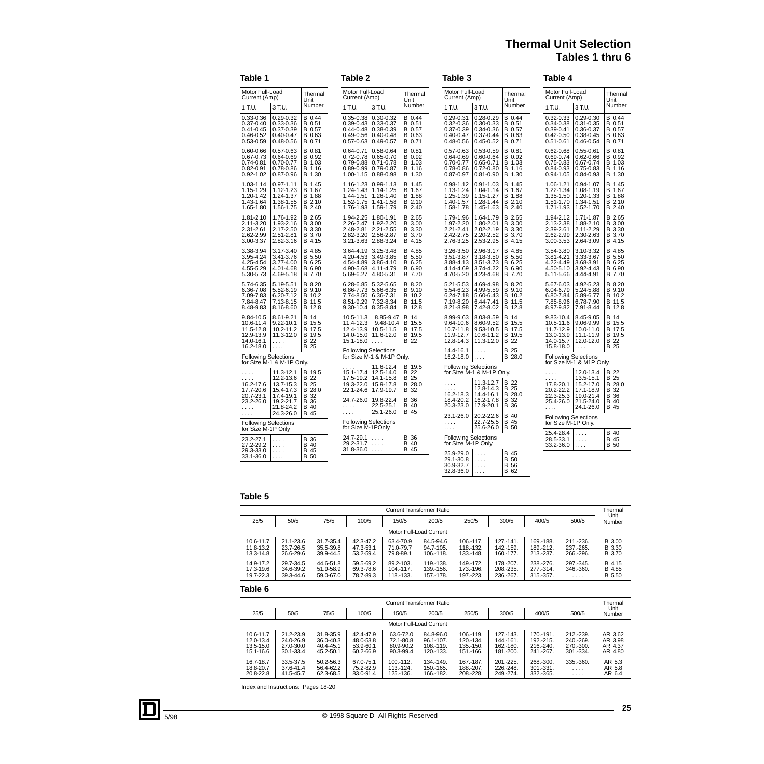# Thermal Unit Selection
## Tables 1 thru 6

### Table 1

| Motor Full-Load Current (Amp) 1 T.U. | 3 T.U. | Thermal Unit Number |
|---|---|---|
| 0.33-0.36 | 0.29-0.32 | B 0.44 |
| 0.37-0.40 | 0.33-0.36 | B 0.51 |
| 0.41-0.45 | 0.37-0.39 | B 0.57 |
| 0.46-0.52 | 0.40-0.47 | B 0.63 |
| 0.53-0.59 | 0.48-0.56 | B 0.71 |
| 0.60-0.66 | 0.57-0.63 | B 0.81 |
| 0.67-0.73 | 0.64-0.69 | B 0.92 |
| 0.74-0.81 | 0.70-0.77 | B 1.03 |
| 0.82-0.91 | 0.78-0.86 | B 1.16 |
| 0.92-1.02 | 0.87-0.96 | B 1.30 |
| 1.03-1.14 | 0.97-1.11 | B 1.45 |
| 1.15-1.29 | 1.12-1.23 | B 1.67 |
| 1.20-1.42 | 1.24-1.37 | B 1.88 |
| 1.43-1.64 | 1.38-1.55 | B 2.10 |
| 1.65-1.80 | 1.56-1.75 | B 2.40 |
| 1.81-2.10 | 1.76-1.92 | B 2.65 |
| 2.11-3.20 | 1.93-2.16 | B 3.00 |
| 2.31-2.61 | 2.17-2.50 | B 3.30 |
| 2.62-2.99 | 2.51-2.81 | B 3.70 |
| 3.00-3.37 | 2.82-3.16 | B 4.15 |
| 3.38-3.94 | 3.17-3.40 | B 4.85 |
| 3.95-4.24 | 3.41-3.76 | B 5.50 |
| 4.25-4.54 | 3.77-4.00 | B 6.25 |
| 4.55-5.29 | 4.01-4.68 | B 6.90 |
| 5.30-5.73 | 4.69-5.18 | B 7.70 |
| 5.74-6.35 | 5.19-5.51 | B 8.20 |
| 6.36-7.08 | 5.52-6.19 | B 9.10 |
| 7.09-7.83 | 6.20-7.12 | B 10.2 |
| 7.84-8.47 | 7.13-8.15 | B 11.5 |
| 8.48-9.83 | 8.16-8.60 | B 12.8 |
| 9.84-10.5 | 8.61-9.21 | B 14 |
| 10.6-11.4 | 9.22-10.1 | B 15.5 |
| 11.5-12.8 | 10.2-11.2 | B 17.5 |
| 12.9-13.9 | 11.3-12.0 | B 19.5 |
| 14.0-16.1 | .... | B 22 |
| 16.2-18.0 | .... | B 25 |
| **Following Selections for Size M-1 & M-1P Only.** | | |
| .... | 11.3-12.1 | B 19.5 |
| .... | 12.2-13.6 | B 22 |
| 16.2-17.6 | 13.7-15.3 | B 25 |
| 17.7-20.6 | 15.4-17.3 | B 28.0 |
| 20.7-23.1 | 17.4-19.1 | B 32 |
| 23.2-26.0 | 19.2-21.7 | B 36 |
| .... | 21.8-24.2 | B 40 |
| .... | 24.3-26.0 | B 45 |
| **Following Selections for Size M-1P Only** | | |
| 23.2-27.1 | .... | B 36 |
| 27.2-29.2 | .... | B 40 |
| 29.3-33.0 | .... | B 45 |
| 33.1-36.0 | .... | B 50 |

### Table 2

| Motor Full-Load Current (Amp) 1 T.U. | 3 T.U. | Thermal Unit Number |
|---|---|---|
| 0.35-0.38 | 0.30-0.32 | B 0.44 |
| 0.39-0.43 | 0.33-0.37 | B 0.51 |
| 0.44-0.48 | 0.38-0.39 | B 0.57 |
| 0.49-0.56 | 0.40-0.48 | B 0.63 |
| 0.57-0.63 | 0.49-0.57 | B 0.71 |
| 0.64-0.71 | 0.58-0.64 | B 0.81 |
| 0.72-0.78 | 0.65-0.70 | B 0.92 |
| 0.79-0.88 | 0.71-0.78 | B 1.03 |
| 0.89-0.99 | 0.79-0.87 | B 1.16 |
| 1.00-1.15 | 0.88-0.98 | B 1.30 |
| 1.16-1.23 | 0.99-1.13 | B 1.45 |
| 1.24-1.43 | 1.14-1.25 | B 1.67 |
| 1.44-1.51 | 1.26-1.40 | B 1.88 |
| 1.52-1.75 | 1.41-1.58 | B 2.10 |
| 1.76-1.93 | 1.59-1.79 | B 2.40 |
| 1.94-2.25 | 1.80-1.91 | B 2.65 |
| 2.26-2.47 | 1.92-2.20 | B 3.00 |
| 2.48-2.81 | 2.21-2.55 | B 3.30 |
| 2.82-3.20 | 2.56-2.87 | B 3.70 |
| 3.21-3.63 | 2.88-3.24 | B 4.15 |
| 3.64-4.19 | 3.25-3.48 | B 4.85 |
| 4.20-4.53 | 3.49-3.85 | B 5.50 |
| 4.54-4.89 | 3.86-4.10 | B 6.25 |
| 4.90-5.68 | 4.11-4.79 | B 6.90 |
| 5.69-6.27 | 4.80-5.31 | B 7.70 |
| 6.28-6.85 | 5.32-5.65 | B 8.20 |
| 6.86-7.73 | 5.66-6.35 | B 9.10 |
| 7.74-8.50 | 6.36-7.31 | B 10.2 |
| 8.51-9.29 | 7.32-8.34 | B 11.5 |
| 9.30-10.4 | 8.35-8.84 | B 12.8 |
| 10.5-11.3 | 8.85-9.47 | B 14 |
| 11.4-12.3 | 9.48-10.4 | B 15.5 |
| 12.4-13.9 | 10.5-11.5 | B 17.5 |
| 14.0-15.0 | 11.6-12.0 | B 19.5 |
| 15.1-18.0 | .... | B 22 |
| **Following Selections for Size M-1 & M-1P Only.** | | |
| .... | 11.6-12.4 | B 19.5 |
| 15.1-17.4 | 12.5-14.0 | B 22 |
| 17.5-19.2 | 14.1-15.8 | B 25 |
| 19.3-22.0 | 15.9-17.8 | B 28.0 |
| 22.1-24.6 | 17.9-19.7 | B 32 |
| 24.7-26.0 | 19.8-22.4 | B 36 |
| .... | 22.5-25.1 | B 40 |
| .... | 25.1-26.0 | B 45 |
| **Following Selections for Size M-1POnly.** | | |
| 24.7-29.1 | .... | B 36 |
| 29.2-31.7 | .... | B 40 |
| 31.8-36.0 | .... | B 45 |

### Table 3

| Motor Full-Load Current (Amp) 1 T.U. | 3 T.U. | Thermal Unit Number |
|---|---|---|
| 0.29-0.31 | 0.28-0.29 | B 0.44 |
| 0.32-0.36 | 0.30-0.33 | B 0.51 |
| 0.37-0.39 | 0.34-0.36 | B 0.57 |
| 0.40-0.47 | 0.37-0.44 | B 0.63 |
| 0.48-0.56 | 0.45-0.52 | B 0.71 |
| 0.57-0.63 | 0.53-0.59 | B 0.81 |
| 0.64-0.69 | 0.60-0.64 | B 0.92 |
| 0.70-0.77 | 0.65-0.71 | B 1.03 |
| 0.78-0.86 | 0.72-0.80 | B 1.16 |
| 0.87-0.97 | 0.81-0.90 | B 1.30 |
| 0.98-1.12 | 0.91-1.03 | B 1.45 |
| 1.13-1.24 | 1.04-1.14 | B 1.67 |
| 1.25-1.39 | 1.15-1.27 | B 1.88 |
| 1.40-1.57 | 1.28-1.44 | B 2.10 |
| 1.58-1.78 | 1.45-1.63 | B 2.40 |
| 1.79-1.96 | 1.64-1.79 | B 2.65 |
| 1.97-2.20 | 1.80-2.01 | B 3.00 |
| 2.21-2.41 | 2.02-2.19 | B 3.30 |
| 2.42-2.75 | 2.20-2.52 | B 3.70 |
| 2.76-3.25 | 2.53-2.95 | B 4.15 |
| 3.26-3.50 | 2.96-3.17 | B 4.85 |
| 3.51-3.87 | 3.18-3.50 | B 5.50 |
| 3.88-4.13 | 3.51-3.73 | B 6.25 |
| 4.14-4.69 | 3.74-4.22 | B 6.90 |
| 4.70-5.20 | 4.23-4.68 | B 7.70 |
| 5.21-5.53 | 4.69-4.98 | B 8.20 |
| 5.54-6.23 | 4.99-5.59 | B 9.10 |
| 6.24-7.18 | 5.60-6.43 | B 10.2 |
| 7.19-8.20 | 6.44-7.41 | B 11.5 |
| 8.21-8.98 | 7.42-8.02 | B 12.8 |
| 8.99-9.63 | 8.03-8.59 | B 14 |
| 9.64-10.6 | 8.60-9.52 | B 15.5 |
| 10.7-11.8 | 9.53-10.5 | B 17.5 |
| 11.9-12.7 | 10.6-11.2 | B 19.5 |
| 12.8-14.3 | 11.3-12.0 | B 22 |
| 14.4-16.1 | .... | B 25 |
| 16.2-18.0 | .... | B 28.0 |
| **Following Selections for Size M-1 & M-1P Only.** | | |
| .... | 11.3-12.7 | B 22 |
| .... | 12.8-14.3 | B 25 |
| 16.2-18.3 | 14.4-16.1 | B 28.0 |
| 18.4-20.2 | 16.2-17.8 | B 32 |
| 20.3-23.0 | 17.9-20.1 | B 36 |
| 23.1-26.0 | 20.2-22.6 | B 40 |
| .... | 22.7-25.5 | B 45 |
| .... | 25.6-26.0 | B 50 |
| **Following Selections for Size M-1P Only** | | |
| 25.9-29.0 | .... | B 45 |
| 29.1-30.8 | .... | B 50 |
| 30.9-32.7 | .... | B 56 |
| 32.8-36.0 | .... | B 62 |

### Table 4

| Motor Full-Load Current (Amp) 1 T.U. | 3 T.U. | Thermal Unit Number |
|---|---|---|
| 0.32-0.33 | 0.29-0.30 | B 0.44 |
| 0.34-0.38 | 0.31-0.35 | B 0.51 |
| 0.39-0.41 | 0.36-0.37 | B 0.57 |
| 0.42-0.50 | 0.38-0.45 | B 0.63 |
| 0.51-0.61 | 0.46-0.54 | B 0.71 |
| 0.62-0.68 | 0.55-0.61 | B 0.81 |
| 0.69-0.74 | 0.62-0.66 | B 0.92 |
| 0.75-0.83 | 0.67-0.74 | B 1.03 |
| 0.84-0.93 | 0.75-0.83 | B 1.16 |
| 0.94-1.05 | 0.84-0.93 | B 1.30 |
| 1.06-1.21 | 0.94-1.07 | B 1.45 |
| 1.22-1.34 | 1.08-1.19 | B 1.67 |
| 1.35-1.50 | 1.20-1.33 | B 1.88 |
| 1.51-1.70 | 1.34-1.51 | B 2.10 |
| 1.71-1.93 | 1.52-1.70 | B 2.40 |
| 1.94-2.12 | 1.71-1.87 | B 2.65 |
| 2.13-2.38 | 1.88-2.10 | B 3.00 |
| 2.39-2.61 | 2.11-2.29 | B 3.30 |
| 2.62-2.99 | 2.30-2.63 | B 3.70 |
| 3.00-3.53 | 2.64-3.09 | B 4.15 |
| 3.54-3.80 | 3.10-3.32 | B 4.85 |
| 3.81-4.21 | 3.33-3.67 | B 5.50 |
| 4.22-4.49 | 3.68-3.91 | B 6.25 |
| 4.50-5.10 | 3.92-4.43 | B 6.90 |
| 5.11-5.66 | 4.44-4.91 | B 7.70 |
| 5.67-6.03 | 4.92-5.23 | B 8.20 |
| 6.04-6.79 | 5.24-5.88 | B 9.10 |
| 6.80-7.84 | 5.89-6.77 | B 10.2 |
| 7.85-8.96 | 6.78-7.90 | B 11.5 |
| 8.97-9.82 | 7.91-8.44 | B 12.8 |
| 9.83-10.4 | 8.45-9.05 | B 14 |
| 10.5-11.6 | 9.06-9.99 | B 15.5 |
| 11.7-12.9 | 10.0-11.0 | B 17.5 |
| 13.0-13.9 | 11.1-11.9 | B 19.5 |
| 14.0-15.7 | 12.0-12.0 | B 22 |
| 15.8-18.0 | .... | B 25 |
| **Following Selections for Size M-1 & M1P Only.** | | |
| .... | 12.0-13.4 | B 22 |
| .... | 13.5-15.1 | B 25 |
| 17.8-20.1 | 15.2-17.0 | B 28.0 |
| 20.2-22.2 | 17.1-18.9 | B 32 |
| 22.3-25.3 | 19.0-21.4 | B 36 |
| 25.4-26.0 | 21.5-24.0 | B 40 |
| .... | 24.1-26.0 | B 45 |
| **Following Selections for Size M-1P Only.** | | |
| 25.4-28.4 | .... | B 40 |
| 28.5-33.1 | .... | B 45 |
| 33.2-36.0 | .... | B 50 |

### Table 5

| Current Transformer Ratio 25/5 | 50/5 | 75/5 | 100/5 | 150/5 | 200/5 | 250/5 | 300/5 | 400/5 | 500/5 | Thermal Unit Number |
|---|---|---|---|---|---|---|---|---|---|---|
| **Motor Full-Load Current** | | | | | | | | | | |
| 10.6-11.7 | 21.1-23.6 | 31.7-35.4 | 42.3-47.2 | 63.4-70.9 | 84.5-94.6 | 106.-117. | 127.-141. | 169.-188. | 211.-236. | B 3.00 |
| 11.8-13.2 | 23.7-26.5 | 35.5-39.8 | 47.3-53.1 | 71.0-79.7 | 94.7-105. | 118.-132. | 142.-159. | 189.-212. | 237.-265. | B 3.30 |
| 13.3-14.8 | 26.6-29.6 | 39.9-44.5 | 53.2-59.4 | 79.8-89.1 | 106.-118. | 133.-148. | 160.-177. | 213.-237. | 266.-296. | B 3.70 |
| 14.9-17.2 | 29.7-34.5 | 44.6-51.8 | 59.5-69.2 | 89.2-103. | 119.-138. | 149.-172. | 178.-207. | 238.-276. | 297.-345. | B 4.15 |
| 17.3-19.6 | 34.6-39.2 | 51.9-58.9 | 69.3-78.6 | 104.-117. | 139.-156. | 173.-196. | 208.-235. | 277.-314. | 346.-360. | B 4.85 |
| 19.7-22.3 | 39.3-44.6 | 59.0-67.0 | 78.7-89.3 | 118.-133. | 157.-178. | 197.-223. | 236.-267. | 315.-357. | .... | B 5.50 |

### Table 6

| Current Transformer Ratio 25/5 | 50/5 | 75/5 | 100/5 | 150/5 | 200/5 | 250/5 | 300/5 | 400/5 | 500/5 | Thermal Unit Number |
|---|---|---|---|---|---|---|---|---|---|---|
| **Motor Full-Load Current** | | | | | | | | | | |
| 10.6-11.7 | 21.2-23.9 | 31.8-35.9 | 42.4-47.9 | 63.6-72.0 | 84.8-96.0 | 106.-119. | 127.-143. | 170.-191. | 212.-239. | AR 3.62 |
| 12.0-13.4 | 24.0-26.9 | 36.0-40.3 | 48.0-53.8 | 72.1-80.8 | 96.1-107. | 120.-134. | 144.-161. | 192.-215. | 240.-269. | AR 3.98 |
| 13.5-15.0 | 27.0-30.0 | 40.4-45.1 | 53.9-60.1 | 80.9-90.2 | 108.-119. | 135.-150. | 162.-180. | 216.-240. | 270.-300. | AR 4.37 |
| 15.1-16.6 | 30.1-33.4 | 45.2-50.1 | 60.2-66.9 | 90.3-99.4 | 120.-133. | 151.-166. | 181.-200. | 241.-267. | 301.-334. | AR 4.80 |
| 16.7-18.7 | 33.5-37.5 | 50.2-56.3 | 67.0-75.1 | 100.-112. | 134.-149. | 167.-187. | 201.-225. | 268.-300. | 335.-360. | AR 5.3 |
| 18.8-20.7 | 37.6-41.4 | 56.4-62.2 | 75.2-82.9 | 113.-124. | 150.-165. | 188.-207. | 226.-248. | 301.-331. | .... | AR 5.8 |
| 20.8-22.8 | 41.5-45.7 | 62.3-68.5 | 83.0-91.4 | 125.-136. | 166.-182. | 208.-228. | 249.-274. | 332.-365. | .... | AR 6.4 |

Index and Instructions: Pages 18-20

5/98 © 1998 Square D All Rights Reserved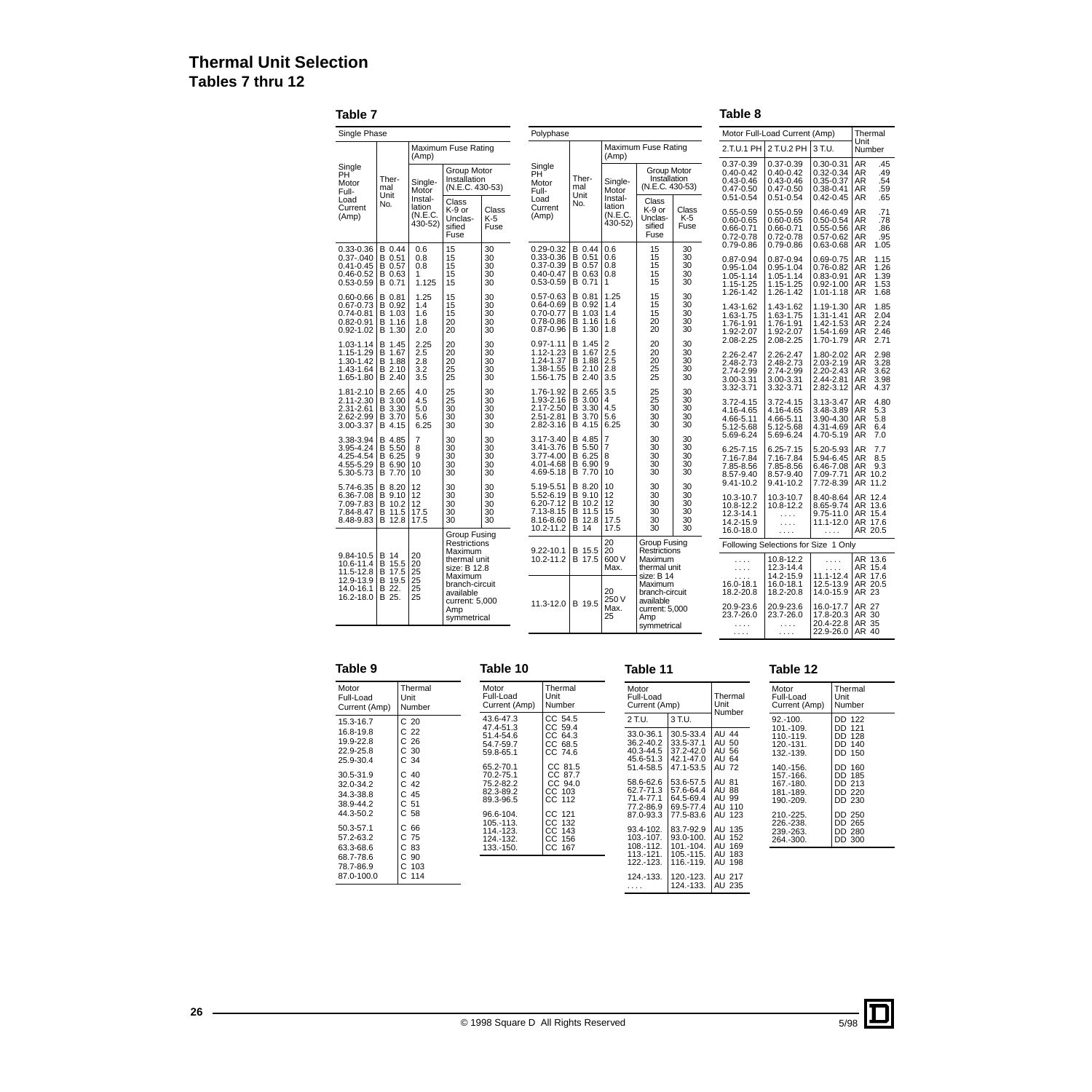# Thermal Unit Selection

## Tables 7 thru 12

### Table 7

**Single Phase**

| Single PH Motor Full-Load Current (Amp) | Thermal Unit No. | Maximum Fuse Rating (Amp) Single-Motor Installation (N.E.C. 430-52) | Group Motor Installation (N.E.C. 430-53) Class K-9 or Unclassified Fuse | Group Motor Installation (N.E.C. 430-53) Class K-5 Fuse |
|---|---|---|---|---|
| 0.33-0.36 | B 0.44 | 0.6 | 15 | 30 |
| 0.37-.040 | B 0.51 | 0.8 | 15 | 30 |
| 0.41-0.45 | B 0.57 | 0.8 | 15 | 30 |
| 0.46-0.52 | B 0.63 | 1 | 15 | 30 |
| 0.53-0.59 | B 0.71 | 1.125 | 15 | 30 |
| 0.60-0.66 | B 0.81 | 1.25 | 15 | 30 |
| 0.67-0.73 | B 0.92 | 1.4 | 15 | 30 |
| 0.74-0.81 | B 1.03 | 1.6 | 15 | 30 |
| 0.82-0.91 | B 1.16 | 1.8 | 20 | 30 |
| 0.92-1.02 | B 1.30 | 2.0 | 20 | 30 |
| 1.03-1.14 | B 1.45 | 2.25 | 20 | 30 |
| 1.15-1.29 | B 1.67 | 2.5 | 20 | 30 |
| 1.30-1.42 | B 1.88 | 2.8 | 20 | 30 |
| 1.43-1.64 | B 2.10 | 3.2 | 25 | 30 |
| 1.65-1.80 | B 2.40 | 3.5 | 25 | 30 |
| 1.81-2.10 | B 2.65 | 4.0 | 25 | 30 |
| 2.11-2.30 | B 3.00 | 4.5 | 25 | 30 |
| 2.31-2.61 | B 3.30 | 5.0 | 30 | 30 |
| 2.62-2.99 | B 3.70 | 5.6 | 30 | 30 |
| 3.00-3.37 | B 4.15 | 6.25 | 30 | 30 |
| 3.38-3.94 | B 4.85 | 7 | 30 | 30 |
| 3.95-4.24 | B 5.50 | 8 | 30 | 30 |
| 4.25-4.54 | B 6.25 | 9 | 30 | 30 |
| 4.55-5.29 | B 6.90 | 10 | 30 | 30 |
| 5.30-5.73 | B 7.70 | 10 | 30 | 30 |
| 5.74-6.35 | B 8.20 | 12 | 30 | 30 |
| 6.36-7.08 | B 9.10 | 12 | 30 | 30 |
| 7.09-7.83 | B 10.2 | 12 | 30 | 30 |
| 7.84-8.47 | B 11.5 | 17.5 | 30 | 30 |
| 8.48-9.83 | B 12.8 | 17.5 | 30 | 30 |
| 9.84-10.5 | B 14 | 20 | Group Fusing Restrictions Maximum thermal unit size: B 12.8 Maximum branch-circuit available current: 5,000 Amp symmetrical | |
| 10.6-11.4 | B 15.5 | 20 | | |
| 11.5-12.8 | B 17.5 | 25 | | |
| 12.9-13.9 | B 19.5 | 25 | | |
| 14.0-16.1 | B 22. | 25 | | |
| 16.2-18.0 | B 25. | 25 | | |

**Polyphase**

| Single PH Motor Full-Load Current (Amp) | Thermal Unit No. | Maximum Fuse Rating (Amp) Single-Motor Installation (N.E.C. 430-52) | Group Motor Installation (N.E.C. 430-53) Class K-9 or Unclassified Fuse | Group Motor Installation (N.E.C. 430-53) Class K-5 Fuse |
|---|---|---|---|---|
| 0.29-0.32 | B 0.44 | 0.6 | 15 | 30 |
| 0.33-0.36 | B 0.51 | 0.6 | 15 | 30 |
| 0.37-0.39 | B 0.57 | 0.8 | 15 | 30 |
| 0.40-0.47 | B 0.63 | 0.8 | 15 | 30 |
| 0.53-0.59 | B 0.71 | 1 | 15 | 30 |
| 0.57-0.63 | B 0.81 | 1.25 | 15 | 30 |
| 0.64-0.69 | B 0.92 | 1.4 | 15 | 30 |
| 0.70-0.77 | B 1.03 | 1.4 | 15 | 30 |
| 0.78-0.86 | B 1.16 | 1.6 | 20 | 30 |
| 0.87-0.96 | B 1.30 | 1.8 | 20 | 30 |
| 0.97-1.11 | B 1.45 | 2 | 20 | 30 |
| 1.12-1.23 | B 1.67 | 2.5 | 20 | 30 |
| 1.24-1.37 | B 1.88 | 2.5 | 20 | 30 |
| 1.38-1.55 | B 2.10 | 2.8 | 25 | 30 |
| 1.56-1.75 | B 2.40 | 3.5 | 25 | 30 |
| 1.76-1.92 | B 2.65 | 3.5 | 25 | 30 |
| 1.93-2.16 | B 3.00 | 4 | 25 | 30 |
| 2.17-2.50 | B 3.30 | 4.5 | 30 | 30 |
| 2.51-2.81 | B 3.70 | 5.6 | 30 | 30 |
| 2.82-3.16 | B 4.15 | 6.25 | 30 | 30 |
| 3.17-3.40 | B 4.85 | 7 | 30 | 30 |
| 3.41-3.76 | B 5.50 | 7 | 30 | 30 |
| 3.77-4.00 | B 6.25 | 8 | 30 | 30 |
| 4.01-4.68 | B 6.90 | 9 | 30 | 30 |
| 4.69-5.18 | B 7.70 | 10 | 30 | 30 |
| 5.19-5.51 | B 8.20 | 10 | 30 | 30 |
| 5.52-6.19 | B 9.10 | 12 | 30 | 30 |
| 6.20-7.12 | B 10.2 | 12 | 30 | 30 |
| 7.13-8.15 | B 11.5 | 15 | 30 | 30 |
| 8.16-8.60 | B 12.8 | 17.5 | 30 | 30 |
| 10.2-11.2 | B 14 | 17.5 | 30 | 30 |
| 9.22-10.1 | B 15.5 | 20 20 | Group Fusing Restrictions Maximum thermal unit size: B 14 Maximum branch-circuit available current: 5,000 Amp symmetrical | |
| 10.2-11.2 | B 17.5 | 600 V Max. 20 | | |
| 11.3-12.0 | B 19.5 | 250 V Max. 25 | | |

### Table 8

| Motor Full-Load Current (Amp) 2.T.U.1 PH | 2 T.U.2 PH | 3 T.U. | Thermal Unit Number |
|---|---|---|---|
| 0.37-0.39 | 0.37-0.39 | 0.30-0.31 | AR .45 |
| 0.40-0.42 | 0.40-0.42 | 0.32-0.34 | AR .49 |
| 0.43-0.46 | 0.43-0.46 | 0.35-0.37 | AR .54 |
| 0.47-0.50 | 0.47-0.50 | 0.38-0.41 | AR .59 |
| 0.51-0.54 | 0.51-0.54 | 0.42-0.45 | AR .65 |
| 0.55-0.59 | 0.55-0.59 | 0.46-0.49 | AR .71 |
| 0.60-0.65 | 0.60-0.65 | 0.50-0.54 | AR .78 |
| 0.66-0.71 | 0.66-0.71 | 0.55-0.56 | AR .86 |
| 0.72-0.78 | 0.72-0.78 | 0.57-0.62 | AR .95 |
| 0.79-0.86 | 0.79-0.86 | 0.63-0.68 | AR 1.05 |
| 0.87-0.94 | 0.87-0.94 | 0.69-0.75 | AR 1.15 |
| 0.95-1.04 | 0.95-1.04 | 0.76-0.82 | AR 1.26 |
| 1.05-1.14 | 1.05-1.14 | 0.83-0.91 | AR 1.39 |
| 1.15-1.25 | 1.15-1.25 | 0.92-1.00 | AR 1.53 |
| 1.26-1.42 | 1.26-1.42 | 1.01-1.18 | AR 1.68 |
| 1.43-1.62 | 1.43-1.62 | 1.19-1.30 | AR 1.85 |
| 1.63-1.75 | 1.63-1.75 | 1.31-1.41 | AR 2.04 |
| 1.76-1.91 | 1.76-1.91 | 1.42-1.53 | AR 2.24 |
| 1.92-2.07 | 1.92-2.07 | 1.54-1.69 | AR 2.46 |
| 2.08-2.25 | 2.08-2.25 | 1.70-1.79 | AR 2.71 |
| 2.26-2.47 | 2.26-2.47 | 1.80-2.02 | AR 2.98 |
| 2.48-2.73 | 2.48-2.73 | 2.03-2.19 | AR 3.28 |
| 2.74-2.99 | 2.74-2.99 | 2.20-2.43 | AR 3.62 |
| 3.00-3.31 | 3.00-3.31 | 2.44-2.81 | AR 3.98 |
| 3.32-3.71 | 3.32-3.71 | 2.82-3.12 | AR 4.37 |
| 3.72-4.15 | 3.72-4.15 | 3.13-3.47 | AR 4.80 |
| 4.16-4.65 | 4.16-4.65 | 3.48-3.89 | AR 5.3 |
| 4.66-5.11 | 4.66-5.11 | 3.90-4.30 | AR 5.8 |
| 5.12-5.68 | 5.12-5.68 | 4.31-4.69 | AR 6.4 |
| 5.69-6.24 | 5.69-6.24 | 4.70-5.19 | AR 7.0 |
| 6.25-7.15 | 6.25-7.15 | 5.20-5.93 | AR 7.7 |
| 7.16-7.84 | 7.16-7.84 | 5.94-6.45 | AR 8.5 |
| 7.85-8.56 | 7.85-8.56 | 6.46-7.08 | AR 9.3 |
| 8.57-9.40 | 8.57-9.40 | 7.09-7.71 | AR 10.2 |
| 9.41-10.2 | 9.41-10.2 | 7.72-8.39 | AR 11.2 |
| 10.3-10.7 | 10.3-10.7 | 8.40-8.64 | AR 12.4 |
| 10.8-12.2 | 10.8-12.2 | 8.65-9.74 | AR 13.6 |
| 12.3-14.1 | .... | 9.75-11.0 | AR 15.4 |
| 14.2-15.9 | .... | 11.1-12.0 | AR 17.6 |
| 16.0-18.0 | .... | .... | AR 20.5 |
| Following Selections for Size 1 Only | | | |
| .... | 10.8-12.2 | .... | AR 13.6 |
| .... | 12.3-14.4 | .... | AR 15.4 |
| .... | 14.2-15.9 | 11.1-12.4 | AR 17.6 |
| 16.0-18.1 | 16.0-18.1 | 12.5-13.9 | AR 20.5 |
| 18.2-20.8 | 18.2-20.8 | 14.0-15.9 | AR 23 |
| 20.9-23.6 | 20.9-23.6 | 16.0-17.7 | AR 27 |
| 23.7-26.0 | 23.7-26.0 | 17.8-20.3 | AR 30 |
| .... | .... | 20.4-22.8 | AR 35 |
| .... | .... | 22.9-26.0 | AR 40 |

### Table 9

| Motor Full-Load Current (Amp) | Thermal Unit Number |
|---|---|
| 15.3-16.7 | C 20 |
| 16.8-19.8 | C 22 |
| 19.9-22.8 | C 26 |
| 22.9-25.8 | C 30 |
| 25.9-30.4 | C 34 |
| 30.5-31.9 | C 40 |
| 32.0-34.2 | C 42 |
| 34.3-38.8 | C 45 |
| 38.9-44.2 | C 51 |
| 44.3-50.2 | C 58 |
| 50.3-57.1 | C 66 |
| 57.2-63.2 | C 75 |
| 63.3-68.6 | C 83 |
| 68.7-78.6 | C 90 |
| 78.7-86.9 | C 103 |
| 87.0-100.0 | C 114 |

### Table 10

| Motor Full-Load Current (Amp) | Thermal Unit Number |
|---|---|
| 43.6-47.3 | CC 54.5 |
| 47.4-51.3 | CC 59.4 |
| 51.4-54.6 | CC 64.3 |
| 54.7-59.7 | CC 68.5 |
| 59.8-65.1 | CC 74.6 |
| 65.2-70.1 | CC 81.5 |
| 70.2-75.1 | CC 87.7 |
| 75.2-82.2 | CC 94.0 |
| 82.3-89.2 | CC 103 |
| 89.3-96.5 | CC 112 |
| 96.6-104. | CC 121 |
| 105.-113. | CC 132 |
| 114.-123. | CC 143 |
| 124.-132. | CC 156 |
| 133.-150. | CC 167 |

### Table 11

| Motor Full-Load Current (Amp) 2 T.U. | 3 T.U. | Thermal Unit Number |
|---|---|---|
| 33.0-36.1 | 30.5-33.4 | AU 44 |
| 36.2-40.2 | 33.5-37.1 | AU 50 |
| 40.3-44.5 | 37.2-42.0 | AU 56 |
| 45.6-51.3 | 42.1-47.0 | AU 64 |
| 51.4-58.5 | 47.1-53.5 | AU 72 |
| 58.6-62.6 | 53.6-57.5 | AU 81 |
| 62.7-71.3 | 57.6-64.4 | AU 88 |
| 71.4-77.1 | 64.5-69.4 | AU 99 |
| 77.2-86.9 | 69.5-77.4 | AU 110 |
| 87.0-93.3 | 77.5-83.6 | AU 123 |
| 93.4-102. | 83.7-92.9 | AU 135 |
| 103.-107. | 93.0-100. | AU 152 |
| 108.-112. | 101.-104. | AU 169 |
| 113.-121. | 105.-115. | AU 183 |
| 122.-123. | 116.-119. | AU 198 |
| 124.-133. | 120.-123. | AU 217 |
| .... | 124.-133. | AU 235 |

### Table 12

| Motor Full-Load Current (Amp) | Thermal Unit Number |
|---|---|
| 92.-100. | DD 122 |
| 101.-109. | DD 121 |
| 110.-119. | DD 128 |
| 120.-131. | DD 140 |
| 132.-139. | DD 150 |
| 140.-156. | DD 160 |
| 157.-166. | DD 185 |
| 167.-180. | DD 213 |
| 181.-189. | DD 220 |
| 190.-209. | DD 230 |
| 210.-225. | DD 250 |
| 226.-238. | DD 265 |
| 239.-263. | DD 280 |
| 264.-300. | DD 300 |

© 1998 Square D All Rights Reserved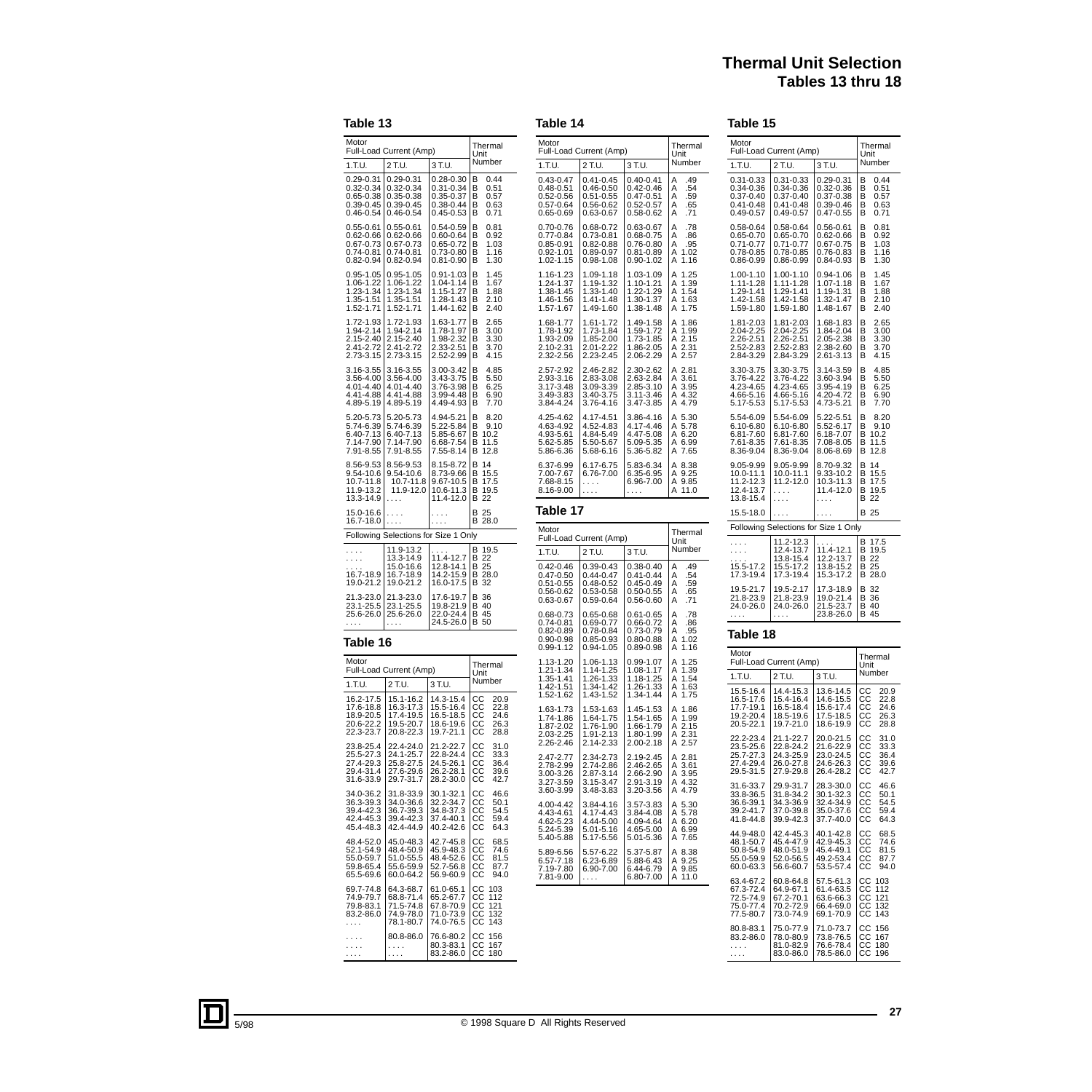# Thermal Unit Selection
## Tables 13 thru 18

### Table 13

| Motor Full-Load Current (Amp) | | | Thermal Unit Number |
|---|---|---|---|
| 1.T.U. | 2 T.U. | 3 T.U. | |
| 0.29-0.31 | 0.29-0.31 | 0.28-0.30 | B 0.44 |
| 0.32-0.34 | 0.32-0.34 | 0.31-0.34 | B 0.51 |
| 0.65-0.38 | 0.35-0.38 | 0.35-0.37 | B 0.57 |
| 0.39-0.45 | 0.39-0.45 | 0.38-0.44 | B 0.63 |
| 0.46-0.54 | 0.46-0.54 | 0.45-0.53 | B 0.71 |
| 0.55-0.61 | 0.55-0.61 | 0.54-0.59 | B 0.81 |
| 0.62-0.66 | 0.62-0.66 | 0.60-0.64 | B 0.92 |
| 0.67-0.73 | 0.67-0.73 | 0.65-0.72 | B 1.03 |
| 0.74-0.81 | 0.74-0.81 | 0.73-0.80 | B 1.16 |
| 0.82-0.94 | 0.82-0.94 | 0.81-0.90 | B 1.30 |
| 0.95-1.05 | 0.95-1.05 | 0.91-1.03 | B 1.45 |
| 1.06-1.22 | 1.06-1.22 | 1.04-1.14 | B 1.67 |
| 1.23-1.34 | 1.23-1.34 | 1.15-1.27 | B 1.88 |
| 1.35-1.51 | 1.35-1.51 | 1.28-1.43 | B 2.10 |
| 1.52-1.71 | 1.52-1.71 | 1.44-1.62 | B 2.40 |
| 1.72-1.93 | 1.72-1.93 | 1.63-1.77 | B 2.65 |
| 1.94-2.14 | 1.94-2.14 | 1.78-1.97 | B 3.00 |
| 2.15-2.40 | 2.15-2.40 | 1.98-2.32 | B 3.30 |
| 2.41-2.72 | 2.41-2.72 | 2.33-2.51 | B 3.70 |
| 2.73-3.15 | 2.73-3.15 | 2.52-2.99 | B 4.15 |
| 3.16-3.55 | 3.16-3.55 | 3.00-3.42 | B 4.85 |
| 3.56-4.00 | 3.56-4.00 | 3.43-3.75 | B 5.50 |
| 4.01-4.40 | 4.01-4.40 | 3.76-3.98 | B 6.25 |
| 4.41-4.88 | 4.41-4.88 | 3.99-4.48 | B 6.90 |
| 4.89-5.19 | 4.89-5.19 | 4.49-4.93 | B 7.70 |
| 5.20-5.73 | 5.20-5.73 | 4.94-5.21 | B 8.20 |
| 5.74-6.39 | 5.74-6.39 | 5.22-5.84 | B 9.10 |
| 6.40-7.13 | 6.40-7.13 | 5.85-6.67 | B 10.2 |
| 7.14-7.90 | 7.14-7.90 | 6.68-7.54 | B 11.5 |
| 7.91-8.55 | 7.91-8.55 | 7.55-8.14 | B 12.8 |
| 8.56-9.53 | 8.56-9.53 | 8.15-8.72 | B 14 |
| 9.54-10.6 | 9.54-10.6 | 8.73-9.66 | B 15.5 |
| 10.7-11.8 | 10.7-11.8 | 9.67-10.5 | B 17.5 |
| 11.9-13.2 | 11.9-12.0 | 10.6-11.3 | B 19.5 |
| 13.3-14.9 | .... | 11.4-12.0 | B 22 |
| 15.0-16.6 | .... | .... | B 25 |
| 16.7-18.0 | .... | .... | B 28.0 |
| Following Selections for Size 1 Only | | | |
| .... | 11.9-13.2 | .... | B 19.5 |
| .... | 13.3-14.9 | 11.4-12.7 | B 22 |
| .... | 15.0-16.6 | 12.8-14.1 | B 25 |
| 16.7-18.9 | 16.7-18.9 | 14.2-15.9 | B 28.0 |
| 19.0-21.2 | 19.0-21.2 | 16.0-17.5 | B 32 |
| 21.3-23.0 | 21.3-23.0 | 17.6-19.7 | B 36 |
| 23.1-25.5 | 23.1-25.5 | 19.8-21.9 | B 40 |
| 25.6-26.0 | 25.6-26.0 | 22.0-24.4 | B 45 |
| .... | .... | 24.5-26.0 | B 50 |

### Table 16

| Motor Full-Load Current (Amp) | | | Thermal Unit Number |
|---|---|---|---|
| 1.T.U. | 2 T.U. | 3 T.U. | |
| 16.2-17.5 | 15.1-16.2 | 14.3-15.4 | CC 20.9 |
| 17.6-18.8 | 16.3-17.3 | 15.5-16.4 | CC 22.8 |
| 18.9-20.5 | 17.4-19.5 | 16.5-18.5 | CC 24.6 |
| 20.6-22.2 | 19.5-20.7 | 18.6-19.6 | CC 26.3 |
| 22.3-23.7 | 20.8-22.3 | 19.7-21.1 | CC 28.8 |
| 23.8-25.4 | 22.4-24.0 | 21.2-22.7 | CC 31.0 |
| 25.5-27.3 | 24.1-25.7 | 22.8-24.4 | CC 33.3 |
| 27.4-29.3 | 25.8-27.5 | 24.5-26.1 | CC 36.4 |
| 29.4-31.4 | 27.6-29.6 | 26.2-28.1 | CC 39.6 |
| 31.6-33.9 | 29.7-31.7 | 28.2-30.0 | CC 42.7 |
| 34.0-36.2 | 31.8-33.9 | 30.1-32.1 | CC 46.6 |
| 36.3-39.3 | 34.0-36.6 | 32.2-34.7 | CC 50.1 |
| 39.4-42.3 | 36.7-39.3 | 34.8-37.3 | CC 54.5 |
| 42.4-45.3 | 39.4-42.3 | 37.4-40.1 | CC 59.4 |
| 45.4-48.3 | 42.4-44.9 | 40.2-42.6 | CC 64.3 |
| 48.4-52.0 | 45.0-48.3 | 42.7-45.8 | CC 68.5 |
| 52.1-54.9 | 48.4-50.9 | 45.9-48.3 | CC 74.6 |
| 55.0-59.7 | 51.0-55.5 | 48.4-52.6 | CC 81.5 |
| 59.8-65.4 | 55.6-59.9 | 52.7-56.8 | CC 87.7 |
| 65.5-69.6 | 60.0-64.2 | 56.9-60.9 | CC 94.0 |
| 69.7-74.8 | 64.3-68.7 | 61.0-65.1 | CC 103 |
| 74.9-79.7 | 68.8-71.4 | 65.2-67.7 | CC 112 |
| 79.8-83.1 | 71.5-74.8 | 67.8-70.9 | CC 121 |
| 83.2-86.0 | 74.9-78.0 | 71.0-73.9 | CC 132 |
| .... | 78.1-80.7 | 74.0-76.5 | CC 143 |
| .... | 80.8-86.0 | 76.6-80.2 | CC 156 |
| .... | .... | 80.3-83.1 | CC 167 |
| .... | .... | 83.2-86.0 | CC 180 |

### Table 14

| Motor Full-Load Current (Amp) | | | Thermal Unit Number |
|---|---|---|---|
| 1.T.U. | 2 T.U. | 3 T.U. | |
| 0.43-0.47 | 0.41-0.45 | 0.40-0.41 | A .49 |
| 0.48-0.51 | 0.46-0.50 | 0.42-0.46 | A .54 |
| 0.52-0.56 | 0.51-0.55 | 0.47-0.51 | A .59 |
| 0.57-0.64 | 0.56-0.62 | 0.52-0.57 | A .65 |
| 0.65-0.69 | 0.63-0.67 | 0.58-0.62 | A .71 |
| 0.70-0.76 | 0.68-0.72 | 0.63-0.67 | A .78 |
| 0.77-0.84 | 0.73-0.81 | 0.68-0.75 | A .86 |
| 0.85-0.91 | 0.82-0.88 | 0.76-0.80 | A .95 |
| 0.92-1.01 | 0.89-0.97 | 0.81-0.89 | A 1.02 |
| 1.02-1.15 | 0.98-1.08 | 0.90-1.02 | A 1.16 |
| 1.16-1.23 | 1.09-1.18 | 1.03-1.09 | A 1.25 |
| 1.24-1.37 | 1.19-1.32 | 1.10-1.21 | A 1.39 |
| 1.38-1.45 | 1.33-1.40 | 1.22-1.29 | A 1.54 |
| 1.46-1.56 | 1.41-1.48 | 1.30-1.37 | A 1.63 |
| 1.57-1.67 | 1.49-1.60 | 1.38-1.48 | A 1.75 |
| 1.68-1.77 | 1.61-1.72 | 1.49-1.58 | A 1.86 |
| 1.78-1.92 | 1.73-1.84 | 1.59-1.72 | A 1.99 |
| 1.93-2.09 | 1.85-2.00 | 1.73-1.85 | A 2.15 |
| 2.10-2.31 | 2.01-2.22 | 1.86-2.05 | A 2.31 |
| 2.32-2.56 | 2.23-2.45 | 2.06-2.29 | A 2.57 |
| 2.57-2.92 | 2.46-2.82 | 2.30-2.62 | A 2.81 |
| 2.93-3.16 | 2.83-3.08 | 2.63-2.84 | A 3.61 |
| 3.17-3.48 | 3.09-3.39 | 2.85-3.10 | A 3.95 |
| 3.49-3.83 | 3.40-3.75 | 3.11-3.46 | A 4.32 |
| 3.84-4.24 | 3.76-4.16 | 3.47-3.85 | A 4.79 |
| 4.25-4.62 | 4.17-4.51 | 3.86-4.16 | A 5.30 |
| 4.63-4.92 | 4.52-4.83 | 4.17-4.46 | A 5.78 |
| 4.93-5.61 | 4.84-5.49 | 4.47-5.08 | A 6.20 |
| 5.62-5.85 | 5.50-5.67 | 5.09-5.35 | A 6.99 |
| 5.86-6.36 | 5.68-6.16 | 5.36-5.82 | A 7.65 |
| 6.37-6.99 | 6.17-6.75 | 5.83-6.34 | A 8.38 |
| 7.00-7.67 | 6.76-7.00 | 6.35-6.95 | A 9.25 |
| 7.68-8.15 | .... | 6.96-7.00 | A 9.85 |
| 8.16-9.00 | .... | .... | A 11.0 |

### Table 17

| Motor Full-Load Current (Amp) | | | Thermal Unit Number |
|---|---|---|---|
| 1.T.U. | 2 T.U. | 3 T.U. | |
| 0.42-0.46 | 0.39-0.43 | 0.38-0.40 | A .49 |
| 0.47-0.50 | 0.44-0.47 | 0.41-0.44 | A .54 |
| 0.51-0.55 | 0.48-0.52 | 0.45-0.49 | A .59 |
| 0.56-0.62 | 0.53-0.58 | 0.50-0.55 | A .65 |
| 0.63-0.67 | 0.59-0.64 | 0.56-0.60 | A .71 |
| 0.68-0.73 | 0.65-0.68 | 0.61-0.65 | A .78 |
| 0.74-0.81 | 0.69-0.77 | 0.66-0.72 | A .86 |
| 0.82-0.89 | 0.78-0.84 | 0.73-0.79 | A .95 |
| 0.90-0.98 | 0.85-0.93 | 0.80-0.88 | A 1.02 |
| 0.99-1.12 | 0.94-1.05 | 0.89-0.98 | A 1.16 |
| 1.13-1.20 | 1.06-1.13 | 0.99-1.07 | A 1.25 |
| 1.21-1.34 | 1.14-1.25 | 1.08-1.17 | A 1.39 |
| 1.35-1.41 | 1.26-1.33 | 1.18-1.25 | A 1.54 |
| 1.42-1.51 | 1.34-1.42 | 1.26-1.33 | A 1.63 |
| 1.52-1.62 | 1.43-1.52 | 1.34-1.44 | A 1.75 |
| 1.63-1.73 | 1.53-1.63 | 1.45-1.53 | A 1.86 |
| 1.74-1.86 | 1.64-1.75 | 1.54-1.65 | A 1.99 |
| 1.87-2.02 | 1.76-1.90 | 1.66-1.79 | A 2.15 |
| 2.03-2.25 | 1.91-2.13 | 1.80-1.99 | A 2.31 |
| 2.26-2.46 | 2.14-2.33 | 2.00-2.18 | A 2.57 |
| 2.47-2.77 | 2.34-2.73 | 2.19-2.45 | A 2.81 |
| 2.78-2.99 | 2.74-2.86 | 2.46-2.65 | A 3.61 |
| 3.00-3.26 | 2.87-3.14 | 2.66-2.90 | A 3.95 |
| 3.27-3.59 | 3.15-3.47 | 2.91-3.19 | A 4.32 |
| 3.60-3.99 | 3.48-3.83 | 3.20-3.56 | A 4.79 |
| 4.00-4.42 | 3.84-4.16 | 3.57-3.83 | A 5.30 |
| 4.43-4.61 | 4.17-4.43 | 3.84-4.08 | A 5.78 |
| 4.62-5.23 | 4.44-5.00 | 4.09-4.64 | A 6.20 |
| 5.24-5.39 | 5.01-5.16 | 4.65-5.00 | A 6.99 |
| 5.40-5.88 | 5.17-5.56 | 5.01-5.36 | A 7.65 |
| 5.89-6.56 | 5.57-6.22 | 5.37-5.87 | A 8.38 |
| 6.57-7.18 | 6.23-6.89 | 5.88-6.43 | A 9.25 |
| 7.19-7.80 | 6.90-7.00 | 6.44-6.79 | A 9.85 |
| 7.81-9.00 | .... | 6.80-7.00 | A 11.0 |

### Table 15

| Motor Full-Load Current (Amp) | | | Thermal Unit Number |
|---|---|---|---|
| 1.T.U. | 2 T.U. | 3 T.U. | |
| 0.31-0.33 | 0.31-0.33 | 0.29-0.31 | B 0.44 |
| 0.34-0.36 | 0.34-0.36 | 0.32-0.36 | B 0.51 |
| 0.37-0.40 | 0.37-0.40 | 0.37-0.38 | B 0.57 |
| 0.41-0.48 | 0.41-0.48 | 0.39-0.46 | B 0.63 |
| 0.49-0.57 | 0.49-0.57 | 0.47-0.55 | B 0.71 |
| 0.58-0.64 | 0.58-0.64 | 0.56-0.61 | B 0.81 |
| 0.65-0.70 | 0.65-0.70 | 0.62-0.66 | B 0.92 |
| 0.71-0.77 | 0.71-0.77 | 0.67-0.75 | B 1.03 |
| 0.78-0.85 | 0.78-0.85 | 0.76-0.83 | B 1.16 |
| 0.86-0.99 | 0.86-0.99 | 0.84-0.93 | B 1.30 |
| 1.00-1.10 | 1.00-1.10 | 0.94-1.06 | B 1.45 |
| 1.11-1.28 | 1.11-1.28 | 1.07-1.18 | B 1.67 |
| 1.29-1.41 | 1.29-1.41 | 1.19-1.31 | B 1.88 |
| 1.42-1.58 | 1.42-1.58 | 1.32-1.47 | B 2.10 |
| 1.59-1.80 | 1.59-1.80 | 1.48-1.67 | B 2.40 |
| 1.81-2.03 | 1.81-2.03 | 1.68-1.83 | B 2.65 |
| 2.04-2.25 | 2.04-2.25 | 1.84-2.04 | B 3.00 |
| 2.26-2.51 | 2.26-2.51 | 2.05-2.38 | B 3.30 |
| 2.52-2.83 | 2.52-2.83 | 2.38-2.60 | B 3.70 |
| 2.84-3.29 | 2.84-3.29 | 2.61-3.13 | B 4.15 |
| 3.30-3.75 | 3.30-3.75 | 3.14-3.59 | B 4.85 |
| 3.76-4.22 | 3.76-4.22 | 3.60-3.94 | B 5.50 |
| 4.23-4.65 | 4.23-4.65 | 3.95-4.19 | B 6.25 |
| 4.66-5.16 | 4.66-5.16 | 4.20-4.72 | B 6.90 |
| 5.17-5.53 | 5.17-5.53 | 4.73-5.21 | B 7.70 |
| 5.54-6.09 | 5.54-6.09 | 5.22-5.51 | B 8.20 |
| 6.10-6.80 | 6.10-6.80 | 5.52-6.17 | B 9.10 |
| 6.81-7.60 | 6.81-7.60 | 6.18-7.07 | B 10.2 |
| 7.61-8.35 | 7.61-8.35 | 7.08-8.05 | B 11.5 |
| 8.36-9.04 | 8.36-9.04 | 8.06-8.69 | B 12.8 |
| 9.05-9.99 | 9.05-9.99 | 8.70-9.32 | B 14 |
| 10.0-11.1 | 10.0-11.1 | 9.33-10.2 | B 15.5 |
| 11.2-12.3 | 11.2-12.0 | 10.3-11.3 | B 17.5 |
| 12.4-13.7 | .... | 11.4-12.0 | B 19.5 |
| 13.8-15.4 | .... | .... | B 22 |
| 15.5-18.0 | .... | .... | B 25 |
| Following Selections for Size 1 Only | | | |
| .... | 11.2-12.3 | .... | B 17.5 |
| .... | 12.4-13.7 | 11.4-12.1 | B 19.5 |
| .... | 13.8-15.4 | 12.2-13.7 | B 22 |
| 15.5-17.2 | 15.5-17.2 | 13.8-15.2 | B 25 |
| 17.3-19.4 | 17.3-19.4 | 15.3-17.2 | B 28.0 |
| 19.5-21.7 | 19.5-2.17 | 17.3-18.9 | B 32 |
| 21.8-23.9 | 21.8-23.9 | 19.0-21.4 | B 36 |
| 24.0-26.0 | 24.0-26.0 | 21.5-23.7 | B 40 |
| .... | .... | 23.8-26.0 | B 45 |

### Table 18

| Motor Full-Load Current (Amp) | | | Thermal Unit Number |
|---|---|---|---|
| 1.T.U. | 2 T.U. | 3 T.U. | |
| 15.5-16.4 | 14.4-15.3 | 13.6-14.5 | CC 20.9 |
| 16.5-17.6 | 15.4-16.4 | 14.6-15.5 | CC 22.8 |
| 17.7-19.1 | 16.5-18.4 | 15.6-17.4 | CC 24.6 |
| 19.2-20.4 | 18.5-19.6 | 17.5-18.5 | CC 26.3 |
| 20.5-22.1 | 19.7-21.0 | 18.6-19.9 | CC 28.8 |
| 22.2-23.4 | 21.1-22.7 | 20.0-21.5 | CC 31.0 |
| 23.5-25.6 | 22.8-24.2 | 21.6-22.9 | CC 33.3 |
| 25.7-27.3 | 24.3-25.9 | 23.0-24.5 | CC 36.4 |
| 27.4-29.4 | 26.0-27.8 | 24.6-26.3 | CC 39.6 |
| 29.5-31.5 | 27.9-29.8 | 26.4-28.2 | CC 42.7 |
| 31.6-33.7 | 29.9-31.7 | 28.3-30.0 | CC 46.6 |
| 33.8-36.5 | 31.8-34.2 | 30.1-32.3 | CC 50.1 |
| 36.6-39.1 | 34.3-36.9 | 32.4-34.9 | CC 54.5 |
| 39.2-41.7 | 37.0-39.8 | 35.0-37.6 | CC 59.4 |
| 41.8-44.8 | 39.9-42.3 | 37.7-40.0 | CC 64.3 |
| 44.9-48.0 | 42.4-45.3 | 40.1-42.8 | CC 68.5 |
| 48.1-50.7 | 45.4-47.9 | 42.9-45.3 | CC 74.6 |
| 50.8-54.9 | 48.0-51.9 | 45.4-49.1 | CC 81.5 |
| 55.0-59.9 | 52.0-56.5 | 49.2-53.4 | CC 87.7 |
| 60.0-63.3 | 56.6-60.7 | 53.5-57.4 | CC 94.0 |
| 63.4-67.2 | 60.8-64.8 | 57.5-61.3 | CC 103 |
| 67.3-72.4 | 64.9-67.1 | 61.4-63.5 | CC 112 |
| 72.5-74.9 | 67.2-70.1 | 63.6-66.3 | CC 121 |
| 75.0-77.4 | 70.2-72.9 | 66.4-69.0 | CC 132 |
| 77.5-80.7 | 73.0-74.9 | 69.1-70.9 | CC 143 |
| 80.8-83.1 | 75.0-77.9 | 71.0-73.7 | CC 156 |
| 83.2-86.0 | 78.0-80.9 | 73.8-76.5 | CC 167 |
| .... | 81.0-82.9 | 76.6-78.4 | CC 180 |
| .... | 83.0-86.0 | 78.5-86.0 | CC 196 |

5/98 © 1998 Square D All Rights Reserved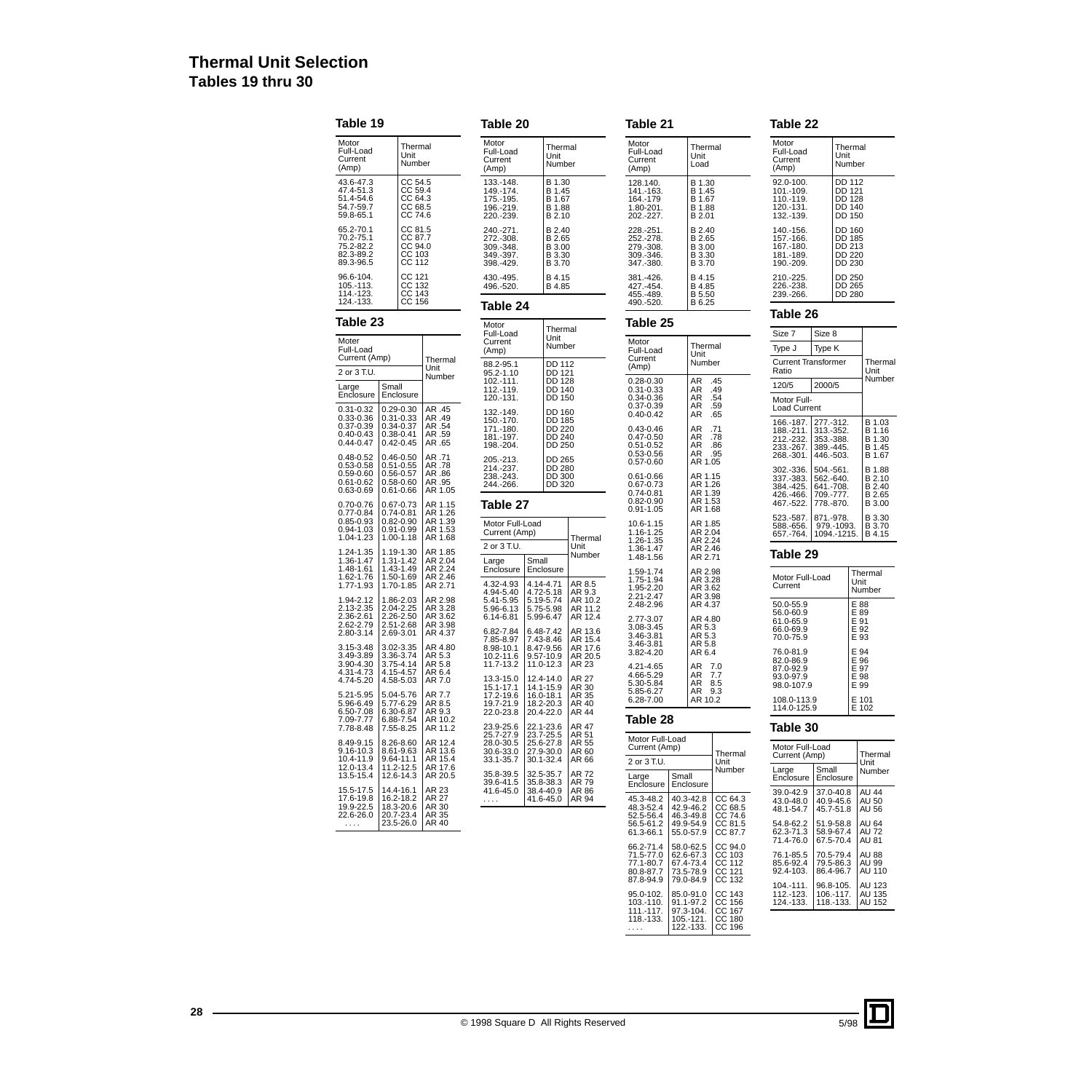# Thermal Unit Selection
## Tables 19 thru 30

### Table 19

| Motor Full-Load Current (Amp) | Thermal Unit Number |
|---|---|
| 43.6-47.3 | CC 54.5 |
| 47.4-51.3 | CC 59.4 |
| 51.4-54.6 | CC 64.3 |
| 54.7-59.7 | CC 68.5 |
| 59.8-65.1 | CC 74.6 |
| 65.2-70.1 | CC 81.5 |
| 70.2-75.1 | CC 87.7 |
| 75.2-82.2 | CC 94.0 |
| 82.3-89.2 | CC 103 |
| 89.3-96.5 | CC 112 |
| 96.6-104. | CC 121 |
| 105.-113. | CC 132 |
| 114.-123. | CC 143 |
| 124.-133. | CC 156 |

### Table 23

| Moter Full-Load Current (Amp) | | Thermal Unit Number |
|---|---|---|
| 2 or 3 T.U. | | |
| Large Enclosure | Small Enclosure | |
| 0.31-0.32 | 0.29-0.30 | AR .45 |
| 0.33-0.36 | 0.31-0.33 | AR .49 |
| 0.37-0.39 | 0.34-0.37 | AR .54 |
| 0.40-0.43 | 0.38-0.41 | AR .59 |
| 0.44-0.47 | 0.42-0.45 | AR .65 |
| 0.48-0.52 | 0.46-0.50 | AR .71 |
| 0.53-0.58 | 0.51-0.55 | AR .78 |
| 0.59-0.60 | 0.56-0.57 | AR .86 |
| 0.61-0.62 | 0.58-0.60 | AR .95 |
| 0.63-0.69 | 0.61-0.66 | AR 1.05 |
| 0.70-0.76 | 0.67-0.73 | AR 1.15 |
| 0.77-0.84 | 0.74-0.81 | AR 1.26 |
| 0.85-0.93 | 0.82-0.90 | AR 1.39 |
| 0.94-1.03 | 0.91-0.99 | AR 1.53 |
| 1.04-1.23 | 1.00-1.18 | AR 1.68 |
| 1.24-1.35 | 1.19-1.30 | AR 1.85 |
| 1.36-1.47 | 1.31-1.42 | AR 2.04 |
| 1.48-1.61 | 1.43-1.49 | AR 2.24 |
| 1.62-1.76 | 1.50-1.69 | AR 2.46 |
| 1.77-1.93 | 1.70-1.85 | AR 2.71 |
| 1.94-2.12 | 1.86-2.03 | AR 2.98 |
| 2.13-2.35 | 2.04-2.25 | AR 3.28 |
| 2.36-2.61 | 2.26-2.50 | AR 3.62 |
| 2.62-2.79 | 2.51-2.68 | AR 3.98 |
| 2.80-3.14 | 2.69-3.01 | AR 4.37 |
| 3.15-3.48 | 3.02-3.35 | AR 4.80 |
| 3.49-3.89 | 3.36-3.74 | AR 5.3 |
| 3.90-4.30 | 3.75-4.14 | AR 5.8 |
| 4.31-4.73 | 4.15-4.57 | AR 6.4 |
| 4.74-5.20 | 4.58-5.03 | AR 7.0 |
| 5.21-5.95 | 5.04-5.76 | AR 7.7 |
| 5.96-6.49 | 5.77-6.29 | AR 8.5 |
| 6.50-7.08 | 6.30-6.87 | AR 9.3 |
| 7.09-7.77 | 6.88-7.54 | AR 10.2 |
| 7.78-8.48 | 7.55-8.25 | AR 11.2 |
| 8.49-9.15 | 8.26-8.60 | AR 12.4 |
| 9.16-10.3 | 8.61-9.63 | AR 13.6 |
| 10.4-11.9 | 9.64-11.1 | AR 15.4 |
| 12.0-13.4 | 11.2-12.5 | AR 17.6 |
| 13.5-15.4 | 12.6-14.3 | AR 20.5 |
| 15.5-17.5 | 14.4-16.1 | AR 23 |
| 17.6-19.8 | 16.2-18.2 | AR 27 |
| 19.9-22.5 | 18.3-20.6 | AR 30 |
| 22.6-26.0 | 20.7-23.4 | AR 35 |
| .... | 23.5-26.0 | AR 40 |

### Table 20

| Motor Full-Load Current (Amp) | Thermal Unit Number |
|---|---|
| 133.-148. | B 1.30 |
| 149.-174. | B 1.45 |
| 175.-195. | B 1.67 |
| 196.-219. | B 1.88 |
| 220.-239. | B 2.10 |
| 240.-271. | B 2.40 |
| 272.-308. | B 2.65 |
| 309.-348. | B 3.00 |
| 349.-397. | B 3.30 |
| 398.-429. | B 3.70 |
| 430.-495. | B 4.15 |
| 496.-520. | B 4.85 |

### Table 24

| Motor Full-Load Current (Amp) | Thermal Unit Number |
|---|---|
| 88.2-95.1 | DD 112 |
| 95.2-1.10 | DD 121 |
| 102.-111. | DD 128 |
| 112.-119. | DD 140 |
| 120.-131. | DD 150 |
| 132.-149. | DD 160 |
| 150.-170. | DD 185 |
| 171.-180. | DD 220 |
| 181.-197. | DD 240 |
| 198.-204. | DD 250 |
| 205.-213. | DD 265 |
| 214.-237. | DD 280 |
| 238.-243. | DD 300 |
| 244.-266. | DD 320 |

### Table 27

| Motor Full-Load Current (Amp) | | Thermal Unit Number |
|---|---|---|
| 2 or 3 T.U. | | |
| Large Enclosure | Small Enclosure | |
| 4.32-4.93 | 4.14-4.71 | AR 8.5 |
| 4.94-5.40 | 4.72-5.18 | AR 9.3 |
| 5.41-5.95 | 5.19-5.74 | AR 10.2 |
| 5.96-6.13 | 5.75-5.98 | AR 11.2 |
| 6.14-6.81 | 5.99-6.47 | AR 12.4 |
| 6.82-7.84 | 6.48-7.42 | AR 13.6 |
| 7.85-8.97 | 7.43-8.46 | AR 15.4 |
| 8.98-10.1 | 8.47-9.56 | AR 17.6 |
| 10.2-11.6 | 9.57-10.9 | AR 20.5 |
| 11.7-13.2 | 11.0-12.3 | AR 23 |
| 13.3-15.0 | 12.4-14.0 | AR 27 |
| 15.1-17.1 | 14.1-15.9 | AR 30 |
| 17.2-19.6 | 16.0-18.1 | AR 35 |
| 19.7-21.9 | 18.2-20.3 | AR 40 |
| 22.0-23.8 | 20.4-22.0 | AR 44 |
| 23.9-25.6 | 22.1-23.6 | AR 47 |
| 25.7-27.9 | 23.7-25.5 | AR 51 |
| 28.0-30.5 | 25.6-27.8 | AR 55 |
| 30.6-33.0 | 27.9-30.0 | AR 60 |
| 33.1-35.7 | 30.1-32.4 | AR 66 |
| 35.8-39.5 | 32.5-35.7 | AR 72 |
| 39.6-41.5 | 35.8-38.3 | AR 79 |
| 41.6-45.0 | 38.4-40.9 | AR 86 |
| .... | 41.6-45.0 | AR 94 |

### Table 21

| Motor Full-Load Current (Amp) | Thermal Unit Load |
|---|---|
| 128.140. | B 1.30 |
| 141.-163. | B 1.45 |
| 164.-179 | B 1.67 |
| 1.80-201. | B 1.88 |
| 202.-227. | B 2.01 |
| 228.-251. | B 2.40 |
| 252.-278. | B 2.65 |
| 279.-308. | B 3.00 |
| 309.-346. | B 3.30 |
| 347.-380. | B 3.70 |
| 381.-426. | B 4.15 |
| 427.-454. | B 4.85 |
| 455.-489. | B 5.50 |
| 490.-520. | B 6.25 |

### Table 25

| Motor Full-Load Current (Amp) | Thermal Unit Number |
|---|---|
| 0.28-0.30 | AR .45 |
| 0.31-0.33 | AR .49 |
| 0.34-0.36 | AR .54 |
| 0.37-0.39 | AR .59 |
| 0.40-0.42 | AR .65 |
| 0.43-0.46 | AR .71 |
| 0.47-0.50 | AR .78 |
| 0.51-0.52 | AR .86 |
| 0.53-0.56 | AR .95 |
| 0.57-0.60 | AR 1.05 |
| 0.61-0.66 | AR 1.15 |
| 0.67-0.73 | AR 1.26 |
| 0.74-0.81 | AR 1.39 |
| 0.82-0.90 | AR 1.53 |
| 0.91-1.05 | AR 1.68 |
| 10.6-1.15 | AR 1.85 |
| 1.16-1.25 | AR 2.04 |
| 1.26-1.35 | AR 2.24 |
| 1.36-1.47 | AR 2.46 |
| 1.48-1.56 | AR 2.71 |
| 1.59-1.74 | AR 2.98 |
| 1.75-1.94 | AR 3.28 |
| 1.95-2.20 | AR 3.62 |
| 2.21-2.47 | AR 3.98 |
| 2.48-2.96 | AR 4.37 |
| 2.77-3.07 | AR 4.80 |
| 3.08-3.45 | AR 5.3 |
| 3.46-3.81 | AR 5.3 |
| 3.46-3.81 | AR 5.8 |
| 3.82-4.20 | AR 6.4 |
| 4.21-4.65 | AR 7.0 |
| 4.66-5.29 | AR 7.7 |
| 5.30-5.84 | AR 8.5 |
| 5.85-6.27 | AR 9.3 |
| 6.28-7.00 | AR 10.2 |

### Table 28

| Motor Full-Load Current (Amp) | | Thermal Unit Number |
|---|---|---|
| 2 or 3 T.U. | | |
| Large Enclosure | Small Enclosure | |
| 45.3-48.2 | 40.3-42.8 | CC 64.3 |
| 48.3-52.4 | 42.9-46.2 | CC 68.5 |
| 52.5-56.4 | 46.3-49.8 | CC 74.6 |
| 56.5-61.2 | 49.9-54.9 | CC 81.5 |
| 61.3-66.1 | 55.0-57.9 | CC 87.7 |
| 66.2-71.4 | 58.0-62.5 | CC 94.0 |
| 71.5-77.0 | 62.6-67.3 | CC 103 |
| 77.1-80.7 | 67.4-73.4 | CC 112 |
| 80.8-87.7 | 73.5-78.9 | CC 121 |
| 87.8-94.9 | 79.0-84.9 | CC 132 |
| 95.0-102. | 85.0-91.0 | CC 143 |
| 103.-110. | 91.1-97.2 | CC 156 |
| 111.-117. | 97.3-104. | CC 167 |
| 118.-133. | 105.-121. | CC 180 |
| .... | 122.-133. | CC 196 |

### Table 22

| Motor Full-Load Current (Amp) | Thermal Unit Number |
|---|---|
| 92.0-100. | DD 112 |
| 101.-109. | DD 121 |
| 110.-119. | DD 128 |
| 120.-131. | DD 140 |
| 132.-139. | DD 150 |
| 140.-156. | DD 160 |
| 157.-166. | DD 185 |
| 167.-180. | DD 213 |
| 181.-189. | DD 220 |
| 190.-209. | DD 230 |
| 210.-225. | DD 250 |
| 226.-238. | DD 265 |
| 239.-266. | DD 280 |

### Table 26

| Size 7 | Size 8 | Thermal Unit Number |
|---|---|---|
| Type J | Type K | |
| Current Transformer Ratio | | |
| 120/5 | 2000/5 | |
| Motor Full-Load Current | | |
| 166.-187. | 277.-312. | B 1.03 |
| 188.-211. | 313.-352. | B 1.16 |
| 212.-232. | 353.-388. | B 1.30 |
| 233.-267. | 389.-445. | B 1.45 |
| 268.-301. | 446.-503. | B 1.67 |
| 302.-336. | 504.-561. | B 1.88 |
| 337.-383. | 562.-640. | B 2.10 |
| 384.-425. | 641.-708. | B 2.40 |
| 426.-466. | 709.-777. | B 2.65 |
| 467.-522. | 778.-870. | B 3.00 |
| 523.-587. | 871.-978. | B 3.30 |
| 588.-656. | 979.-1093. | B 3.70 |
| 657.-764. | 1094.-1215. | B 4.15 |

### Table 29

| Motor Full-Load Current | Thermal Unit Number |
|---|---|
| 50.0-55.9 | E 88 |
| 56.0-60.9 | E 89 |
| 61.0-65.9 | E 91 |
| 66.0-69.9 | E 92 |
| 70.0-75.9 | E 93 |
| 76.0-81.9 | E 94 |
| 82.0-86.9 | E 96 |
| 87.0-92.9 | E 97 |
| 93.0-97.9 | E 98 |
| 98.0-107.9 | E 99 |
| 108.0-113.9 | E 101 |
| 114.0-125.9 | E 102 |

### Table 30

| Motor Full-Load Current (Amp) | | Thermal Unit Number |
|---|---|---|
| Large Enclosure | Small Enclosure | |
| 39.0-42.9 | 37.0-40.8 | AU 44 |
| 43.0-48.0 | 40.9-45.6 | AU 50 |
| 48.1-54.7 | 45.7-51.8 | AU 56 |
| 54.8-62.2 | 51.9-58.8 | AU 64 |
| 62.3-71.3 | 58.9-67.4 | AU 72 |
| 71.4-76.0 | 67.5-70.4 | AU 81 |
| 76.1-85.5 | 70.5-79.4 | AU 88 |
| 85.6-92.4 | 79.5-86.3 | AU 99 |
| 92.4-103. | 86.4-96.7 | AU 110 |
| 104.-111. | 96.8-105. | AU 123 |
| 112.-123. | 106.-117. | AU 135 |
| 124.-133. | 118.-133. | AU 152 |

© 1998 Square D All Rights Reserved

5/98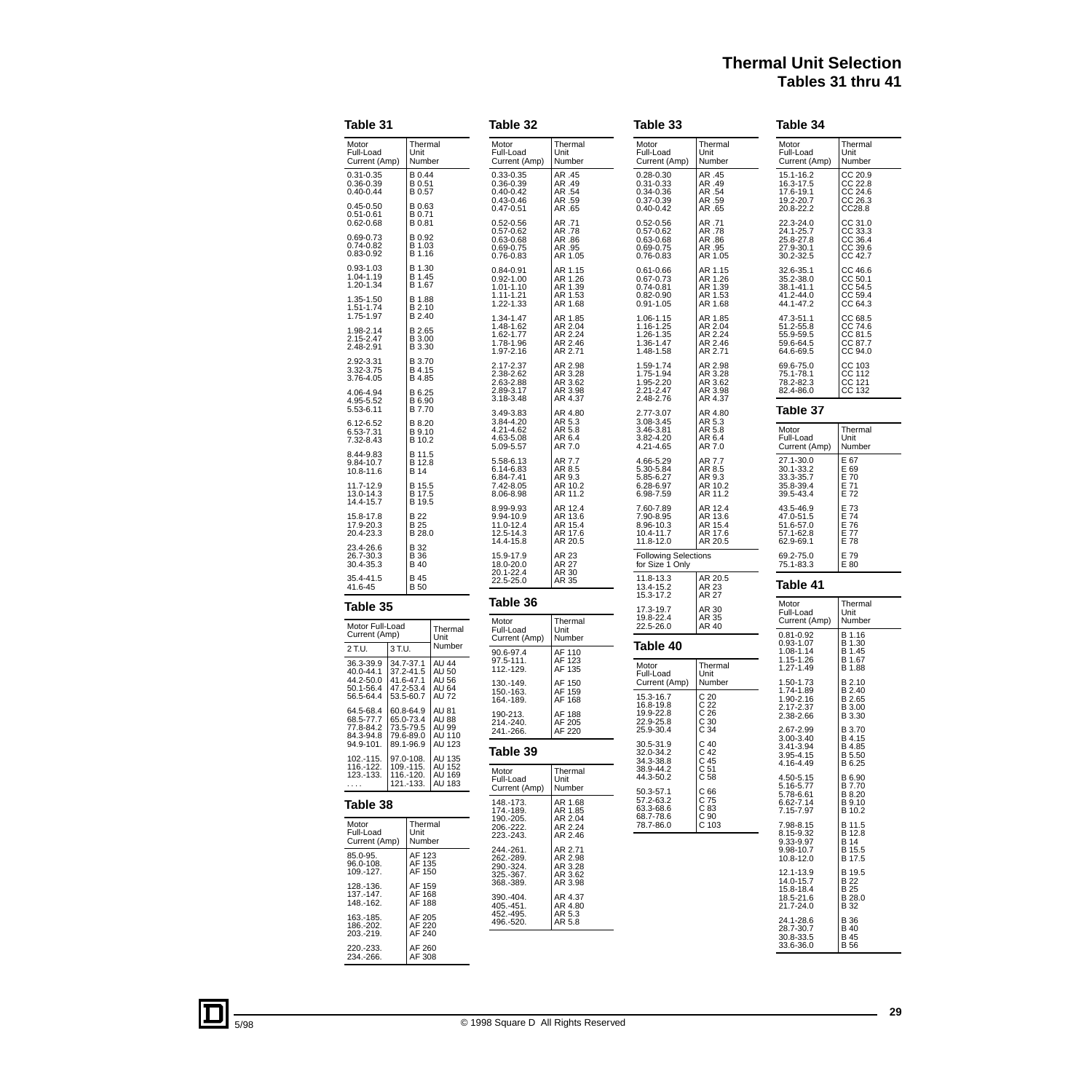# Thermal Unit Selection
## Tables 31 thru 41

### Table 31

| Motor Full-Load Current (Amp) | Thermal Unit Number |
|---|---|
| 0.31-0.35 | B 0.44 |
| 0.36-0.39 | B 0.51 |
| 0.40-0.44 | B 0.57 |
| 0.45-0.50 | B 0.63 |
| 0.51-0.61 | B 0.71 |
| 0.62-0.68 | B 0.81 |
| 0.69-0.73 | B 0.92 |
| 0.74-0.82 | B 1.03 |
| 0.83-0.92 | B 1.16 |
| 0.93-1.03 | B 1.30 |
| 1.04-1.19 | B 1.45 |
| 1.20-1.34 | B 1.67 |
| 1.35-1.50 | B 1.88 |
| 1.51-1.74 | B 2.10 |
| 1.75-1.97 | B 2.40 |
| 1.98-2.14 | B 2.65 |
| 2.15-2.47 | B 3.00 |
| 2.48-2.91 | B 3.30 |
| 2.92-3.31 | B 3.70 |
| 3.32-3.75 | B 4.15 |
| 3.76-4.05 | B 4.85 |
| 4.06-4.94 | B 6.25 |
| 4.95-5.52 | B 6.90 |
| 5.53-6.11 | B 7.70 |
| 6.12-6.52 | B 8.20 |
| 6.53-7.31 | B 9.10 |
| 7.32-8.43 | B 10.2 |
| 8.44-9.83 | B 11.5 |
| 9.84-10.7 | B 12.8 |
| 10.8-11.6 | B 14 |
| 11.7-12.9 | B 15.5 |
| 13.0-14.3 | B 17.5 |
| 14.4-15.7 | B 19.5 |
| 15.8-17.8 | B 22 |
| 17.9-20.3 | B 25 |
| 20.4-23.3 | B 28.0 |
| 23.4-26.6 | B 32 |
| 26.7-30.3 | B 36 |
| 30.4-35.3 | B 40 |
| 35.4-41.5 | B 45 |
| 41.6-45 | B 50 |

### Table 35

| Motor Full-Load Current (Amp) | | Thermal Unit Number |
|---|---|---|
| 2 T.U. | 3 T.U. | |
| 36.3-39.9 | 34.7-37.1 | AU 44 |
| 40.0-44.1 | 37.2-41.5 | AU 50 |
| 44.2-50.0 | 41.6-47.1 | AU 56 |
| 50.1-56.4 | 47.2-53.4 | AU 64 |
| 56.5-64.4 | 53.5-60.7 | AU 72 |
| 64.5-68.4 | 60.8-64.9 | AU 81 |
| 68.5-77.7 | 65.0-73.4 | AU 88 |
| 77.8-84.2 | 73.5-79.5 | AU 99 |
| 84.3-94.8 | 79.6-89.0 | AU 110 |
| 94.9-101. | 89.1-96.9 | AU 123 |
| 102.-115. | 97.0-108. | AU 135 |
| 116.-122. | 109.-115. | AU 152 |
| 123.-133. | 116.-120. | AU 169 |
| . . . . | 121.-133. | AU 183 |

### Table 38

| Motor Full-Load Current (Amp) | Thermal Unit Number |
|---|---|
| 85.0-95. | AF 123 |
| 96.0-108. | AF 135 |
| 109.-127. | AF 150 |
| 128.-136. | AF 159 |
| 137.-147. | AF 168 |
| 148.-162. | AF 188 |
| 163.-185. | AF 205 |
| 186.-202. | AF 220 |
| 203.-219. | AF 240 |
| 220.-233. | AF 260 |
| 234.-266. | AF 308 |

### Table 32

| Motor Full-Load Current (Amp) | Thermal Unit Number |
|---|---|
| 0.33-0.35 | AR .45 |
| 0.36-0.39 | AR .49 |
| 0.40-0.42 | AR .54 |
| 0.43-0.46 | AR .59 |
| 0.47-0.51 | AR .65 |
| 0.52-0.56 | AR .71 |
| 0.57-0.62 | AR .78 |
| 0.63-0.68 | AR .86 |
| 0.69-0.75 | AR .95 |
| 0.76-0.83 | AR 1.05 |
| 0.84-0.91 | AR 1.15 |
| 0.92-1.00 | AR 1.26 |
| 1.01-1.10 | AR 1.39 |
| 1.11-1.21 | AR 1.53 |
| 1.22-1.33 | AR 1.68 |
| 1.34-1.47 | AR 1.85 |
| 1.48-1.62 | AR 2.04 |
| 1.62-1.77 | AR 2.24 |
| 1.78-1.96 | AR 2.46 |
| 1.97-2.16 | AR 2.71 |
| 2.17-2.37 | AR 2.98 |
| 2.38-2.62 | AR 3.28 |
| 2.63-2.88 | AR 3.62 |
| 2.89-3.17 | AR 3.98 |
| 3.18-3.48 | AR 4.37 |
| 3.49-3.83 | AR 4.80 |
| 3.84-4.20 | AR 5.3 |
| 4.21-4.62 | AR 5.8 |
| 4.63-5.08 | AR 6.4 |
| 5.09-5.57 | AR 7.0 |
| 5.58-6.13 | AR 7.7 |
| 6.14-6.83 | AR 8.5 |
| 6.84-7.41 | AR 9.3 |
| 7.42-8.05 | AR 10.2 |
| 8.06-8.98 | AR 11.2 |
| 8.99-9.93 | AR 12.4 |
| 9.94-10.9 | AR 13.6 |
| 11.0-12.4 | AR 15.4 |
| 12.5-14.3 | AR 17.6 |
| 14.4-15.8 | AR 20.5 |
| 15.9-17.9 | AR 23 |
| 18.0-20.0 | AR 27 |
| 20.1-22.4 | AR 30 |
| 22.5-25.0 | AR 35 |

### Table 36

| Motor Full-Load Current (Amp) | Thermal Unit Number |
|---|---|
| 90.6-97.4 | AF 110 |
| 97.5-111. | AF 123 |
| 112.-129. | AF 135 |
| 130.-149. | AF 150 |
| 150.-163. | AF 159 |
| 164.-189. | AF 168 |
| 190-213. | AF 188 |
| 214.-240. | AF 205 |
| 241.-266. | AF 220 |

### Table 39

| Motor Full-Load Current (Amp) | Thermal Unit Number |
|---|---|
| 148.-173. | AR 1.68 |
| 174.-189. | AR 1.85 |
| 190.-205. | AR 2.04 |
| 206.-222. | AR 2.24 |
| 223.-243. | AR 2.46 |
| 244.-261. | AR 2.71 |
| 262.-289. | AR 2.98 |
| 290.-324. | AR 3.28 |
| 325.-367. | AR 3.62 |
| 368.-389. | AR 3.98 |
| 390.-404. | AR 4.37 |
| 405.-451. | AR 4.80 |
| 452.-495. | AR 5.3 |
| 496.-520. | AR 5.8 |

### Table 33

| Motor Full-Load Current (Amp) | Thermal Unit Number |
|---|---|
| 0.28-0.30 | AR .45 |
| 0.31-0.33 | AR .49 |
| 0.34-0.36 | AR .54 |
| 0.37-0.39 | AR .59 |
| 0.40-0.42 | AR .65 |
| 0.52-0.56 | AR .71 |
| 0.57-0.62 | AR .78 |
| 0.63-0.68 | AR .86 |
| 0.69-0.75 | AR .95 |
| 0.76-0.83 | AR 1.05 |
| 0.61-0.66 | AR 1.15 |
| 0.67-0.73 | AR 1.26 |
| 0.74-0.81 | AR 1.39 |
| 0.82-0.90 | AR 1.53 |
| 0.91-1.05 | AR 1.68 |
| 1.06-1.15 | AR 1.85 |
| 1.16-1.25 | AR 2.04 |
| 1.26-1.35 | AR 2.24 |
| 1.36-1.47 | AR 2.46 |
| 1.48-1.58 | AR 2.71 |
| 1.59-1.74 | AR 2.98 |
| 1.75-1.94 | AR 3.28 |
| 1.95-2.20 | AR 3.62 |
| 2.21-2.47 | AR 3.98 |
| 2.48-2.76 | AR 4.37 |
| 2.77-3.07 | AR 4.80 |
| 3.08-3.45 | AR 5.3 |
| 3.46-3.81 | AR 5.8 |
| 3.82-4.20 | AR 6.4 |
| 4.21-4.65 | AR 7.0 |
| 4.66-5.29 | AR 7.7 |
| 5.30-5.84 | AR 8.5 |
| 5.85-6.27 | AR 9.3 |
| 6.28-6.97 | AR 10.2 |
| 6.98-7.59 | AR 11.2 |
| 7.60-7.89 | AR 12.4 |
| 7.90-8.95 | AR 13.6 |
| 8.96-10.3 | AR 15.4 |
| 10.4-11.7 | AR 17.6 |
| 11.8-12.0 | AR 20.5 |
| Following Selections for Size 1 Only | |
| 11.8-13.3 | AR 20.5 |
| 13.4-15.2 | AR 23 |
| 15.3-17.2 | AR 27 |
| 17.3-19.7 | AR 30 |
| 19.8-22.4 | AR 35 |
| 22.5-26.0 | AR 40 |

### Table 40

| Motor Full-Load Current (Amp) | Thermal Unit Number |
|---|---|
| 15.3-16.7 | C 20 |
| 16.8-19.8 | C 22 |
| 19.9-22.8 | C 26 |
| 22.9-25.8 | C 30 |
| 25.9-30.4 | C 34 |
| 30.5-31.9 | C 40 |
| 32.0-34.2 | C 42 |
| 34.3-38.8 | C 45 |
| 38.9-44.2 | C 51 |
| 44.3-50.2 | C 58 |
| 50.3-57.1 | C 66 |
| 57.2-63.2 | C 75 |
| 63.3-68.6 | C 83 |
| 68.7-78.6 | C 90 |
| 78.7-86.0 | C 103 |

### Table 34

| Motor Full-Load Current (Amp) | Thermal Unit Number |
|---|---|
| 15.1-16.2 | CC 20.9 |
| 16.3-17.5 | CC 22.8 |
| 17.6-19.1 | CC 24.6 |
| 19.2-20.7 | CC 26.3 |
| 20.8-22.2 | CC28.8 |
| 22.3-24.0 | CC 31.0 |
| 24.1-25.7 | CC 33.3 |
| 25.8-27.8 | CC 36.4 |
| 27.9-30.1 | CC 39.6 |
| 30.2-32.5 | CC 42.7 |
| 32.6-35.1 | CC 46.6 |
| 35.2-38.0 | CC 50.1 |
| 38.1-41.1 | CC 54.5 |
| 41.2-44.0 | CC 59.4 |
| 44.1-47.2 | CC 64.3 |
| 47.3-51.1 | CC 68.5 |
| 51.2-55.8 | CC 74.6 |
| 55.9-59.5 | CC 81.5 |
| 59.6-64.5 | CC 87.7 |
| 64.6-69.5 | CC 94.0 |
| 69.6-75.0 | CC 103 |
| 75.1-78.1 | CC 112 |
| 78.2-82.3 | CC 121 |
| 82.4-86.0 | CC 132 |

### Table 37

| Motor Full-Load Current (Amp) | Thermal Unit Number |
|---|---|
| 27.1-30.0 | E 67 |
| 30.1-33.2 | E 69 |
| 33.3-35.7 | E 70 |
| 35.8-39.4 | E 71 |
| 39.5-43.4 | E 72 |
| 43.5-46.9 | E 73 |
| 47.0-51.5 | E 74 |
| 51.6-57.0 | E 76 |
| 57.1-62.8 | E 77 |
| 62.9-69.1 | E 78 |
| 69.2-75.0 | E 79 |
| 75.1-83.3 | E 80 |

### Table 41

| Motor Full-Load Current (Amp) | Thermal Unit Number |
|---|---|
| 0.81-0.92 | B 1.16 |
| 0.93-1.07 | B 1.30 |
| 1.08-1.14 | B 1.45 |
| 1.15-1.26 | B 1.67 |
| 1.27-1.49 | B 1.88 |
| 1.50-1.73 | B 2.10 |
| 1.74-1.89 | B 2.40 |
| 1.90-2.16 | B 2.65 |
| 2.17-2.37 | B 3.00 |
| 2.38-2.66 | B 3.30 |
| 2.67-2.99 | B 3.70 |
| 3.00-3.40 | B 4.15 |
| 3.41-3.94 | B 4.85 |
| 3.95-4.15 | B 5.50 |
| 4.16-4.49 | B 6.25 |
| 4.50-5.15 | B 6.90 |
| 5.16-5.77 | B 7.70 |
| 5.78-6.61 | B 8.20 |
| 6.62-7.14 | B 9.10 |
| 7.15-7.97 | B 10.2 |
| 7.98-8.15 | B 11.5 |
| 8.15-9.32 | B 12.8 |
| 9.33-9.97 | B 14 |
| 9.98-10.7 | B 15.5 |
| 10.8-12.0 | B 17.5 |
| 12.1-13.9 | B 19.5 |
| 14.0-15.7 | B 22 |
| 15.8-18.4 | B 25 |
| 18.5-21.6 | B 28.0 |
| 21.7-24.0 | B 32 |
| 24.1-28.6 | B 36 |
| 28.7-30.7 | B 40 |
| 30.8-33.5 | B 45 |
| 33.6-36.0 | B 56 |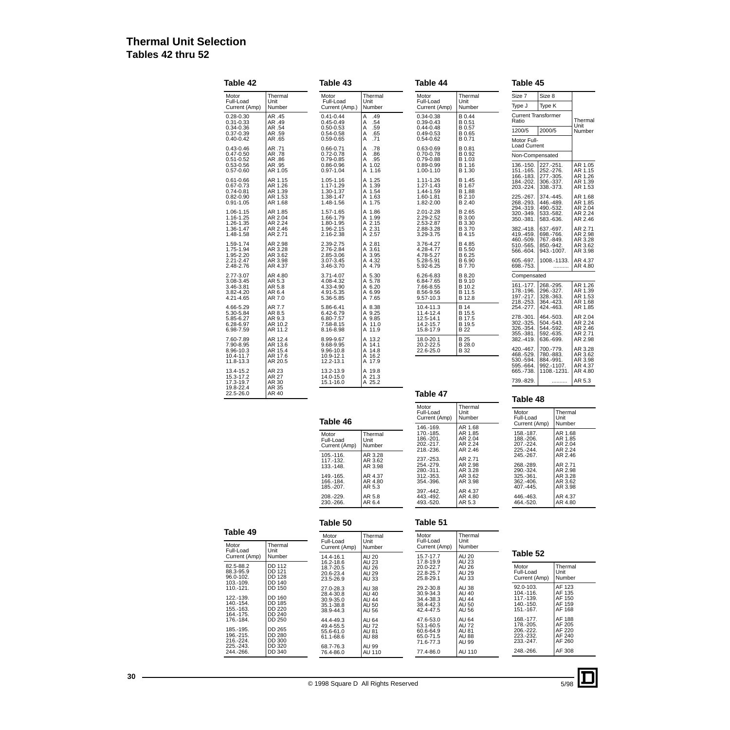# Thermal Unit Selection
## Tables 42 thru 52

### Table 42

| Motor Full-Load Current (Amp) | Thermal Unit Number |
|---|---|
| 0.28-0.30 | AR .45 |
| 0.31-0.33 | AR .49 |
| 0.34-0.36 | AR .54 |
| 0.37-0.39 | AR .59 |
| 0.40-0.42 | AR .65 |
| 0.43-0.46 | AR .71 |
| 0.47-0.50 | AR .78 |
| 0.51-0.52 | AR .86 |
| 0.53-0.56 | AR .95 |
| 0.57-0.60 | AR 1.05 |
| 0.61-0.66 | AR 1.15 |
| 0.67-0.73 | AR 1.26 |
| 0.74-0.81 | AR 1.39 |
| 0.82-0.90 | AR 1.53 |
| 0.91-1.05 | AR 1.68 |
| 1.06-1.15 | AR 1.85 |
| 1.16-1.25 | AR 2.04 |
| 1.26-1.35 | AR 2.24 |
| 1.36-1.47 | AR 2.46 |
| 1.48-1.58 | AR 2.71 |
| 1.59-1.74 | AR 2.98 |
| 1.75-1.94 | AR 3.28 |
| 1.95-2.20 | AR 3.62 |
| 2.21-2.47 | AR 3.98 |
| 2.48-2.76 | AR 4.37 |
| 2.77-3.07 | AR 4.80 |
| 3.08-3.45 | AR 5.3 |
| 3.46-3.81 | AR 5.8 |
| 3.82-4.20 | AR 6.4 |
| 4.21-4.65 | AR 7.0 |
| 4.66-5.29 | AR 7.7 |
| 5.30-5.84 | AR 8.5 |
| 5.85-6.27 | AR 9.3 |
| 6.28-6.97 | AR 10.2 |
| 6.98-7.59 | AR 11.2 |
| 7.60-7.89 | AR 12.4 |
| 7.90-8.95 | AR 13.6 |
| 8.96-10.3 | AR 15.4 |
| 10.4-11.7 | AR 17.6 |
| 11.8-13.3 | AR 20.5 |
| 13.4-15.2 | AR 23 |
| 15.3-17.2 | AR 27 |
| 17.3-19.7 | AR 30 |
| 19.8-22.4 | AR 35 |
| 22.5-26.0 | AR 40 |

### Table 43

| Motor Full-Load Current (Amp.) | Thermal Unit Number |
|---|---|
| 0.41-0.44 | A .49 |
| 0.45-0.49 | A .54 |
| 0.50-0.53 | A .59 |
| 0.54-0.58 | A .65 |
| 0.59-0.65 | A .71 |
| 0.66-0.71 | A .78 |
| 0.72-0.78 | A .86 |
| 0.79-0.85 | A .95 |
| 0.86-0.96 | A 1.02 |
| 0.97-1.04 | A 1.16 |
| 1.05-1.16 | A 1.25 |
| 1.17-1.29 | A 1.39 |
| 1.30-1.37 | A 1.54 |
| 1.38-1.47 | A 1.63 |
| 1.48-1.56 | A 1.75 |
| 1.57-1.65 | A 1.86 |
| 1.66-1.79 | A 1.99 |
| 1.80-1.95 | A 2.15 |
| 1.96-2.15 | A 2.31 |
| 2.16-2.38 | A 2.57 |
| 2.39-2.75 | A 2.81 |
| 2.76-2.84 | A 3.61 |
| 2.85-3.06 | A 3.95 |
| 3.07-3.45 | A 4.32 |
| 3.46-3.70 | A 4.79 |
| 3.71-4.07 | A 5.30 |
| 4.08-4.32 | A 5.78 |
| 4.33-4.90 | A 6.20 |
| 4.91-5.35 | A 6.99 |
| 5.36-5.85 | A 7.65 |
| 5.86-6.41 | A 8.38 |
| 6.42-6.79 | A 9.25 |
| 6.80-7.57 | A 9.85 |
| 7.58-8.15 | A 11.0 |
| 8.16-8.98 | A 11.9 |
| 8.99-9.67 | A 13.2 |
| 9.68-9.95 | A 14.1 |
| 9.96-10.8 | A 14.8 |
| 10.9-12.1 | A 16.2 |
| 12.2-13.1 | A 17.9 |
| 13.2-13.9 | A 19.8 |
| 14.0-15.0 | A 21.3 |
| 15.1-16.0 | A 25.2 |

### Table 44

| Motor Full-Load Current (Amp) | Thermal Unit Number |
|---|---|
| 0.34-0.38 | B 0.44 |
| 0.39-0.43 | B 0.51 |
| 0.44-0.48 | B 0.57 |
| 0.49-0.53 | B 0.65 |
| 0.54-0.62 | B 0.71 |
| 0.63-0.69 | B 0.81 |
| 0.70-0.78 | B 0.92 |
| 0.79-0.88 | B 1.03 |
| 0.89-0.99 | B 1.16 |
| 1.00-1.10 | B 1.30 |
| 1.11-1.26 | B 1.45 |
| 1.27-1.43 | B 1.67 |
| 1.44-1.59 | B 1.88 |
| 1.60-1.81 | B 2.10 |
| 1.82-2.00 | B 2.40 |
| 2.01-2.28 | B 2.65 |
| 2.29-2.52 | B 3.00 |
| 2.53-2.87 | B 3.30 |
| 2.88-3.28 | B 3.70 |
| 3.29-3.75 | B 4.15 |
| 3.76-4.27 | B 4.85 |
| 4.28-4.77 | B 5.50 |
| 4.78-5.27 | B 6.25 |
| 5.28-5.91 | B 6.90 |
| 5.92-6.25 | B 7.70 |
| 6.26-6.83 | B 8.20 |
| 6.84-7.65 | B 9.10 |
| 7.66-8.55 | B 10.2 |
| 8.56-9.56 | B 11.5 |
| 9.57-10.3 | B 12.8 |
| 10.4-11.3 | B 14 |
| 11.4-12.4 | B 15.5 |
| 12.5-14.1 | B 17.5 |
| 14.2-15.7 | B 19.5 |
| 15.8-17.9 | B 22 |
| 18.0-20.1 | B 25 |
| 20.2-22.5 | B 28.0 |
| 22.6-25.0 | B 32 |

### Table 45

| Size 7 | Size 8 | Thermal Unit Number |
|---|---|---|
| Type J | Type K | |
| Current Transformer Ratio | | |
| 1200/5 | 2000/5 | |
| Motor Full-Load Current | | |
| Non-Compensated | | |
| 136.-150. | 227.-251. | AR 1.05 |
| 151.-165. | 252.-276. | AR 1.15 |
| 166.-183. | 277.-305. | AR 1.26 |
| 184.-202. | 306.-337. | AR 1.39 |
| 203.-224. | 338.-373. | AR 1.53 |
| 225.-267. | 374.-445. | AR 1.68 |
| 268.-293. | 446.-489. | AR 1.85 |
| 294.-319. | 490.-532. | AR 2.04 |
| 320.-349. | 533.-582. | AR 2.24 |
| 350.-381. | 583.-636. | AR 2.46 |
| 382.-418. | 637.-697. | AR 2.71 |
| 419.-459. | 698.-766. | AR 2.98 |
| 460.-509. | 767.-849. | AR 3.28 |
| 510.-565. | 850.-942. | AR 3.62 |
| 566.-604. | 943.-1007. | AR 3.98 |
| 605.-697. | 1008.-1133. | AR 4.37 |
| 698.-753. | .......... | AR 4.80 |
| Compensated | | |
| 161.-177. | 268.-295. | AR 1.26 |
| 178.-196. | 296.-327. | AR 1.39 |
| 197.-217. | 328.-363. | AR 1.53 |
| 218.-253. | 364.-423. | AR 1.68 |
| 254.-277. | 424.-463. | AR 1.85 |
| 278.-301. | 464.-503. | AR 2.04 |
| 302.-325. | 504.-543. | AR 2.24 |
| 326.-354. | 544.-592. | AR 2.46 |
| 355.-381. | 592.-635. | AR 2.71 |
| 382.-419. | 636.-699. | AR 2.98 |
| 420.-467. | 700.-779. | AR 3.28 |
| 468.-529. | 780.-883. | AR 3.62 |
| 530.-594. | 884.-991. | AR 3.98 |
| 595.-664. | 992.-1107. | AR 4.37 |
| 665.-738. | 1108.-1231. | AR 4.80 |
| 739.-829. | .......... | AR 5.3 |

### Table 46

| Motor Full-Load Current (Amp) | Thermal Unit Number |
|---|---|
| 105.-116. | AR 3.28 |
| 117.-132. | AR 3.62 |
| 133.-148. | AR 3.98 |
| 149.-165. | AR 4.37 |
| 166.-184. | AR 4.80 |
| 185.-207. | AR 5.3 |
| 208.-229. | AR 5.8 |
| 230.-266. | AR 6.4 |

### Table 47

| Motor Full-Load Current (Amp) | Thermal Unit Number |
|---|---|
| 146.-169. | AR 1.68 |
| 170.-185. | AR 1.85 |
| 186.-201. | AR 2.04 |
| 202.-217. | AR 2.24 |
| 218.-236. | AR 2.46 |
| 237.-253. | AR 2.71 |
| 254.-279. | AR 2.98 |
| 280.-311. | AR 3.28 |
| 312.-353. | AR 3.62 |
| 354.-396. | AR 3.98 |
| 397.-442. | AR 4.37 |
| 443.-492. | AR 4.80 |
| 493.-520. | AR 5.3 |

### Table 48

| Motor Full-Load Current (Amp) | Thermal Unit Number |
|---|---|
| 158.-187. | AR 1.68 |
| 188.-206. | AR 1.85 |
| 207.-224. | AR 2.04 |
| 225.-244. | AR 2.24 |
| 245.-267. | AR 2.46 |
| 268.-289. | AR 2.71 |
| 290.-324. | AR 2.98 |
| 325.-361. | AR 3.28 |
| 362.-406. | AR 3.62 |
| 407.-445. | AR 3.98 |
| 446.-463. | AR 4.37 |
| 464.-520. | AR 4.80 |

### Table 49

| Motor Full-Load Current (Amp) | Thermal Unit Number |
|---|---|
| 82.5-88.2 | DD 112 |
| 88.3-95.9 | DD 121 |
| 96.0-102. | DD 128 |
| 103.-109. | DD 140 |
| 110.-121. | DD 150 |
| 122.-139. | DD 160 |
| 140.-154. | DD 185 |
| 155.-163. | DD 220 |
| 164.-175. | DD 240 |
| 176.-184. | DD 250 |
| 185.-195. | DD 265 |
| 196.-215. | DD 280 |
| 216.-224. | DD 300 |
| 225.-243. | DD 320 |
| 244.-266. | DD 340 |

### Table 50

| Motor Full-Load Current (Amp) | Thermal Unit Number |
|---|---|
| 14.4-16.1 | AU 20 |
| 16.2-18.6 | AU 23 |
| 18.7-20.5 | AU 26 |
| 20.6-23.4 | AU 29 |
| 23.5-26.9 | AU 33 |
| 27.0-28.3 | AU 38 |
| 28.4-30.8 | AU 40 |
| 30.9-35.0 | AU 44 |
| 35.1-38.8 | AU 50 |
| 38.9-44.3 | AU 56 |
| 44.4-49.3 | AU 64 |
| 49.4-55.5 | AU 72 |
| 55.6-61.0 | AU 81 |
| 61.1-68.6 | AU 88 |
| 68.7-76.3 | AU 99 |
| 76.4-86.0 | AU 110 |

### Table 51

| Motor Full-Load Current (Amp) | Thermal Unit Number |
|---|---|
| 15.7-17.7 | AU 20 |
| 17.8-19.9 | AU 23 |
| 20.0-22.7 | AU 26 |
| 22.8-25.7 | AU 29 |
| 25.8-29.1 | AU 33 |
| 29.2-30.8 | AU 38 |
| 30.9-34.3 | AU 40 |
| 34.4-38.3 | AU 44 |
| 38.4-42.3 | AU 50 |
| 42.4-47.5 | AU 56 |
| 47.6-53.0 | AU 64 |
| 53.1-60.5 | AU 72 |
| 60.6-64.9 | AU 81 |
| 65.0-71.5 | AU 88 |
| 71.6-77.3 | AU 99 |
| 77.4-86.0 | AU 110 |

### Table 52

| Motor Full-Load Current (Amp) | Thermal Unit Number |
|---|---|
| 92.0-103. | AF 123 |
| 104.-116. | AF 135 |
| 117.-139. | AF 150 |
| 140.-150. | AF 159 |
| 151.-167. | AF 168 |
| 168.-177. | AF 188 |
| 178.-205. | AF 205 |
| 206.-222. | AF 220 |
| 223.-232. | AF 240 |
| 233.-247. | AF 260 |
| 248.-266. | AF 308 |

© 1998 Square D All Rights Reserved    5/98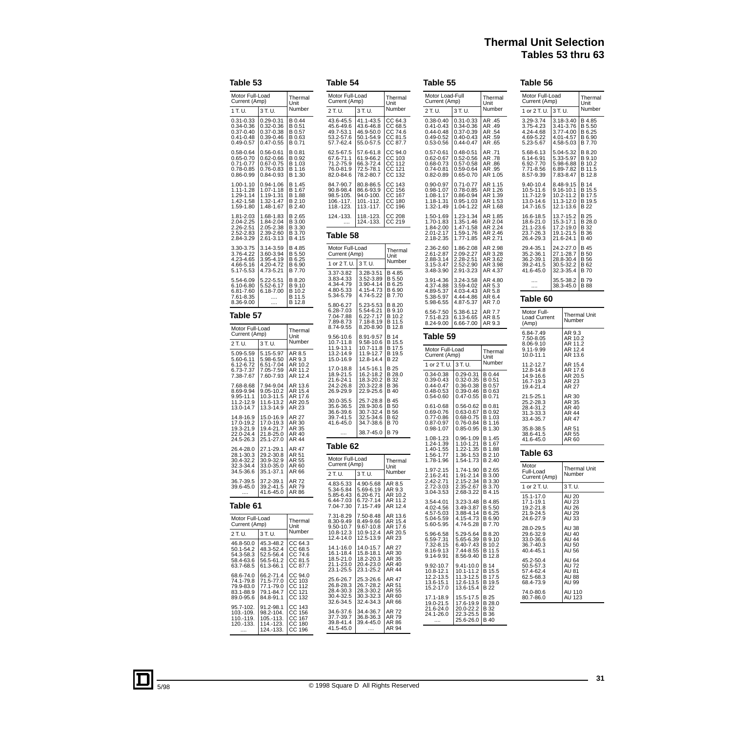# Thermal Unit Selection
## Tables 53 thru 63

### Table 53

| Motor Full-Load Current (Amp) | | Thermal Unit Number |
|---|---|---|
| 1 T. U. | 3 T. U. | |
| 0.31-0.33 | 0.29-0.31 | B 0.44 |
| 0.34-0.36 | 0.32-0.36 | B 0.51 |
| 0.37-0.40 | 0.37-0.38 | B 0.57 |
| 0.41-0.48 | 0.39-0.46 | B 0.63 |
| 0.49-0.57 | 0.47-0.55 | B 0.71 |
| 0.58-0.64 | 0.56-0.61 | B 0.81 |
| 0.65-0.70 | 0.62-0.66 | B 0.92 |
| 0.71-0.77 | 0.67-0.75 | B 1.03 |
| 0.78-0.85 | 0.76-0.83 | B 1.16 |
| 0.86-0.99 | 0.84-0.93 | B 1.30 |
| 1.00-1.10 | 0.94-1.06 | B 1.45 |
| 1.11-1.28 | 1.07-1.18 | B 1.67 |
| 1.29-1.14 | 1.19-1.31 | B 1.88 |
| 1.42-1.58 | 1.32-1.47 | B 2.10 |
| 1.59-1.80 | 1.48-1.67 | B 2.40 |
| 1.81-2.03 | 1.68-1.83 | B 2.65 |
| 2.04-2.25 | 1.84-2.04 | B 3.00 |
| 2.26-2.51 | 2.05-2.38 | B 3.30 |
| 2.52-2.83 | 2.39-2.60 | B 3.70 |
| 2.84-3.29 | 2.61-3.13 | B 4.15 |
| 3.30-3.75 | 3.14-3.59 | B 4.85 |
| 3.76-4.22 | 3.60-3.94 | B 5.50 |
| 4.23-4.65 | 3.95-4.19 | B 6.25 |
| 4.66-5.16 | 4.20-4.72 | B 6.90 |
| 5.17-5.53 | 4.73-5.21 | B 7.70 |
| 5.54-6.09 | 5.22-5.51 | B 8.20 |
| 6.10-6.80 | 5.52-6.17 | B 9.10 |
| 6.81-7.60 | 6.18-7.00 | B 10.2 |
| 7.61-8.35 | .... | B 11.5 |
| 8.36-9.00 | .... | B 12.8 |

### Table 57

| Motor Full-Load Current (Amp) | | Thermal Unit Number |
|---|---|---|
| 2 T. U. | 3 T. U. | |
| 5.09-5.59 | 5.15-5.97 | AR 8.5 |
| 5.60-6.11 | 5.98-6.50 | AR 9.3 |
| 6.12-6.72 | 6.51-7.04 | AR 10.2 |
| 6.73-7.37 | 7.05-7.59 | AR 11.2 |
| 7.38-7.67 | 7.60-7.93 | AR 12.4 |
| 7.68-8.68 | 7.94-9.04 | AR 13.6 |
| 8.69-9.94 | 9.05-10.2 | AR 15.4 |
| 9.95-11.1 | 10.3-11.5 | AR 17.6 |
| 11.2-12.9 | 11.6-13.2 | AR 20.5 |
| 13.0-14.7 | 13.3-14.9 | AR 23 |
| 14.8-16.9 | 15.0-16.9 | AR 27 |
| 17.0-19.2 | 17.0-19.3 | AR 30 |
| 19.3-21.9 | 19.4-21.7 | AR 35 |
| 22.0-24.4 | 21.8-25.0 | AR 40 |
| 24.5-26.3 | 25.1-27.0 | AR 44 |
| 26.4-28.0 | 27.1-29.1 | AR 47 |
| 28.1-30.3 | 29.2-30.8 | AR 51 |
| 30.4-32.2 | 30.9-32.9 | AR 55 |
| 32.3-34.4 | 33.0-35.0 | AR 60 |
| 34.5-36.6 | 35.1-37.1 | AR 66 |
| 36.7-39.5 | 37.2-39.1 | AR 72 |
| 39.6-45.0 | 39.2-41.5 | AR 79 |
| .... | 41.6-45.0 | AR 86 |

### Table 61

| Motor Full-Load Current (Amp) | | Thermal Unit Number |
|---|---|---|
| 2 T. U. | 3 T. U. | |
| 46.8-50.0 | 45.3-48.2 | CC 64.3 |
| 50.1-54.2 | 48.3-52.4 | CC 68.5 |
| 54.3-58.3 | 52.5-56.4 | CC 74.6 |
| 58.4-63.6 | 56.5-61.2 | CC 81.5 |
| 63.7-68.5 | 61.3-66.1 | CC 87.7 |
| 68.6-74.0 | 66.2-71.4 | CC 94.0 |
| 74.1-79.8 | 71.5-77.0 | CC 103 |
| 79.9-83.0 | 77.1-79.0 | CC 112 |
| 83.1-88.9 | 79.1-84.7 | CC 121 |
| 89.0-95.6 | 84.8-91.1 | CC 132 |
| 95.7-102. | 91.2-98.1 | CC 143 |
| 103.-109. | 98.2-104. | CC 156 |
| 110.-119. | 105.-113. | CC 167 |
| 120.-133. | 114.-123. | CC 180 |
| .... | 124.-133. | CC 196 |

### Table 54

| Motor Full-Load Current (Amp) | | Thermal Unit Number |
|---|---|---|
| 2 T. U. | 3 T. U. | |
| 43.6-45.5 | 41.1-43.5 | CC 64.3 |
| 45.6-49.6 | 43.6-46.8 | CC 68.5 |
| 49.7-53.1 | 46.9-50.0 | CC 74.6 |
| 53.2-57.6 | 50.1-54.9 | CC 81.5 |
| 57.7-62.4 | 55.0-57.5 | CC 87.7 |
| 62.5-67.5 | 57.6-61.8 | CC 94.0 |
| 67.6-71.1 | 61.9-66.2 | CC 103 |
| 71.2-75.9 | 66.3-72.4 | CC 112 |
| 76.0-81.9 | 72.5-78.1 | CC 121 |
| 82.0-84.6 | 78.2-80.7 | CC 132 |
| 84.7-90.7 | 80.8-86.5 | CC 143 |
| 90.8-98.4 | 86.6-93.9 | CC 156 |
| 98.5-105. | 94.0-100. | CC 167 |
| 106.-117. | 101.-112. | CC 180 |
| 118.-123. | 113.-117. | CC 196 |
| 124.-133. | 118.-123. | CC 208 |
| .... | 124.-133. | CC 219 |

### Table 58

| Motor Full-Load Current (Amp) | | Thermal Unit Number |
|---|---|---|
| 1 or 2 T. U. | 3 T. U. | |
| 3.37-3.82 | 3.28-3.51 | B 4.85 |
| 3.83-4.33 | 3.52-3.89 | B 5.50 |
| 4.34-4.79 | 3.90-4.14 | B 6.25 |
| 4.80-5.33 | 4.15-4.73 | B 6.90 |
| 5.34-5.79 | 4.74-5.22 | B 7.70 |
| 5.80-6.27 | 5.23-5.53 | B 8.20 |
| 6.28-7.03 | 5.54-6.21 | B 9.10 |
| 7.04-7.88 | 6.22-7.17 | B 10.2 |
| 7.89-8.73 | 7.18-8.19 | B 11.5 |
| 8.74-9.55 | 8.20-8.90 | B 12.8 |
| 9.56-10.6 | 8.91-9.57 | B 14 |
| 10.7-11.8 | 9.58-10.6 | B 15.5 |
| 11.9-13.1 | 10.7-11.8 | B 17.5 |
| 13.2-14.9 | 11.9-12.7 | B 19.5 |
| 15.0-16.9 | 12.8-14.4 | B 22 |
| 17.0-18.8 | 14.5-16.1 | B 25 |
| 18.9-21.5 | 16.2-18.2 | B 28.0 |
| 21.6-24.1 | 18.3-20.2 | B 32 |
| 24.2-26.8 | 20.3-22.8 | B 36 |
| 26.9-29.9 | 22.9-25.6 | B 40 |
| 30.0-35.5 | 25.7-28.8 | B 45 |
| 35.6-36.5 | 28.9-30.6 | B 50 |
| 36.6-39.6 | 30.7-32.4 | B 56 |
| 39.7-41.5 | 32.5-34.6 | B 62 |
| 41.6-45.0 | 34.7-38.6 | B 70 |
| .... | 38.7-45.0 | B 79 |

### Table 62

| Motor Full-Load Current (Amp) | | Thermal Unit Number |
|---|---|---|
| 2 T. U. | 3 T. U. | |
| 4.83-5.33 | 4.90-5.68 | AR 8.5 |
| 5.34-5.84 | 5.69-6.19 | AR 9.3 |
| 5.85-6.43 | 6.20-6.71 | AR 10.2 |
| 6.44-7.03 | 6.72-7.14 | AR 11.2 |
| 7.04-7.30 | 7.15-7.49 | AR 12.4 |
| 7.31-8.29 | 7.50-8.48 | AR 13.6 |
| 8.30-9.49 | 8.49-9.66 | AR 15.4 |
| 9.50-10.7 | 9.67-10.8 | AR 17.6 |
| 10.8-12.3 | 10.9-12.4 | AR 20.5 |
| 12.4-14.0 | 12.5-13.9 | AR 23 |
| 14.1-16.0 | 14.0-15.7 | AR 27 |
| 16.1-18.4 | 15.8-18.1 | AR 30 |
| 18.5-21.0 | 18.2-20.3 | AR 35 |
| 21.1-23.0 | 20.4-23.0 | AR 40 |
| 23.1-25.5 | 23.1-25.2 | AR 44 |
| 25.6-26.7 | 25.3-26.6 | AR 47 |
| 26.8-28.3 | 26.7-28.2 | AR 51 |
| 28.4-30.3 | 28.3-30.2 | AR 55 |
| 30.4-32.5 | 30.3-32.3 | AR 60 |
| 32.6-34.5 | 32.4-34.3 | AR 66 |
| 34.6-37.6 | 34.4-36.7 | AR 72 |
| 37.7-39.7 | 36.8-36.3 | AR 79 |
| 39.8-41.4 | 39.4-45.0 | AR 86 |
| 41.5-45.0 | .... | AR 94 |

### Table 55

| Motor Load-Full Current (Amp) | | Thermal Unit Number |
|---|---|---|
| 2 T. U. | 3 T. U. | |
| 0.38-0.40 | 0.31-0.33 | AR .45 |
| 0.41-0.43 | 0.34-0.36 | AR .49 |
| 0.44-0.48 | 0.37-0.39 | AR .54 |
| 0.49-0.52 | 0.40-0.43 | AR .59 |
| 0.53-0.56 | 0.44-0.47 | AR .65 |
| 0.57-0.61 | 0.48-0.51 | AR .71 |
| 0.62-0.67 | 0.52-0.56 | AR .78 |
| 0.68-0.73 | 0.57-0.58 | AR .86 |
| 0.74-0.81 | 0.59-0.64 | AR .95 |
| 0.82-0.89 | 0.65-0.70 | AR 1.05 |
| 0.90-0.97 | 0.71-0.77 | AR 1.15 |
| 0.98-1.07 | 0.78-0.85 | AR 1.26 |
| 1.08-1.17 | 0.86-0.94 | AR 1.39 |
| 1.18-1.31 | 0.95-1.03 | AR 1.53 |
| 1.32-1.49 | 1.04-1.22 | AR 1.68 |
| 1.50-1.69 | 1.23-1.34 | AR 1.85 |
| 1.70-1.83 | 1.35-1.46 | AR 2.04 |
| 1.84-2.00 | 1.47-1.58 | AR 2.24 |
| 2.01-2.17 | 1.59-1.76 | AR 2.46 |
| 2.18-2.35 | 1.77-1.85 | AR 2.71 |
| 2.36-2.60 | 1.86-2.08 | AR 2.98 |
| 2.61-2.87 | 2.09-2.27 | AR 3.28 |
| 2.88-3.14 | 2.28-2.51 | AR 3.62 |
| 3.15-3.47 | 2.52-2.90 | AR 3.98 |
| 3.48-3.90 | 2.91-3.23 | AR 4.37 |
| 3.91-4.36 | 3.24-3.58 | AR 4.80 |
| 4.37-4.88 | 3.59-4.02 | AR 5.3 |
| 4.89-5.37 | 4.03-4.43 | AR 5.8 |
| 5.38-5.97 | 4.44-4.86 | AR 6.4 |
| 5.98-6.55 | 4.87-5.37 | AR 7.0 |
| 6.56-7.50 | 5.38-6.12 | AR 7.7 |
| 7.51-8.23 | 6.13-6.65 | AR 8.5 |
| 8.24-9.00 | 6.66-7.00 | AR 9.3 |

### Table 59

| Motor Full-Load Current (Amp) | | Thermal Unit Number |
|---|---|---|
| 1 or 2 T. U. | 3 T. U. | |
| 0.34-0.38 | 0.29-0.31 | B 0.44 |
| 0.39-0.43 | 0.32-0.35 | B 0.51 |
| 0.44-0.47 | 0.36-0.38 | B 0.57 |
| 0.48-0.53 | 0.39-0.46 | B 0.63 |
| 0.54-0.60 | 0.47-0.55 | B 0.71 |
| 0.61-0.68 | 0.56-0.62 | B 0.81 |
| 0.69-0.76 | 0.63-0.67 | B 0.92 |
| 0.77-0.86 | 0.68-0.75 | B 1.03 |
| 0.87-0.97 | 0.76-0.84 | B 1.16 |
| 0.98-1.07 | 0.85-0.95 | B 1.30 |
| 1.08-1.23 | 0.96-1.09 | B 1.45 |
| 1.24-1.39 | 1.10-1.21 | B 1.67 |
| 1.40-1.55 | 1.22-1.35 | B 1.88 |
| 1.56-1.77 | 1.36-1.53 | B 2.10 |
| 1.78-1.96 | 1.54-1.73 | B 2.40 |
| 1.97-2.15 | 1.74-1.90 | B 2.65 |
| 2.16-2.41 | 1.91-2.14 | B 3.00 |
| 2.42-2.71 | 2.15-2.34 | B 3.30 |
| 2.72-3.03 | 2.35-2.67 | B 3.70 |
| 3.04-3.53 | 2.68-3.22 | B 4.15 |
| 3.54-4.01 | 3.23-3.48 | B 4.85 |
| 4.02-4.56 | 3.49-3.87 | B 5.50 |
| 4.57-5.03 | 3.88-4.14 | B 6.25 |
| 5.04-5.59 | 4.15-4.73 | B 6.90 |
| 5.60-5.95 | 4.74-5.28 | B 7.70 |
| 5.96-6.58 | 5.29-5.64 | B 8.20 |
| 6.59-7.31 | 5.65-6.39 | B 9.10 |
| 7.32-8.15 | 6.40-7.43 | B 10.2 |
| 8.16-9.13 | 7.44-8.55 | B 11.5 |
| 9.14-9.91 | 8.56-9.40 | B 12.8 |
| 9.92-10.7 | 9.41-10.0 | B 14 |
| 10.8-12.1 | 10.1-11.2 | B 15.5 |
| 12.2-13.5 | 11.3-12.5 | B 17.5 |
| 13.6-15.1 | 12.6-13.5 | B 19.5 |
| 15.2-17.0 | 13.6-15.4 | B 22 |
| 17.1-18.9 | 15.5-17.5 | B 25 |
| 19.0-21.5 | 17.6-19.9 | B 28.0 |
| 21.6-24.0 | 20.0-22.2 | B 32 |
| 24.1-26.0 | 22.3-25.5 | B 36 |
| .... | 25.6-26.0 | B 40 |

### Table 56

| Motor Full-Load Current (Amp) | | Thermal Unit Number |
|---|---|---|
| 1 or 2 T. U. | 3 T. U. | |
| 3.29-3.74 | 3.18-3.40 | B 4.85 |
| 3.75-4.23 | 3.41-3.76 | B 5.50 |
| 4.24-4.68 | 3.77-4.00 | B 6.25 |
| 4.69-5.22 | 4.01-4.57 | B 6.90 |
| 5.23-5.67 | 4.58-5.03 | B 7.70 |
| 5.68-6.13 | 5.04-5.32 | B 8.20 |
| 6.14-6.91 | 5.33-5.97 | B 9.10 |
| 6.92-7.70 | 5.98-6.88 | B 10.2 |
| 7.71-8.56 | 6.89-7.82 | B 11.5 |
| 8.57-9.39 | 7.83-8.47 | B 12.8 |
| 9.40-10.4 | 8.48-9.15 | B 14 |
| 10.5-11.6 | 9.16-10.1 | B 15.5 |
| 11.7-12.9 | 10.2-11.2 | B 17.5 |
| 13.0-14.6 | 11.3-12.0 | B 19.5 |
| 14.7-16.5 | 12.1-13.6 | B 22 |
| 16.6-18.5 | 13.7-15.2 | B 25 |
| 18.6-21.0 | 15.3-17.1 | B 28.0 |
| 21.1-23.6 | 17.2-19.0 | B 32 |
| 23.7-26.3 | 19.1-21.5 | B 36 |
| 26.4-29.3 | 21.6-24.1 | B 40 |
| 29.4-35.1 | 24.2-27.0 | B 45 |
| 35.2-36.1 | 27.1-28.7 | B 50 |
| 36.2-39.1 | 28.8-30.4 | B 56 |
| 39.2-41.5 | 30.5-32.2 | B 62 |
| 41.6-45.0 | 32.3-35.4 | B 70 |
| .... | 35.5-38.2 | B 79 |
| .... | 38.3-45.0 | B 88 |

### Table 60

| Motor Full-Load Current (Amp) | Thermal Unit Number |
|---|---|
| 6.84-7.49 | AR 9.3 |
| 7.50-8.05 | AR 10.2 |
| 8.06-9.10 | AR 11.2 |
| 9.11-9.99 | AR 12.4 |
| 10.0-11.1 | AR 13.6 |
| 11.2-12.7 | AR 15.4 |
| 12.8-14.8 | AR 17.6 |
| 14.9-16.6 | AR 20.5 |
| 16.7-19.3 | AR 23 |
| 19.4-21.4 | AR 27 |
| 21.5-25.1 | AR 30 |
| 25.2-28.3 | AR 35 |
| 28.4-31.2 | AR 40 |
| 31.3-33.3 | AR 44 |
| 33.4-35.7 | AR 47 |
| 35.8-38.5 | AR 51 |
| 38.6-41.5 | AR 55 |
| 41.6-45.0 | AR 60 |

### Table 63

| Motor Full-Load Current (Amp) | Thermal Unit Number |
|---|---|
| 1 or 2 T. U. | 3 T. U. |
| 15.1-17.0 | AU 20 |
| 17.1-19.1 | AU 23 |
| 19.2-21.8 | AU 26 |
| 21.9-24.5 | AU 29 |
| 24.6-27.9 | AU 33 |
| 28.0-29.5 | AU 38 |
| 29.6-32.9 | AU 40 |
| 33.0-36.6 | AU 44 |
| 36.7-40.3 | AU 50 |
| 40.4-45.1 | AU 56 |
| 45.2-50.4 | AU 64 |
| 50.5-57.3 | AU 72 |
| 57.4-62.4 | AU 81 |
| 62.5-68.3 | AU 88 |
| 68.4-73.9 | AU 99 |
| 74.0-80.6 | AU 110 |
| 80.7-86.0 | AU 123 |

5/98 © 1998 Square D All Rights Reserved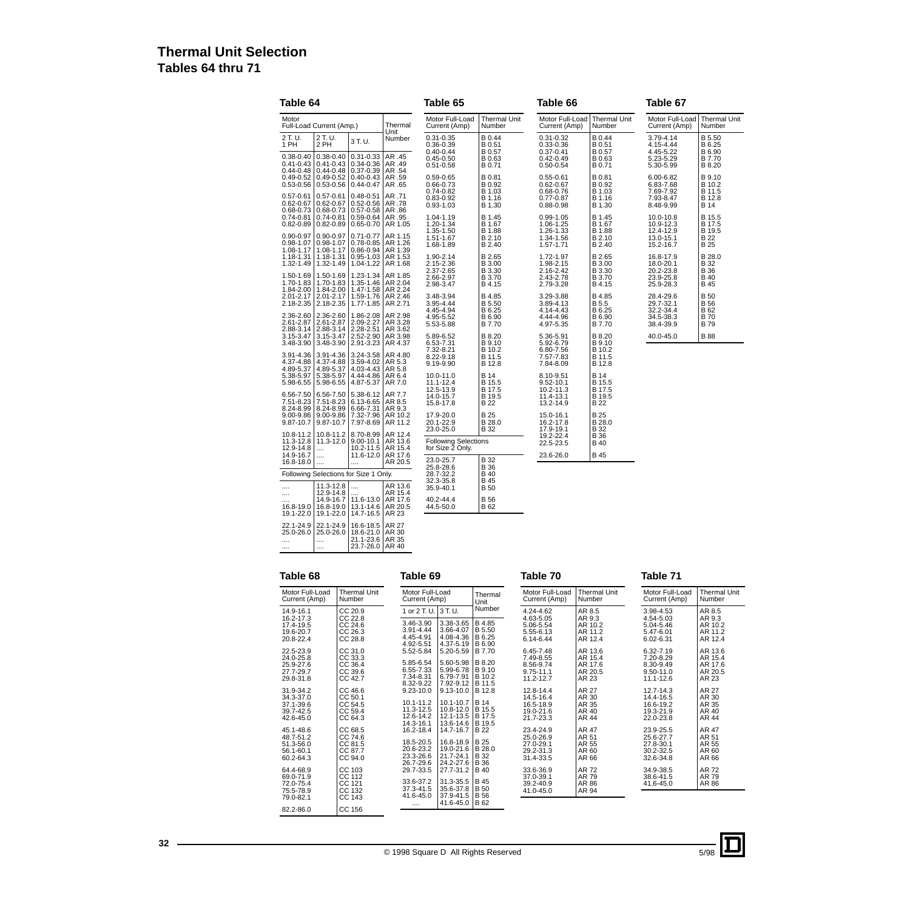# Thermal Unit Selection
## Tables 64 thru 71

### Table 64

| Motor Full-Load Current (Amp.) | | | Thermal Unit Number |
|---|---|---|---|
| 2 T. U. 1 PH | 2 T. U. 2 PH | 3 T. U. | |
| 0.38-0.40 | 0.38-0.40 | 0.31-0.33 | AR .45 |
| 0.41-0.43 | 0.41-0.43 | 0.34-0.36 | AR .49 |
| 0.44-0.48 | 0.44-0.48 | 0.37-0.39 | AR .54 |
| 0.49-0.52 | 0.49-0.52 | 0.40-0.43 | AR .59 |
| 0.53-0.56 | 0.53-0.56 | 0.44-0.47 | AR .65 |
| 0.57-0.61 | 0.57-0.61 | 0.48-0.51 | AR .71 |
| 0.62-0.67 | 0.62-0.67 | 0.52-0.56 | AR .78 |
| 0.68-0.73 | 0.68-0.73 | 0.57-0.58 | AR .86 |
| 0.74-0.81 | 0.74-0.81 | 0.59-0.64 | AR .95 |
| 0.82-0.89 | 0.82-0.89 | 0.65-0.70 | AR 1.05 |
| 0.90-0.97 | 0.90-0.97 | 0.71-0.77 | AR 1.15 |
| 0.98-1.07 | 0.98-1.07 | 0.78-0.85 | AR 1.26 |
| 1.08-1.17 | 1.08-1.17 | 0.86-0.94 | AR 1.39 |
| 1.18-1.31 | 1.18-1.31 | 0.95-1.03 | AR 1.53 |
| 1.32-1.49 | 1.32-1.49 | 1.04-1.22 | AR 1.68 |
| 1.50-1.69 | 1.50-1.69 | 1.23-1.34 | AR 1.85 |
| 1.70-1.83 | 1.70-1.83 | 1.35-1.46 | AR 2.04 |
| 1.84-2.00 | 1.84-2.00 | 1.47-1.58 | AR 2.24 |
| 2.01-2.17 | 2.01-2.17 | 1.59-1.76 | AR 2.46 |
| 2.18-2.35 | 2.18-2.35 | 1.77-1.85 | AR 2.71 |
| 2.36-2.60 | 2.36-2.60 | 1.86-2.08 | AR 2.98 |
| 2.61-2.87 | 2.61-2.87 | 2.09-2.27 | AR 3.28 |
| 2.88-3.14 | 2.88-3.14 | 2.28-2.51 | AR 3.62 |
| 3.15-3.47 | 3.15-3.47 | 2.52-2.90 | AR 3.98 |
| 3.48-3.90 | 3.48-3.90 | 2.91-3.23 | AR 4.37 |
| 3.91-4.36 | 3.91-4.36 | 3.24-3.58 | AR 4.80 |
| 4.37-4.88 | 4.37-4.88 | 3.59-4.02 | AR 5.3 |
| 4.89-5.37 | 4.89-5.37 | 4.03-4.43 | AR 5.8 |
| 5.38-5.97 | 5.38-5.97 | 4.44-4.86 | AR 6.4 |
| 5.98-6.55 | 5.98-6.55 | 4.87-5.37 | AR 7.0 |
| 6.56-7.50 | 6.56-7.50 | 5.38-6.12 | AR 7.7 |
| 7.51-8.23 | 7.51-8.23 | 6.13-6.65 | AR 8.5 |
| 8.24-8.99 | 8.24-8.99 | 6.66-7.31 | AR 9.3 |
| 9.00-9.86 | 9.00-9.86 | 7.32-7.96 | AR 10.2 |
| 9.87-10.7 | 9.87-10.7 | 7.97-8.69 | AR 11.2 |
| 10.8-11.2 | 10.8-11.2 | 8.70-8.99 | AR 12.4 |
| 11.3-12.8 | 11.3-12.0 | 9.00-10.1 | AR 13.6 |
| 12.9-14.8 | .... | 10.2-11.5 | AR 15.4 |
| 14.9-16.7 | .... | 11.6-12.0 | AR 17.6 |
| 16.8-18.0 | .... | .... | AR 20.5 |
| Following Selections for Size 1 Only. | | | |
| .... | 11.3-12.8 | .... | AR 13.6 |
| .... | 12.9-14.8 | .... | AR 15.4 |
| .... | 14.9-16.7 | 11.6-13.0 | AR 17.6 |
| 16.8-19.0 | 16.8-19.0 | 13.1-14.6 | AR 20.5 |
| 19.1-22.0 | 19.1-22.0 | 14.7-16.5 | AR 23 |
| 22.1-24.9 | 22.1-24.9 | 16.6-18.5 | AR 27 |
| 25.0-26.0 | 25.0-26.0 | 18.6-21.0 | AR 30 |
| .... | .... | 21.1-23.6 | AR 35 |
| .... | .... | 23.7-26.0 | AR 40 |

### Table 65

| Motor Full-Load Current (Amp) | Thermal Unit Number |
|---|---|
| 0.31-0.35 | B 0.44 |
| 0.36-0.39 | B 0.51 |
| 0.40-0.44 | B 0.57 |
| 0.45-0.50 | B 0.63 |
| 0.51-0.58 | B 0.71 |
| 0.59-0.65 | B 0.81 |
| 0.66-0.73 | B 0.92 |
| 0.74-0.82 | B 1.03 |
| 0.83-0.92 | B 1.16 |
| 0.93-1.03 | B 1.30 |
| 1.04-1.19 | B 1.45 |
| 1.20-1.34 | B 1.67 |
| 1.35-1.50 | B 1.88 |
| 1.51-1.67 | B 2.10 |
| 1.68-1.89 | B 2.40 |
| 1.90-2.14 | B 2.65 |
| 2.15-2.36 | B 3.00 |
| 2.37-2.65 | B 3.30 |
| 2.66-2.97 | B 3.70 |
| 2.98-3.47 | B 4.15 |
| 3.48-3.94 | B 4.85 |
| 3.95-4.44 | B 5.50 |
| 4.45-4.94 | B 6.25 |
| 4.95-5.52 | B 6.90 |
| 5.53-5.88 | B 7.70 |
| 5.89-6.52 | B 8.20 |
| 6.53-7.31 | B 9.10 |
| 7.32-8.21 | B 10.2 |
| 8.22-9.18 | B 11.5 |
| 9.19-9.90 | B 12.8 |
| 10.0-11.0 | B 14 |
| 11.1-12.4 | B 15.5 |
| 12.5-13.9 | B 17.5 |
| 14.0-15.7 | B 19.5 |
| 15.8-17.8 | B 22 |
| 17.9-20.0 | B 25 |
| 20.1-22.9 | B 28.0 |
| 23.0-25.0 | B 32 |
| Following Selections for Size 2 Only. | |
| 23.0-25.7 | B 32 |
| 25.8-28.6 | B 36 |
| 28.7-32.2 | B 40 |
| 32.3-35.8 | B 45 |
| 35.9-40.1 | B 50 |
| 40.2-44.4 | B 56 |
| 44.5-50.0 | B 62 |

### Table 66

| Motor Full-Load Current (Amp) | Thermal Unit Number |
|---|---|
| 0.31-0.32 | B 0.44 |
| 0.33-0.36 | B 0.51 |
| 0.37-0.41 | B 0.57 |
| 0.42-0.49 | B 0.63 |
| 0.50-0.54 | B 0.71 |
| 0.55-0.61 | B 0.81 |
| 0.62-0.67 | B 0.92 |
| 0.68-0.76 | B 1.03 |
| 0.77-0.87 | B 1.16 |
| 0.88-0.98 | B 1.30 |
| 0.99-1.05 | B 1.45 |
| 1.06-1.25 | B 1.67 |
| 1.26-1.33 | B 1.88 |
| 1.34-1.56 | B 2.10 |
| 1.57-1.71 | B 2.40 |
| 1.72-1.97 | B 2.65 |
| 1.98-2.15 | B 3.00 |
| 2.16-2.42 | B 3.30 |
| 2.43-2.78 | B 3.70 |
| 2.79-3.28 | B 4.15 |
| 3.29-3.88 | B 4.85 |
| 3.89-4.13 | B 5.5 |
| 4.14-4.43 | B 6.25 |
| 4.44-4.96 | B 6.90 |
| 4.97-5.35 | B 7.70 |
| 5.36-5.91 | B 8.20 |
| 5.92-6.79 | B 9.10 |
| 6.80-7.56 | B 10.2 |
| 7.57-7.83 | B 11.5 |
| 7.84-8.09 | B 12.8 |
| 8.10-9.51 | B 14 |
| 9.52-10.1 | B 15.5 |
| 10.2-11.3 | B 17.5 |
| 11.4-13.1 | B 19.5 |
| 13.2-14.9 | B 22 |
| 15.0-16.1 | B 25 |
| 16.2-17.8 | B 28.0 |
| 17.9-19.1 | B 32 |
| 19.2-22.4 | B 36 |
| 22.5-23.5 | B 40 |
| 23.6-26.0 | B 45 |

### Table 67

| Motor Full-Load Current (Amp) | Thermal Unit Number |
|---|---|
| 3.79-4.14 | B 5.50 |
| 4.15-4.44 | B 6.25 |
| 4.45-5.22 | B 6.90 |
| 5.23-5.29 | B 7.70 |
| 5.30-5.99 | B 8.20 |
| 6.00-6.82 | B 9.10 |
| 6.83-7.68 | B 10.2 |
| 7.69-7.92 | B 11.5 |
| 7.93-8.47 | B 12.8 |
| 8.48-9.99 | B 14 |
| 10.0-10.8 | B 15.5 |
| 10.9-12.3 | B 17.5 |
| 12.4-12.9 | B 19.5 |
| 13.0-15.1 | B 22 |
| 15.2-16.7 | B 25 |
| 16.8-17.9 | B 28.0 |
| 18.0-20.1 | B 32 |
| 20.2-23.8 | B 36 |
| 23.9-25.8 | B 40 |
| 25.9-28.3 | B 45 |
| 28.4-29.6 | B 50 |
| 29.7-32.1 | B 56 |
| 32.2-34.4 | B 62 |
| 34.5-38.3 | B 70 |
| 38.4-39.9 | B 79 |
| 40.0-45.0 | B 88 |

### Table 68

| Motor Full-Load Current (Amp) | Thermal Unit Number |
|---|---|
| 14.9-16.1 | CC 20.9 |
| 16.2-17.3 | CC 22.8 |
| 17.4-19.5 | CC 24.6 |
| 19.6-20.7 | CC 26.3 |
| 20.8-22.4 | CC 28.8 |
| 22.5-23.9 | CC 31.0 |
| 24.0-25.8 | CC 33.3 |
| 25.9-27.6 | CC 36.4 |
| 27.7-29.7 | CC 39.6 |
| 29.8-31.8 | CC 42.7 |
| 31.9-34.2 | CC 46.6 |
| 34.3-37.0 | CC 50.1 |
| 37.1-39.6 | CC 54.5 |
| 39.7-42.5 | CC 59.4 |
| 42.6-45.0 | CC 64.3 |
| 45.1-48.6 | CC 68.5 |
| 48.7-51.2 | CC 74.6 |
| 51.3-56.0 | CC 81.5 |
| 56.1-60.1 | CC 87.7 |
| 60.2-64.3 | CC 94.0 |
| 64.4-68.9 | CC 103 |
| 69.0-71.9 | CC 112 |
| 72.0-75.4 | CC 121 |
| 75.5-78.9 | CC 132 |
| 79.0-82.1 | CC 143 |
| 82.2-86.0 | CC 156 |

### Table 69

| Motor Full-Load Current (Amp) | | Thermal Unit Number |
|---|---|---|
| 1 or 2 T. U. | 3 T. U. | |
| 3.46-3.90 | 3.38-3.65 | B 4.85 |
| 3.91-4.44 | 3.66-4.07 | B 5.50 |
| 4.45-4.91 | 4.08-4.36 | B 6.25 |
| 4.92-5.51 | 4.37-5.19 | B 6.90 |
| 5.52-5.84 | 5.20-5.59 | B 7.70 |
| 5.85-6.54 | 5.60-5.98 | B 8.20 |
| 6.55-7.33 | 5.99-6.78 | B 9.10 |
| 7.34-8.31 | 6.79-7.91 | B 10.2 |
| 8.32-9.22 | 7.92-9.12 | B 11.5 |
| 9.23-10.0 | 9.13-10.0 | B 12.8 |
| 10.1-11.2 | 10.1-10.7 | B 14 |
| 11.3-12.5 | 10.8-12.0 | B 15.5 |
| 12.6-14.2 | 12.1-13.5 | B 17.5 |
| 14.3-16.1 | 13.6-14.6 | B 19.5 |
| 16.2-18.4 | 14.7-16.7 | B 22 |
| 18.5-20.5 | 16.8-18.9 | B 25 |
| 20.6-23.2 | 19.0-21.6 | B 28.0 |
| 23.3-26.6 | 21.7-24.1 | B 32 |
| 26.7-29.6 | 24.2-27.6 | B 36 |
| 29.7-33.5 | 27.7-31.2 | B 40 |
| 33.6-37.2 | 31.3-35.5 | B 45 |
| 37.3-41.5 | 35.6-37.8 | B 50 |
| 41.6-45.0 | 37.9-41.5 | B 56 |
| .... | 41.6-45.0 | B 62 |

### Table 70

| Motor Full-Load Current (Amp) | Thermal Unit Number |
|---|---|
| 4.24-4.62 | AR 8.5 |
| 4.63-5.05 | AR 9.3 |
| 5.06-5.54 | AR 10.2 |
| 5.55-6.13 | AR 11.2 |
| 6.14-6.44 | AR 12.4 |
| 6.45-7.48 | AR 13.6 |
| 7.49-8.55 | AR 15.4 |
| 8.56-9.74 | AR 17.6 |
| 9.75-11.1 | AR 20.5 |
| 11.2-12.7 | AR 23 |
| 12.8-14.4 | AR 27 |
| 14.5-16.4 | AR 30 |
| 16.5-18.9 | AR 35 |
| 19.0-21.6 | AR 40 |
| 21.7-23.3 | AR 44 |
| 23.4-24.9 | AR 47 |
| 25.0-26.9 | AR 51 |
| 27.0-29.1 | AR 55 |
| 29.2-31.3 | AR 60 |
| 31.4-33.5 | AR 66 |
| 33.6-36.9 | AR 72 |
| 37.0-39.1 | AR 79 |
| 39.2-40.9 | AR 86 |
| 41.0-45.0 | AR 94 |

### Table 71

| Motor Full-Load Current (Amp) | Thermal Unit Number |
|---|---|
| 3.98-4.53 | AR 8.5 |
| 4.54-5.03 | AR 9.3 |
| 5.04-5.46 | AR 10.2 |
| 5.47-6.01 | AR 11.2 |
| 6.02-6.31 | AR 12.4 |
| 6.32-7.19 | AR 13.6 |
| 7.20-8.29 | AR 15.4 |
| 8.30-9.49 | AR 17.6 |
| 9.50-11.0 | AR 20.5 |
| 11.1-12.6 | AR 23 |
| 12.7-14.3 | AR 27 |
| 14.4-16.5 | AR 30 |
| 16.6-19.2 | AR 35 |
| 19.3-21.9 | AR 40 |
| 22.0-23.8 | AR 44 |
| 23.9-25.5 | AR 47 |
| 25.6-27.7 | AR 51 |
| 27.8-30.1 | AR 55 |
| 30.2-32.5 | AR 60 |
| 32.6-34.8 | AR 66 |
| 34.9-38.5 | AR 72 |
| 38.6-41.5 | AR 79 |
| 41.6-45.0 | AR 86 |

© 1998 Square D All Rights Reserved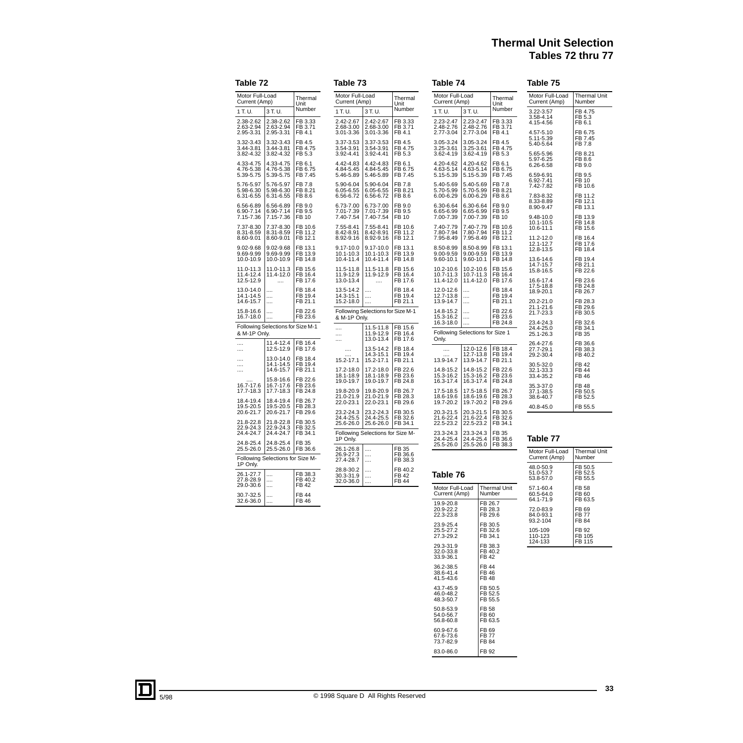# Thermal Unit Selection
## Tables 72 thru 77

### Table 72

| Motor Full-Load Current (Amp) 1 T. U. | 3 T. U. | Thermal Unit Number |
|---|---|---|
| 2.38-2.62 | 2.38-2.62 | FB 3.33 |
| 2.63-2.94 | 2.63-2.94 | FB 3.71 |
| 2.95-3.31 | 2.95-3.31 | FB 4.1 |
| 3.32-3.43 | 3.32-3.43 | FB 4.5 |
| 3.44-3.81 | 3.44-3.81 | FB 4.75 |
| 3.82-4.32 | 3.82-4.32 | FB 5.3 |
| 4.33-4.75 | 4.33-4.75 | FB 6.1 |
| 4.76-5.38 | 4.76-5.38 | FB 6.75 |
| 5.39-5.75 | 5.39-5.75 | FB 7.45 |
| 5.76-5.97 | 5.76-5.97 | FB 7.8 |
| 5.98-6.30 | 5.98-6.30 | FB 8.21 |
| 6.31-6.55 | 6.31-6.55 | FB 8.6 |
| 6.56-6.89 | 6.56-6.89 | FB 9.0 |
| 6.90-7.14 | 6.90-7.14 | FB 9.5 |
| 7.15-7.36 | 7.15-7.36 | FB 10 |
| 7.37-8.30 | 7.37-8.30 | FB 10.6 |
| 8.31-8.59 | 8.31-8.59 | FB 11.2 |
| 8.60-9.01 | 8.60-9.01 | FB 12.1 |
| 9.02-9.68 | 9.02-9.68 | FB 13.1 |
| 9.69-9.99 | 9.69-9.99 | FB 13.9 |
| 10.0-10.9 | 10.0-10.9 | FB 14.8 |
| 11.0-11.3 | 11.0-11.3 | FB 15.6 |
| 11.4-12.4 | 11.4-12.0 | FB 16.4 |
| 12.5-12.9 | .... | FB 17.6 |
| 13.0-14.0 | .... | FB 18.4 |
| 14.1-14.5 | .... | FB 19.4 |
| 14.6-15.7 | .... | FB 21.1 |
| 15.8-16.6 | .... | FB 22.6 |
| 16.7-18.0 | .... | FB 23.6 |
| Following Selections for Size M-1 & M-1P Only. | | |
| .... | 11.4-12.4 | FB 16.4 |
| .... | 12.5-12.9 | FB 17.6 |
| .... | 13.0-14.0 | FB 18.4 |
| .... | 14.1-14.5 | FB 19.4 |
| .... | 14.6-15.7 | FB 21.1 |
| .... | 15.8-16.6 | FB 22.6 |
| 16.7-17.6 | 16.7-17.6 | FB 23.6 |
| 17.7-18.3 | 17.7-18.3 | FB 24.8 |
| 18.4-19.4 | 18.4-19.4 | FB 26.7 |
| 19.5-20.5 | 19.5-20.5 | FB 28.3 |
| 20.6-21.7 | 20.6-21.7 | FB 29.6 |
| 21.8-22.8 | 21.8-22.8 | FB 30.5 |
| 22.9-24.3 | 22.9-24.3 | FB 32.5 |
| 24.4-24.7 | 24.4-24.7 | FB 34.1 |
| 24.8-25.4 | 24.8-25.4 | FB 35 |
| 25.5-26.0 | 25.5-26.0 | FB 36.6 |
| Following Selections for Size M-1P Only. | | |
| 26.1-27.7 | .... | FB 38.3 |
| 27.8-28.9 | .... | FB 40.2 |
| 29.0-30.6 | .... | FB 42 |
| 30.7-32.5 | .... | FB 44 |
| 32.6-36.0 | .... | FB 46 |

### Table 73

| Motor Full-Load Current (Amp) 1 T. U. | 3 T. U. | Thermal Unit Number |
|---|---|---|
| 2.42-2.67 | 2.42-2.67 | FB 3.33 |
| 2.68-3.00 | 2.68-3.00 | FB 3.71 |
| 3.01-3.36 | 3.01-3.36 | FB 4.1 |
| 3.37-3.53 | 3.37-3.53 | FB 4.5 |
| 3.54-3.91 | 3.54-3.91 | FB 4.75 |
| 3.92-4.41 | 3.92-4.41 | FB 5.3 |
| 4.42-4.83 | 4.42-4.83 | FB 6.1 |
| 4.84-5.45 | 4.84-5.45 | FB 6.75 |
| 5.46-5.89 | 5.46-5.89 | FB 7.45 |
| 5.90-6.04 | 5.90-6.04 | FB 7.8 |
| 6.05-6.55 | 6.05-6.55 | FB 8.21 |
| 6.56-6.72 | 6.56-6.72 | FB 8.6 |
| 6.73-7.00 | 6.73-7.00 | FB 9.0 |
| 7.01-7.39 | 7.01-7.39 | FB 9.5 |
| 7.40-7.54 | 7.40-7.54 | FB 10 |
| 7.55-8.41 | 7.55-8.41 | FB 10.6 |
| 8.42-8.91 | 8.42-8.91 | FB 11.2 |
| 8.92-9.16 | 8.92-9.16 | FB 12.1 |
| 9.17-10.0 | 9.17-10.0 | FB 13.1 |
| 10.1-10.3 | 10.1-10.3 | FB 13.9 |
| 10.4-11.4 | 10.4-11.4 | FB 14.8 |
| 11.5-11.8 | 11.5-11.8 | FB 15.6 |
| 11.9-12.9 | 11.9-12.9 | FB 16.4 |
| 13.0-13.4 | .... | FB 17.6 |
| 13.5-14.2 | .... | FB 18.4 |
| 14.3-15.1 | .... | FB 19.4 |
| 15.2-18.0 | .... | FB 21.1 |
| Following Selections for Size M-1 & M-1P Only. | | |
| .... | 11.5-11.8 | FB 15.6 |
| .... | 11.9-12.9 | FB 16.4 |
| .... | 13.0-13.4 | FB 17.6 |
| .... | 13.5-14.2 | FB 18.4 |
| .... | 14.3-15.1 | FB 19.4 |
| 15.2-17.1 | 15.2-17.1 | FB 21.1 |
| 17.2-18.0 | 17.2-18.0 | FB 22.6 |
| 18.1-18.9 | 18.1-18.9 | FB 23.6 |
| 19.0-19.7 | 19.0-19.7 | FB 24.8 |
| 19.8-20.9 | 19.8-20.9 | FB 26.7 |
| 21.0-21.9 | 21.0-21.9 | FB 28.3 |
| 22.0-23.1 | 22.0-23.1 | FB 29.6 |
| 23.2-24.3 | 23.2-24.3 | FB 30.5 |
| 24.4-25.5 | 24.4-25.5 | FB 32.6 |
| 25.6-26.0 | 25.6-26.0 | FB 34.1 |
| Following Selections for Size M-1P Only. | | |
| 26.1-26.8 | .... | FB 35 |
| 26.9-27.3 | .... | FB 36.6 |
| 27.4-28.7 | .... | FB 38.3 |
| 28.8-30.2 | .... | FB 40.2 |
| 30.3-31.9 | .... | FB 42 |
| 32.0-36.0 | .... | FB 44 |

### Table 74

| Motor Full-Load Current (Amp) 1 T. U. | 3 T. U. | Thermal Unit Number |
|---|---|---|
| 2.23-2.47 | 2.23-2.47 | FB 3.33 |
| 2.48-2.76 | 2.48-2.76 | FB 3.71 |
| 2.77-3.04 | 2.77-3.04 | FB 4.1 |
| 3.05-3.24 | 3.05-3.24 | FB 4.5 |
| 3.25-3.61 | 3.25-3.61 | FB 4.75 |
| 3.62-4.19 | 3.62-4.19 | FB 5.3 |
| 4.20-4.62 | 4.20-4.62 | FB 6.1 |
| 4.63-5.14 | 4.63-5.14 | FB 6.75 |
| 5.15-5.39 | 5.15-5.39 | FB 7.45 |
| 5.40-5.69 | 5.40-5.69 | FB 7.8 |
| 5.70-5.99 | 5.70-5.99 | FB 8.21 |
| 6.00-6.29 | 6.00-6.29 | FB 8.6 |
| 6.30-6.64 | 6.30-6.64 | FB 9.0 |
| 6.65-6.99 | 6.65-6.99 | FB 9.5 |
| 7.00-7.39 | 7.00-7.39 | FB 10 |
| 7.40-7.79 | 7.40-7.79 | FB 10.6 |
| 7.80-7.94 | 7.80-7.94 | FB 11.2 |
| 7.95-8.49 | 7.95-8.49 | FB 12.1 |
| 8.50-8.99 | 8.50-8.99 | FB 13.1 |
| 9.00-9.59 | 9.00-9.59 | FB 13.9 |
| 9.60-10.1 | 9.60-10.1 | FB 14.8 |
| 10.2-10.6 | 10.2-10.6 | FB 15.6 |
| 10.7-11.3 | 10.7-11.3 | FB 16.4 |
| 11.4-12.0 | 11.4-12.0 | FB 17.6 |
| 12.0-12.6 | .... | FB 18.4 |
| 12.7-13.8 | .... | FB 19.4 |
| 13.9-14.7 | .... | FB 21.1 |
| 14.8-15.2 | .... | FB 22.6 |
| 15.3-16.2 | .... | FB 23.6 |
| 16.3-18.0 | .... | FB 24.8 |
| Following Selections for Size 1 Only. | | |
| .... | 12.0-12.6 | FB 18.4 |
| .... | 12.7-13.8 | FB 19.4 |
| 13.9-14.7 | 13.9-14.7 | FB 21.1 |
| 14.8-15.2 | 14.8-15.2 | FB 22.6 |
| 15.3-16.2 | 15.3-16.2 | FB 23.6 |
| 16.3-17.4 | 16.3-17.4 | FB 24.8 |
| 17.5-18.5 | 17.5-18.5 | FB 26.7 |
| 18.6-19.6 | 18.6-19.6 | FB 28.3 |
| 19.7-20.2 | 19.7-20.2 | FB 29.6 |
| 20.3-21.5 | 20.3-21.5 | FB 30.5 |
| 21.6-22.4 | 21.6-22.4 | FB 32.6 |
| 22.5-23.2 | 22.5-23.2 | FB 34.1 |
| 23.3-24.3 | 23.3-24.3 | FB 35 |
| 24.4-25.4 | 24.4-25.4 | FB 36.6 |
| 25.5-26.0 | 25.5-26.0 | FB 38.3 |

### Table 75

| Motor Full-Load Current (Amp) | Thermal Unit Number |
|---|---|
| 3.22-3.57 | FB 4.75 |
| 3.58-4.14 | FB 5.3 |
| 4.15-4.56 | FB 6.1 |
| 4.57-5.10 | FB 6.75 |
| 5.11-5.39 | FB 7.45 |
| 5.40-5.64 | FB 7.8 |
| 5.65-5.96 | FB 8.21 |
| 5.97-6.25 | FB 8.6 |
| 6.26-6.58 | FB 9.0 |
| 6.59-6.91 | FB 9.5 |
| 6.92-7.41 | FB 10 |
| 7.42-7.82 | FB 10.6 |
| 7.83-8.32 | FB 11.2 |
| 8.33-8.89 | FB 12.1 |
| 8.90-9.47 | FB 13.1 |
| 9.48-10.0 | FB 13.9 |
| 10.1-10.5 | FB 14.8 |
| 10.6-11.1 | FB 15.6 |
| 11.2-12.0 | FB 16.4 |
| 12.1-12.7 | FB 17.6 |
| 12.8-13.5 | FB 18.4 |
| 13.6-14.6 | FB 19.4 |
| 14.7-15.7 | FB 21.1 |
| 15.8-16.5 | FB 22.6 |
| 16.6-17.4 | FB 23.6 |
| 17.5-18.8 | FB 24.8 |
| 18.9-20.1 | FB 26.7 |
| 20.2-21.0 | FB 28.3 |
| 21.1-21.6 | FB 29.6 |
| 21.7-23.3 | FB 30.5 |
| 23.4-24.3 | FB 32.6 |
| 24.4-25.0 | FB 34.1 |
| 25.1-26.3 | FB 35 |
| 26.4-27.6 | FB 36.6 |
| 27.7-29.1 | FB 38.3 |
| 29.2-30.4 | FB 40.2 |
| 30.5-32.0 | FB 42 |
| 32.1-33.3 | FB 44 |
| 33.4-35.2 | FB 46 |
| 35.3-37.0 | FB 48 |
| 37.1-38.5 | FB 50.5 |
| 38.6-40.7 | FB 52.5 |
| 40.8-45.0 | FB 55.5 |

### Table 76

| Motor Full-Load Current (Amp) | Thermal Unit Number |
|---|---|
| 19.9-20.8 | FB 26.7 |
| 20.9-22.2 | FB 28.3 |
| 22.3-23.8 | FB 29.6 |
| 23.9-25.4 | FB 30.5 |
| 25.5-27.2 | FB 32.6 |
| 27.3-29.2 | FB 34.1 |
| 29.3-31.9 | FB 38.3 |
| 32.0-33.8 | FB 40.2 |
| 33.9-36.1 | FB 42 |
| 36.2-38.5 | FB 44 |
| 38.6-41.4 | FB 46 |
| 41.5-43.6 | FB 48 |
| 43.7-45.9 | FB 50.5 |
| 46.0-48.2 | FB 52.5 |
| 48.3-50.7 | FB 55.5 |
| 50.8-53.9 | FB 58 |
| 54.0-56.7 | FB 60 |
| 56.8-60.8 | FB 63.5 |
| 60.9-67.6 | FB 69 |
| 67.6-73.6 | FB 77 |
| 73.7-82.9 | FB 84 |
| 83.0-86.0 | FB 92 |

### Table 77

| Motor Full-Load Current (Amp) | Thermal Unit Number |
|---|---|
| 48.0-50.9 | FB 50.5 |
| 51.0-53.7 | FB 52.5 |
| 53.8-57.0 | FB 55.5 |
| 57.1-60.4 | FB 58 |
| 60.5-64.0 | FB 60 |
| 64.1-71.9 | FB 63.5 |
| 72.0-83.9 | FB 69 |
| 84.0-93.1 | FB 77 |
| 93.2-104 | FB 84 |
| 105-109 | FB 92 |
| 110-123 | FB 105 |
| 124-133 | FB 115 |

5/98 © 1998 Square D All Rights Reserved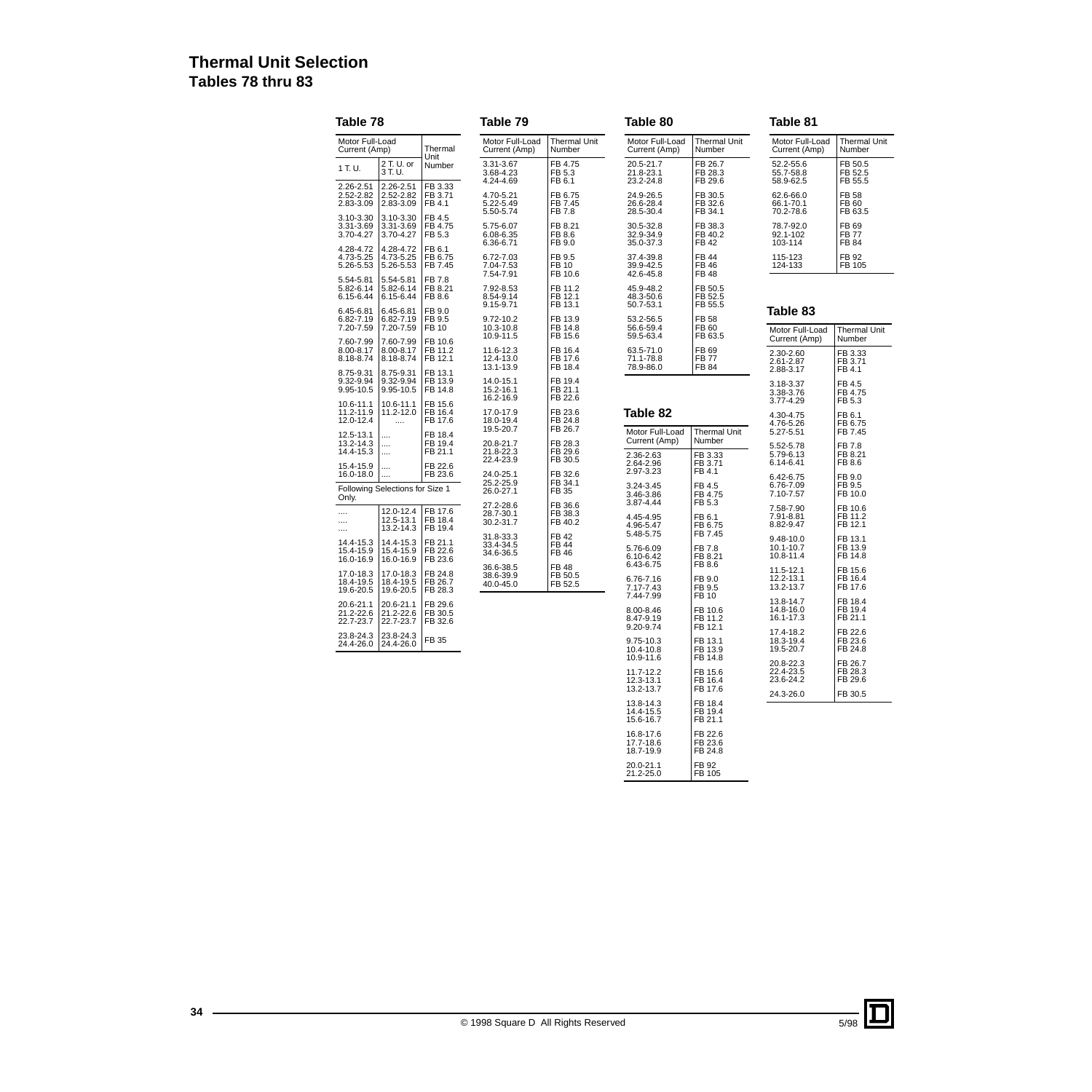# Thermal Unit Selection

## Tables 78 thru 83

### Table 78

| Motor Full-Load Current (Amp) | | Thermal Unit Number |
|---|---|---|
| 1 T. U. | 2 T. U. or 3 T. U. | |
| 2.26-2.51 | 2.26-2.51 | FB 3.33 |
| 2.52-2.82 | 2.52-2.82 | FB 3.71 |
| 2.83-3.09 | 2.83-3.09 | FB 4.1 |
| 3.10-3.30 | 3.10-3.30 | FB 4.5 |
| 3.31-3.69 | 3.31-3.69 | FB 4.75 |
| 3.70-4.27 | 3.70-4.27 | FB 5.3 |
| 4.28-4.72 | 4.28-4.72 | FB 6.1 |
| 4.73-5.25 | 4.73-5.25 | FB 6.75 |
| 5.26-5.53 | 5.26-5.53 | FB 7.45 |
| 5.54-5.81 | 5.54-5.81 | FB 7.8 |
| 5.82-6.14 | 5.82-6.14 | FB 8.21 |
| 6.15-6.44 | 6.15-6.44 | FB 8.6 |
| 6.45-6.81 | 6.45-6.81 | FB 9.0 |
| 6.82-7.19 | 6.82-7.19 | FB 9.5 |
| 7.20-7.59 | 7.20-7.59 | FB 10 |
| 7.60-7.99 | 7.60-7.99 | FB 10.6 |
| 8.00-8.17 | 8.00-8.17 | FB 11.2 |
| 8.18-8.74 | 8.18-8.74 | FB 12.1 |
| 8.75-9.31 | 8.75-9.31 | FB 13.1 |
| 9.32-9.94 | 9.32-9.94 | FB 13.9 |
| 9.95-10.5 | 9.95-10.5 | FB 14.8 |
| 10.6-11.1 | 10.6-11.1 | FB 15.6 |
| 11.2-11.9 | 11.2-12.0 | FB 16.4 |
| 12.0-12.4 | .... | FB 17.6 |
| 12.5-13.1 | .... | FB 18.4 |
| 13.2-14.3 | .... | FB 19.4 |
| 14.4-15.3 | .... | FB 21.1 |
| 15.4-15.9 | .... | FB 22.6 |
| 16.0-18.0 | .... | FB 23.6 |
| Following Selections for Size 1 Only. | | |
| .... | 12.0-12.4 | FB 17.6 |
| .... | 12.5-13.1 | FB 18.4 |
| .... | 13.2-14.3 | FB 19.4 |
| 14.4-15.3 | 14.4-15.3 | FB 21.1 |
| 15.4-15.9 | 15.4-15.9 | FB 22.6 |
| 16.0-16.9 | 16.0-16.9 | FB 23.6 |
| 17.0-18.3 | 17.0-18.3 | FB 24.8 |
| 18.4-19.5 | 18.4-19.5 | FB 26.7 |
| 19.6-20.5 | 19.6-20.5 | FB 28.3 |
| 20.6-21.1 | 20.6-21.1 | FB 29.6 |
| 21.2-22.6 | 21.2-22.6 | FB 30.5 |
| 22.7-23.7 | 22.7-23.7 | FB 32.6 |
| 23.8-24.3 | 23.8-24.3 | FB 35 |
| 24.4-26.0 | 24.4-26.0 | |

### Table 79

| Motor Full-Load Current (Amp) | Thermal Unit Number |
|---|---|
| 3.31-3.67 | FB 4.75 |
| 3.68-4.23 | FB 5.3 |
| 4.24-4.69 | FB 6.1 |
| 4.70-5.21 | FB 6.75 |
| 5.22-5.49 | FB 7.45 |
| 5.50-5.74 | FB 7.8 |
| 5.75-6.07 | FB 8.21 |
| 6.08-6.35 | FB 8.6 |
| 6.36-6.71 | FB 9.0 |
| 6.72-7.03 | FB 9.5 |
| 7.04-7.53 | FB 10 |
| 7.54-7.91 | FB 10.6 |
| 7.92-8.53 | FB 11.2 |
| 8.54-9.14 | FB 12.1 |
| 9.15-9.71 | FB 13.1 |
| 9.72-10.2 | FB 13.9 |
| 10.3-10.8 | FB 14.8 |
| 10.9-11.5 | FB 15.6 |
| 11.6-12.3 | FB 16.4 |
| 12.4-13.0 | FB 17.6 |
| 13.1-13.9 | FB 18.4 |
| 14.0-15.1 | FB 19.4 |
| 15.2-16.1 | FB 21.1 |
| 16.2-16.9 | FB 22.6 |
| 17.0-17.9 | FB 23.6 |
| 18.0-19.4 | FB 24.8 |
| 19.5-20.7 | FB 26.7 |
| 20.8-21.7 | FB 28.3 |
| 21.8-22.3 | FB 29.6 |
| 22.4-23.9 | FB 30.5 |
| 24.0-25.1 | FB 32.6 |
| 25.2-25.9 | FB 34.1 |
| 26.0-27.1 | FB 35 |
| 27.2-28.6 | FB 36.6 |
| 28.7-30.1 | FB 38.3 |
| 30.2-31.7 | FB 40.2 |
| 31.8-33.3 | FB 42 |
| 33.4-34.5 | FB 44 |
| 34.6-36.5 | FB 46 |
| 36.6-38.5 | FB 48 |
| 38.6-39.9 | FB 50.5 |
| 40.0-45.0 | FB 52.5 |

### Table 80

| Motor Full-Load Current (Amp) | Thermal Unit Number |
|---|---|
| 20.5-21.7 | FB 26.7 |
| 21.8-23.1 | FB 28.3 |
| 23.2-24.8 | FB 29.6 |
| 24.9-26.5 | FB 30.5 |
| 26.6-28.4 | FB 32.6 |
| 28.5-30.4 | FB 34.1 |
| 30.5-32.8 | FB 38.3 |
| 32.9-34.9 | FB 40.2 |
| 35.0-37.3 | FB 42 |
| 37.4-39.8 | FB 44 |
| 39.9-42.5 | FB 46 |
| 42.6-45.8 | FB 48 |
| 45.9-48.2 | FB 50.5 |
| 48.3-50.6 | FB 52.5 |
| 50.7-53.1 | FB 55.5 |
| 53.2-56.5 | FB 58 |
| 56.6-59.4 | FB 60 |
| 59.5-63.4 | FB 63.5 |
| 63.5-71.0 | FB 69 |
| 71.1-78.8 | FB 77 |
| 78.9-86.0 | FB 84 |

### Table 81

| Motor Full-Load Current (Amp) | Thermal Unit Number |
|---|---|
| 52.2-55.6 | FB 50.5 |
| 55.7-58.8 | FB 52.5 |
| 58.9-62.5 | FB 55.5 |
| 62.6-66.0 | FB 58 |
| 66.1-70.1 | FB 60 |
| 70.2-78.6 | FB 63.5 |
| 78.7-92.0 | FB 69 |
| 92.1-102 | FB 77 |
| 103-114 | FB 84 |
| 115-123 | FB 92 |
| 124-133 | FB 105 |

### Table 82

| Motor Full-Load Current (Amp) | Thermal Unit Number |
|---|---|
| 2.36-2.63 | FB 3.33 |
| 2.64-2.96 | FB 3.71 |
| 2.97-3.23 | FB 4.1 |
| 3.24-3.45 | FB 4.5 |
| 3.46-3.86 | FB 4.75 |
| 3.87-4.44 | FB 5.3 |
| 4.45-4.95 | FB 6.1 |
| 4.96-5.47 | FB 6.75 |
| 5.48-5.75 | FB 7.45 |
| 5.76-6.09 | FB 7.8 |
| 6.10-6.42 | FB 8.21 |
| 6.43-6.75 | FB 8.6 |
| 6.76-7.16 | FB 9.0 |
| 7.17-7.43 | FB 9.5 |
| 7.44-7.99 | FB 10 |
| 8.00-8.46 | FB 10.6 |
| 8.47-9.19 | FB 11.2 |
| 9.20-9.74 | FB 12.1 |
| 9.75-10.3 | FB 13.1 |
| 10.4-10.8 | FB 13.9 |
| 10.9-11.6 | FB 14.8 |
| 11.7-12.2 | FB 15.6 |
| 12.3-13.1 | FB 16.4 |
| 13.2-13.7 | FB 17.6 |
| 13.8-14.3 | FB 18.4 |
| 14.4-15.5 | FB 19.4 |
| 15.6-16.7 | FB 21.1 |
| 16.8-17.6 | FB 22.6 |
| 17.7-18.6 | FB 23.6 |
| 18.7-19.9 | FB 24.8 |
| 20.0-21.1 | FB 92 |
| 21.2-25.0 | FB 105 |

### Table 83

| Motor Full-Load Current (Amp) | Thermal Unit Number |
|---|---|
| 2.30-2.60 | FB 3.33 |
| 2.61-2.87 | FB 3.71 |
| 2.88-3.17 | FB 4.1 |
| 3.18-3.37 | FB 4.5 |
| 3.38-3.76 | FB 4.75 |
| 3.77-4.29 | FB 5.3 |
| 4.30-4.75 | FB 6.1 |
| 4.76-5.26 | FB 6.75 |
| 5.27-5.51 | FB 7.45 |
| 5.52-5.78 | FB 7.8 |
| 5.79-6.13 | FB 8.21 |
| 6.14-6.41 | FB 8.6 |
| 6.42-6.75 | FB 9.0 |
| 6.76-7.09 | FB 9.5 |
| 7.10-7.57 | FB 10.0 |
| 7.58-7.90 | FB 10.6 |
| 7.91-8.81 | FB 11.2 |
| 8.82-9.47 | FB 12.1 |
| 9.48-10.0 | FB 13.1 |
| 10.1-10.7 | FB 13.9 |
| 10.8-11.4 | FB 14.8 |
| 11.5-12.1 | FB 15.6 |
| 12.2-13.1 | FB 16.4 |
| 13.2-13.7 | FB 17.6 |
| 13.8-14.7 | FB 18.4 |
| 14.8-16.0 | FB 19.4 |
| 16.1-17.3 | FB 21.1 |
| 17.4-18.2 | FB 22.6 |
| 18.3-19.4 | FB 23.6 |
| 19.5-20.7 | FB 24.8 |
| 20.8-22.3 | FB 26.7 |
| 22.4-23.5 | FB 28.3 |
| 23.6-24.2 | FB 29.6 |
| 24.3-26.0 | FB 30.5 |

© 1998 Square D All Rights Reserved 5/98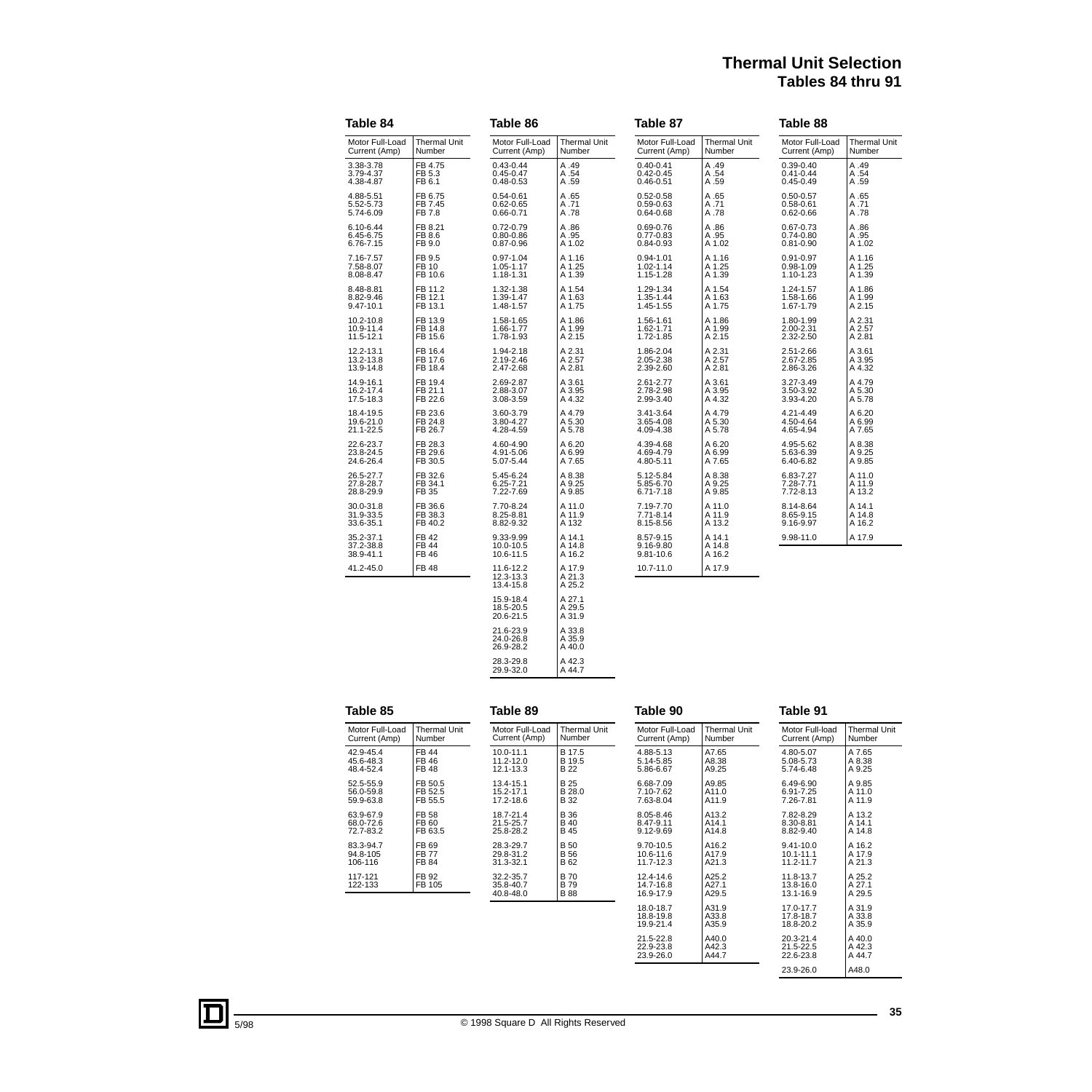# Thermal Unit Selection
## Tables 84 thru 91

### Table 84

| Motor Full-Load Current (Amp) | Thermal Unit Number |
|---|---|
| 3.38-3.78 | FB 4.75 |
| 3.79-4.37 | FB 5.3 |
| 4.38-4.87 | FB 6.1 |
| 4.88-5.51 | FB 6.75 |
| 5.52-5.73 | FB 7.45 |
| 5.74-6.09 | FB 7.8 |
| 6.10-6.44 | FB 8.21 |
| 6.45-6.75 | FB 8.6 |
| 6.76-7.15 | FB 9.0 |
| 7.16-7.57 | FB 9.5 |
| 7.58-8.07 | FB 10 |
| 8.08-8.47 | FB 10.6 |
| 8.48-8.81 | FB 11.2 |
| 8.82-9.46 | FB 12.1 |
| 9.47-10.1 | FB 13.1 |
| 10.2-10.8 | FB 13.9 |
| 10.9-11.4 | FB 14.8 |
| 11.5-12.1 | FB 15.6 |
| 12.2-13.1 | FB 16.4 |
| 13.2-13.8 | FB 17.6 |
| 13.9-14.8 | FB 18.4 |
| 14.9-16.1 | FB 19.4 |
| 16.2-17.4 | FB 21.1 |
| 17.5-18.3 | FB 22.6 |
| 18.4-19.5 | FB 23.6 |
| 19.6-21.0 | FB 24.8 |
| 21.1-22.5 | FB 26.7 |
| 22.6-23.7 | FB 28.3 |
| 23.8-24.5 | FB 29.6 |
| 24.6-26.4 | FB 30.5 |
| 26.5-27.7 | FB 32.6 |
| 27.8-28.7 | FB 34.1 |
| 28.8-29.9 | FB 35 |
| 30.0-31.8 | FB 36.6 |
| 31.9-33.5 | FB 38.3 |
| 33.6-35.1 | FB 40.2 |
| 35.2-37.1 | FB 42 |
| 37.2-38.8 | FB 44 |
| 38.9-41.1 | FB 46 |
| 41.2-45.0 | FB 48 |

### Table 86

| Motor Full-Load Current (Amp) | Thermal Unit Number |
|---|---|
| 0.43-0.44 | A .49 |
| 0.45-0.47 | A .54 |
| 0.48-0.53 | A .59 |
| 0.54-0.61 | A .65 |
| 0.62-0.65 | A .71 |
| 0.66-0.71 | A .78 |
| 0.72-0.79 | A .86 |
| 0.80-0.86 | A .95 |
| 0.87-0.96 | A 1.02 |
| 0.97-1.04 | A 1.16 |
| 1.05-1.17 | A 1.25 |
| 1.18-1.31 | A 1.39 |
| 1.32-1.38 | A 1.54 |
| 1.39-1.47 | A 1.63 |
| 1.48-1.57 | A 1.75 |
| 1.58-1.65 | A 1.86 |
| 1.66-1.77 | A 1.99 |
| 1.78-1.93 | A 2.15 |
| 1.94-2.18 | A 2.31 |
| 2.19-2.46 | A 2.57 |
| 2.47-2.68 | A 2.81 |
| 2.69-2.87 | A 3.61 |
| 2.88-3.07 | A 3.95 |
| 3.08-3.59 | A 4.32 |
| 3.60-3.79 | A 4.79 |
| 3.80-4.27 | A 5.30 |
| 4.28-4.59 | A 5.78 |
| 4.60-4.90 | A 6.20 |
| 4.91-5.06 | A 6.99 |
| 5.07-5.44 | A 7.65 |
| 5.45-6.24 | A 8.38 |
| 6.25-7.21 | A 9.25 |
| 7.22-7.69 | A 9.85 |
| 7.70-8.24 | A 11.0 |
| 8.25-8.81 | A 11.9 |
| 8.82-9.32 | A 132 |
| 9.33-9.99 | A 14.1 |
| 10.0-10.5 | A 14.8 |
| 10.6-11.5 | A 16.2 |
| 11.6-12.2 | A 17.9 |
| 12.3-13.3 | A 21.3 |
| 13.4-15.8 | A 25.2 |
| 15.9-18.4 | A 27.1 |
| 18.5-20.5 | A 29.5 |
| 20.6-21.5 | A 31.9 |
| 21.6-23.9 | A 33.8 |
| 24.0-26.8 | A 35.9 |
| 26.9-28.2 | A 40.0 |
| 28.3-29.8 | A 42.3 |
| 29.9-32.0 | A 44.7 |

### Table 87

| Motor Full-Load Current (Amp) | Thermal Unit Number |
|---|---|
| 0.40-0.41 | A .49 |
| 0.42-0.45 | A .54 |
| 0.46-0.51 | A .59 |
| 0.52-0.58 | A .65 |
| 0.59-0.63 | A .71 |
| 0.64-0.68 | A .78 |
| 0.69-0.76 | A .86 |
| 0.77-0.83 | A .95 |
| 0.84-0.93 | A 1.02 |
| 0.94-1.01 | A 1.16 |
| 1.02-1.14 | A 1.25 |
| 1.15-1.28 | A 1.39 |
| 1.29-1.34 | A 1.54 |
| 1.35-1.44 | A 1.63 |
| 1.45-1.55 | A 1.75 |
| 1.56-1.61 | A 1.86 |
| 1.62-1.71 | A 1.99 |
| 1.72-1.85 | A 2.15 |
| 1.86-2.04 | A 2.31 |
| 2.05-2.38 | A 2.57 |
| 2.39-2.60 | A 2.81 |
| 2.61-2.77 | A 3.61 |
| 2.78-2.98 | A 3.95 |
| 2.99-3.40 | A 4.32 |
| 3.41-3.64 | A 4.79 |
| 3.65-4.08 | A 5.30 |
| 4.09-4.38 | A 5.78 |
| 4.39-4.68 | A 6.20 |
| 4.69-4.79 | A 6.99 |
| 4.80-5.11 | A 7.65 |
| 5.12-5.84 | A 8.38 |
| 5.85-6.70 | A 9.25 |
| 6.71-7.18 | A 9.85 |
| 7.19-7.70 | A 11.0 |
| 7.71-8.14 | A 11.9 |
| 8.15-8.56 | A 13.2 |
| 8.57-9.15 | A 14.1 |
| 9.16-9.80 | A 14.8 |
| 9.81-10.6 | A 16.2 |
| 10.7-11.0 | A 17.9 |

### Table 88

| Motor Full-Load Current (Amp) | Thermal Unit Number |
|---|---|
| 0.39-0.40 | A .49 |
| 0.41-0.44 | A .54 |
| 0.45-0.49 | A .59 |
| 0.50-0.57 | A .65 |
| 0.58-0.61 | A .71 |
| 0.62-0.66 | A .78 |
| 0.67-0.73 | A .86 |
| 0.74-0.80 | A .95 |
| 0.81-0.90 | A 1.02 |
| 0.91-0.97 | A 1.16 |
| 0.98-1.09 | A 1.25 |
| 1.10-1.23 | A 1.39 |
| 1.24-1.57 | A 1.86 |
| 1.58-1.66 | A 1.99 |
| 1.67-1.79 | A 2.15 |
| 1.80-1.99 | A 2.31 |
| 2.00-2.31 | A 2.57 |
| 2.32-2.50 | A 2.81 |
| 2.51-2.66 | A 3.61 |
| 2.67-2.85 | A 3.95 |
| 2.86-3.26 | A 4.32 |
| 3.27-3.49 | A 4.79 |
| 3.50-3.92 | A 5.30 |
| 3.93-4.20 | A 5.78 |
| 4.21-4.49 | A 6.20 |
| 4.50-4.64 | A 6.99 |
| 4.65-4.94 | A 7.65 |
| 4.95-5.62 | A 8.38 |
| 5.63-6.39 | A 9.25 |
| 6.40-6.82 | A 9.85 |
| 6.83-7.27 | A 11.0 |
| 7.28-7.71 | A 11.9 |
| 7.72-8.13 | A 13.2 |
| 8.14-8.64 | A 14.1 |
| 8.65-9.15 | A 14.8 |
| 9.16-9.97 | A 16.2 |
| 9.98-11.0 | A 17.9 |

### Table 85

| Motor Full-Load Current (Amp) | Thermal Unit Number |
|---|---|
| 42.9-45.4 | FB 44 |
| 45.6-48.3 | FB 46 |
| 48.4-52.4 | FB 48 |
| 52.5-55.9 | FB 50.5 |
| 56.0-59.8 | FB 52.5 |
| 59.9-63.8 | FB 55.5 |
| 63.9-67.9 | FB 58 |
| 68.0-72.6 | FB 60 |
| 72.7-83.2 | FB 63.5 |
| 83.3-94.7 | FB 69 |
| 94.8-105 | FB 77 |
| 106-116 | FB 84 |
| 117-121 | FB 92 |
| 122-133 | FB 105 |

### Table 89

| Motor Full-Load Current (Amp) | Thermal Unit Number |
|---|---|
| 10.0-11.1 | B 17.5 |
| 11.2-12.0 | B 19.5 |
| 12.1-13.3 | B 22 |
| 13.4-15.1 | B 25 |
| 15.2-17.1 | B 28.0 |
| 17.2-18.6 | B 32 |
| 18.7-21.4 | B 36 |
| 21.5-25.7 | B 40 |
| 25.8-28.2 | B 45 |
| 28.3-29.7 | B 50 |
| 29.8-31.2 | B 56 |
| 31.3-32.1 | B 62 |
| 32.2-35.7 | B 70 |
| 35.8-40.7 | B 79 |
| 40.8-48.0 | B 88 |

### Table 90

| Motor Full-Load Current (Amp) | Thermal Unit Number |
|---|---|
| 4.88-5.13 | A7.65 |
| 5.14-5.85 | A8.38 |
| 5.86-6.67 | A9.25 |
| 6.68-7.09 | A9.85 |
| 7.10-7.62 | A11.0 |
| 7.63-8.04 | A11.9 |
| 8.05-8.46 | A13.2 |
| 8.47-9.11 | A14.1 |
| 9.12-9.69 | A14.8 |
| 9.70-10.5 | A16.2 |
| 10.6-11.6 | A17.9 |
| 11.7-12.3 | A21.3 |
| 12.4-14.6 | A25.2 |
| 14.7-16.8 | A27.1 |
| 16.9-17.9 | A29.5 |
| 18.0-18.7 | A31.9 |
| 18.8-19.8 | A33.8 |
| 19.9-21.4 | A35.9 |
| 21.5-22.8 | A40.0 |
| 22.9-23.8 | A42.3 |
| 23.9-26.0 | A44.7 |

### Table 91

| Motor Full-load Current (Amp) | Thermal Unit Number |
|---|---|
| 4.80-5.07 | A 7.65 |
| 5.08-5.73 | A 8.38 |
| 5.74-6.48 | A 9.25 |
| 6.49-6.90 | A 9.85 |
| 6.91-7.25 | A 11.0 |
| 7.26-7.81 | A 11.9 |
| 7.82-8.29 | A 13.2 |
| 8.30-8.81 | A 14.1 |
| 8.82-9.40 | A 14.8 |
| 9.41-10.0 | A 16.2 |
| 10.1-11.1 | A 17.9 |
| 11.2-11.7 | A 21.3 |
| 11.8-13.7 | A 25.2 |
| 13.8-16.0 | A 27.1 |
| 13.1-16.9 | A 29.5 |
| 17.0-17.7 | A 31.9 |
| 17.8-18.7 | A 33.8 |
| 18.8-20.2 | A 35.9 |
| 20.3-21.4 | A 40.0 |
| 21.5-22.5 | A 42.3 |
| 22.6-23.8 | A 44.7 |
| 23.9-26.0 | A48.0 |

5/98

© 1998 Square D All Rights Reserved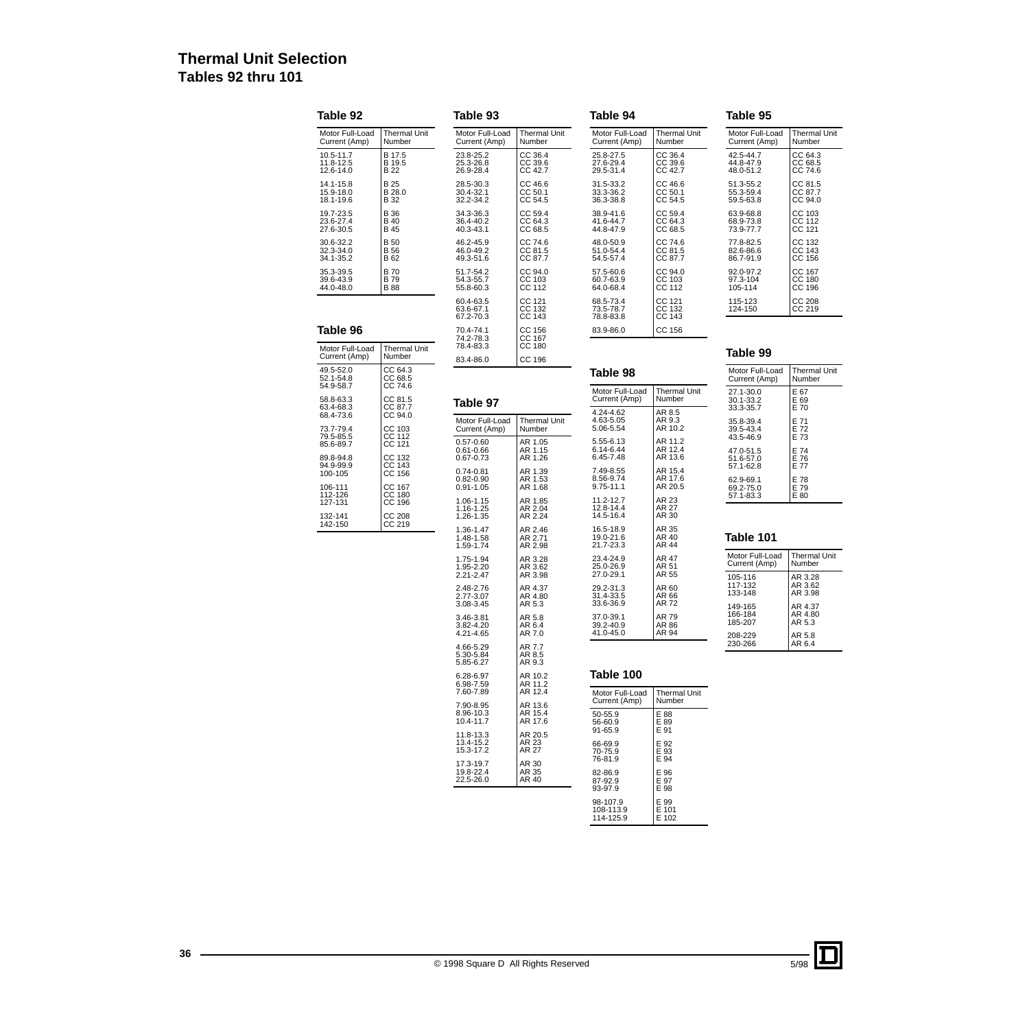# Thermal Unit Selection
## Tables 92 thru 101

### Table 92

| Motor Full-Load Current (Amp) | Thermal Unit Number |
|---|---|
| 10.5-11.7 | B 17.5 |
| 11.8-12.5 | B 19.5 |
| 12.6-14.0 | B 22 |
| 14.1-15.8 | B 25 |
| 15.9-18.0 | B 28.0 |
| 18.1-19.6 | B 32 |
| 19.7-23.5 | B 36 |
| 23.6-27.4 | B 40 |
| 27.6-30.5 | B 45 |
| 30.6-32.2 | B 50 |
| 32.3-34.0 | B 56 |
| 34.1-35.2 | B 62 |
| 35.3-39.5 | B 70 |
| 39.6-43.9 | B 79 |
| 44.0-48.0 | B 88 |

### Table 93

| Motor Full-Load Current (Amp) | Thermal Unit Number |
|---|---|
| 23.8-25.2 | CC 36.4 |
| 25.3-26.8 | CC 39.6 |
| 26.9-28.4 | CC 42.7 |
| 28.5-30.3 | CC 46.6 |
| 30.4-32.1 | CC 50.1 |
| 32.2-34.2 | CC 54.5 |
| 34.3-36.3 | CC 59.4 |
| 36.4-40.2 | CC 64.3 |
| 40.3-43.1 | CC 68.5 |
| 46.2-45.9 | CC 74.6 |
| 46.0-49.2 | CC 81.5 |
| 49.3-51.6 | CC 87.7 |
| 51.7-54.2 | CC 94.0 |
| 54.3-55.7 | CC 103 |
| 55.8-60.3 | CC 112 |
| 60.4-63.5 | CC 121 |
| 63.6-67.1 | CC 132 |
| 67.2-70.3 | CC 143 |
| 70.4-74.1 | CC 156 |
| 74.2-78.3 | CC 167 |
| 78.4-83.3 | CC 180 |
| 83.4-86.0 | CC 196 |

### Table 94

| Motor Full-Load Current (Amp) | Thermal Unit Number |
|---|---|
| 25.8-27.5 | CC 36.4 |
| 27.6-29.4 | CC 39.6 |
| 29.5-31.4 | CC 42.7 |
| 31.5-33.2 | CC 46.6 |
| 33.3-36.2 | CC 50.1 |
| 36.3-38.8 | CC 54.5 |
| 38.9-41.6 | CC 59.4 |
| 41.6-44.7 | CC 64.3 |
| 44.8-47.9 | CC 68.5 |
| 48.0-50.9 | CC 74.6 |
| 51.0-54.4 | CC 81.5 |
| 54.5-57.4 | CC 87.7 |
| 57.5-60.6 | CC 94.0 |
| 60.7-63.9 | CC 103 |
| 64.0-68.4 | CC 112 |
| 68.5-73.4 | CC 121 |
| 73.5-78.7 | CC 132 |
| 78.8-83.8 | CC 143 |
| 83.9-86.0 | CC 156 |

### Table 95

| Motor Full-Load Current (Amp) | Thermal Unit Number |
|---|---|
| 42.5-44.7 | CC 64.3 |
| 44.8-47.9 | CC 68.5 |
| 48.0-51.2 | CC 74.6 |
| 51.3-55.2 | CC 81.5 |
| 55.3-59.4 | CC 87.7 |
| 59.5-63.8 | CC 94.0 |
| 63.9-68.8 | CC 103 |
| 68.9-73.8 | CC 112 |
| 73.9-77.7 | CC 121 |
| 77.8-82.5 | CC 132 |
| 82.6-86.6 | CC 143 |
| 86.7-91.9 | CC 156 |
| 92.0-97.2 | CC 167 |
| 97.3-104 | CC 180 |
| 105-114 | CC 196 |
| 115-123 | CC 208 |
| 124-150 | CC 219 |

### Table 96

| Motor Full-Load Current (Amp) | Thermal Unit Number |
|---|---|
| 49.5-52.0 | CC 64.3 |
| 52.1-54.8 | CC 68.5 |
| 54.9-58.7 | CC 74.6 |
| 58.8-63.3 | CC 81.5 |
| 63.4-68.3 | CC 87.7 |
| 68.4-73.6 | CC 94.0 |
| 73.7-79.4 | CC 103 |
| 79.5-85.5 | CC 112 |
| 85.6-89.7 | CC 121 |
| 89.8-94.8 | CC 132 |
| 94.9-99.9 | CC 143 |
| 100-105 | CC 156 |
| 106-111 | CC 167 |
| 112-126 | CC 180 |
| 127-131 | CC 196 |
| 132-141 | CC 208 |
| 142-150 | CC 219 |

### Table 97

| Motor Full-Load Current (Amp) | Thermal Unit Number |
|---|---|
| 0.57-0.60 | AR 1.05 |
| 0.61-0.66 | AR 1.15 |
| 0.67-0.73 | AR 1.26 |
| 0.74-0.81 | AR 1.39 |
| 0.82-0.90 | AR 1.53 |
| 0.91-1.05 | AR 1.68 |
| 1.06-1.15 | AR 1.85 |
| 1.16-1.25 | AR 2.04 |
| 1.26-1.35 | AR 2.24 |
| 1.36-1.47 | AR 2.46 |
| 1.48-1.58 | AR 2.71 |
| 1.59-1.74 | AR 2.98 |
| 1.75-1.94 | AR 3.28 |
| 1.95-2.20 | AR 3.62 |
| 2.21-2.47 | AR 3.98 |
| 2.48-2.76 | AR 4.37 |
| 2.77-3.07 | AR 4.80 |
| 3.08-3.45 | AR 5.3 |
| 3.46-3.81 | AR 5.8 |
| 3.82-4.20 | AR 6.4 |
| 4.21-4.65 | AR 7.0 |
| 4.66-5.29 | AR 7.7 |
| 5.30-5.84 | AR 8.5 |
| 5.85-6.27 | AR 9.3 |
| 6.28-6.97 | AR 10.2 |
| 6.98-7.59 | AR 11.2 |
| 7.60-7.89 | AR 12.4 |
| 7.90-8.95 | AR 13.6 |
| 8.96-10.3 | AR 15.4 |
| 10.4-11.7 | AR 17.6 |
| 11.8-13.3 | AR 20.5 |
| 13.4-15.2 | AR 23 |
| 15.3-17.2 | AR 27 |
| 17.3-19.7 | AR 30 |
| 19.8-22.4 | AR 35 |
| 22.5-26.0 | AR 40 |

### Table 98

| Motor Full-Load Current (Amp) | Thermal Unit Number |
|---|---|
| 4.24-4.62 | AR 8.5 |
| 4.63-5.05 | AR 9.3 |
| 5.06-5.54 | AR 10.2 |
| 5.55-6.13 | AR 11.2 |
| 6.14-6.44 | AR 12.4 |
| 6.45-7.48 | AR 13.6 |
| 7.49-8.55 | AR 15.4 |
| 8.56-9.74 | AR 17.6 |
| 9.75-11.1 | AR 20.5 |
| 11.2-12.7 | AR 23 |
| 12.8-14.4 | AR 27 |
| 14.5-16.4 | AR 30 |
| 16.5-18.9 | AR 35 |
| 19.0-21.6 | AR 40 |
| 21.7-23.3 | AR 44 |
| 23.4-24.9 | AR 47 |
| 25.0-26.9 | AR 51 |
| 27.0-29.1 | AR 55 |
| 29.2-31.3 | AR 60 |
| 31.4-33.5 | AR 66 |
| 33.6-36.9 | AR 72 |
| 37.0-39.1 | AR 79 |
| 39.2-40.9 | AR 86 |
| 41.0-45.0 | AR 94 |

### Table 99

| Motor Full-Load Current (Amp) | Thermal Unit Number |
|---|---|
| 27.1-30.0 | E 67 |
| 30.1-33.2 | E 69 |
| 33.3-35.7 | E 70 |
| 35.8-39.4 | E 71 |
| 39.5-43.4 | E 72 |
| 43.5-46.9 | E 73 |
| 47.0-51.5 | E 74 |
| 51.6-57.0 | E 76 |
| 57.1-62.8 | E 77 |
| 62.9-69.1 | E 78 |
| 69.2-75.0 | E 79 |
| 57.1-83.3 | E 80 |

### Table 100

| Motor Full-Load Current (Amp) | Thermal Unit Number |
|---|---|
| 50-55.9 | E 88 |
| 56-60.9 | E 89 |
| 91-65.9 | E 91 |
| 66-69.9 | E 92 |
| 70-75.9 | E 93 |
| 76-81.9 | E 94 |
| 82-86.9 | E 96 |
| 87-92.9 | E 97 |
| 93-97.9 | E 98 |
| 98-107.9 | E 99 |
| 108-113.9 | E 101 |
| 114-125.9 | E 102 |

### Table 101

| Motor Full-Load Current (Amp) | Thermal Unit Number |
|---|---|
| 105-116 | AR 3.28 |
| 117-132 | AR 3.62 |
| 133-148 | AR 3.98 |
| 149-165 | AR 4.37 |
| 166-184 | AR 4.80 |
| 185-207 | AR 5.3 |
| 208-229 | AR 5.8 |
| 230-266 | AR 6.4 |

© 1998 Square D All Rights Reserved 5/98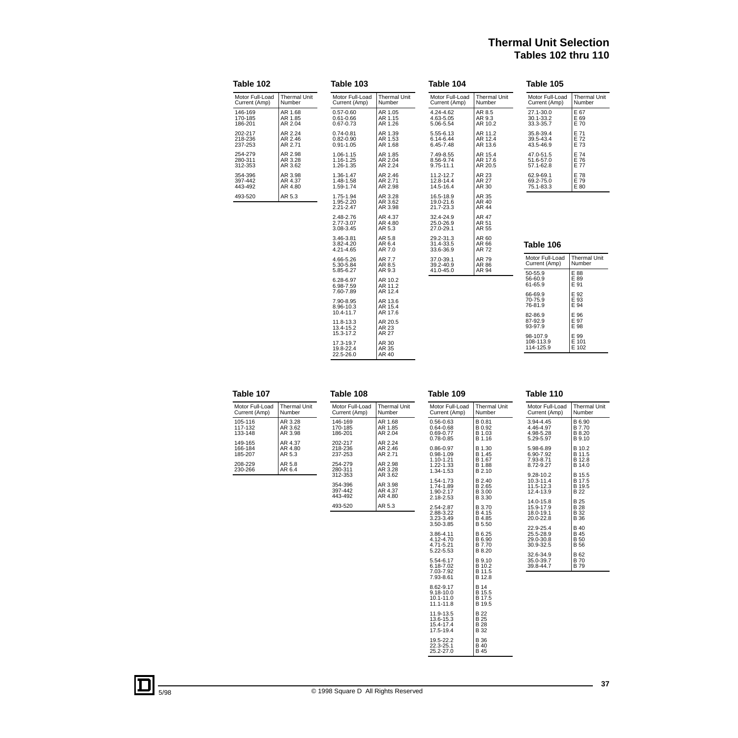# Thermal Unit Selection
## Tables 102 thru 110

### Table 102

| Motor Full-Load Current (Amp) | Thermal Unit Number |
|---|---|
| 146-169 | AR 1.68 |
| 170-185 | AR 1.85 |
| 186-201 | AR 2.04 |
| 202-217 | AR 2.24 |
| 218-236 | AR 2.46 |
| 237-253 | AR 2.71 |
| 254-279 | AR 2.98 |
| 280-311 | AR 3.28 |
| 312-353 | AR 3.62 |
| 354-396 | AR 3.98 |
| 397-442 | AR 4.37 |
| 443-492 | AR 4.80 |
| 493-520 | AR 5.3 |

### Table 103

| Motor Full-Load Current (Amp) | Thermal Unit Number |
|---|---|
| 0.57-0.60 | AR 1.05 |
| 0.61-0.66 | AR 1.15 |
| 0.67-0.73 | AR 1.26 |
| 0.74-0.81 | AR 1.39 |
| 0.82-0.90 | AR 1.53 |
| 0.91-1.05 | AR 1.68 |
| 1.06-1.15 | AR 1.85 |
| 1.16-1.25 | AR 2.04 |
| 1.26-1.35 | AR 2.24 |
| 1.36-1.47 | AR 2.46 |
| 1.48-1.58 | AR 2.71 |
| 1.59-1.74 | AR 2.98 |
| 1.75-1.94 | AR 3.28 |
| 1.95-2.20 | AR 3.62 |
| 2.21-2.47 | AR 3.98 |
| 2.48-2.76 | AR 4.37 |
| 2.77-3.07 | AR 4.80 |
| 3.08-3.45 | AR 5.3 |
| 3.46-3.81 | AR 5.8 |
| 3.82-4.20 | AR 6.4 |
| 4.21-4.65 | AR 7.0 |
| 4.66-5.26 | AR 7.7 |
| 5.30-5.84 | AR 8.5 |
| 5.85-6.27 | AR 9.3 |
| 6.28-6.97 | AR 10.2 |
| 6.98-7.59 | AR 11.2 |
| 7.60-7.89 | AR 12.4 |
| 7.90-8.95 | AR 13.6 |
| 8.96-10.3 | AR 15.4 |
| 10.4-11.7 | AR 17.6 |
| 11.8-13.3 | AR 20.5 |
| 13.4-15.2 | AR 23 |
| 15.3-17.2 | AR 27 |
| 17.3-19.7 | AR 30 |
| 19.8-22.4 | AR 35 |
| 22.5-26.0 | AR 40 |

### Table 104

| Motor Full-Load Current (Amp) | Thermal Unit Number |
|---|---|
| 4.24-4.62 | AR 8.5 |
| 4.63-5.05 | AR 9.3 |
| 5.06-5.54 | AR 10.2 |
| 5.55-6.13 | AR 11.2 |
| 6.14-6.44 | AR 12.4 |
| 6.45-7.48 | AR 13.6 |
| 7.49-8.55 | AR 15.4 |
| 8.56-9.74 | AR 17.6 |
| 9.75-11.1 | AR 20.5 |
| 11.2-12.7 | AR 23 |
| 12.8-14.4 | AR 27 |
| 14.5-16.4 | AR 30 |
| 16.5-18.9 | AR 35 |
| 19.0-21.6 | AR 40 |
| 21.7-23.3 | AR 44 |
| 32.4-24.9 | AR 47 |
| 25.0-26.9 | AR 51 |
| 27.0-29.1 | AR 55 |
| 29.2-31.3 | AR 60 |
| 31.4-33.5 | AR 66 |
| 33.6-36.9 | AR 72 |
| 37.0-39.1 | AR 79 |
| 39.2-40.9 | AR 86 |
| 41.0-45.0 | AR 94 |

### Table 105

| Motor Full-Load Current (Amp) | Thermal Unit Number |
|---|---|
| 27.1-30.0 | E 67 |
| 30.1-33.2 | E 69 |
| 33.3-35.7 | E 70 |
| 35.8-39.4 | E 71 |
| 39.5-43.4 | E 72 |
| 43.5-46.9 | E 73 |
| 47.0-51.5 | E 74 |
| 51.6-57.0 | E 76 |
| 57.1-62.8 | E 77 |
| 62.9-69.1 | E 78 |
| 69.2-75.0 | E 79 |
| 75.1-83.3 | E 80 |

### Table 106

| Motor Full-Load Current (Amp) | Thermal Unit Number |
|---|---|
| 50-55.9 | E 88 |
| 56-60.9 | E 89 |
| 61-65.9 | E 91 |
| 66-69.9 | E 92 |
| 70-75.9 | E 93 |
| 76-81.9 | E 94 |
| 82-86.9 | E 96 |
| 87-92.9 | E 97 |
| 93-97.9 | E 98 |
| 98-107.9 | E 99 |
| 108-113.9 | E 101 |
| 114-125.9 | E 102 |

### Table 107

| Motor Full-Load Current (Amp) | Thermal Unit Number |
|---|---|
| 105-116 | AR 3.28 |
| 117-132 | AR 3.62 |
| 133-148 | AR 3.98 |
| 149-165 | AR 4.37 |
| 166-184 | AR 4.80 |
| 185-207 | AR 5.3 |
| 208-229 | AR 5.8 |
| 230-266 | AR 6.4 |

### Table 108

| Motor Full-Load Current (Amp) | Thermal Unit Number |
|---|---|
| 146-169 | AR 1.68 |
| 170-185 | AR 1.85 |
| 186-201 | AR 2.04 |
| 202-217 | AR 2.24 |
| 218-236 | AR 2.46 |
| 237-253 | AR 2.71 |
| 254-279 | AR 2.98 |
| 280-311 | AR 3.28 |
| 312-353 | AR 3.62 |
| 354-396 | AR 3.98 |
| 397-442 | AR 4.37 |
| 443-492 | AR 4.80 |
| 493-520 | AR 5.3 |

### Table 109

| Motor Full-Load Current (Amp) | Thermal Unit Number |
|---|---|
| 0.56-0.63 | B 0.81 |
| 0.64-0.68 | B 0.92 |
| 0.69-0.77 | B 1.03 |
| 0.78-0.85 | B 1.16 |
| 0.86-0.97 | B 1.30 |
| 0.98-1.09 | B 1.45 |
| 1.10-1.21 | B 1.67 |
| 1.22-1.33 | B 1.88 |
| 1.34-1.53 | B 2.10 |
| 1.54-1.73 | B 2.40 |
| 1.74-1.89 | B 2.65 |
| 1.90-2.17 | B 3.00 |
| 2.18-2.53 | B 3.30 |
| 2.54-2.87 | B 3.70 |
| 2.88-3.22 | B 4.15 |
| 3.23-3.49 | B 4.85 |
| 3.50-3.85 | B 5.50 |
| 3.86-4.11 | B 6.25 |
| 4.12-4.70 | B 6.90 |
| 4.71-5.21 | B 7.70 |
| 5.22-5.53 | B 8.20 |
| 5.54-6.17 | B 9.10 |
| 6.18-7.02 | B 10.2 |
| 7.03-7.92 | B 11.5 |
| 7.93-8.61 | B 12.8 |
| 8.62-9.17 | B 14 |
| 9.18-10.0 | B 15.5 |
| 10.1-11.0 | B 17.5 |
| 11.1-11.8 | B 19.5 |
| 11.9-13.5 | B 22 |
| 13.6-15.3 | B 25 |
| 15.4-17.4 | B 28 |
| 17.5-19.4 | B 32 |
| 19.5-22.2 | B 36 |
| 22.3-25.1 | B 40 |
| 25.2-27.0 | B 45 |

### Table 110

| Motor Full-Load Current (Amp) | Thermal Unit Number |
|---|---|
| 3.94-4.45 | B 6.90 |
| 4.46-4.97 | B 7.70 |
| 4.98-5.28 | B 8.20 |
| 5.29-5.97 | B 9.10 |
| 5.98-6.89 | B 10.2 |
| 6.90-7.92 | B 11.5 |
| 7.93-8.71 | B 12.8 |
| 8.72-9.27 | B 14.0 |
| 9.28-10.2 | B 15.5 |
| 10.3-11.4 | B 17.5 |
| 11.5-12.3 | B 19.5 |
| 12.4-13.9 | B 22 |
| 14.0-15.8 | B 25 |
| 15.9-17.9 | B 28 |
| 18.0-19.1 | B 32 |
| 20.0-22.8 | B 36 |
| 22.9-25.4 | B 40 |
| 25.5-28.9 | B 45 |
| 29.0-30.8 | B 50 |
| 30.9-32.5 | B 56 |
| 32.6-34.9 | B 62 |
| 35.0-39.7 | B 70 |
| 39.8-44.7 | B 79 |

5/98 © 1998 Square D All Rights Reserved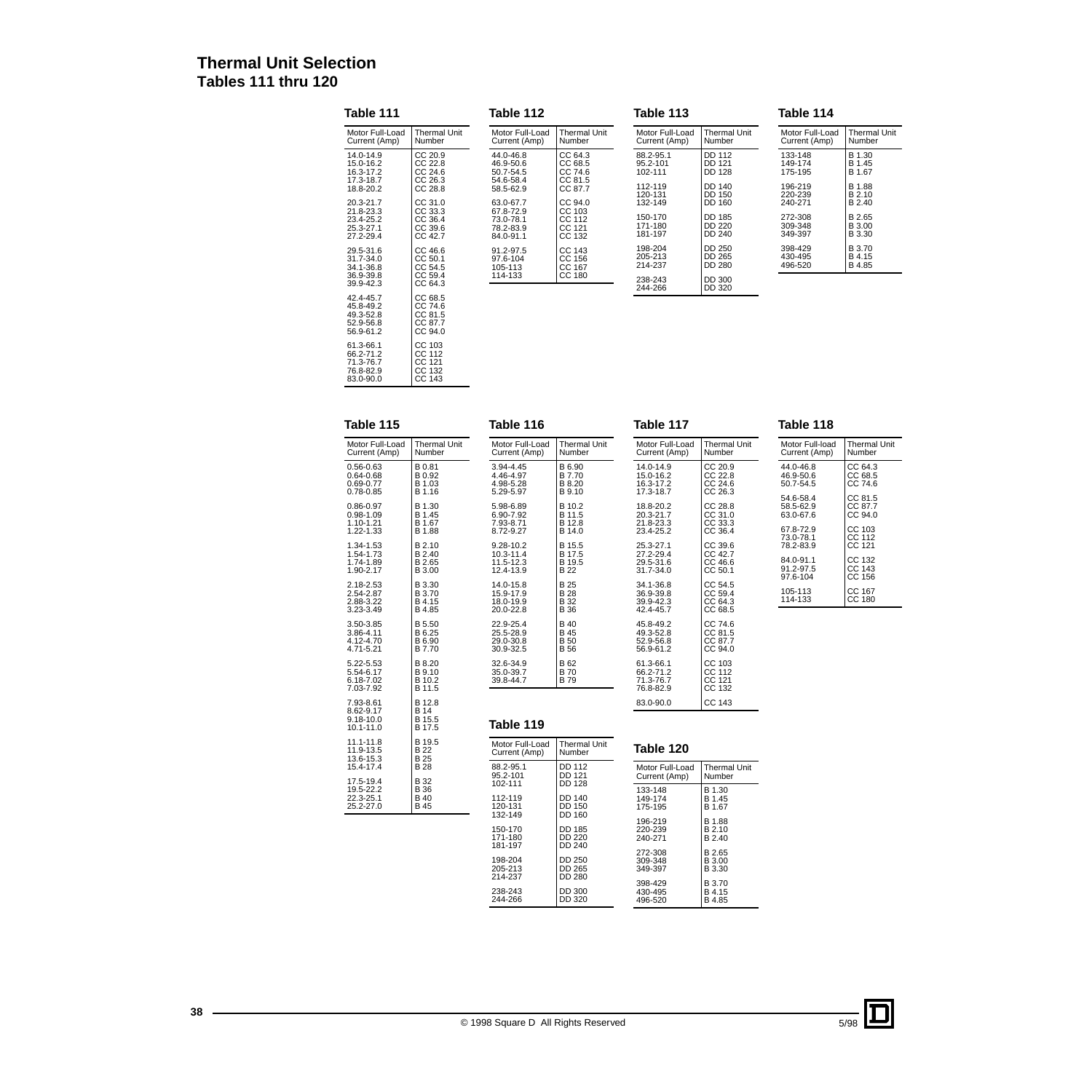# Thermal Unit Selection
## Tables 111 thru 120

### Table 111

| Motor Full-Load Current (Amp) | Thermal Unit Number |
|---|---|
| 14.0-14.9 | CC 20.9 |
| 15.0-16.2 | CC 22.8 |
| 16.3-17.2 | CC 24.6 |
| 17.3-18.7 | CC 26.3 |
| 18.8-20.2 | CC 28.8 |
| 20.3-21.7 | CC 31.0 |
| 21.8-23.3 | CC 33.3 |
| 23.4-25.2 | CC 36.4 |
| 25.3-27.1 | CC 39.6 |
| 27.2-29.4 | CC 42.7 |
| 29.5-31.6 | CC 46.6 |
| 31.7-34.0 | CC 50.1 |
| 34.1-36.8 | CC 54.5 |
| 36.9-39.8 | CC 59.4 |
| 39.9-42.3 | CC 64.3 |
| 42.4-45.7 | CC 68.5 |
| 45.8-49.2 | CC 74.6 |
| 49.3-52.8 | CC 81.5 |
| 52.9-56.8 | CC 87.7 |
| 56.9-61.2 | CC 94.0 |
| 61.3-66.1 | CC 103 |
| 66.2-71.2 | CC 112 |
| 71.3-76.7 | CC 121 |
| 76.8-82.9 | CC 132 |
| 83.0-90.0 | CC 143 |

### Table 112

| Motor Full-Load Current (Amp) | Thermal Unit Number |
|---|---|
| 44.0-46.8 | CC 64.3 |
| 46.9-50.6 | CC 68.5 |
| 50.7-54.5 | CC 74.6 |
| 54.6-58.4 | CC 81.5 |
| 58.5-62.9 | CC 87.7 |
| 63.0-67.7 | CC 94.0 |
| 67.8-72.9 | CC 103 |
| 73.0-78.1 | CC 112 |
| 78.2-83.9 | CC 121 |
| 84.0-91.1 | CC 132 |
| 91.2-97.5 | CC 143 |
| 97.6-104 | CC 156 |
| 105-113 | CC 167 |
| 114-133 | CC 180 |

### Table 113

| Motor Full-Load Current (Amp) | Thermal Unit Number |
|---|---|
| 88.2-95.1 | DD 112 |
| 95.2-101 | DD 121 |
| 102-111 | DD 128 |
| 112-119 | DD 140 |
| 120-131 | DD 150 |
| 132-149 | DD 160 |
| 150-170 | DD 185 |
| 171-180 | DD 220 |
| 181-197 | DD 240 |
| 198-204 | DD 250 |
| 205-213 | DD 265 |
| 214-237 | DD 280 |
| 238-243 | DD 300 |
| 244-266 | DD 320 |

### Table 114

| Motor Full-Load Current (Amp) | Thermal Unit Number |
|---|---|
| 133-148 | B 1.30 |
| 149-174 | B 1.45 |
| 175-195 | B 1.67 |
| 196-219 | B 1.88 |
| 220-239 | B 2.10 |
| 240-271 | B 2.40 |
| 272-308 | B 2.65 |
| 309-348 | B 3.00 |
| 349-397 | B 3.30 |
| 398-429 | B 3.70 |
| 430-495 | B 4.15 |
| 496-520 | B 4.85 |

### Table 115

| Motor Full-Load Current (Amp) | Thermal Unit Number |
|---|---|
| 0.56-0.63 | B 0.81 |
| 0.64-0.68 | B 0.92 |
| 0.69-0.77 | B 1.03 |
| 0.78-0.85 | B 1.16 |
| 0.86-0.97 | B 1.30 |
| 0.98-1.09 | B 1.45 |
| 1.10-1.21 | B 1.67 |
| 1.22-1.33 | B 1.88 |
| 1.34-1.53 | B 2.10 |
| 1.54-1.73 | B 2.40 |
| 1.74-1.89 | B 2.65 |
| 1.90-2.17 | B 3.00 |
| 2.18-2.53 | B 3.30 |
| 2.54-2.87 | B 3.70 |
| 2.88-3.22 | B 4.15 |
| 3.23-3.49 | B 4.85 |
| 3.50-3.85 | B 5.50 |
| 3.86-4.11 | B 6.25 |
| 4.12-4.70 | B 6.90 |
| 4.71-5.21 | B 7.70 |
| 5.22-5.53 | B 8.20 |
| 5.54-6.17 | B 9.10 |
| 6.18-7.02 | B 10.2 |
| 7.03-7.92 | B 11.5 |
| 7.93-8.61 | B 12.8 |
| 8.62-9.17 | B 14 |
| 9.18-10.0 | B 15.5 |
| 10.1-11.0 | B 17.5 |
| 11.1-11.8 | B 19.5 |
| 11.9-13.5 | B 22 |
| 13.6-15.3 | B 25 |
| 15.4-17.4 | B 28 |
| 17.5-19.4 | B 32 |
| 19.5-22.2 | B 36 |
| 22.3-25.1 | B 40 |
| 25.2-27.0 | B 45 |

### Table 116

| Motor Full-Load Current (Amp) | Thermal Unit Number |
|---|---|
| 3.94-4.45 | B 6.90 |
| 4.46-4.97 | B 7.70 |
| 4.98-5.28 | B 8.20 |
| 5.29-5.97 | B 9.10 |
| 5.98-6.89 | B 10.2 |
| 6.90-7.92 | B 11.5 |
| 7.93-8.71 | B 12.8 |
| 8.72-9.27 | B 14.0 |
| 9.28-10.2 | B 15.5 |
| 10.3-11.4 | B 17.5 |
| 11.5-12.3 | B 19.5 |
| 12.4-13.9 | B 22 |
| 14.0-15.8 | B 25 |
| 15.9-17.9 | B 28 |
| 18.0-19.9 | B 32 |
| 20.0-22.8 | B 36 |
| 22.9-25.4 | B 40 |
| 25.5-28.9 | B 45 |
| 29.0-30.8 | B 50 |
| 30.9-32.5 | B 56 |
| 32.6-34.9 | B 62 |
| 35.0-39.7 | B 70 |
| 39.8-44.7 | B 79 |

### Table 117

| Motor Full-Load Current (Amp) | Thermal Unit Number |
|---|---|
| 14.0-14.9 | CC 20.9 |
| 15.0-16.2 | CC 22.8 |
| 16.3-17.2 | CC 24.6 |
| 17.3-18.7 | CC 26.3 |
| 18.8-20.2 | CC 28.8 |
| 20.3-21.7 | CC 31.0 |
| 21.8-23.3 | CC 33.3 |
| 23.4-25.2 | CC 36.4 |
| 25.3-27.1 | CC 39.6 |
| 27.2-29.4 | CC 42.7 |
| 29.5-31.6 | CC 46.6 |
| 31.7-34.0 | CC 50.1 |
| 34.1-36.8 | CC 54.5 |
| 36.9-39.8 | CC 59.4 |
| 39.9-42.3 | CC 64.3 |
| 42.4-45.7 | CC 68.5 |
| 45.8-49.2 | CC 74.6 |
| 49.3-52.8 | CC 81.5 |
| 52.9-56.8 | CC 87.7 |
| 56.9-61.2 | CC 94.0 |
| 61.3-66.1 | CC 103 |
| 66.2-71.2 | CC 112 |
| 71.3-76.7 | CC 121 |
| 76.8-82.9 | CC 132 |
| 83.0-90.0 | CC 143 |

### Table 118

| Motor Full-load Current (Amp) | Thermal Unit Number |
|---|---|
| 44.0-46.8 | CC 64.3 |
| 46.9-50.6 | CC 68.5 |
| 50.7-54.5 | CC 74.6 |
| 54.6-58.4 | CC 81.5 |
| 58.5-62.9 | CC 87.7 |
| 63.0-67.6 | CC 94.0 |
| 67.8-72.9 | CC 103 |
| 73.0-78.1 | CC 112 |
| 78.2-83.9 | CC 121 |
| 84.0-91.1 | CC 132 |
| 91.2-97.5 | CC 143 |
| 97.6-104 | CC 156 |
| 105-113 | CC 167 |
| 114-133 | CC 180 |

### Table 119

| Motor Full-Load Current (Amp) | Thermal Unit Number |
|---|---|
| 88.2-95.1 | DD 112 |
| 95.2-101 | DD 121 |
| 102-111 | DD 128 |
| 112-119 | DD 140 |
| 120-131 | DD 150 |
| 132-149 | DD 160 |
| 150-170 | DD 185 |
| 171-180 | DD 220 |
| 181-197 | DD 240 |
| 198-204 | DD 250 |
| 205-213 | DD 265 |
| 214-237 | DD 280 |
| 238-243 | DD 300 |
| 244-266 | DD 320 |

### Table 120

| Motor Full-Load Current (Amp) | Thermal Unit Number |
|---|---|
| 133-148 | B 1.30 |
| 149-174 | B 1.45 |
| 175-195 | B 1.67 |
| 196-219 | B 1.88 |
| 220-239 | B 2.10 |
| 240-271 | B 2.40 |
| 272-308 | B 2.65 |
| 309-348 | B 3.00 |
| 349-397 | B 3.30 |
| 398-429 | B 3.70 |
| 430-495 | B 4.15 |
| 496-520 | B 4.85 |

© 1998 Square D All Rights Reserved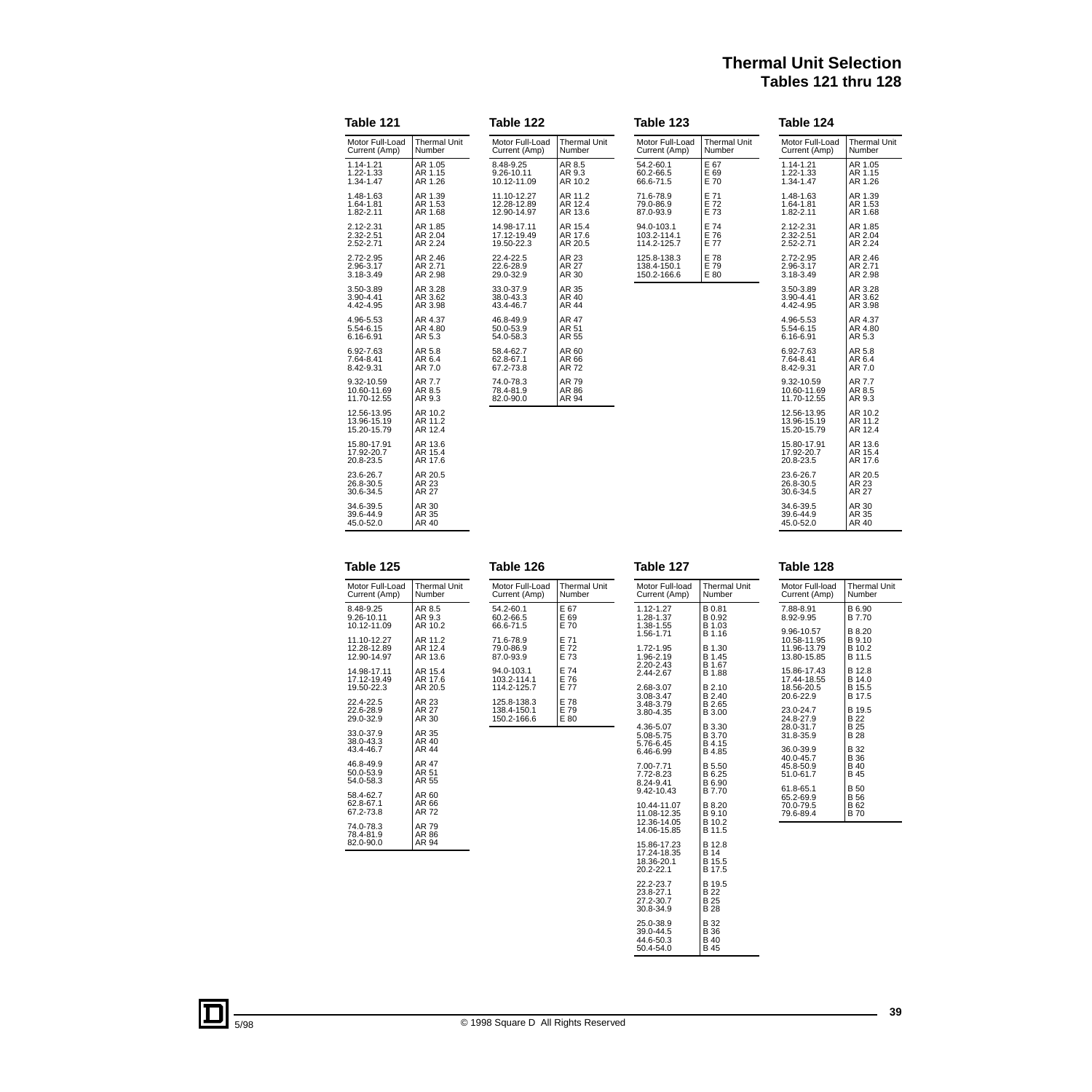# Thermal Unit Selection
## Tables 121 thru 128

### Table 121

| Motor Full-Load Current (Amp) | Thermal Unit Number |
|---|---|
| 1.14-1.21 | AR 1.05 |
| 1.22-1.33 | AR 1.15 |
| 1.34-1.47 | AR 1.26 |
| 1.48-1.63 | AR 1.39 |
| 1.64-1.81 | AR 1.53 |
| 1.82-2.11 | AR 1.68 |
| 2.12-2.31 | AR 1.85 |
| 2.32-2.51 | AR 2.04 |
| 2.52-2.71 | AR 2.24 |
| 2.72-2.95 | AR 2.46 |
| 2.96-3.17 | AR 2.71 |
| 3.18-3.49 | AR 2.98 |
| 3.50-3.89 | AR 3.28 |
| 3.90-4.41 | AR 3.62 |
| 4.42-4.95 | AR 3.98 |
| 4.96-5.53 | AR 4.37 |
| 5.54-6.15 | AR 4.80 |
| 6.16-6.91 | AR 5.3 |
| 6.92-7.63 | AR 5.8 |
| 7.64-8.41 | AR 6.4 |
| 8.42-9.31 | AR 7.0 |
| 9.32-10.59 | AR 7.7 |
| 10.60-11.69 | AR 8.5 |
| 11.70-12.55 | AR 9.3 |
| 12.56-13.95 | AR 10.2 |
| 13.96-15.19 | AR 11.2 |
| 15.20-15.79 | AR 12.4 |
| 15.80-17.91 | AR 13.6 |
| 17.92-20.7 | AR 15.4 |
| 20.8-23.5 | AR 17.6 |
| 23.6-26.7 | AR 20.5 |
| 26.8-30.5 | AR 23 |
| 30.6-34.5 | AR 27 |
| 34.6-39.5 | AR 30 |
| 39.6-44.9 | AR 35 |
| 45.0-52.0 | AR 40 |

### Table 122

| Motor Full-Load Current (Amp) | Thermal Unit Number |
|---|---|
| 8.48-9.25 | AR 8.5 |
| 9.26-10.11 | AR 9.3 |
| 10.12-11.09 | AR 10.2 |
| 11.10-12.27 | AR 11.2 |
| 12.28-12.89 | AR 12.4 |
| 12.90-14.97 | AR 13.6 |
| 14.98-17.11 | AR 15.4 |
| 17.12-19.49 | AR 17.6 |
| 19.50-22.3 | AR 20.5 |
| 22.4-22.5 | AR 23 |
| 22.6-28.9 | AR 27 |
| 29.0-32.9 | AR 30 |
| 33.0-37.9 | AR 35 |
| 38.0-43.3 | AR 40 |
| 43.4-46.7 | AR 44 |
| 46.8-49.9 | AR 47 |
| 50.0-53.9 | AR 51 |
| 54.0-58.3 | AR 55 |
| 58.4-62.7 | AR 60 |
| 62.8-67.1 | AR 66 |
| 67.2-73.8 | AR 72 |
| 74.0-78.3 | AR 79 |
| 78.4-81.9 | AR 86 |
| 82.0-90.0 | AR 94 |

### Table 123

| Motor Full-Load Current (Amp) | Thermal Unit Number |
|---|---|
| 54.2-60.1 | E 67 |
| 60.2-66.5 | E 69 |
| 66.6-71.5 | E 70 |
| 71.6-78.9 | E 71 |
| 79.0-86.9 | E 72 |
| 87.0-93.9 | E 73 |
| 94.0-103.1 | E 74 |
| 103.2-114.1 | E 76 |
| 114.2-125.7 | E 77 |
| 125.8-138.3 | E 78 |
| 138.4-150.1 | E 79 |
| 150.2-166.6 | E 80 |

### Table 124

| Motor Full-Load Current (Amp) | Thermal Unit Number |
|---|---|
| 1.14-1.21 | AR 1.05 |
| 1.22-1.33 | AR 1.15 |
| 1.34-1.47 | AR 1.26 |
| 1.48-1.63 | AR 1.39 |
| 1.64-1.81 | AR 1.53 |
| 1.82-2.11 | AR 1.68 |
| 2.12-2.31 | AR 1.85 |
| 2.32-2.51 | AR 2.04 |
| 2.52-2.71 | AR 2.24 |
| 2.72-2.95 | AR 2.46 |
| 2.96-3.17 | AR 2.71 |
| 3.18-3.49 | AR 2.98 |
| 3.50-3.89 | AR 3.28 |
| 3.90-4.41 | AR 3.62 |
| 4.42-4.95 | AR 3.98 |
| 4.96-5.53 | AR 4.37 |
| 5.54-6.15 | AR 4.80 |
| 6.16-6.91 | AR 5.3 |
| 6.92-7.63 | AR 5.8 |
| 7.64-8.41 | AR 6.4 |
| 8.42-9.31 | AR 7.0 |
| 9.32-10.59 | AR 7.7 |
| 10.60-11.69 | AR 8.5 |
| 11.70-12.55 | AR 9.3 |
| 12.56-13.95 | AR 10.2 |
| 13.96-15.19 | AR 11.2 |
| 15.20-15.79 | AR 12.4 |
| 15.80-17.91 | AR 13.6 |
| 17.92-20.7 | AR 15.4 |
| 20.8-23.5 | AR 17.6 |
| 23.6-26.7 | AR 20.5 |
| 26.8-30.5 | AR 23 |
| 30.6-34.5 | AR 27 |
| 34.6-39.5 | AR 30 |
| 39.6-44.9 | AR 35 |
| 45.0-52.0 | AR 40 |

### Table 125

| Motor Full-Load Current (Amp) | Thermal Unit Number |
|---|---|
| 8.48-9.25 | AR 8.5 |
| 9.26-10.11 | AR 9.3 |
| 10.12-11.09 | AR 10.2 |
| 11.10-12.27 | AR 11.2 |
| 12.28-12.89 | AR 12.4 |
| 12.90-14.97 | AR 13.6 |
| 14.98-17.11 | AR 15.4 |
| 17.12-19.49 | AR 17.6 |
| 19.50-22.3 | AR 20.5 |
| 22.4-22.5 | AR 23 |
| 22.6-28.9 | AR 27 |
| 29.0-32.9 | AR 30 |
| 33.0-37.9 | AR 35 |
| 38.0-43.3 | AR 40 |
| 43.4-46.7 | AR 44 |
| 46.8-49.9 | AR 47 |
| 50.0-53.9 | AR 51 |
| 54.0-58.3 | AR 55 |
| 58.4-62.7 | AR 60 |
| 62.8-67.1 | AR 66 |
| 67.2-73.8 | AR 72 |
| 74.0-78.3 | AR 79 |
| 78.4-81.9 | AR 86 |
| 82.0-90.0 | AR 94 |

### Table 126

| Motor Full-Load Current (Amp) | Thermal Unit Number |
|---|---|
| 54.2-60.1 | E 67 |
| 60.2-66.5 | E 69 |
| 66.6-71.5 | E 70 |
| 71.6-78.9 | E 71 |
| 79.0-86.9 | E 72 |
| 87.0-93.9 | E 73 |
| 94.0-103.1 | E 74 |
| 103.2-114.1 | E 76 |
| 114.2-125.7 | E 77 |
| 125.8-138.3 | E 78 |
| 138.4-150.1 | E 79 |
| 150.2-166.6 | E 80 |

### Table 127

| Motor Full-load Current (Amp) | Thermal Unit Number |
|---|---|
| 1.12-1.27 | B 0.81 |
| 1.28-1.37 | B 0.92 |
| 1.38-1.55 | B 1.03 |
| 1.56-1.71 | B 1.16 |
| 1.72-1.95 | B 1.30 |
| 1.96-2.19 | B 1.45 |
| 2.20-2.43 | B 1.67 |
| 2.44-2.67 | B 1.88 |
| 2.68-3.07 | B 2.10 |
| 3.08-3.47 | B 2.40 |
| 3.48-3.79 | B 2.65 |
| 3.80-4.35 | B 3.00 |
| 4.36-5.07 | B 3.30 |
| 5.08-5.75 | B 3.70 |
| 5.76-6.45 | B 4.15 |
| 6.46-6.99 | B 4.85 |
| 7.00-7.71 | B 5.50 |
| 7.72-8.23 | B 6.25 |
| 8.24-9.41 | B 6.90 |
| 9.42-10.43 | B 7.70 |
| 10.44-11.07 | B 8.20 |
| 11.08-12.35 | B 9.10 |
| 12.36-14.05 | B 10.2 |
| 14.06-15.85 | B 11.5 |
| 15.86-17.23 | B 12.8 |
| 17.24-18.35 | B 14 |
| 18.36-20.1 | B 15.5 |
| 20.2-22.1 | B 17.5 |
| 22.2-23.7 | B 19.5 |
| 23.8-27.1 | B 22 |
| 27.2-30.7 | B 25 |
| 30.8-34.9 | B 28 |
| 25.0-38.9 | B 32 |
| 39.0-44.5 | B 36 |
| 44.6-50.3 | B 40 |
| 50.4-54.0 | B 45 |

### Table 128

| Motor Full-load Current (Amp) | Thermal Unit Number |
|---|---|
| 7.88-8.91 | B 6.90 |
| 8.92-9.95 | B 7.70 |
| 9.96-10.57 | B 8.20 |
| 10.58-11.95 | B 9.10 |
| 11.96-13.79 | B 10.2 |
| 13.80-15.85 | B 11.5 |
| 15.86-17.43 | B 12.8 |
| 17.44-18.55 | B 14.0 |
| 18.56-20.5 | B 15.5 |
| 20.6-22.9 | B 17.5 |
| 23.0-24.7 | B 19.5 |
| 24.8-27.9 | B 22 |
| 28.0-31.7 | B 25 |
| 31.8-35.9 | B 28 |
| 36.0-39.9 | B 32 |
| 40.0-45.7 | B 36 |
| 45.8-50.9 | B 40 |
| 51.0-61.7 | B 45 |
| 61.8-65.1 | B 50 |
| 65.2-69.9 | B 56 |
| 70.0-79.5 | B 62 |
| 79.6-89.4 | B 70 |

5/98 © 1998 Square D All Rights Reserved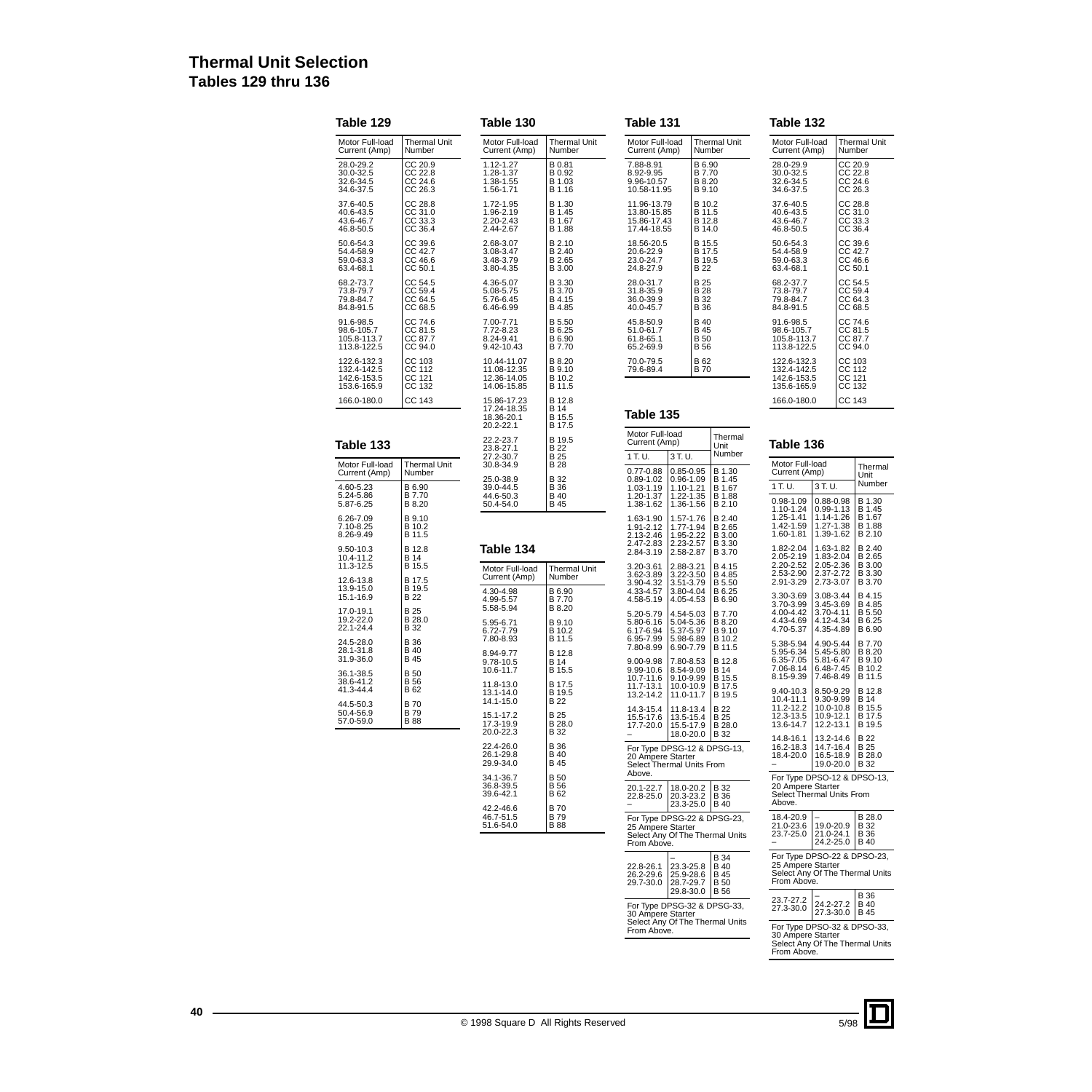# Thermal Unit Selection
## Tables 129 thru 136

### Table 129

| Motor Full-load Current (Amp) | Thermal Unit Number |
|---|---|
| 28.0-29.2 | CC 20.9 |
| 30.0-32.5 | CC 22.8 |
| 32.6-34.5 | CC 24.6 |
| 34.6-37.5 | CC 26.3 |
| 37.6-40.5 | CC 28.8 |
| 40.6-43.5 | CC 31.0 |
| 43.6-46.7 | CC 33.3 |
| 46.8-50.5 | CC 36.4 |
| 50.6-54.3 | CC 39.6 |
| 54.4-58.9 | CC 42.7 |
| 59.0-63.3 | CC 46.6 |
| 63.4-68.1 | CC 50.1 |
| 68.2-73.7 | CC 54.5 |
| 73.8-79.7 | CC 59.4 |
| 79.8-84.7 | CC 64.5 |
| 84.8-91.5 | CC 68.5 |
| 91.6-98.5 | CC 74.6 |
| 98.6-105.7 | CC 81.5 |
| 105.8-113.7 | CC 87.7 |
| 113.8-122.5 | CC 94.0 |
| 122.6-132.3 | CC 103 |
| 132.4-142.5 | CC 112 |
| 142.6-153.5 | CC 121 |
| 153.6-165.9 | CC 132 |
| 166.0-180.0 | CC 143 |

### Table 130

| Motor Full-load Current (Amp) | Thermal Unit Number |
|---|---|
| 1.12-1.27 | B 0.81 |
| 1.28-1.37 | B 0.92 |
| 1.38-1.55 | B 1.03 |
| 1.56-1.71 | B 1.16 |
| 1.72-1.95 | B 1.30 |
| 1.96-2.19 | B 1.45 |
| 2.20-2.43 | B 1.67 |
| 2.44-2.67 | B 1.88 |
| 2.68-3.07 | B 2.10 |
| 3.08-3.47 | B 2.40 |
| 3.48-3.79 | B 2.65 |
| 3.80-4.35 | B 3.00 |
| 4.36-5.07 | B 3.30 |
| 5.08-5.75 | B 3.70 |
| 5.76-6.45 | B 4.15 |
| 6.46-6.99 | B 4.85 |
| 7.00-7.71 | B 5.50 |
| 7.72-8.23 | B 6.25 |
| 8.24-9.41 | B 6.90 |
| 9.42-10.43 | B 7.70 |
| 10.44-11.07 | B 8.20 |
| 11.08-12.35 | B 9.10 |
| 12.36-14.05 | B 10.2 |
| 14.06-15.85 | B 11.5 |
| 15.86-17.23 | B 12.8 |
| 17.24-18.35 | B 14 |
| 18.36-20.1 | B 15.5 |
| 20.2-22.1 | B 17.5 |
| 22.2-23.7 | B 19.5 |
| 23.8-27.1 | B 22 |
| 27.2-30.7 | B 25 |
| 30.8-34.9 | B 28 |
| 25.0-38.9 | B 32 |
| 39.0-44.5 | B 36 |
| 44.6-50.3 | B 40 |
| 50.4-54.0 | B 45 |

### Table 131

| Motor Full-load Current (Amp) | Thermal Unit Number |
|---|---|
| 7.88-8.91 | B 6.90 |
| 8.92-9.95 | B 7.70 |
| 9.96-10.57 | B 8.20 |
| 10.58-11.95 | B 9.10 |
| 11.96-13.79 | B 10.2 |
| 13.80-15.85 | B 11.5 |
| 15.86-17.43 | B 12.8 |
| 17.44-18.55 | B 14.0 |
| 18.56-20.5 | B 15.5 |
| 20.6-22.9 | B 17.5 |
| 23.0-24.7 | B 19.5 |
| 24.8-27.9 | B 22 |
| 28.0-31.7 | B 25 |
| 31.8-35.9 | B 28 |
| 36.0-39.9 | B 32 |
| 40.0-45.7 | B 36 |
| 45.8-50.9 | B 40 |
| 51.0-61.7 | B 45 |
| 61.8-65.1 | B 50 |
| 65.2-69.9 | B 56 |
| 70.0-79.5 | B 62 |
| 79.6-89.4 | B 70 |

### Table 132

| Motor Full-load Current (Amp) | Thermal Unit Number |
|---|---|
| 28.0-29.9 | CC 20.9 |
| 30.0-32.5 | CC 22.8 |
| 32.6-34.5 | CC 24.6 |
| 34.6-37.5 | CC 26.3 |
| 37.6-40.5 | CC 28.8 |
| 40.6-43.5 | CC 31.0 |
| 43.6-46.7 | CC 33.3 |
| 46.8-50.5 | CC 36.4 |
| 50.6-54.3 | CC 39.6 |
| 54.4-58.9 | CC 42.7 |
| 59.0-63.3 | CC 46.6 |
| 63.4-68.1 | CC 50.1 |
| 68.2-37.7 | CC 54.5 |
| 73.8-79.7 | CC 59.4 |
| 79.8-84.7 | CC 64.3 |
| 84.8-91.5 | CC 68.5 |
| 91.6-98.5 | CC 74.6 |
| 98.6-105.7 | CC 81.5 |
| 105.8-113.7 | CC 87.7 |
| 113.8-122.5 | CC 94.0 |
| 122.6-132.3 | CC 103 |
| 132.4-142.5 | CC 112 |
| 142.6-153.5 | CC 121 |
| 135.6-165.9 | CC 132 |
| 166.0-180.0 | CC 143 |

### Table 133

| Motor Full-load Current (Amp) | Thermal Unit Number |
|---|---|
| 4.60-5.23 | B 6.90 |
| 5.24-5.86 | B 7.70 |
| 5.87-6.25 | B 8.20 |
| 6.26-7.09 | B 9.10 |
| 7.10-8.25 | B 10.2 |
| 8.26-9.49 | B 11.5 |
| 9.50-10.3 | B 12.8 |
| 10.4-11.2 | B 14 |
| 11.3-12.5 | B 15.5 |
| 12.6-13.8 | B 17.5 |
| 13.9-15.0 | B 19.5 |
| 15.1-16.9 | B 22 |
| 17.0-19.1 | B 25 |
| 19.2-22.0 | B 28.0 |
| 22.1-24.4 | B 32 |
| 24.5-28.0 | B 36 |
| 28.1-31.8 | B 40 |
| 31.9-36.0 | B 45 |
| 36.1-38.5 | B 50 |
| 38.6-41.2 | B 56 |
| 41.3-44.4 | B 62 |
| 44.5-50.3 | B 70 |
| 50.4-56.9 | B 79 |
| 57.0-59.0 | B 88 |

### Table 134

| Motor Full-load Current (Amp) | Thermal Unit Number |
|---|---|
| 4.30-4.98 | B 6.90 |
| 4.99-5.57 | B 7.70 |
| 5.58-5.94 | B 8.20 |
| 5.95-6.71 | B 9.10 |
| 6.72-7.79 | B 10.2 |
| 7.80-8.93 | B 11.5 |
| 8.94-9.77 | B 12.8 |
| 9.78-10.5 | B 14 |
| 10.6-11.7 | B 15.5 |
| 11.8-13.0 | B 17.5 |
| 13.1-14.0 | B 19.5 |
| 14.1-15.0 | B 22 |
| 15.1-17.2 | B 25 |
| 17.3-19.9 | B 28.0 |
| 20.0-22.3 | B 32 |
| 22.4-26.0 | B 36 |
| 26.1-29.8 | B 40 |
| 29.9-34.0 | B 45 |
| 34.1-36.7 | B 50 |
| 36.8-39.5 | B 56 |
| 39.6-42.1 | B 62 |
| 42.2-46.6 | B 70 |
| 46.7-51.5 | B 79 |
| 51.6-54.0 | B 88 |

### Table 135

| Motor Full-load Current (Amp) | | Thermal Unit Number |
|---|---|---|
| 1 T. U. | 3 T. U. | |
| 0.77-0.88 | 0.85-0.95 | B 1.30 |
| 0.89-1.02 | 0.96-1.09 | B 1.45 |
| 1.03-1.19 | 1.10-1.21 | B 1.67 |
| 1.20-1.37 | 1.22-1.35 | B 1.88 |
| 1.38-1.62 | 1.36-1.56 | B 2.10 |
| 1.63-1.90 | 1.57-1.76 | B 2.40 |
| 1.91-2.12 | 1.77-1.94 | B 2.65 |
| 2.13-2.46 | 1.95-2.22 | B 3.00 |
| 2.47-2.83 | 2.23-2.57 | B 3.30 |
| 2.84-3.19 | 2.58-2.87 | B 3.70 |
| 3.20-3.61 | 2.88-3.21 | B 4.15 |
| 3.62-3.89 | 3.22-3.50 | B 4.85 |
| 3.90-4.32 | 3.51-3.79 | B 5.50 |
| 4.33-4.57 | 3.80-4.04 | B 6.25 |
| 4.58-5.19 | 4.05-4.53 | B 6.90 |
| 5.20-5.79 | 4.54-5.03 | B 7.70 |
| 5.80-6.16 | 5.04-5.36 | B 8.20 |
| 6.17-6.94 | 5.37-5.97 | B 9.10 |
| 6.95-7.99 | 5.98-6.89 | B 10.2 |
| 7.80-8.99 | 6.90-7.79 | B 11.5 |
| 9.00-9.98 | 7.80-8.53 | B 12.8 |
| 9.99-10.6 | 8.54-9.09 | B 14 |
| 10.7-11.6 | 9.10-9.99 | B 15.5 |
| 11.7-13.1 | 10.0-10.9 | B 17.5 |
| 13.2-14.2 | 11.0-11.7 | B 19.5 |
| 14.3-15.4 | 11.8-13.4 | B 22 |
| 15.5-17.6 | 13.5-15.4 | B 25 |
| 17.7-20.0 | 15.5-17.9 | B 28.0 |
| – | 18.0-20.0 | B 32 |
| For Type DPSG-12 & DPSG-13, 20 Ampere Starter Select Thermal Units From Above. | | |
| 20.1-22.7 | 18.0-20.2 | B 32 |
| 22.8-25.0 | 20.3-23.2 | B 36 |
| – | 23.3-25.0 | B 40 |
| For Type DPSG-22 & DPSG-23, 25 Ampere Starter Select Any Of The Thermal Units From Above. | | |
| – | – | B 34 |
| 22.8-26.1 | 23.3-25.8 | B 40 |
| 26.2-29.6 | 25.9-28.6 | B 45 |
| 29.7-30.0 | 28.7-29.7 | B 50 |
| | 29.8-30.0 | B 56 |
| For Type DPSG-32 & DPSG-33, 30 Ampere Starter Select Any Of The Thermal Units From Above. | | |

### Table 136

| Motor Full-load Current (Amp) | | Thermal Unit Number |
|---|---|---|
| 1 T. U. | 3 T. U. | |
| 0.98-1.09 | 0.88-0.98 | B 1.30 |
| 1.10-1.24 | 0.99-1.13 | B 1.45 |
| 1.25-1.41 | 1.14-1.26 | B 1.67 |
| 1.42-1.59 | 1.27-1.38 | B 1.88 |
| 1.60-1.81 | 1.39-1.62 | B 2.10 |
| 1.82-2.04 | 1.63-1.82 | B 2.40 |
| 2.05-2.19 | 1.83-2.04 | B 2.65 |
| 2.20-2.52 | 2.05-2.36 | B 3.00 |
| 2.53-2.90 | 2.37-2.72 | B 3.30 |
| 2.91-3.29 | 2.73-3.07 | B 3.70 |
| 3.30-3.69 | 3.08-3.44 | B 4.15 |
| 3.70-3.99 | 3.45-3.69 | B 4.85 |
| 4.00-4.42 | 3.70-4.11 | B 5.50 |
| 4.43-4.69 | 4.12-4.34 | B 6.25 |
| 4.70-5.37 | 4.35-4.89 | B 6.90 |
| 5.38-5.94 | 4.90-5.44 | B 7.70 |
| 5.95-6.34 | 5.45-5.80 | B 8.20 |
| 6.35-7.05 | 5.81-6.47 | B 9.10 |
| 7.06-8.14 | 6.48-7.45 | B 10.2 |
| 8.15-9.39 | 7.46-8.49 | B 11.5 |
| 9.40-10.3 | 8.50-9.29 | B 12.8 |
| 10.4-11.1 | 9.30-9.99 | B 14 |
| 11.2-12.2 | 10.0-10.8 | B 15.5 |
| 12.3-13.5 | 10.9-12.1 | B 17.5 |
| 13.6-14.7 | 12.2-13.1 | B 19.5 |
| 14.8-16.1 | 13.2-14.6 | B 22 |
| 16.2-18.3 | 14.7-16.4 | B 25 |
| 18.4-20.0 | 16.5-18.9 | B 28.0 |
| – | 19.0-20.0 | B 32 |
| For Type DPSO-12 & DPSO-13, 20 Ampere Starter Select Thermal Units From Above. | | |
| 18.4-20.9 | – | B 28.0 |
| 21.0-23.6 | 19.0-20.9 | B 32 |
| 23.7-25.0 | 21.0-24.1 | B 36 |
| – | 24.2-25.0 | B 40 |
| For Type DPSO-22 & DPSO-23, 25 Ampere Starter Select Any Of The Thermal Units From Above. | | |
| | – | B 36 |
| 23.7-27.2 | 24.2-27.2 | B 40 |
| 27.3-30.0 | 27.3-30.0 | B 45 |
| For Type DPSO-32 & DPSO-33, 30 Ampere Starter Select Any Of The Thermal Units From Above. | | |

© 1998 Square D All Rights Reserved 5/98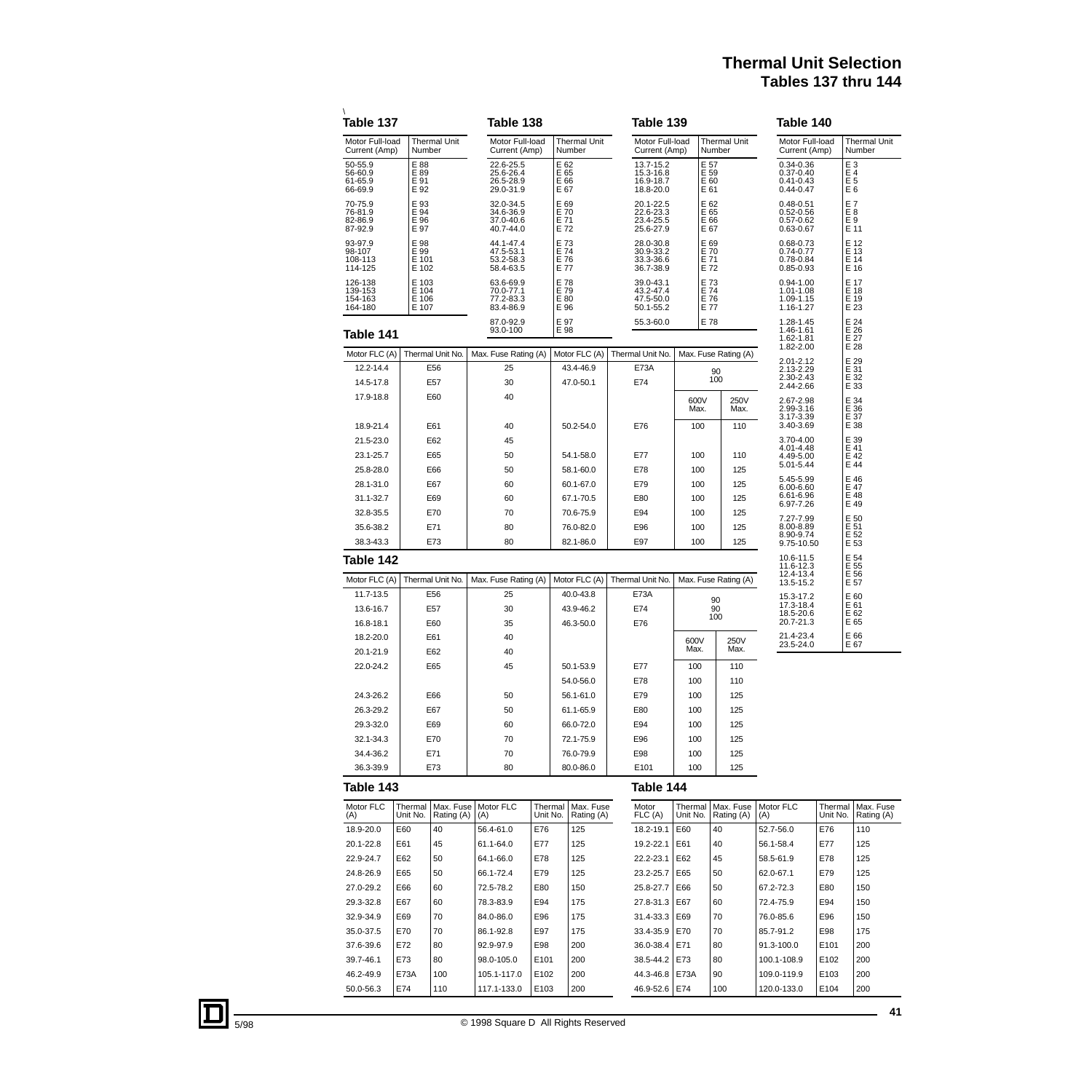# Thermal Unit Selection

## Tables 137 thru 144

### Table 137

| Motor Full-load Current (Amp) | Thermal Unit Number |
|---|---|
| 50-55.9 | E 88 |
| 56-60.9 | E 89 |
| 61-65.9 | E 91 |
| 66-69.9 | E 92 |
| 70-75.9 | E 93 |
| 76-81.9 | E 94 |
| 82-86.9 | E 96 |
| 87-92.9 | E 97 |
| 93-97.9 | E 98 |
| 98-107 | E 99 |
| 108-113 | E 101 |
| 114-125 | E 102 |
| 126-138 | E 103 |
| 139-153 | E 104 |
| 154-163 | E 106 |
| 164-180 | E 107 |

### Table 138

| Motor Full-load Current (Amp) | Thermal Unit Number |
|---|---|
| 22.6-25.5 | E 62 |
| 25.6-26.4 | E 65 |
| 26.5-28.9 | E 66 |
| 29.0-31.9 | E 67 |
| 32.0-34.5 | E 69 |
| 34.6-36.9 | E 70 |
| 37.0-40.6 | E 71 |
| 40.7-44.0 | E 72 |
| 44.1-47.4 | E 73 |
| 47.5-53.1 | E 74 |
| 53.2-58.3 | E 76 |
| 58.4-63.5 | E 77 |
| 63.6-69.9 | E 78 |
| 70.0-77.1 | E 79 |
| 77.2-83.3 | E 80 |
| 83.4-86.9 | E 96 |
| 87.0-92.9 | E 97 |
| 93.0-100 | E 98 |

### Table 139

| Motor Full-load Current (Amp) | Thermal Unit Number |
|---|---|
| 13.7-15.2 | E 57 |
| 15.3-16.8 | E 59 |
| 16.9-18.7 | E 60 |
| 18.8-20.0 | E 61 |
| 20.1-22.5 | E 62 |
| 22.6-23.3 | E 65 |
| 23.4-25.5 | E 66 |
| 25.6-27.9 | E 67 |
| 28.0-30.8 | E 69 |
| 30.9-33.2 | E 70 |
| 33.3-36.6 | E 71 |
| 36.7-38.9 | E 72 |
| 39.0-43.1 | E 73 |
| 43.2-47.4 | E 74 |
| 47.5-50.0 | E 76 |
| 50.1-55.2 | E 77 |
| 55.3-60.0 | E 78 |

### Table 140

| Motor Full-load Current (Amp) | Thermal Unit Number |
|---|---|
| 0.34-0.36 | E 3 |
| 0.37-0.40 | E 4 |
| 0.41-0.43 | E 5 |
| 0.44-0.47 | E 6 |
| 0.48-0.51 | E 7 |
| 0.52-0.56 | E 8 |
| 0.57-0.62 | E 9 |
| 0.63-0.67 | E 11 |
| 0.68-0.73 | E 12 |
| 0.74-0.77 | E 13 |
| 0.78-0.84 | E 14 |
| 0.85-0.93 | E 16 |
| 0.94-1.00 | E 17 |
| 1.01-1.08 | E 18 |
| 1.09-1.15 | E 19 |
| 1.16-1.27 | E 23 |
| 1.28-1.45 | E 24 |
| 1.46-1.61 | E 26 |
| 1.62-1.81 | E 27 |
| 1.82-2.00 | E 28 |
| 2.01-2.12 | E 29 |
| 2.13-2.29 | E 31 |
| 2.30-2.43 | E 32 |
| 2.44-2.66 | E 33 |
| 2.67-2.98 | E 34 |
| 2.99-3.16 | E 36 |
| 3.17-3.39 | E 37 |
| 3.40-3.69 | E 38 |
| 3.70-4.00 | E 39 |
| 4.01-4.48 | E 41 |
| 4.49-5.00 | E 42 |
| 5.01-5.44 | E 44 |
| 5.45-5.99 | E 46 |
| 6.00-6.60 | E 47 |
| 6.61-6.96 | E 48 |
| 6.97-7.26 | E 49 |
| 7.27-7.99 | E 50 |
| 8.00-8.89 | E 51 |
| 8.90-9.74 | E 52 |
| 9.75-10.50 | E 53 |
| 10.6-11.5 | E 54 |
| 11.6-12.3 | E 55 |
| 12.4-13.4 | E 56 |
| 13.5-15.2 | E 57 |
| 15.3-17.2 | E 60 |
| 17.3-18.4 | E 61 |
| 18.5-20.6 | E 62 |
| 20.7-21.3 | E 65 |
| 21.4-23.4 | E 66 |
| 23.5-24.0 | E 67 |

### Table 141

| Motor FLC (A) | Thermal Unit No. | Max. Fuse Rating (A) | Motor FLC (A) | Thermal Unit No. | Max. Fuse Rating (A) 600V Max. | Max. Fuse Rating (A) 250V Max. |
|---|---|---|---|---|---|---|
| 12.2-14.4 | E56 | 25 | 43.4-46.9 | E73A | 90 | 90 |
| 14.5-17.8 | E57 | 30 | 47.0-50.1 | E74 | 100 | 100 |
| 17.9-18.8 | E60 | 40 | | | | |
| 18.9-21.4 | E61 | 40 | 50.2-54.0 | E76 | 100 | 110 |
| 21.5-23.0 | E62 | 45 | | | | |
| 23.1-25.7 | E65 | 50 | 54.1-58.0 | E77 | 100 | 110 |
| 25.8-28.0 | E66 | 50 | 58.1-60.0 | E78 | 100 | 125 |
| 28.1-31.0 | E67 | 60 | 60.1-67.0 | E79 | 100 | 125 |
| 31.1-32.7 | E69 | 60 | 67.1-70.5 | E80 | 100 | 125 |
| 32.8-35.5 | E70 | 70 | 70.6-75.9 | E94 | 100 | 125 |
| 35.6-38.2 | E71 | 80 | 76.0-82.0 | E96 | 100 | 125 |
| 38.3-43.3 | E73 | 80 | 82.1-86.0 | E97 | 100 | 125 |

### Table 142

| Motor FLC (A) | Thermal Unit No. | Max. Fuse Rating (A) | Motor FLC (A) | Thermal Unit No. | Max. Fuse Rating (A) 600V Max. | Max. Fuse Rating (A) 250V Max. |
|---|---|---|---|---|---|---|
| 11.7-13.5 | E56 | 25 | 40.0-43.8 | E73A | 90 | 90 |
| 13.6-16.7 | E57 | 30 | 43.9-46.2 | E74 | 90 | 90 |
| 16.8-18.1 | E60 | 35 | 46.3-50.0 | E76 | 100 | 100 |
| 18.2-20.0 | E61 | 40 | | | | |
| 20.1-21.9 | E62 | 40 | | | | |
| 22.0-24.2 | E65 | 45 | 50.1-53.9 | E77 | 100 | 110 |
| | | | 54.0-56.0 | E78 | 100 | 110 |
| 24.3-26.2 | E66 | 50 | 56.1-61.0 | E79 | 100 | 125 |
| 26.3-29.2 | E67 | 50 | 61.1-65.9 | E80 | 100 | 125 |
| 29.3-32.0 | E69 | 60 | 66.0-72.0 | E94 | 100 | 125 |
| 32.1-34.3 | E70 | 70 | 72.1-75.9 | E96 | 100 | 125 |
| 34.4-36.2 | E71 | 70 | 76.0-79.9 | E98 | 100 | 125 |
| 36.3-39.9 | E73 | 80 | 80.0-86.0 | E101 | 100 | 125 |

### Table 143

| Motor FLC (A) | Thermal Unit No. | Max. Fuse Rating (A) | Motor FLC (A) | Thermal Unit No. | Max. Fuse Rating (A) |
|---|---|---|---|---|---|
| 18.9-20.0 | E60 | 40 | 56.4-61.0 | E76 | 125 |
| 20.1-22.8 | E61 | 45 | 61.1-64.0 | E77 | 125 |
| 22.9-24.7 | E62 | 50 | 64.1-66.0 | E78 | 125 |
| 24.8-26.9 | E65 | 50 | 66.1-72.4 | E79 | 125 |
| 27.0-29.2 | E66 | 60 | 72.5-78.2 | E80 | 150 |
| 29.3-32.8 | E67 | 60 | 78.3-83.9 | E94 | 175 |
| 32.9-34.9 | E69 | 70 | 84.0-86.0 | E96 | 175 |
| 35.0-37.5 | E70 | 70 | 86.1-92.8 | E97 | 175 |
| 37.6-39.6 | E72 | 80 | 92.9-97.9 | E98 | 200 |
| 39.7-46.1 | E73 | 80 | 98.0-105.0 | E101 | 200 |
| 46.2-49.9 | E73A | 100 | 105.1-117.0 | E102 | 200 |
| 50.0-56.3 | E74 | 110 | 117.1-133.0 | E103 | 200 |

### Table 144

| Motor FLC (A) | Thermal Unit No. | Max. Fuse Rating (A) | Motor FLC (A) | Thermal Unit No. | Max. Fuse Rating (A) |
|---|---|---|---|---|---|
| 18.2-19.1 | E60 | 40 | 52.7-56.0 | E76 | 110 |
| 19.2-22.1 | E61 | 40 | 56.1-58.4 | E77 | 125 |
| 22.2-23.1 | E62 | 45 | 58.5-61.9 | E78 | 125 |
| 23.2-25.7 | E65 | 50 | 62.0-67.1 | E79 | 125 |
| 25.8-27.7 | E66 | 50 | 67.2-72.3 | E80 | 150 |
| 27.8-31.3 | E67 | 60 | 72.4-75.9 | E94 | 150 |
| 31.4-33.3 | E69 | 70 | 76.0-85.6 | E96 | 150 |
| 33.4-35.9 | E70 | 70 | 85.7-91.2 | E98 | 175 |
| 36.0-38.4 | E71 | 80 | 91.3-100.0 | E101 | 200 |
| 38.5-44.2 | E73 | 80 | 100.1-108.9 | E102 | 200 |
| 44.3-46.8 | E73A | 90 | 109.0-119.9 | E103 | 200 |
| 46.9-52.6 | E74 | 100 | 120.0-133.0 | E104 | 200 |

5/98 © 1998 Square D All Rights Reserved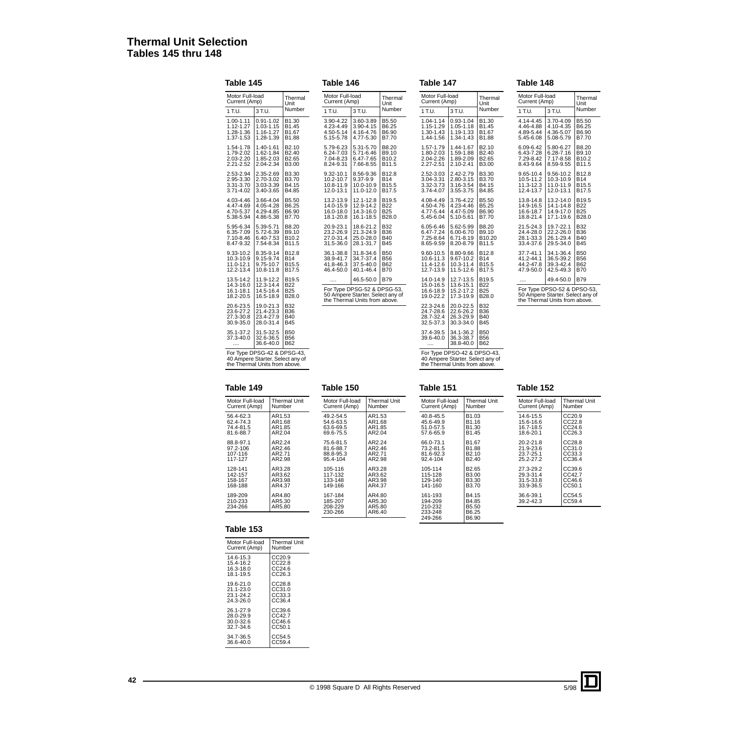# Thermal Unit Selection
## Tables 145 thru 148

### Table 145

| Motor Full-load Current (Amp) | | Thermal Unit Number |
|---|---|---|
| 1 T.U. | 3 T.U. | |
| 1.00-1.11 | 0.91-1.02 | B1.30 |
| 1.12-1.27 | 1.03-1.15 | B1.45 |
| 1.28-1.36 | 1.16-1.27 | B1.67 |
| 1.37-1.53 | 1.28-1.39 | B1.88 |
| 1.54-1.78 | 1.40-1.61 | B2.10 |
| 1.79-2.02 | 1.62-1.84 | B2.40 |
| 2.03-2.20 | 1.85-2.03 | B2.65 |
| 2.21-2.52 | 2.04-2.34 | B3.00 |
| 2.53-2.94 | 2.35-2.69 | B3.30 |
| 2.95-3.30 | 2.70-3.02 | B3.70 |
| 3.31-3.70 | 3.03-3.39 | B4.15 |
| 3.71-4.02 | 3.40-3.65 | B4.85 |
| 4.03-4.46 | 3.66-4.04 | B5.50 |
| 4.47-4.69 | 4.05-4.28 | B6.25 |
| 4.70-5.37 | 4.29-4.85 | B6.90 |
| 5.38-5.94 | 4.86-5.38 | B7.70 |
| 5.95-6.34 | 5.39-5.71 | B8.20 |
| 6.35-7.09 | 5.72-6.39 | B9.10 |
| 7.10-8.46 | 6.40-7.53 | B10.2 |
| 8.47-9.32 | 7.54-8.34 | B11.5 |
| 9.33-10.2 | 8.35-9.14 | B12.8 |
| 10.3-10.9 | 9.15-9.74 | B14 |
| 11.0-12.1 | 9.75-10.7 | B15.5 |
| 12.2-13.4 | 10.8-11.8 | B17.5 |
| 13.5-14.2 | 11.9-12.2 | B19.5 |
| 14.3-16.0 | 12.3-14.4 | B22 |
| 16.1-18.1 | 14.5-16.4 | B25 |
| 18.2-20.5 | 16.5-18.9 | B28.0 |
| 20.6-23.5 | 19.0-21.3 | B32 |
| 23.6-27.2 | 21.4-23.3 | B36 |
| 27.3-30.8 | 23.4-27.9 | B40 |
| 30.9-35.0 | 28.0-31.4 | B45 |
| 35.1-37.2 | 31.5-32.5 | B50 |
| 37.3-40.0 | 32.6-36.5 | B56 |
| .... | 36.6-40.0 | B62 |

For Type DPSG-42 & DPSG-43, 40 Ampere Starter. Select any of the Thermal Units from above.

### Table 146

| Motor Full-load Current (Amp) | | Thermal Unit Number |
|---|---|---|
| 1 T.U. | 3 T.U. | |
| 3.90-4.22 | 3.60-3.89 | B5.50 |
| 4.23-4.49 | 3.90-4.15 | B6.25 |
| 4.50-5.14 | 4.16-4.76 | B6.90 |
| 5.15-5.78 | 4.77-5.30 | B7.70 |
| 5.79-6.23 | 5.31-5.70 | B8.20 |
| 6.24-7.03 | 5.71-6.46 | B9.10 |
| 7.04-8.23 | 6.47-7.65 | B10.2 |
| 8.24-9.31 | 7.66-8.55 | B11.5 |
| 9.32-10.1 | 8.56-9.36 | B12.8 |
| 10.2-10.7 | 9.37-9.9 | B14 |
| 10.8-11.9 | 10.0-10.9 | B15.5 |
| 12.0-13.1 | 11.0-12.0 | B17.5 |
| 13.2-13.9 | 12.1-12.8 | B19.5 |
| 14.0-15.9 | 12.9-14.2 | B22 |
| 16.0-18.0 | 14.3-16.0 | B25 |
| 18.1-20.8 | 16.1-18.5 | B28.0 |
| 20.9-23.1 | 18.6-21.2 | B32 |
| 23.2-26.9 | 21.3-24.9 | B36 |
| 27.0-31.4 | 25.0-28.0 | B40 |
| 31.5-36.0 | 28.1-31.7 | B45 |
| 36.1-38.8 | 31.8-34.6 | B50 |
| 38.9-41.7 | 34.7-37.4 | B56 |
| 41.8-46.3 | 37.5-40.0 | B62 |
| 46.4-50.0 | 40.1-46.4 | B70 |
| .... | 46.5-50.0 | B79 |

For Type DPSG-52 & DPSG-53, 50 Ampere Starter. Select any of the Thermal Units from above.

### Table 147

| Motor Full-load Current (Amp) | | Thermal Unit Number |
|---|---|---|
| 1 T.U. | 3 T.U. | |
| 1.04-1.14 | 0.93-1.04 | B1.30 |
| 1.15-1.29 | 1.05-1.18 | B1.45 |
| 1.30-1.43 | 1.19-1.33 | B1.67 |
| 1.44-1.56 | 1.34-1.43 | B1.88 |
| 1.57-1.79 | 1.44-1.67 | B2.10 |
| 1.80-2.03 | 1.59-1.88 | B2.40 |
| 2.04-2.26 | 1.89-2.09 | B2.65 |
| 2.27-2.51 | 2.10-2.41 | B3.00 |
| 2.52-3.03 | 2.42-2.79 | B3.30 |
| 3.04-3.31 | 2.80-3.15 | B3.70 |
| 3.32-3.73 | 3.16-3.54 | B4.15 |
| 3.74-4.07 | 3.55-3.75 | B4.85 |
| 4.08-4.49 | 3.76-4.22 | B5.50 |
| 4.50-4.76 | 4.23-4.46 | B5.25 |
| 4.77-5.44 | 4.47-5.09 | B6.90 |
| 5.45-6.04 | 5.10-5.61 | B7.70 |
| 6.05-6.46 | 5.62-5.99 | B8.20 |
| 6.47-7.24 | 6.00-6.70 | B9.10 |
| 7.25-8.64 | 6.71-8.19 | B10.20 |
| 8.65-9.59 | 8.20-8.79 | B11.5 |
| 9.60-10.5 | 8.80-9.66 | B12.8 |
| 10.6-11.3 | 9.67-10.2 | B14 |
| 11.4-12.6 | 10.3-11.4 | B15.5 |
| 12.7-13.9 | 11.5-12.6 | B17.5 |
| 14.0-14.9 | 12.7-13.5 | B19.5 |
| 15.0-16.5 | 13.6-15.1 | B22 |
| 16.6-18.9 | 15.2-17.2 | B25 |
| 19.0-22.2 | 17.3-19.9 | B28.0 |
| 22.3-24.6 | 20.0-22.5 | B32 |
| 24.7-28.6 | 22.6-26.2 | B36 |
| 28.7-32.4 | 26.3-29.9 | B40 |
| 32.5-37.3 | 30.3-34.0 | B45 |
| 37.4-39.5 | 34.1-36.2 | B50 |
| 39.6-40.0 | 36.3-38.7 | B56 |
| .... | 38.8-40.0 | B62 |

For Type DPSO-42 & DPSO-43, 40 Ampere Starter. Select any of the Thermal Units from above.

### Table 148

| Motor Full-load Current (Amp) | | Thermal Unit Number |
|---|---|---|
| 1 T.U. | 3 T.U. | |
| 4.14-4.45 | 3.70-4.09 | B5.50 |
| 4.46-4.88 | 4.10-4.35 | B6.25 |
| 4.89-5.44 | 4.36-5.07 | B6.90 |
| 5.45-6.08 | 5.08-5.79 | B7.70 |
| 6.09-6.42 | 5.80-6.27 | B8.20 |
| 6.43-7.28 | 6.28-7.16 | B9.10 |
| 7.29-8.42 | 7.17-8.58 | B10.2 |
| 8.43-9.64 | 8.59-9.55 | B11.5 |
| 9.65-10.4 | 9.56-10.2 | B12.8 |
| 10.5-11.2 | 10.3-10.9 | B14 |
| 11.3-12.3 | 11.0-11.9 | B15.5 |
| 12.4-13.7 | 12.0-13.1 | B17.5 |
| 13.8-14.8 | 13.2-14.0 | B19.5 |
| 14.9-16.5 | 14.1-14.8 | B22 |
| 16.6-18.7 | 14.9-17.0 | B25 |
| 18.8-21.4 | 17.1-19.6 | B28.0 |
| 21.5-24.3 | 19.7-22.1 | B32 |
| 24.4-28.0 | 22.2-26.0 | B36 |
| 28.1-33.3 | 26.1-29.4 | B40 |
| 33.4-37.6 | 29.5-34.0 | B45 |
| 37.7-41.1 | 34.1-36.4 | B50 |
| 41.2-44.1 | 36.5-39.2 | B56 |
| 44.2-47.8 | 39.3-42.4 | B62 |
| 47.9-50.0 | 42.5-49.3 | B70 |
| .... | 49.4-50.0 | B79 |

For Type DPSO-52 & DPSO-53, 50 Ampere Starter. Select any of the Thermal Units from above.

### Table 149

| Motor Full-load Current (Amp) | Thermal Unit Number |
|---|---|
| 56.4-62.3 | AR1.53 |
| 62.4-74.3 | AR1.68 |
| 74.4-81.5 | AR1.85 |
| 81.6-88.7 | AR2.04 |
| 88.8-97.1 | AR2.24 |
| 97.2-106 | AR2.46 |
| 107-116 | AR2.71 |
| 117-127 | AR2.98 |
| 128-141 | AR3.28 |
| 142-157 | AR3.62 |
| 158-167 | AR3.98 |
| 168-188 | AR4.37 |
| 189-209 | AR4.80 |
| 210-233 | AR5.30 |
| 234-266 | AR5.80 |

### Table 150

| Motor Full-load Current (Amp) | Thermal Unit Number |
|---|---|
| 49.2-54.5 | AR1.53 |
| 54.6-63.5 | AR1.68 |
| 63.6-69.5 | AR1.85 |
| 69.6-75.5 | AR2.04 |
| 75.6-81.5 | AR2.24 |
| 81.6-88.7 | AR2.46 |
| 88.8-95.3 | AR2.71 |
| 95.4-104 | AR2.98 |
| 105-116 | AR3.28 |
| 117-132 | AR3.62 |
| 133-148 | AR3.98 |
| 149-166 | AR4.37 |
| 167-184 | AR4.80 |
| 185-207 | AR5.30 |
| 208-229 | AR5.80 |
| 230-266 | AR6.40 |

### Table 151

| Motor Full-load Current (Amp) | Thermal Unit Number |
|---|---|
| 40.8-45.5 | B1.03 |
| 45.6-49.9 | B1.16 |
| 51.0-57.5 | B1.30 |
| 57.6-65.9 | B1.45 |
| 66.0-73.1 | B1.67 |
| 73.2-81.5 | B1.88 |
| 81.6-92.3 | B2.10 |
| 92.4-104 | B2.40 |
| 105-114 | B2.65 |
| 115-128 | B3.00 |
| 129-140 | B3.30 |
| 141-160 | B3.70 |
| 161-193 | B4.15 |
| 194-209 | B4.85 |
| 210-232 | B5.50 |
| 233-248 | B6.25 |
| 249-266 | B6.90 |

### Table 152

| Motor Full-load Current (Amp) | Thermal Unit Number |
|---|---|
| 14.6-15.5 | CC20.9 |
| 15.6-16.6 | CC22.8 |
| 16.7-18.5 | CC24.6 |
| 18.6-20.1 | CC26.3 |
| 20.2-21.8 | CC28.8 |
| 21.9-23.6 | CC31.0 |
| 23.7-25.1 | CC33.3 |
| 25.2-27.2 | CC36.4 |
| 27.3-29.2 | CC39.6 |
| 29.3-31.4 | CC42.7 |
| 31.5-33.8 | CC46.6 |
| 33.9-36.5 | CC50.1 |
| 36.6-39.1 | CC54.5 |
| 39.2-42.3 | CC59.4 |

### Table 153

| Motor Full-load Current (Amp) | Thermal Unit Number |
|---|---|
| 14.6-15.3 | CC20.9 |
| 15.4-16.2 | CC22.8 |
| 16.3-18.0 | CC24.6 |
| 18.1-19.5 | CC26.3 |
| 19.6-21.0 | CC28.8 |
| 21.1-23.0 | CC31.0 |
| 23.1-24.2 | CC33.3 |
| 24.3-26.0 | CC36.4 |
| 26.1-27.9 | CC39.6 |
| 28.0-29.9 | CC42.7 |
| 30.0-32.6 | CC46.6 |
| 32.7-34.6 | CC50.1 |
| 34.7-36.5 | CC54.5 |
| 36.6-40.0 | CC59.4 |

© 1998 Square D All Rights Reserved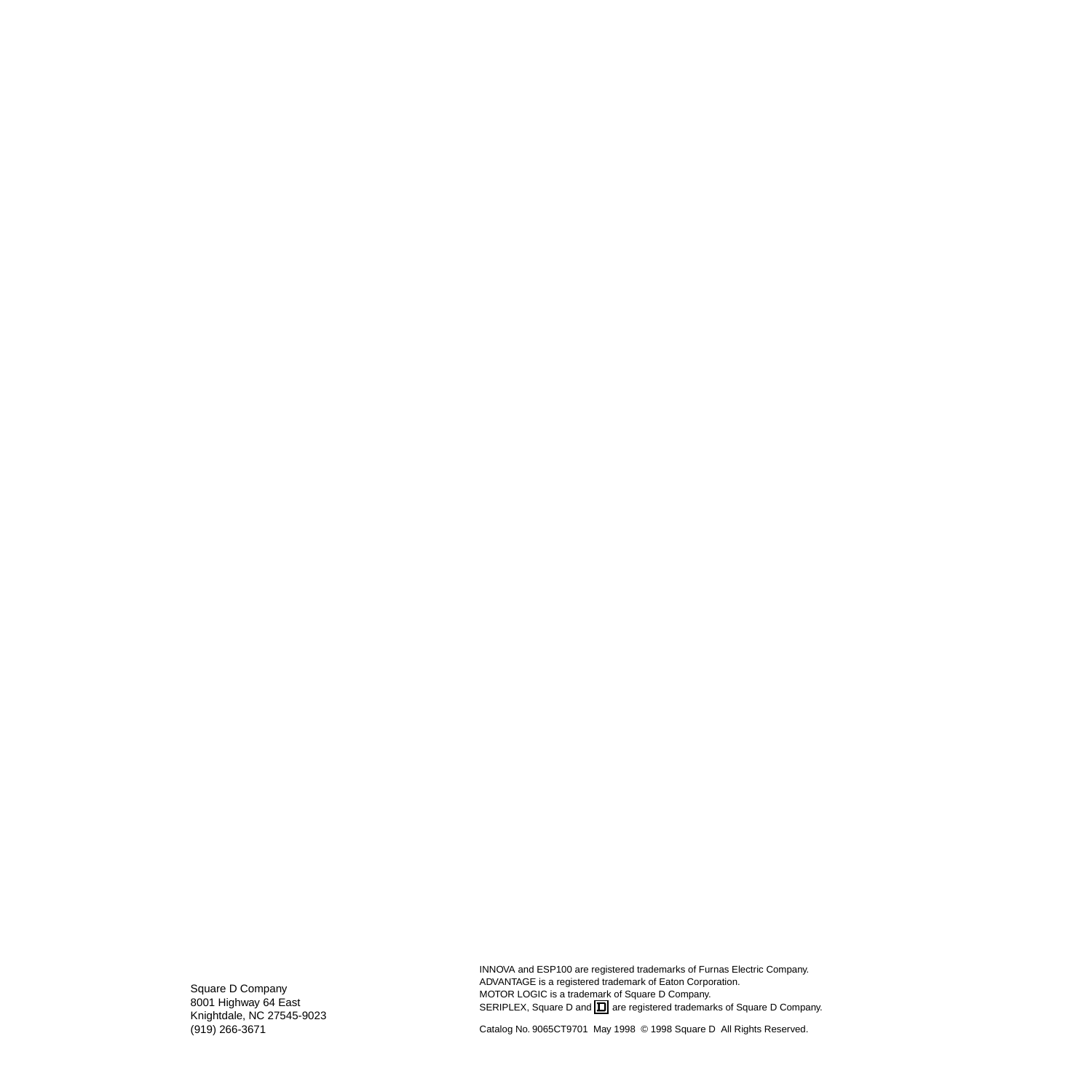Square D Company
8001 Highway 64 East
Knightdale, NC 27545-9023
(919) 266-3671

INNOVA and ESP100 are registered trademarks of Furnas Electric Company.
ADVANTAGE is a registered trademark of Eaton Corporation.
MOTOR LOGIC is a trademark of Square D Company.
SERIPLEX, Square D and D are registered trademarks of Square D Company.

Catalog No. 9065CT9701 May 1998 © 1998 Square D All Rights Reserved.